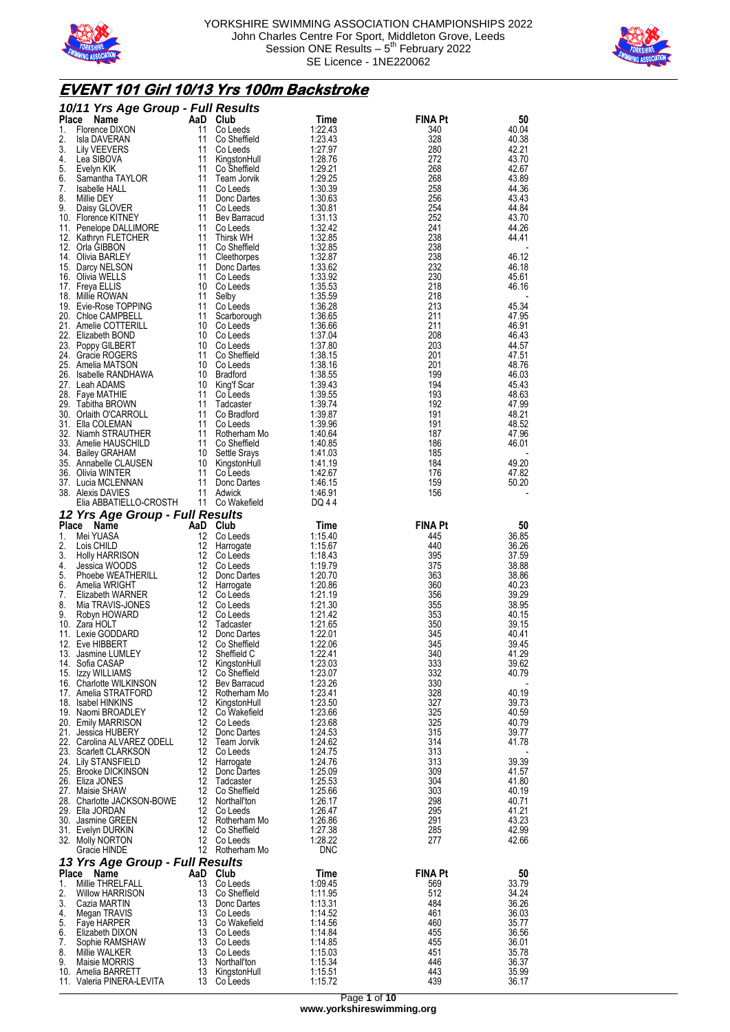# YORKSHIRE SWIMMING ASSOCIATION CHAMPIONSHIPS 2022

John Charles Centre For Sport, Middleton Grove, Leeds
Session ONE Results – 5th February 2022
SE Licence - 1NE220062

## EVENT 101 Girl 10/13 Yrs 100m Backstroke

### 10/11 Yrs Age Group - Full Results

| Place | Name | AaD | Club | Time | FINA Pt | 50 |
|---|---|---|---|---|---|---|
| 1. | Florence DIXON | 11 | Co Leeds | 1:22.43 | 340 | 40.04 |
| 2. | Isla DAVERAN | 11 | Co Sheffield | 1:23.43 | 328 | 40.38 |
| 3. | Lily VEEVERS | 11 | Co Leeds | 1:27.97 | 280 | 42.21 |
| 4. | Lea SIBOVA | 11 | KingstonHull | 1:28.76 | 272 | 43.70 |
| 5. | Evelyn KIK | 11 | Co Sheffield | 1:29.21 | 268 | 42.67 |
| 6. | Samantha TAYLOR | 11 | Team Jorvik | 1:29.25 | 268 | 43.89 |
| 7. | Isabelle HALL | 11 | Co Leeds | 1:30.39 | 258 | 44.36 |
| 8. | Millie DEY | 11 | Donc Dartes | 1:30.63 | 256 | 43.43 |
| 9. | Daisy GLOVER | 11 | Co Leeds | 1:30.81 | 254 | 44.84 |
| 10. | Florence KITNEY | 11 | Bev Barracud | 1:31.13 | 252 | 43.70 |
| 11. | Penelope DALLIMORE | 11 | Co Leeds | 1:32.42 | 241 | 44.26 |
| 12. | Kathryn FLETCHER | 11 | Thirsk WH | 1:32.85 | 238 | 44.41 |
| 12. | Orla GIBBON | 11 | Co Sheffield | 1:32.85 | 238 | - |
| 14. | Olivia BARLEY | 11 | Cleethorpes | 1:32.87 | 238 | 46.12 |
| 15. | Darcy NELSON | 11 | Donc Dartes | 1:33.62 | 232 | 46.18 |
| 16. | Olivia WELLS | 11 | Co Leeds | 1:33.92 | 230 | 45.61 |
| 17. | Freya ELLIS | 10 | Co Leeds | 1:35.53 | 218 | 46.16 |
| 18. | Millie ROWAN | 11 | Selby | 1:35.59 | 218 | - |
| 19. | Evie-Rose TOPPING | 11 | Co Leeds | 1:36.28 | 213 | 45.34 |
| 20. | Chloe CAMPBELL | 11 | Scarborough | 1:36.65 | 211 | 47.95 |
| 21. | Amelie COTTERILL | 10 | Co Leeds | 1:36.66 | 211 | 46.91 |
| 22. | Elizabeth BOND | 10 | Co Leeds | 1:37.04 | 208 | 46.43 |
| 23. | Poppy GILBERT | 10 | Co Leeds | 1:37.80 | 203 | 44.57 |
| 24. | Gracie ROGERS | 11 | Co Sheffield | 1:38.15 | 201 | 47.51 |
| 25. | Amelia MATSON | 10 | Co Leeds | 1:38.16 | 201 | 48.76 |
| 26. | Isabelle RANDHAWA | 10 | Bradford | 1:38.55 | 199 | 46.03 |
| 27. | Leah ADAMS | 10 | King'f Scar | 1:39.43 | 194 | 45.43 |
| 28. | Faye MATHIE | 11 | Co Leeds | 1:39.55 | 193 | 48.63 |
| 29. | Tabitha BROWN | 11 | Tadcaster | 1:39.74 | 192 | 47.99 |
| 30. | Orlaith O'CARROLL | 11 | Co Bradford | 1:39.87 | 191 | 48.21 |
| 31. | Ella COLEMAN | 11 | Co Leeds | 1:39.96 | 191 | 48.52 |
| 32. | Niamh STRAUTHER | 11 | Rotherham Mo | 1:40.64 | 187 | 47.96 |
| 33. | Amelie HAUSCHILD | 11 | Co Sheffield | 1:40.85 | 186 | 46.01 |
| 34. | Bailey GRAHAM | 10 | Settle Srays | 1:41.03 | 185 | - |
| 35. | Annabelle CLAUSEN | 10 | KingstonHull | 1:41.19 | 184 | 49.20 |
| 36. | Olivia WINTER | 11 | Co Leeds | 1:42.67 | 176 | 47.82 |
| 37. | Lucia MCLENNAN | 11 | Donc Dartes | 1:46.15 | 159 | 50.20 |
| 38. | Alexis DAVIES | 11 | Adwick | 1:46.91 | 156 | - |
| | Elia ABBATIELLO-CROSTH | 11 | Co Wakefield | DQ 4 4 | | |

### 12 Yrs Age Group - Full Results

| Place | Name | AaD | Club | Time | FINA Pt | 50 |
|---|---|---|---|---|---|---|
| 1. | Mei YUASA | 12 | Co Leeds | 1:15.40 | 445 | 36.85 |
| 2. | Lois CHILD | 12 | Harrogate | 1:15.67 | 440 | 36.26 |
| 3. | Holly HARRISON | 12 | Co Leeds | 1:18.43 | 395 | 37.59 |
| 4. | Jessica WOODS | 12 | Co Leeds | 1:19.79 | 375 | 38.88 |
| 5. | Phoebe WEATHERILL | 12 | Donc Dartes | 1:20.70 | 363 | 38.86 |
| 6. | Amelia WRIGHT | 12 | Harrogate | 1:20.86 | 360 | 40.23 |
| 7. | Elizabeth WARNER | 12 | Co Leeds | 1:21.19 | 356 | 39.29 |
| 8. | Mia TRAVIS-JONES | 12 | Co Leeds | 1:21.30 | 355 | 38.95 |
| 9. | Robyn HOWARD | 12 | Co Leeds | 1:21.42 | 353 | 40.15 |
| 10. | Zara HOLT | 12 | Tadcaster | 1:21.65 | 350 | 39.15 |
| 11. | Lexie GODDARD | 12 | Donc Dartes | 1:22.01 | 345 | 40.41 |
| 12. | Eve HIBBERT | 12 | Co Sheffield | 1:22.06 | 345 | 39.45 |
| 13. | Jasmine LUMLEY | 12 | Sheffield C | 1:22.41 | 340 | 41.29 |
| 14. | Sofia CASAP | 12 | KingstonHull | 1:23.03 | 333 | 39.62 |
| 15. | Izzy WILLIAMS | 12 | Co Sheffield | 1:23.07 | 332 | 40.79 |
| 16. | Charlotte WILKINSON | 12 | Bev Barracud | 1:23.26 | 330 | - |
| 17. | Amelia STRATFORD | 12 | Rotherham Mo | 1:23.41 | 328 | 40.19 |
| 18. | Isabel HINKINS | 12 | KingstonHull | 1:23.50 | 327 | 39.73 |
| 19. | Naomi BROADLEY | 12 | Co Wakefield | 1:23.66 | 325 | 40.59 |
| 20. | Emily MARRISON | 12 | Co Leeds | 1:23.68 | 325 | 40.79 |
| 21. | Jessica HUBERY | 12 | Donc Dartes | 1:24.53 | 315 | 39.77 |
| 22. | Carolina ALVAREZ ODELL | 12 | Team Jorvik | 1:24.62 | 314 | 41.78 |
| 23. | Scarlett CLARKSON | 12 | Co Leeds | 1:24.75 | 313 | - |
| 24. | Lily STANSFIELD | 12 | Harrogate | 1:24.76 | 313 | 39.39 |
| 25. | Brooke DICKINSON | 12 | Donc Dartes | 1:25.09 | 309 | 41.57 |
| 26. | Eliza JONES | 12 | Tadcaster | 1:25.53 | 304 | 41.80 |
| 27. | Maisie SHAW | 12 | Co Sheffield | 1:25.66 | 303 | 40.19 |
| 28. | Charlotte JACKSON-BOWE | 12 | Northall'ton | 1:26.17 | 298 | 40.71 |
| 29. | Ella JORDAN | 12 | Co Leeds | 1:26.47 | 295 | 41.21 |
| 30. | Jasmine GREEN | 12 | Rotherham Mo | 1:26.86 | 291 | 43.23 |
| 31. | Evelyn DURKIN | 12 | Co Sheffield | 1:27.38 | 285 | 42.99 |
| 32. | Molly NORTON | 12 | Co Leeds | 1:28.22 | 277 | 42.66 |
| | Gracie HINDE | 12 | Rotherham Mo | DNC | | |

### 13 Yrs Age Group - Full Results

| Place | Name | AaD | Club | Time | FINA Pt | 50 |
|---|---|---|---|---|---|---|
| 1. | Millie THRELFALL | 13 | Co Leeds | 1:09.45 | 569 | 33.79 |
| 2. | Willow HARRISON | 13 | Co Sheffield | 1:11.95 | 512 | 34.24 |
| 3. | Cazia MARTIN | 13 | Donc Dartes | 1:13.31 | 484 | 36.26 |
| 4. | Megan TRAVIS | 13 | Co Leeds | 1:14.52 | 461 | 36.03 |
| 5. | Faye HARPER | 13 | Co Wakefield | 1:14.56 | 460 | 35.77 |
| 6. | Elizabeth DIXON | 13 | Co Leeds | 1:14.84 | 455 | 36.56 |
| 7. | Sophie RAMSHAW | 13 | Co Leeds | 1:14.85 | 455 | 36.01 |
| 8. | Millie WALKER | 13 | Co Leeds | 1:15.03 | 451 | 35.78 |
| 9. | Maisie MORRIS | 13 | Northall'ton | 1:15.34 | 446 | 36.37 |
| 10. | Amelia BARRETT | 13 | KingstonHull | 1:15.51 | 443 | 35.99 |
| 11. | Valeria PINERA-LEVITA | 13 | Co Leeds | 1:15.72 | 439 | 36.17 |

www.yorkshireswimming.org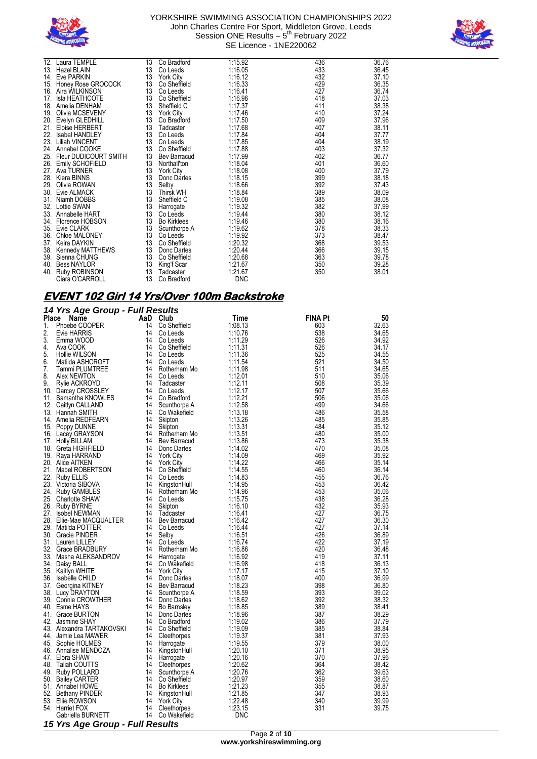| | | | | | | |
|---|---|---|---|---|---|---|
| 12. | Laura TEMPLE | 13 | Co Bradford | 1:15.92 | 436 | 36.76 |
| 13. | Hazel BLAIN | 13 | Co Leeds | 1:16.05 | 433 | 36.45 |
| 14. | Eve PARKIN | 13 | York City | 1:16.12 | 432 | 37.10 |
| 15. | Honey Rose GROCOCK | 13 | Co Sheffield | 1:16.33 | 429 | 36.35 |
| 16. | Aira WILKINSON | 13 | Co Leeds | 1:16.41 | 427 | 36.74 |
| 17. | Isla HEATHCOTE | 13 | Co Sheffield | 1:16.96 | 418 | 37.03 |
| 18. | Amelia DENHAM | 13 | Sheffield C | 1:17.37 | 411 | 38.38 |
| 19. | Olivia MCSEVENY | 13 | York City | 1:17.46 | 410 | 37.24 |
| 20. | Evelyn GLEDHILL | 13 | Co Bradford | 1:17.50 | 409 | 37.96 |
| 21. | Eloise HERBERT | 13 | Tadcaster | 1:17.68 | 407 | 38.11 |
| 22. | Isabel HANDLEY | 13 | Co Leeds | 1:17.84 | 404 | 37.77 |
| 23. | Liliah VINCENT | 13 | Co Leeds | 1:17.85 | 404 | 38.19 |
| 24. | Annabel COOKE | 13 | Co Sheffield | 1:17.88 | 403 | 37.32 |
| 25. | Fleur DUDICOURT SMITH | 13 | Bev Barracud | 1:17.99 | 402 | 36.77 |
| 26. | Emily SCHOFIELD | 13 | Northall'ton | 1:18.04 | 401 | 36.60 |
| 27. | Ava TURNER | 13 | York City | 1:18.08 | 400 | 37.79 |
| 28. | Kiera BINNS | 13 | Donc Dartes | 1:18.15 | 399 | 38.18 |
| 29. | Olivia ROWAN | 13 | Selby | 1:18.66 | 392 | 37.43 |
| 30. | Evie ALMACK | 13 | Thirsk WH | 1:18.84 | 389 | 38.09 |
| 31. | Niamh DOBBS | 13 | Sheffield C | 1:19.08 | 385 | 38.08 |
| 32. | Lottie SWAN | 13 | Harrogate | 1:19.32 | 382 | 37.99 |
| 33. | Annabelle HART | 13 | Co Leeds | 1:19.44 | 380 | 38.12 |
| 34. | Florence HOBSON | 13 | Bo Kirklees | 1:19.46 | 380 | 38.16 |
| 35. | Evie CLARK | 13 | Scunthorpe A | 1:19.62 | 378 | 38.33 |
| 36. | Chloe MALONEY | 13 | Co Leeds | 1:19.92 | 373 | 38.47 |
| 37. | Keira DAYKIN | 13 | Co Sheffield | 1:20.32 | 368 | 39.53 |
| 38. | Kennedy MATTHEWS | 13 | Donc Dartes | 1:20.44 | 366 | 39.15 |
| 39. | Sienna CHUNG | 13 | Co Sheffield | 1:20.68 | 363 | 39.78 |
| 40. | Bess NAYLOR | 13 | King'f Scar | 1:21.67 | 350 | 39.28 |
| 40. | Ruby ROBINSON | 13 | Tadcaster | 1:21.67 | 350 | 38.01 |
| | Ciara O'CARROLL | 13 | Co Bradford | DNC | | |

## EVENT 102 Girl 14 Yrs/Over 100m Backstroke

### *14 Yrs Age Group - Full Results*

| Place | Name | AaD | Club | Time | FINA Pt | 50 |
|---|---|---|---|---|---|---|
| 1. | Phoebe COOPER | 14 | Co Sheffield | 1:08.13 | 603 | 32.63 |
| 2. | Evie HARRIS | 14 | Co Leeds | 1:10.76 | 538 | 34.65 |
| 3. | Emma WOOD | 14 | Co Leeds | 1:11.29 | 526 | 34.92 |
| 4. | Ava COOK | 14 | Co Sheffield | 1:11.31 | 526 | 34.17 |
| 5. | Hollie WILSON | 14 | Co Leeds | 1:11.36 | 525 | 34.55 |
| 6. | Matilda ASHCROFT | 14 | Co Leeds | 1:11.54 | 521 | 34.50 |
| 7. | Tammi PLUMTREE | 14 | Rotherham Mo | 1:11.98 | 511 | 34.65 |
| 8. | Alex NEWTON | 14 | Co Leeds | 1:12.01 | 510 | 35.06 |
| 9. | Rylie ACKROYD | 14 | Tadcaster | 1:12.11 | 508 | 35.39 |
| 10. | Darcey CROSSLEY | 14 | Co Leeds | 1:12.17 | 507 | 35.66 |
| 11. | Samantha KNOWLES | 14 | Co Bradford | 1:12.21 | 506 | 35.06 |
| 12. | Caitlyn CALLAND | 14 | Scunthorpe A | 1:12.58 | 499 | 34.66 |
| 13. | Hannah SMITH | 14 | Co Wakefield | 1:13.18 | 486 | 35.58 |
| 14. | Amelia REDFEARN | 14 | Skipton | 1:13.26 | 485 | 35.85 |
| 15. | Poppy DUNNE | 14 | Skipton | 1:13.31 | 484 | 35.12 |
| 16. | Lacey GRAYSON | 14 | Rotherham Mo | 1:13.51 | 480 | 35.00 |
| 17. | Holly BILLAM | 14 | Bev Barracud | 1:13.86 | 473 | 35.38 |
| 18. | Greta HIGHFIELD | 14 | Donc Dartes | 1:14.02 | 470 | 35.08 |
| 19. | Raya HARRAND | 14 | York City | 1:14.09 | 469 | 35.92 |
| 20. | Alice AITKEN | 14 | York City | 1:14.22 | 466 | 35.14 |
| 21. | Mabel ROBERTSON | 14 | Co Sheffield | 1:14.55 | 460 | 36.14 |
| 22. | Ruby ELLIS | 14 | Co Leeds | 1:14.83 | 455 | 36.76 |
| 23. | Victoria SIBOVA | 14 | KingstonHull | 1:14.95 | 453 | 36.42 |
| 24. | Ruby GAMBLES | 14 | Rotherham Mo | 1:14.96 | 453 | 35.06 |
| 25. | Charlotte SHAW | 14 | Co Leeds | 1:15.75 | 438 | 36.28 |
| 26. | Ruby BYRNE | 14 | Skipton | 1:16.10 | 432 | 35.93 |
| 27. | Isobel NEWMAN | 14 | Tadcaster | 1:16.41 | 427 | 36.75 |
| 28. | Ellie-Mae MACQUALTER | 14 | Bev Barracud | 1:16.42 | 427 | 36.30 |
| 29. | Matilda POTTER | 14 | Co Leeds | 1:16.44 | 427 | 37.14 |
| 30. | Gracie PINDER | 14 | Selby | 1:16.51 | 426 | 36.89 |
| 31. | Lauren LILLEY | 14 | Co Leeds | 1:16.74 | 422 | 37.19 |
| 32. | Grace BRADBURY | 14 | Rotherham Mo | 1:16.86 | 420 | 36.48 |
| 33. | Masha ALEKSANDROV | 14 | Harrogate | 1:16.92 | 419 | 37.11 |
| 34. | Daisy BALL | 14 | Co Wakefield | 1:16.98 | 418 | 36.13 |
| 35. | Kaitlyn WHITE | 14 | York City | 1:17.17 | 415 | 37.10 |
| 36. | Isabelle CHILD | 14 | Donc Dartes | 1:18.07 | 400 | 36.99 |
| 37. | Georgina KITNEY | 14 | Bev Barracud | 1:18.23 | 398 | 36.80 |
| 38. | Lucy DRAYTON | 14 | Scunthorpe A | 1:18.59 | 393 | 39.02 |
| 39. | Connie CROWTHER | 14 | Donc Dartes | 1:18.62 | 392 | 38.32 |
| 40. | Esme HAYS | 14 | Bo Barnsley | 1:18.85 | 389 | 38.41 |
| 41. | Grace BURTON | 14 | Donc Dartes | 1:18.96 | 387 | 38.29 |
| 42. | Jasmine SHAY | 14 | Co Bradford | 1:19.02 | 386 | 37.79 |
| 43. | Alexandra TARTAKOVSKI | 14 | Co Sheffield | 1:19.09 | 385 | 38.84 |
| 44. | Jamie Lea MAWER | 14 | Cleethorpes | 1:19.37 | 381 | 37.93 |
| 45. | Sophie HOLMES | 14 | Harrogate | 1:19.55 | 379 | 38.00 |
| 46. | Annalise MENDOZA | 14 | KingstonHull | 1:20.10 | 371 | 38.95 |
| 47. | Elora SHAW | 14 | Harrogate | 1:20.16 | 370 | 37.96 |
| 48. | Taliah COUTTS | 14 | Cleethorpes | 1:20.62 | 364 | 38.42 |
| 49. | Ruby POLLARD | 14 | Scunthorpe A | 1:20.76 | 362 | 39.63 |
| 50. | Bailey CARTER | 14 | Co Sheffield | 1:20.97 | 359 | 38.60 |
| 51. | Annabel HOWE | 14 | Bo Kirklees | 1:21.23 | 355 | 38.87 |
| 52. | Bethany PINDER | 14 | KingstonHull | 1:21.85 | 347 | 38.93 |
| 53. | Ellie ROWSON | 14 | York City | 1:22.48 | 340 | 39.99 |
| 54. | Harriet FOX | 14 | Cleethorpes | 1:23.15 | 331 | 39.75 |
| | Gabriella BURNETT | 14 | Co Wakefield | DNC | | |

### *15 Yrs Age Group - Full Results*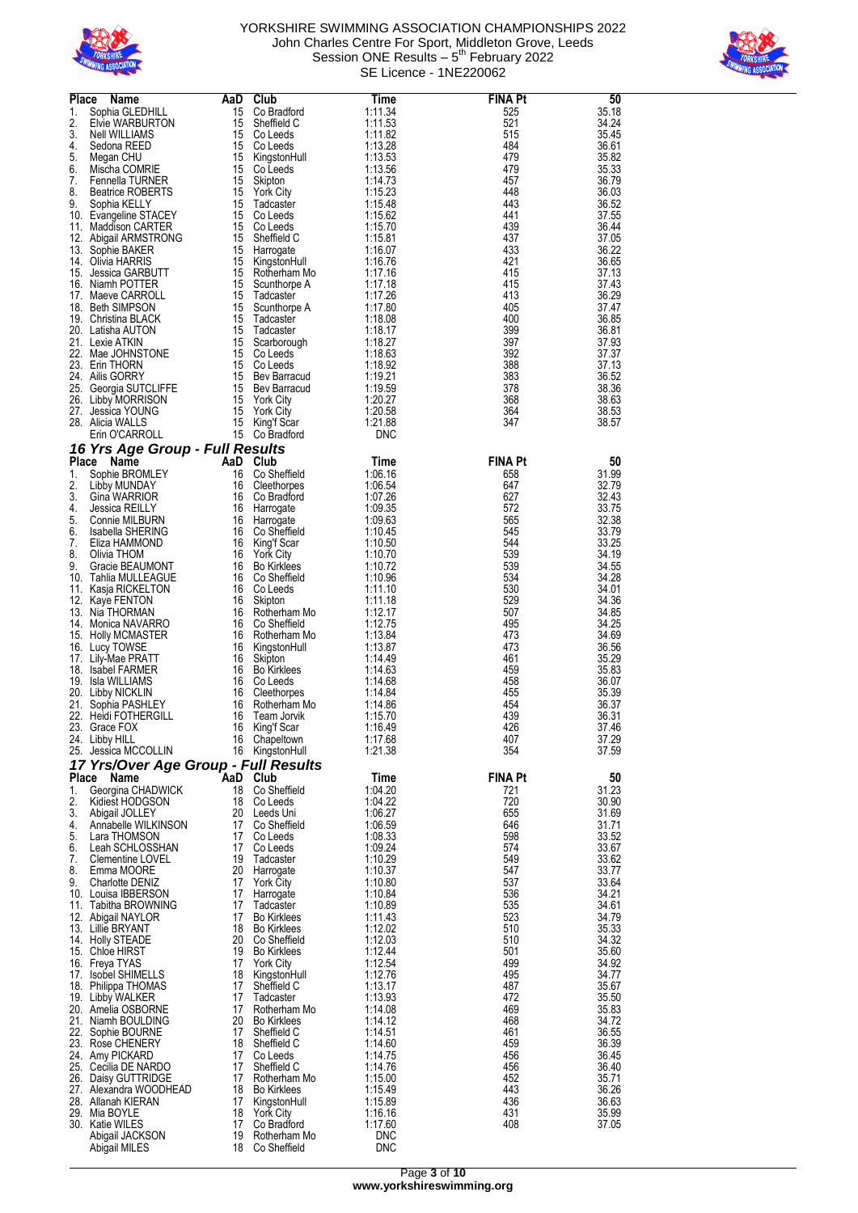# YORKSHIRE SWIMMING ASSOCIATION CHAMPIONSHIPS 2022

John Charles Centre For Sport, Middleton Grove, Leeds

Session ONE Results – 5th February 2022

SE Licence - 1NE220062

| Place | Name | AaD | Club | Time | FINA Pt | 50 |
|---|---|---|---|---|---|---|
| 1. | Sophia GLEDHILL | 15 | Co Bradford | 1:11.34 | 525 | 35.18 |
| 2. | Elvie WARBURTON | 15 | Sheffield C | 1:11.53 | 521 | 34.24 |
| 3. | Nell WILLIAMS | 15 | Co Leeds | 1:11.82 | 515 | 35.45 |
| 4. | Sedona REED | 15 | Co Leeds | 1:13.28 | 484 | 36.61 |
| 5. | Megan CHU | 15 | KingstonHull | 1:13.53 | 479 | 35.82 |
| 6. | Mischa COMRIE | 15 | Co Leeds | 1:13.56 | 479 | 35.33 |
| 7. | Fennella TURNER | 15 | Skipton | 1:14.73 | 457 | 36.79 |
| 8. | Beatrice ROBERTS | 15 | York City | 1:15.23 | 448 | 36.03 |
| 9. | Sophia KELLY | 15 | Tadcaster | 1:15.48 | 443 | 36.52 |
| 10. | Evangeline STACEY | 15 | Co Leeds | 1:15.62 | 441 | 37.55 |
| 11. | Maddison CARTER | 15 | Co Leeds | 1:15.70 | 439 | 36.44 |
| 12. | Abigail ARMSTRONG | 15 | Sheffield C | 1:15.81 | 437 | 37.05 |
| 13. | Sophie BAKER | 15 | Harrogate | 1:16.07 | 433 | 36.22 |
| 14. | Olivia HARRIS | 15 | KingstonHull | 1:16.76 | 421 | 36.65 |
| 15. | Jessica GARBUTT | 15 | Rotherham Mo | 1:17.16 | 415 | 37.13 |
| 16. | Niamh POTTER | 15 | Scunthorpe A | 1:17.18 | 415 | 37.43 |
| 17. | Maeve CARROLL | 15 | Tadcaster | 1:17.26 | 413 | 36.29 |
| 18. | Beth SIMPSON | 15 | Scunthorpe A | 1:17.80 | 405 | 37.47 |
| 19. | Christina BLACK | 15 | Tadcaster | 1:18.08 | 400 | 36.85 |
| 20. | Latisha AUTON | 15 | Tadcaster | 1:18.17 | 399 | 36.81 |
| 21. | Lexie ATKIN | 15 | Scarborough | 1:18.27 | 397 | 37.93 |
| 22. | Mae JOHNSTONE | 15 | Co Leeds | 1:18.63 | 392 | 37.37 |
| 23. | Erin THORN | 15 | Co Leeds | 1:18.92 | 388 | 37.13 |
| 24. | Ailis GORRY | 15 | Bev Barracud | 1:19.21 | 383 | 36.52 |
| 25. | Georgia SUTCLIFFE | 15 | Bev Barracud | 1:19.59 | 378 | 38.36 |
| 26. | Libby MORRISON | 15 | York City | 1:20.27 | 368 | 38.63 |
| 27. | Jessica YOUNG | 15 | York City | 1:20.58 | 364 | 38.53 |
| 28. | Alicia WALLS | 15 | King'f Scar | 1:21.88 | 347 | 38.57 |
| | Erin O'CARROLL | 15 | Co Bradford | DNC | | |

### *16 Yrs Age Group - Full Results*

| Place | Name | AaD | Club | Time | FINA Pt | 50 |
|---|---|---|---|---|---|---|
| 1. | Sophie BROMLEY | 16 | Co Sheffield | 1:06.16 | 658 | 31.99 |
| 2. | Libby MUNDAY | 16 | Cleethorpes | 1:06.54 | 647 | 32.79 |
| 3. | Gina WARRIOR | 16 | Co Bradford | 1:07.26 | 627 | 32.43 |
| 4. | Jessica REILLY | 16 | Harrogate | 1:09.35 | 572 | 33.75 |
| 5. | Connie MILBURN | 16 | Harrogate | 1:09.63 | 565 | 32.38 |
| 6. | Isabella SHERING | 16 | Co Sheffield | 1:10.45 | 545 | 33.79 |
| 7. | Eliza HAMMOND | 16 | King'f Scar | 1:10.50 | 544 | 33.25 |
| 8. | Olivia THOM | 16 | York City | 1:10.70 | 539 | 34.19 |
| 9. | Gracie BEAUMONT | 16 | Bo Kirklees | 1:10.72 | 539 | 34.55 |
| 10. | Tahlia MULLEAGUE | 16 | Co Sheffield | 1:10.96 | 534 | 34.28 |
| 11. | Kasja RICKELTON | 16 | Co Leeds | 1:11.10 | 530 | 34.01 |
| 12. | Kaye FENTON | 16 | Skipton | 1:11.18 | 529 | 34.36 |
| 13. | Nia THORMAN | 16 | Rotherham Mo | 1:12.17 | 507 | 34.85 |
| 14. | Monica NAVARRO | 16 | Co Sheffield | 1:12.75 | 495 | 34.25 |
| 15. | Holly MCMASTER | 16 | Rotherham Mo | 1:13.84 | 473 | 34.69 |
| 16. | Lucy TOWSE | 16 | KingstonHull | 1:13.87 | 473 | 36.56 |
| 17. | Lily-Mae PRATT | 16 | Skipton | 1:14.49 | 461 | 35.29 |
| 18. | Isabel FARMER | 16 | Bo Kirklees | 1:14.63 | 459 | 35.83 |
| 19. | Isla WILLIAMS | 16 | Co Leeds | 1:14.68 | 458 | 36.07 |
| 20. | Libby NICKLIN | 16 | Cleethorpes | 1:14.84 | 455 | 35.39 |
| 21. | Sophia PASHLEY | 16 | Rotherham Mo | 1:14.86 | 454 | 36.37 |
| 22. | Heidi FOTHERGILL | 16 | Team Jorvik | 1:15.70 | 439 | 36.31 |
| 23. | Grace FOX | 16 | King'f Scar | 1:16.49 | 426 | 37.46 |
| 24. | Libby HILL | 16 | Chapeltown | 1:17.68 | 407 | 37.29 |
| 25. | Jessica MCCOLLIN | 16 | KingstonHull | 1:21.38 | 354 | 37.59 |

### *17 Yrs/Over Age Group - Full Results*

| Place | Name | AaD | Club | Time | FINA Pt | 50 |
|---|---|---|---|---|---|---|
| 1. | Georgina CHADWICK | 18 | Co Sheffield | 1:04.20 | 721 | 31.23 |
| 2. | Kidiest HODGSON | 18 | Co Leeds | 1:04.22 | 720 | 30.90 |
| 3. | Abigail JOLLEY | 20 | Leeds Uni | 1:06.27 | 655 | 31.69 |
| 4. | Annabelle WILKINSON | 17 | Co Sheffield | 1:06.59 | 646 | 31.71 |
| 5. | Lara THOMSON | 17 | Co Leeds | 1:08.33 | 598 | 33.52 |
| 6. | Leah SCHLOSSHAN | 17 | Co Leeds | 1:09.24 | 574 | 33.67 |
| 7. | Clementine LOVEL | 19 | Tadcaster | 1:10.29 | 549 | 33.62 |
| 8. | Emma MOORE | 20 | Harrogate | 1:10.37 | 547 | 33.77 |
| 9. | Charlotte DENIZ | 17 | York City | 1:10.80 | 537 | 33.64 |
| 10. | Louisa IBBERSON | 17 | Harrogate | 1:10.84 | 536 | 34.21 |
| 11. | Tabitha BROWNING | 17 | Tadcaster | 1:10.89 | 535 | 34.61 |
| 12. | Abigail NAYLOR | 17 | Bo Kirklees | 1:11.43 | 523 | 34.79 |
| 13. | Lillie BRYANT | 18 | Bo Kirklees | 1:12.02 | 510 | 35.33 |
| 14. | Holly STEADE | 20 | Co Sheffield | 1:12.03 | 510 | 34.32 |
| 15. | Chloe HIRST | 19 | Bo Kirklees | 1:12.44 | 501 | 35.60 |
| 16. | Freya TYAS | 17 | York City | 1:12.54 | 499 | 34.92 |
| 17. | Isobel SHIMELLS | 18 | KingstonHull | 1:12.76 | 495 | 34.77 |
| 18. | Philippa THOMAS | 17 | Sheffield C | 1:13.17 | 487 | 35.67 |
| 19. | Libby WALKER | 17 | Tadcaster | 1:13.93 | 472 | 35.50 |
| 20. | Amelia OSBORNE | 17 | Rotherham Mo | 1:14.08 | 469 | 35.83 |
| 21. | Niamh BOULDING | 20 | Bo Kirklees | 1:14.12 | 468 | 34.72 |
| 22. | Sophie BOURNE | 17 | Sheffield C | 1:14.51 | 461 | 36.55 |
| 23. | Rose CHENERY | 18 | Sheffield C | 1:14.60 | 459 | 36.39 |
| 24. | Amy PICKARD | 17 | Co Leeds | 1:14.75 | 456 | 36.45 |
| 25. | Cecilia DE NARDO | 17 | Sheffield C | 1:14.76 | 456 | 36.40 |
| 26. | Daisy GUTTRIDGE | 17 | Rotherham Mo | 1:15.00 | 452 | 35.71 |
| 27. | Alexandra WOODHEAD | 18 | Bo Kirklees | 1:15.49 | 443 | 36.26 |
| 28. | Allanah KIERAN | 17 | KingstonHull | 1:15.89 | 436 | 36.63 |
| 29. | Mia BOYLE | 18 | York City | 1:16.16 | 431 | 35.99 |
| 30. | Katie WILES | 17 | Co Bradford | 1:17.60 | 408 | 37.05 |
| | Abigail JACKSON | 19 | Rotherham Mo | DNC | | |
| | Abigail MILES | 18 | Co Sheffield | DNC | | |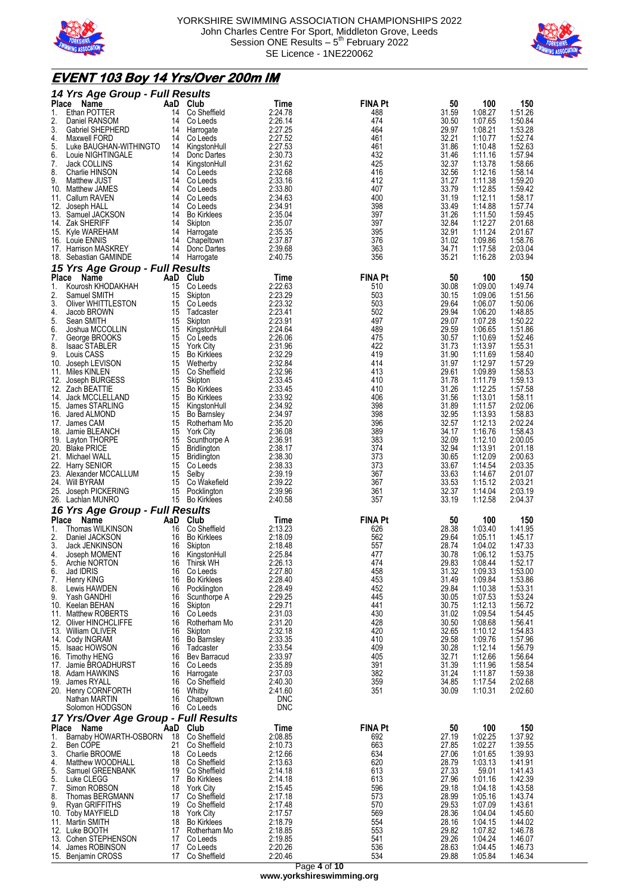YORKSHIRE SWIMMING ASSOCIATION CHAMPIONSHIPS 2022
John Charles Centre For Sport, Middleton Grove, Leeds
Session ONE Results – 5th February 2022
SE Licence - 1NE220062

# EVENT 103 Boy 14 Yrs/Over 200m IM

## 14 Yrs Age Group - Full Results

| Place | Name | AaD | Club | Time | FINA Pt | 50 | 100 | 150 |
|---|---|---|---|---|---|---|---|---|
| 1. | Ethan POTTER | 14 | Co Sheffield | 2:24.78 | 488 | 31.59 | 1:08.27 | 1:51.26 |
| 2. | Daniel RANSOM | 14 | Co Leeds | 2:26.14 | 474 | 30.50 | 1:07.65 | 1:50.84 |
| 3. | Gabriel SHEPHERD | 14 | Harrogate | 2:27.25 | 464 | 29.97 | 1:08.21 | 1:53.28 |
| 4. | Maxwell FORD | 14 | Co Leeds | 2:27.52 | 461 | 32.21 | 1:10.77 | 1:52.74 |
| 5. | Luke BAUGHAN-WITHINGTO | 14 | KingstonHull | 2:27.53 | 461 | 31.86 | 1:10.48 | 1:52.63 |
| 6. | Louie NIGHTINGALE | 14 | Donc Dartes | 2:30.73 | 432 | 31.46 | 1:11.16 | 1:57.94 |
| 7. | Jack COLLINS | 14 | KingstonHull | 2:31.62 | 425 | 32.37 | 1:13.78 | 1:58.66 |
| 8. | Charlie HINSON | 14 | Co Leeds | 2:32.68 | 416 | 32.56 | 1:12.16 | 1:58.14 |
| 9. | Matthew JUST | 14 | Co Leeds | 2:33.16 | 412 | 31.27 | 1:11.38 | 1:59.20 |
| 10. | Matthew JAMES | 14 | Co Leeds | 2:33.80 | 407 | 33.79 | 1:12.85 | 1:59.42 |
| 11. | Callum RAVEN | 14 | Co Leeds | 2:34.63 | 400 | 31.19 | 1:12.11 | 1:58.17 |
| 12. | Joseph HALL | 14 | Co Leeds | 2:34.91 | 398 | 33.49 | 1:14.88 | 1:57.74 |
| 13. | Samuel JACKSON | 14 | Bo Kirklees | 2:35.04 | 397 | 31.26 | 1:11.50 | 1:59.45 |
| 14. | Zak SHERIFF | 14 | Skipton | 2:35.07 | 397 | 32.84 | 1:12.27 | 2:01.68 |
| 15. | Kyle WAREHAM | 14 | Harrogate | 2:35.35 | 395 | 32.91 | 1:11.24 | 2:01.67 |
| 16. | Louie ENNIS | 14 | Chapeltown | 2:37.87 | 376 | 31.02 | 1:09.86 | 1:58.76 |
| 17. | Harrison MASKREY | 14 | Donc Dartes | 2:39.68 | 363 | 34.71 | 1:17.58 | 2:03.04 |
| 18. | Sebastian GAMINDE | 14 | Harrogate | 2:40.75 | 356 | 35.21 | 1:16.28 | 2:03.94 |

## 15 Yrs Age Group - Full Results

| Place | Name | AaD | Club | Time | FINA Pt | 50 | 100 | 150 |
|---|---|---|---|---|---|---|---|---|
| 1. | Kourosh KHODAKHAH | 15 | Co Leeds | 2:22.63 | 510 | 30.08 | 1:09.00 | 1:49.74 |
| 2. | Samuel SMITH | 15 | Skipton | 2:23.29 | 503 | 30.15 | 1:09.06 | 1:51.56 |
| 3. | Oliver WHITTLESTON | 15 | Co Leeds | 2:23.32 | 503 | 29.64 | 1:06.07 | 1:50.06 |
| 4. | Jacob BROWN | 15 | Tadcaster | 2:23.41 | 502 | 29.94 | 1:06.20 | 1:48.85 |
| 5. | Sean SMITH | 15 | Skipton | 2:23.91 | 497 | 29.07 | 1:07.28 | 1:50.22 |
| 6. | Joshua MCCOLLIN | 15 | KingstonHull | 2:24.64 | 489 | 29.59 | 1:06.65 | 1:51.86 |
| 7. | George BROOKS | 15 | Co Leeds | 2:26.06 | 475 | 30.57 | 1:10.69 | 1:52.46 |
| 8. | Isaac STABLER | 15 | York City | 2:31.96 | 422 | 31.73 | 1:13.97 | 1:55.31 |
| 9. | Louis CASS | 15 | Bo Kirklees | 2:32.29 | 419 | 31.90 | 1:11.69 | 1:58.40 |
| 10. | Joseph LEVISON | 15 | Wetherby | 2:32.84 | 414 | 31.97 | 1:12.97 | 1:57.29 |
| 11. | Miles KINLEN | 15 | Co Sheffield | 2:32.96 | 413 | 29.61 | 1:09.89 | 1:58.53 |
| 12. | Joseph BURGESS | 15 | Skipton | 2:33.45 | 410 | 31.78 | 1:11.79 | 1:59.13 |
| 12. | Zach BEATTIE | 15 | Bo Kirklees | 2:33.45 | 410 | 31.26 | 1:12.25 | 1:57.58 |
| 14. | Jack MCCLELLAND | 15 | Bo Kirklees | 2:33.92 | 406 | 31.56 | 1:13.01 | 1:58.11 |
| 15. | James STARLING | 15 | KingstonHull | 2:34.92 | 398 | 31.89 | 1:11.57 | 2:02.06 |
| 16. | Jared ALMOND | 15 | Bo Barnsley | 2:34.97 | 398 | 32.95 | 1:13.93 | 1:58.83 |
| 17. | James CAM | 15 | Rotherham Mo | 2:35.20 | 396 | 32.57 | 1:12.13 | 2:02.24 |
| 18. | Jamie BLEANCH | 15 | York City | 2:36.08 | 389 | 34.17 | 1:16.76 | 1:58.43 |
| 19. | Layton THORPE | 15 | Scunthorpe A | 2:36.91 | 383 | 32.09 | 1:12.10 | 2:00.05 |
| 20. | Blake PRICE | 15 | Bridlington | 2:38.17 | 374 | 32.94 | 1:13.91 | 2:01.18 |
| 21. | Michael WALL | 15 | Bridlington | 2:38.30 | 373 | 30.65 | 1:12.09 | 2:00.63 |
| 22. | Harry SENIOR | 15 | Co Leeds | 2:38.33 | 373 | 33.67 | 1:14.54 | 2:03.35 |
| 23. | Alexander MCCALLUM | 15 | Selby | 2:39.19 | 367 | 33.63 | 1:14.67 | 2:01.07 |
| 24. | Will BYRAM | 15 | Co Wakefield | 2:39.22 | 367 | 33.53 | 1:15.12 | 2:03.21 |
| 25. | Joseph PICKERING | 15 | Pocklington | 2:39.96 | 361 | 32.37 | 1:14.04 | 2:03.19 |
| 26. | Lachlan MUNRO | 15 | Bo Kirklees | 2:40.58 | 357 | 33.19 | 1:12.58 | 2:04.37 |

## 16 Yrs Age Group - Full Results

| Place | Name | AaD | Club | Time | FINA Pt | 50 | 100 | 150 |
|---|---|---|---|---|---|---|---|---|
| 1. | Thomas WILKINSON | 16 | Co Sheffield | 2:13.23 | 626 | 28.38 | 1:03.40 | 1:41.95 |
| 2. | Daniel JACKSON | 16 | Bo Kirklees | 2:18.09 | 562 | 29.64 | 1:05.11 | 1:45.17 |
| 3. | Jack JENKINSON | 16 | Skipton | 2:18.48 | 557 | 28.74 | 1:04.02 | 1:47.33 |
| 4. | Joseph MOMENT | 16 | KingstonHull | 2:25.84 | 477 | 30.78 | 1:06.12 | 1:53.75 |
| 5. | Archie NORTON | 16 | Thirsk WH | 2:26.13 | 474 | 29.83 | 1:08.44 | 1:52.17 |
| 6. | Jad IDRIS | 16 | Co Leeds | 2:27.80 | 458 | 31.32 | 1:09.33 | 1:53.00 |
| 7. | Henry KING | 16 | Bo Kirklees | 2:28.40 | 453 | 31.49 | 1:09.84 | 1:53.86 |
| 8. | Lewis HAWDEN | 16 | Pocklington | 2:28.49 | 452 | 29.84 | 1:10.38 | 1:53.31 |
| 9. | Yash GANDHI | 16 | Scunthorpe A | 2:29.25 | 445 | 30.05 | 1:07.53 | 1:53.24 |
| 10. | Keelan BEHAN | 16 | Skipton | 2:29.71 | 441 | 30.75 | 1:12.13 | 1:56.72 |
| 11. | Matthew ROBERTS | 16 | Co Leeds | 2:31.03 | 430 | 31.02 | 1:09.54 | 1:54.45 |
| 12. | Oliver HINCHCLIFFE | 16 | Rotherham Mo | 2:31.20 | 428 | 30.50 | 1:08.68 | 1:56.41 |
| 13. | William OLIVER | 16 | Skipton | 2:32.18 | 420 | 32.65 | 1:10.12 | 1:54.83 |
| 14. | Cody INGRAM | 16 | Bo Barnsley | 2:33.35 | 410 | 29.58 | 1:09.76 | 1:57.96 |
| 15. | Isaac HOWSON | 16 | Tadcaster | 2:33.54 | 409 | 30.28 | 1:12.14 | 1:56.79 |
| 16. | Timothy HENG | 16 | Bev Barracud | 2:33.97 | 405 | 32.71 | 1:12.66 | 1:56.64 |
| 17. | Jamie BROADHURST | 16 | Co Leeds | 2:35.89 | 391 | 31.39 | 1:11.96 | 1:58.54 |
| 18. | Adam HAWKINS | 16 | Harrogate | 2:37.03 | 382 | 31.24 | 1:11.87 | 1:59.38 |
| 19. | James RYALL | 16 | Co Sheffield | 2:40.30 | 359 | 34.85 | 1:17.54 | 2:02.68 |
| 20. | Henry CORNFORTH | 16 | Whitby | 2:41.60 | 351 | 30.09 | 1:10.31 | 2:02.60 |
| | Nathan MARTIN | 16 | Chapeltown | DNC | | | | |
| | Solomon HODGSON | 16 | Co Leeds | DNC | | | | |

## 17 Yrs/Over Age Group - Full Results

| Place | Name | AaD | Club | Time | FINA Pt | 50 | 100 | 150 |
|---|---|---|---|---|---|---|---|---|
| 1. | Barnaby HOWARTH-OSBORN | 18 | Co Sheffield | 2:08.85 | 692 | 27.19 | 1:02.25 | 1:37.92 |
| 2. | Ben COPE | 21 | Co Sheffield | 2:10.73 | 663 | 27.85 | 1:02.27 | 1:39.55 |
| 3. | Charlie BROOME | 18 | Co Leeds | 2:12.66 | 634 | 27.06 | 1:01.65 | 1:39.93 |
| 4. | Matthew WOODHALL | 18 | Co Sheffield | 2:13.63 | 620 | 28.79 | 1:03.13 | 1:41.91 |
| 5. | Samuel GREENBANK | 19 | Co Sheffield | 2:14.18 | 613 | 27.33 | 59.01 | 1:41.43 |
| 5. | Luke CLEGG | 17 | Bo Kirklees | 2:14.18 | 613 | 27.96 | 1:01.16 | 1:42.39 |
| 7. | Simon ROBSON | 18 | York City | 2:15.45 | 596 | 29.18 | 1:04.18 | 1:43.58 |
| 8. | Thomas BERGMANN | 17 | Co Sheffield | 2:17.18 | 573 | 28.99 | 1:05.16 | 1:43.74 |
| 9. | Ryan GRIFFITHS | 19 | Co Sheffield | 2:17.48 | 570 | 29.53 | 1:07.09 | 1:43.61 |
| 10. | Toby MAYFIELD | 18 | York City | 2:17.57 | 569 | 28.36 | 1:04.04 | 1:45.60 |
| 11. | Martin SMITH | 18 | Bo Kirklees | 2:18.79 | 554 | 28.16 | 1:04.15 | 1:44.02 |
| 12. | Luke BOOTH | 17 | Rotherham Mo | 2:18.85 | 553 | 29.82 | 1:07.82 | 1:46.78 |
| 13. | Cohen STEPHENSON | 17 | Co Leeds | 2:19.85 | 541 | 29.26 | 1:04.24 | 1:46.07 |
| 14. | James ROBINSON | 17 | Co Leeds | 2:20.26 | 536 | 28.63 | 1:04.45 | 1:46.73 |
| 15. | Benjamin CROSS | 17 | Co Sheffield | 2:20.46 | 534 | 29.88 | 1:05.84 | 1:46.34 |

www.yorkshireswimming.org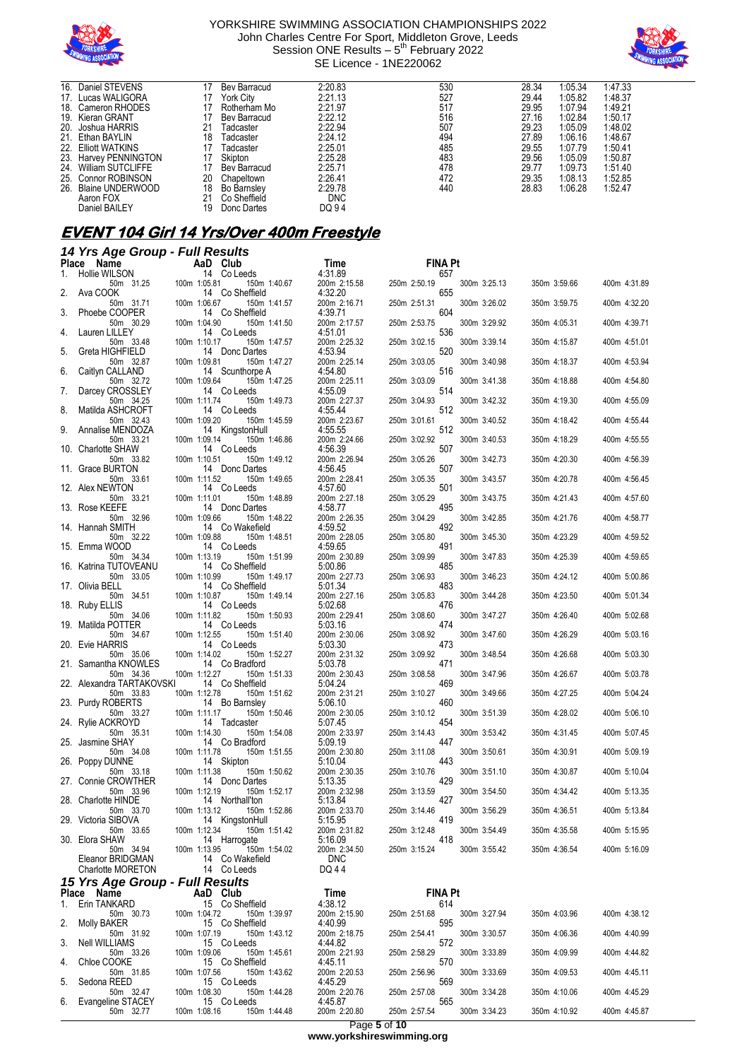| Place | Name | AaD | Club | Time | FINA Pt | 50m | 100m | 150m |
|---|---|---|---|---|---|---|---|---|
| 16. | Daniel STEVENS | 17 | Bev Barracud | 2:20.83 | 530 | 28.34 | 1:05.34 | 1:47.33 |
| 17. | Lucas WALIGORA | 17 | York City | 2:21.13 | 527 | 29.44 | 1:05.82 | 1:48.37 |
| 18. | Cameron RHODES | 17 | Rotherham Mo | 2:21.97 | 517 | 29.95 | 1:07.94 | 1:49.21 |
| 19. | Kieran GRANT | 17 | Bev Barracud | 2:22.12 | 516 | 27.16 | 1:02.84 | 1:50.17 |
| 20. | Joshua HARRIS | 21 | Tadcaster | 2:22.94 | 507 | 29.23 | 1:05.09 | 1:48.02 |
| 21. | Ethan BAYLIN | 18 | Tadcaster | 2:24.12 | 494 | 27.89 | 1:06.16 | 1:48.67 |
| 22. | Elliott WATKINS | 17 | Tadcaster | 2:25.01 | 485 | 29.55 | 1:07.79 | 1:50.41 |
| 23. | Harvey PENNINGTON | 17 | Skipton | 2:25.28 | 483 | 29.56 | 1:05.09 | 1:50.87 |
| 24. | William SUTCLIFFE | 17 | Bev Barracud | 2:25.71 | 478 | 29.77 | 1:09.73 | 1:51.40 |
| 25. | Connor ROBINSON | 20 | Chapeltown | 2:26.41 | 472 | 29.35 | 1:08.13 | 1:52.85 |
| 26. | Blaine UNDERWOOD | 18 | Bo Barnsley | 2:29.78 | 440 | 28.83 | 1:06.28 | 1:52.47 |
| | Aaron FOX | 21 | Co Sheffield | DNC | | | | |
| | Daniel BAILEY | 19 | Donc Dartes | DQ 9 4 | | | | |

## EVENT 104 Girl 14 Yrs/Over 400m Freestyle

### 14 Yrs Age Group - Full Results

| Place | Name | AaD | Club | Time | FINA Pt | 50m | 100m | 150m | 200m | 250m | 300m | 350m | 400m |
|---|---|---|---|---|---|---|---|---|---|---|---|---|---|
| 1. | Hollie WILSON | 14 | Co Leeds | 4:31.89 | 657 | 31.25 | 1:05.81 | 1:40.67 | 2:15.58 | 2:50.19 | 3:25.13 | 3:59.66 | 4:31.89 |
| 2. | Ava COOK | 14 | Co Sheffield | 4:32.20 | 655 | 31.71 | 1:06.67 | 1:41.57 | 2:16.71 | 2:51.31 | 3:26.02 | 3:59.75 | 4:32.20 |
| 3. | Phoebe COOPER | 14 | Co Sheffield | 4:39.71 | 604 | 30.29 | 1:04.90 | 1:41.50 | 2:17.57 | 2:53.75 | 3:29.92 | 4:05.31 | 4:39.71 |
| 4. | Lauren LILLEY | 14 | Co Leeds | 4:51.01 | 536 | 33.48 | 1:10.17 | 1:47.57 | 2:25.32 | 3:02.15 | 3:39.14 | 4:15.87 | 4:51.01 |
| 5. | Greta HIGHFIELD | 14 | Donc Dartes | 4:53.94 | 520 | 32.87 | 1:09.81 | 1:47.27 | 2:25.14 | 3:03.05 | 3:40.98 | 4:18.37 | 4:53.94 |
| 6. | Caitlyn CALLAND | 14 | Scunthorpe A | 4:54.80 | 516 | 32.72 | 1:09.64 | 1:47.25 | 2:25.11 | 3:03.09 | 3:41.38 | 4:18.88 | 4:54.80 |
| 7. | Darcey CROSSLEY | 14 | Co Leeds | 4:55.09 | 514 | 34.25 | 1:11.74 | 1:49.73 | 2:27.37 | 3:04.93 | 3:42.32 | 4:19.30 | 4:55.09 |
| 8. | Matilda ASHCROFT | 14 | Co Leeds | 4:55.44 | 512 | 32.43 | 1:09.20 | 1:45.59 | 2:23.67 | 3:01.61 | 3:40.52 | 4:18.42 | 4:55.44 |
| 9. | Annalise MENDOZA | 14 | KingstonHull | 4:55.55 | 512 | 33.21 | 1:09.14 | 1:46.86 | 2:24.66 | 3:02.92 | 3:40.53 | 4:18.29 | 4:55.55 |
| 10. | Charlotte SHAW | 14 | Co Leeds | 4:56.39 | 507 | 33.82 | 1:10.51 | 1:49.12 | 2:26.94 | 3:05.26 | 3:42.73 | 4:20.30 | 4:56.39 |
| 11. | Grace BURTON | 14 | Donc Dartes | 4:56.45 | 507 | 33.61 | 1:11.52 | 1:49.65 | 2:28.41 | 3:05.35 | 3:43.57 | 4:20.78 | 4:56.45 |
| 12. | Alex NEWTON | 14 | Co Leeds | 4:57.60 | 501 | 33.21 | 1:11.01 | 1:48.89 | 2:27.18 | 3:05.29 | 3:43.75 | 4:21.43 | 4:57.60 |
| 13. | Rose KEEFE | 14 | Donc Dartes | 4:58.77 | 495 | 32.96 | 1:09.66 | 1:48.22 | 2:26.35 | 3:04.29 | 3:42.85 | 4:21.76 | 4:58.77 |
| 14. | Hannah SMITH | 14 | Co Wakefield | 4:59.52 | 492 | 32.22 | 1:09.88 | 1:48.51 | 2:28.05 | 3:05.80 | 3:45.30 | 4:23.29 | 4:59.52 |
| 15. | Emma WOOD | 14 | Co Leeds | 4:59.65 | 491 | 34.34 | 1:13.19 | 1:51.99 | 2:30.89 | 3:09.99 | 3:47.83 | 4:25.39 | 4:59.65 |
| 16. | Katrina TUTOVEANU | 14 | Co Sheffield | 5:00.86 | 485 | 33.05 | 1:10.99 | 1:49.17 | 2:27.73 | 3:06.93 | 3:46.23 | 4:24.12 | 5:00.86 |
| 17. | Olivia BELL | 14 | Co Sheffield | 5:01.34 | 483 | 34.51 | 1:10.87 | 1:49.14 | 2:27.16 | 3:05.83 | 3:44.28 | 4:23.50 | 5:01.34 |
| 18. | Ruby ELLIS | 14 | Co Leeds | 5:02.68 | 476 | 34.06 | 1:11.82 | 1:50.93 | 2:29.41 | 3:08.60 | 3:47.27 | 4:26.40 | 5:02.68 |
| 19. | Matilda POTTER | 14 | Co Leeds | 5:03.16 | 474 | 34.67 | 1:12.55 | 1:51.40 | 2:30.06 | 3:08.92 | 3:47.60 | 4:26.29 | 5:03.16 |
| 20. | Evie HARRIS | 14 | Co Leeds | 5:03.30 | 473 | 35.06 | 1:14.02 | 1:52.27 | 2:31.32 | 3:09.92 | 3:48.54 | 4:26.68 | 5:03.30 |
| 21. | Samantha KNOWLES | 14 | Co Bradford | 5:03.78 | 471 | 34.36 | 1:12.27 | 1:51.33 | 2:30.43 | 3:08.58 | 3:47.96 | 4:26.67 | 5:03.78 |
| 22. | Alexandra TARTAKOVSKI | 14 | Co Sheffield | 5:04.24 | 469 | 33.83 | 1:12.78 | 1:51.62 | 2:31.21 | 3:10.27 | 3:49.66 | 4:27.25 | 5:04.24 |
| 23. | Purdy ROBERTS | 14 | Bo Barnsley | 5:06.10 | 460 | 33.27 | 1:11.17 | 1:50.46 | 2:30.05 | 3:10.12 | 3:51.39 | 4:28.02 | 5:06.10 |
| 24. | Rylie ACKROYD | 14 | Tadcaster | 5:07.45 | 454 | 35.31 | 1:14.30 | 1:54.08 | 2:33.97 | 3:14.43 | 3:53.42 | 4:31.45 | 5:07.45 |
| 25. | Jasmine SHAY | 14 | Co Bradford | 5:09.19 | 447 | 34.08 | 1:11.78 | 1:51.55 | 2:30.80 | 3:11.08 | 3:50.61 | 4:30.91 | 5:09.19 |
| 26. | Poppy DUNNE | 14 | Skipton | 5:10.04 | 443 | 33.18 | 1:11.38 | 1:50.62 | 2:30.35 | 3:10.76 | 3:51.10 | 4:30.87 | 5:10.04 |
| 27. | Connie CROWTHER | 14 | Donc Dartes | 5:13.35 | 429 | 33.96 | 1:12.19 | 1:52.17 | 2:32.98 | 3:13.59 | 3:54.50 | 4:34.42 | 5:13.35 |
| 28. | Charlotte HINDE | 14 | Northall'ton | 5:13.84 | 427 | 33.70 | 1:13.12 | 1:52.86 | 2:33.70 | 3:14.46 | 3:56.29 | 4:36.51 | 5:13.84 |
| 29. | Victoria SIBOVA | 14 | KingstonHull | 5:15.95 | 419 | 33.65 | 1:12.34 | 1:51.42 | 2:31.82 | 3:12.48 | 3:54.49 | 4:35.58 | 5:15.95 |
| 30. | Elora SHAW | 14 | Harrogate | 5:16.09 | 418 | 34.94 | 1:13.95 | 1:54.02 | 2:34.50 | 3:15.24 | 3:55.42 | 4:36.54 | 5:16.09 |
| | Eleanor BRIDGMAN | 14 | Co Wakefield | DNC | | | | | | | | | |
| | Charlotte MORETON | 14 | Co Leeds | DQ 4 4 | | | | | | | | | |

### 15 Yrs Age Group - Full Results

| Place | Name | AaD | Club | Time | FINA Pt | 50m | 100m | 150m | 200m | 250m | 300m | 350m | 400m |
|---|---|---|---|---|---|---|---|---|---|---|---|---|---|
| 1. | Erin TANKARD | 15 | Co Sheffield | 4:38.12 | 614 | 30.73 | 1:04.72 | 1:39.97 | 2:15.90 | 2:51.68 | 3:27.94 | 4:03.96 | 4:38.12 |
| 2. | Molly BAKER | 15 | Co Sheffield | 4:40.99 | 595 | 31.92 | 1:07.19 | 1:43.12 | 2:18.75 | 2:54.41 | 3:30.57 | 4:06.36 | 4:40.99 |
| 3. | Nell WILLIAMS | 15 | Co Leeds | 4:44.82 | 572 | 33.26 | 1:09.06 | 1:45.61 | 2:21.93 | 2:58.29 | 3:33.89 | 4:09.99 | 4:44.82 |
| 4. | Chloe COOKE | 15 | Co Sheffield | 4:45.11 | 570 | 31.85 | 1:07.56 | 1:43.62 | 2:20.53 | 2:56.96 | 3:33.69 | 4:09.53 | 4:45.11 |
| 5. | Sedona REED | 15 | Co Leeds | 4:45.29 | 569 | 32.47 | 1:08.30 | 1:44.28 | 2:20.76 | 2:57.08 | 3:34.28 | 4:10.06 | 4:45.29 |
| 6. | Evangeline STACEY | 15 | Co Leeds | 4:45.87 | 565 | 32.77 | 1:08.16 | 1:44.48 | 2:20.80 | 2:57.54 | 3:34.23 | 4:10.92 | 4:45.87 |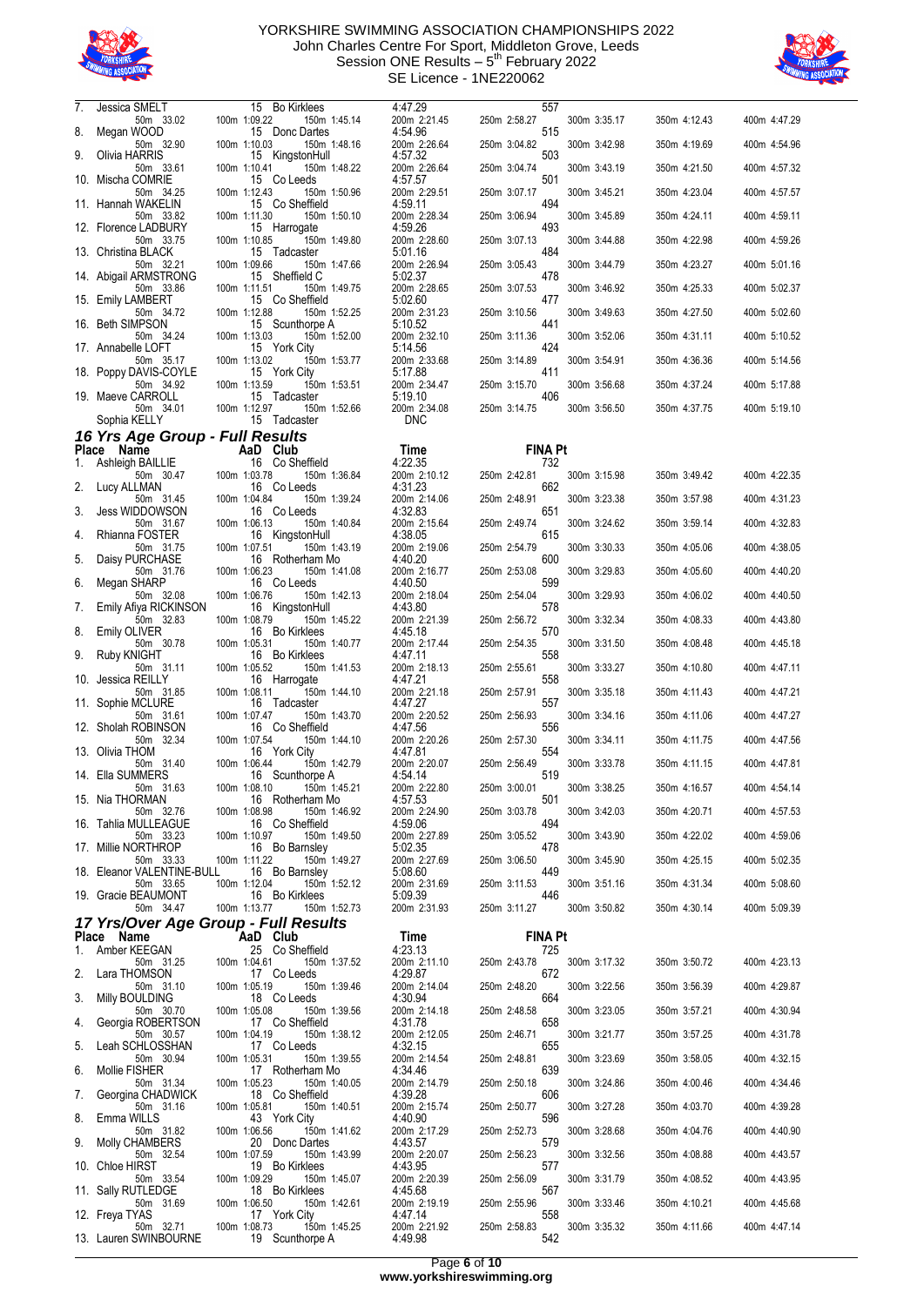| Place | Name | AaD | Club | Time | FINA Pt |
|---|---|---|---|---|---|
| 7. | Jessica SMELT | 15 | Bo Kirklees | 4:47.29 | 557 |
| | 50m 33.02 | 100m 1:09.22 | 150m 1:45.14 | 200m 2:21.45 | 250m 2:58.27 300m 3:35.17 350m 4:12.43 400m 4:47.29 |
| 8. | Megan WOOD | 15 | Donc Dartes | 4:54.96 | 515 |
| | 50m 32.90 | 100m 1:10.03 | 150m 1:48.16 | 200m 2:26.64 | 250m 3:04.82 300m 3:42.98 350m 4:19.69 400m 4:54.96 |
| 9. | Olivia HARRIS | 15 | KingstonHull | 4:57.32 | 503 |
| | 50m 33.61 | 100m 1:10.41 | 150m 1:48.22 | 200m 2:26.64 | 250m 3:04.74 300m 3:43.19 350m 4:21.50 400m 4:57.32 |
| 10. | Mischa COMRIE | 15 | Co Leeds | 4:57.57 | 501 |
| | 50m 34.25 | 100m 1:12.43 | 150m 1:50.96 | 200m 2:29.51 | 250m 3:07.17 300m 3:45.21 350m 4:23.04 400m 4:57.57 |
| 11. | Hannah WAKELIN | 15 | Co Sheffield | 4:59.11 | 494 |
| | 50m 33.82 | 100m 1:11.30 | 150m 1:50.10 | 200m 2:28.34 | 250m 3:06.94 300m 3:45.89 350m 4:24.11 400m 4:59.11 |
| 12. | Florence LADBURY | 15 | Harrogate | 4:59.26 | 493 |
| | 50m 33.75 | 100m 1:10.85 | 150m 1:49.80 | 200m 2:28.60 | 250m 3:07.13 300m 3:44.88 350m 4:22.98 400m 4:59.26 |
| 13. | Christina BLACK | 15 | Tadcaster | 5:01.16 | 484 |
| | 50m 32.21 | 100m 1:09.66 | 150m 1:47.66 | 200m 2:26.94 | 250m 3:05.43 300m 3:44.79 350m 4:23.27 400m 5:01.16 |
| 14. | Abigail ARMSTRONG | 15 | Sheffield C | 5:02.37 | 478 |
| | 50m 33.86 | 100m 1:11.51 | 150m 1:49.75 | 200m 2:28.65 | 250m 3:07.53 300m 3:46.92 350m 4:25.33 400m 5:02.37 |
| 15. | Emily LAMBERT | 15 | Co Sheffield | 5:02.60 | 477 |
| | 50m 34.72 | 100m 1:12.88 | 150m 1:52.25 | 200m 2:31.23 | 250m 3:10.56 300m 3:49.63 350m 4:27.50 400m 5:02.60 |
| 16. | Beth SIMPSON | 15 | Scunthorpe A | 5:10.52 | 441 |
| | 50m 34.24 | 100m 1:13.03 | 150m 1:52.00 | 200m 2:32.10 | 250m 3:11.36 300m 3:52.06 350m 4:31.11 400m 5:10.52 |
| 17. | Annabelle LOFT | 15 | York City | 5:14.56 | 424 |
| | 50m 35.17 | 100m 1:13.02 | 150m 1:53.77 | 200m 2:33.68 | 250m 3:14.89 300m 3:54.91 350m 4:36.36 400m 5:14.56 |
| 18. | Poppy DAVIS-COYLE | 15 | York City | 5:17.88 | 411 |
| | 50m 34.92 | 100m 1:13.59 | 150m 1:53.51 | 200m 2:34.47 | 250m 3:15.70 300m 3:56.68 350m 4:37.24 400m 5:17.88 |
| 19. | Maeve CARROLL | 15 | Tadcaster | 5:19.10 | 406 |
| | 50m 34.01 | 100m 1:12.97 | 150m 1:52.66 | 200m 2:34.08 | 250m 3:14.75 300m 3:56.50 350m 4:37.75 400m 5:19.10 |
| | Sophia KELLY | 15 | Tadcaster | DNC | |

## 16 Yrs Age Group - Full Results

| Place | Name | AaD | Club | Time | FINA Pt |
|---|---|---|---|---|---|
| 1. | Ashleigh BAILLIE | 16 | Co Sheffield | 4:22.35 | 732 |
| | 50m 30.47 | 100m 1:03.78 | 150m 1:36.84 | 200m 2:10.12 | 250m 2:42.81 300m 3:15.98 350m 3:49.42 400m 4:22.35 |
| 2. | Lucy ALLMAN | 16 | Co Leeds | 4:31.23 | 662 |
| | 50m 31.45 | 100m 1:04.84 | 150m 1:39.24 | 200m 2:14.06 | 250m 2:48.91 300m 3:23.38 350m 3:57.98 400m 4:31.23 |
| 3. | Jess WIDDOWSON | 16 | Co Leeds | 4:32.83 | 651 |
| | 50m 31.67 | 100m 1:06.13 | 150m 1:40.84 | 200m 2:15.64 | 250m 2:49.74 300m 3:24.62 350m 3:59.14 400m 4:32.83 |
| 4. | Rhianna FOSTER | 16 | KingstonHull | 4:38.05 | 615 |
| | 50m 31.75 | 100m 1:07.51 | 150m 1:43.19 | 200m 2:19.06 | 250m 2:54.79 300m 3:30.33 350m 4:05.06 400m 4:38.05 |
| 5. | Daisy PURCHASE | 16 | Rotherham Mo | 4:40.20 | 600 |
| | 50m 31.76 | 100m 1:06.23 | 150m 1:41.08 | 200m 2:16.77 | 250m 2:53.08 300m 3:29.83 350m 4:05.60 400m 4:40.20 |
| 6. | Megan SHARP | 16 | Co Leeds | 4:40.50 | 599 |
| | 50m 32.08 | 100m 1:06.76 | 150m 1:42.13 | 200m 2:18.04 | 250m 2:54.04 300m 3:29.93 350m 4:06.02 400m 4:40.50 |
| 7. | Emily Afiya RICKINSON | 16 | KingstonHull | 4:43.80 | 578 |
| | 50m 32.83 | 100m 1:08.79 | 150m 1:45.22 | 200m 2:21.39 | 250m 2:56.72 300m 3:32.34 350m 4:08.33 400m 4:43.80 |
| 8. | Emily OLIVER | 16 | Bo Kirklees | 4:45.18 | 570 |
| | 50m 30.78 | 100m 1:05.31 | 150m 1:40.77 | 200m 2:17.44 | 250m 2:54.35 300m 3:31.50 350m 4:08.48 400m 4:45.18 |
| 9. | Ruby KNIGHT | 16 | Bo Kirklees | 4:47.11 | 558 |
| | 50m 31.11 | 100m 1:05.52 | 150m 1:41.53 | 200m 2:18.13 | 250m 2:55.61 300m 3:33.27 350m 4:10.80 400m 4:47.11 |
| 10. | Jessica REILLY | 16 | Harrogate | 4:47.21 | 558 |
| | 50m 31.85 | 100m 1:08.11 | 150m 1:44.10 | 200m 2:21.18 | 250m 2:57.91 300m 3:35.18 350m 4:11.43 400m 4:47.21 |
| 11. | Sophie MCLURE | 16 | Tadcaster | 4:47.27 | 557 |
| | 50m 31.61 | 100m 1:07.47 | 150m 1:43.70 | 200m 2:20.52 | 250m 2:56.93 300m 3:34.16 350m 4:11.06 400m 4:47.27 |
| 12. | Sholah ROBINSON | 16 | Co Sheffield | 4:47.56 | 556 |
| | 50m 32.34 | 100m 1:07.54 | 150m 1:44.10 | 200m 2:20.26 | 250m 2:57.30 300m 3:34.11 350m 4:11.75 400m 4:47.56 |
| 13. | Olivia THOM | 16 | York City | 4:47.81 | 554 |
| | 50m 31.40 | 100m 1:06.44 | 150m 1:42.79 | 200m 2:20.07 | 250m 2:56.49 300m 3:33.78 350m 4:11.15 400m 4:47.81 |
| 14. | Ella SUMMERS | 16 | Scunthorpe A | 4:54.14 | 519 |
| | 50m 31.63 | 100m 1:08.10 | 150m 1:45.21 | 200m 2:22.80 | 250m 3:00.01 300m 3:38.25 350m 4:16.57 400m 4:54.14 |
| 15. | Nia THORMAN | 16 | Rotherham Mo | 4:57.53 | 501 |
| | 50m 32.76 | 100m 1:08.98 | 150m 1:46.92 | 200m 2:24.90 | 250m 3:03.78 300m 3:42.03 350m 4:20.71 400m 4:57.53 |
| 16. | Tahlia MULLEAGUE | 16 | Co Sheffield | 4:59.06 | 494 |
| | 50m 33.23 | 100m 1:10.97 | 150m 1:49.50 | 200m 2:27.89 | 250m 3:05.52 300m 3:43.90 350m 4:22.02 400m 4:59.06 |
| 17. | Millie NORTHROP | 16 | Bo Barnsley | 5:02.35 | 478 |
| | 50m 33.33 | 100m 1:11.22 | 150m 1:49.27 | 200m 2:27.69 | 250m 3:06.50 300m 3:45.90 350m 4:25.15 400m 5:02.35 |
| 18. | Eleanor VALENTINE-BULL | 16 | Bo Barnsley | 5:08.60 | 449 |
| | 50m 33.65 | 100m 1:12.04 | 150m 1:52.12 | 200m 2:31.69 | 250m 3:11.53 300m 3:51.16 350m 4:31.34 400m 5:08.60 |
| 19. | Gracie BEAUMONT | 16 | Bo Kirklees | 5:09.39 | 446 |
| | 50m 34.47 | 100m 1:13.77 | 150m 1:52.73 | 200m 2:31.93 | 250m 3:11.27 300m 3:50.82 350m 4:30.14 400m 5:09.39 |

## 17 Yrs/Over Age Group - Full Results

| Place | Name | AaD | Club | Time | FINA Pt |
|---|---|---|---|---|---|
| 1. | Amber KEEGAN | 25 | Co Sheffield | 4:23.13 | 725 |
| | 50m 31.25 | 100m 1:04.61 | 150m 1:37.52 | 200m 2:11.10 | 250m 2:43.78 300m 3:17.32 350m 3:50.72 400m 4:23.13 |
| 2. | Lara THOMSON | 17 | Co Leeds | 4:29.87 | 672 |
| | 50m 31.10 | 100m 1:05.19 | 150m 1:39.46 | 200m 2:14.04 | 250m 2:48.20 300m 3:22.56 350m 3:56.39 400m 4:29.87 |
| 3. | Milly BOULDING | 18 | Co Leeds | 4:30.94 | 664 |
| | 50m 30.70 | 100m 1:05.08 | 150m 1:39.56 | 200m 2:14.18 | 250m 2:48.58 300m 3:23.05 350m 3:57.21 400m 4:30.94 |
| 4. | Georgia ROBERTSON | 17 | Co Sheffield | 4:31.78 | 658 |
| | 50m 30.57 | 100m 1:04.19 | 150m 1:38.12 | 200m 2:12.05 | 250m 2:46.71 300m 3:21.77 350m 3:57.25 400m 4:31.78 |
| 5. | Leah SCHLOSSHAN | 17 | Co Leeds | 4:32.15 | 655 |
| | 50m 30.94 | 100m 1:05.31 | 150m 1:39.55 | 200m 2:14.54 | 250m 2:48.81 300m 3:23.69 350m 3:58.05 400m 4:32.15 |
| 6. | Mollie FISHER | 17 | Rotherham Mo | 4:34.46 | 639 |
| | 50m 31.34 | 100m 1:05.23 | 150m 1:40.05 | 200m 2:14.79 | 250m 2:50.18 300m 3:24.86 350m 4:00.46 400m 4:34.46 |
| 7. | Georgina CHADWICK | 18 | Co Sheffield | 4:39.28 | 606 |
| | 50m 31.16 | 100m 1:05.81 | 150m 1:40.51 | 200m 2:15.74 | 250m 2:50.77 300m 3:27.28 350m 4:03.70 400m 4:39.28 |
| 8. | Emma WILLS | 43 | York City | 4:40.90 | 596 |
| | 50m 31.82 | 100m 1:06.56 | 150m 1:41.62 | 200m 2:17.29 | 250m 2:52.73 300m 3:28.68 350m 4:04.76 400m 4:40.90 |
| 9. | Molly CHAMBERS | 20 | Donc Dartes | 4:43.57 | 579 |
| | 50m 32.54 | 100m 1:07.59 | 150m 1:43.99 | 200m 2:20.07 | 250m 2:56.23 300m 3:32.56 350m 4:08.88 400m 4:43.57 |
| 10. | Chloe HIRST | 19 | Bo Kirklees | 4:43.95 | 577 |
| | 50m 33.54 | 100m 1:09.29 | 150m 1:45.07 | 200m 2:20.39 | 250m 2:56.09 300m 3:31.79 350m 4:08.52 400m 4:43.95 |
| 11. | Sally RUTLEDGE | 18 | Bo Kirklees | 4:45.68 | 567 |
| | 50m 31.69 | 100m 1:06.50 | 150m 1:42.61 | 200m 2:19.19 | 250m 2:55.96 300m 3:33.46 350m 4:10.21 400m 4:45.68 |
| 12. | Freya TYAS | 17 | York City | 4:47.14 | 558 |
| | 50m 32.71 | 100m 1:08.73 | 150m 1:45.25 | 200m 2:21.92 | 250m 2:58.83 300m 3:35.32 350m 4:11.66 400m 4:47.14 |
| 13. | Lauren SWINBOURNE | 19 | Scunthorpe A | 4:49.98 | 542 |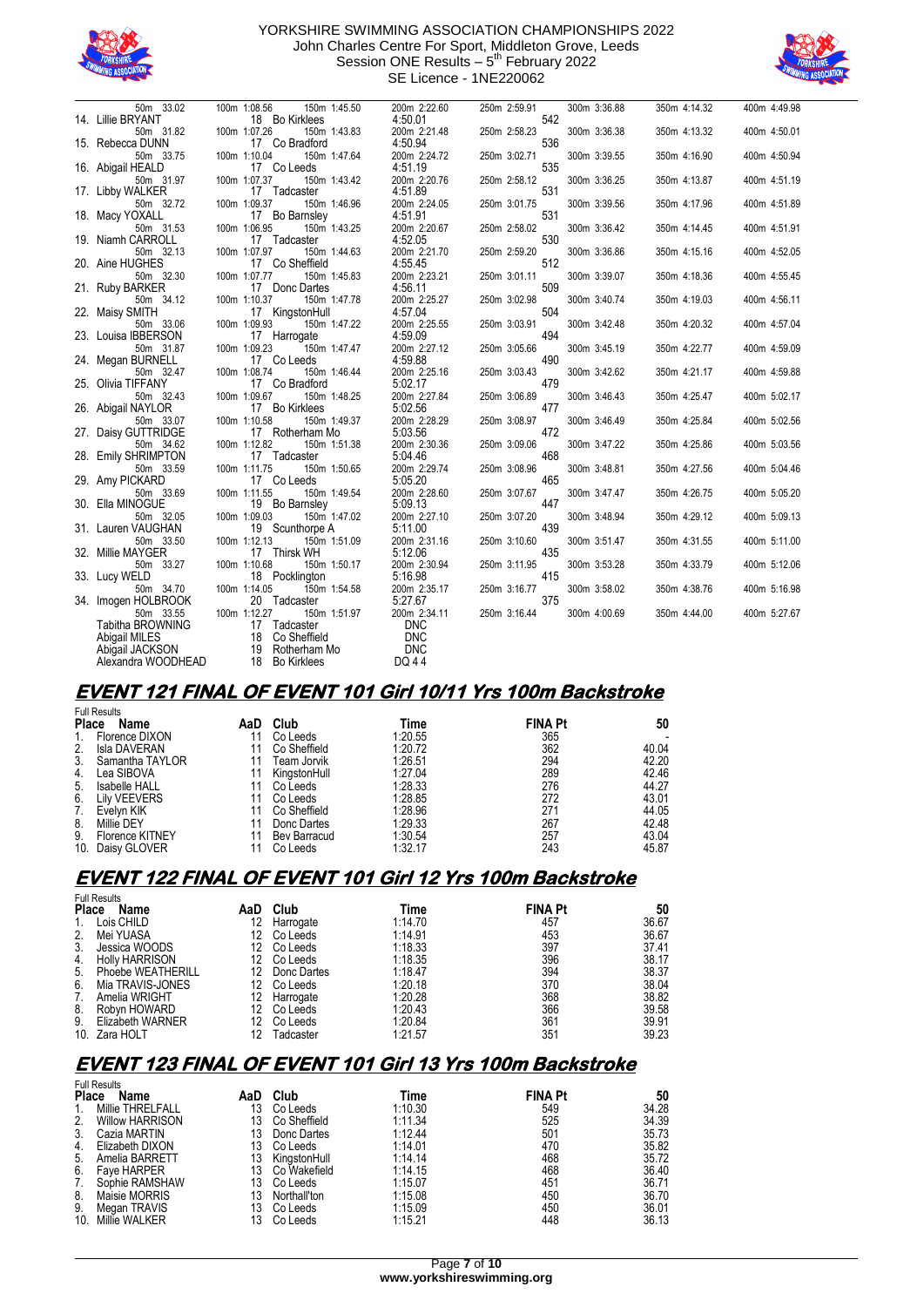| | | | | | | | | | |
|---|---|---|---|---|---|---|---|---|---|
| 50m 33.02 | 100m 1:08.56 | 150m 1:45.50 | 200m 2:22.60 | 250m 2:59.91 | 300m 3:36.88 | 350m 4:14.32 | 400m 4:49.98 | | |
| 14. Lillie BRYANT | 18 Bo Kirklees | | 4:50.01 | 542 | | | | | |
| 50m 31.82 | 100m 1:07.26 | 150m 1:43.83 | 200m 2:21.48 | 250m 2:58.23 | 300m 3:36.38 | 350m 4:13.32 | 400m 4:50.01 | | |
| 15. Rebecca DUNN | 17 Co Bradford | | 4:50.94 | 536 | | | | | |
| 50m 33.75 | 100m 1:10.04 | 150m 1:47.64 | 200m 2:24.72 | 250m 3:02.71 | 300m 3:39.55 | 350m 4:16.90 | 400m 4:50.94 | | |
| 16. Abigail HEALD | 17 Co Leeds | | 4:51.19 | 535 | | | | | |
| 50m 31.97 | 100m 1:07.37 | 150m 1:43.42 | 200m 2:20.76 | 250m 2:58.12 | 300m 3:36.25 | 350m 4:13.87 | 400m 4:51.19 | | |
| 17. Libby WALKER | 17 Tadcaster | | 4:51.89 | 531 | | | | | |
| 50m 32.72 | 100m 1:09.37 | 150m 1:46.96 | 200m 2:24.05 | 250m 3:01.75 | 300m 3:39.56 | 350m 4:17.96 | 400m 4:51.89 | | |
| 18. Macy YOXALL | 17 Bo Barnsley | | 4:51.91 | 531 | | | | | |
| 50m 31.53 | 100m 1:06.95 | 150m 1:43.25 | 200m 2:20.67 | 250m 2:58.02 | 300m 3:36.42 | 350m 4:14.45 | 400m 4:51.91 | | |
| 19. Niamh CARROLL | 17 Tadcaster | | 4:52.05 | 530 | | | | | |
| 50m 32.13 | 100m 1:07.97 | 150m 1:44.63 | 200m 2:21.70 | 250m 2:59.20 | 300m 3:36.86 | 350m 4:15.16 | 400m 4:52.05 | | |
| 20. Aine HUGHES | 17 Co Sheffield | | 4:55.45 | 512 | | | | | |
| 50m 32.30 | 100m 1:07.77 | 150m 1:45.83 | 200m 2:23.21 | 250m 3:01.11 | 300m 3:39.07 | 350m 4:18.36 | 400m 4:55.45 | | |
| 21. Ruby BARKER | 17 Donc Dartes | | 4:56.11 | 509 | | | | | |
| 50m 34.12 | 100m 1:10.37 | 150m 1:47.78 | 200m 2:25.27 | 250m 3:02.98 | 300m 3:40.74 | 350m 4:19.03 | 400m 4:56.11 | | |
| 22. Maisy SMITH | 17 KingstonHull | | 4:57.04 | 504 | | | | | |
| 50m 33.06 | 100m 1:09.93 | 150m 1:47.22 | 200m 2:25.55 | 250m 3:03.91 | 300m 3:42.48 | 350m 4:20.32 | 400m 4:57.04 | | |
| 23. Louisa IBBERSON | 17 Harrogate | | 4:59.09 | 494 | | | | | |
| 50m 31.87 | 100m 1:09.23 | 150m 1:47.47 | 200m 2:27.12 | 250m 3:05.66 | 300m 3:45.19 | 350m 4:22.77 | 400m 4:59.09 | | |
| 24. Megan BURNELL | 17 Co Leeds | | 4:59.88 | 490 | | | | | |
| 50m 32.47 | 100m 1:08.74 | 150m 1:46.44 | 200m 2:25.16 | 250m 3:03.43 | 300m 3:42.62 | 350m 4:21.17 | 400m 4:59.88 | | |
| 25. Olivia TIFFANY | 17 Co Bradford | | 5:02.17 | 479 | | | | | |
| 50m 32.43 | 100m 1:09.67 | 150m 1:48.25 | 200m 2:27.84 | 250m 3:06.89 | 300m 3:46.43 | 350m 4:25.47 | 400m 5:02.17 | | |
| 26. Abigail NAYLOR | 17 Bo Kirklees | | 5:02.56 | 477 | | | | | |
| 50m 33.07 | 100m 1:10.58 | 150m 1:49.37 | 200m 2:28.29 | 250m 3:08.97 | 300m 3:46.49 | 350m 4:25.84 | 400m 5:02.56 | | |
| 27. Daisy GUTTRIDGE | 17 Rotherham Mo | | 5:03.56 | 472 | | | | | |
| 50m 34.62 | 100m 1:12.82 | 150m 1:51.38 | 200m 2:30.36 | 250m 3:09.06 | 300m 3:47.22 | 350m 4:25.86 | 400m 5:03.56 | | |
| 28. Emily SHRIMPTON | 17 Tadcaster | | 5:04.46 | 468 | | | | | |
| 50m 33.59 | 100m 1:11.75 | 150m 1:50.65 | 200m 2:29.74 | 250m 3:08.96 | 300m 3:48.81 | 350m 4:27.56 | 400m 5:04.46 | | |
| 29. Amy PICKARD | 17 Co Leeds | | 5:05.20 | 465 | | | | | |
| 50m 33.69 | 100m 1:11.55 | 150m 1:49.54 | 200m 2:28.60 | 250m 3:07.67 | 300m 3:47.47 | 350m 4:26.75 | 400m 5:05.20 | | |
| 30. Ella MINOGUE | 19 Bo Barnsley | | 5:09.13 | 447 | | | | | |
| 50m 32.05 | 100m 1:09.03 | 150m 1:47.02 | 200m 2:27.10 | 250m 3:07.20 | 300m 3:48.94 | 350m 4:29.12 | 400m 5:09.13 | | |
| 31. Lauren VAUGHAN | 19 Scunthorpe A | | 5:11.00 | 439 | | | | | |
| 50m 33.50 | 100m 1:12.13 | 150m 1:51.09 | 200m 2:31.16 | 250m 3:10.60 | 300m 3:51.47 | 350m 4:31.55 | 400m 5:11.00 | | |
| 32. Millie MAYGER | 17 Thirsk WH | | 5:12.06 | 435 | | | | | |
| 50m 33.27 | 100m 1:10.68 | 150m 1:50.17 | 200m 2:30.94 | 250m 3:11.95 | 300m 3:53.28 | 350m 4:33.79 | 400m 5:12.06 | | |
| 33. Lucy WELD | 18 Pocklington | | 5:16.98 | 415 | | | | | |
| 50m 34.70 | 100m 1:14.05 | 150m 1:54.58 | 200m 2:35.17 | 250m 3:16.77 | 300m 3:58.02 | 350m 4:38.76 | 400m 5:16.98 | | |
| 34. Imogen HOLBROOK | 20 Tadcaster | | 5:27.67 | 375 | | | | | |
| 50m 33.55 | 100m 1:12.27 | 150m 1:51.97 | 200m 2:34.11 | 250m 3:16.44 | 300m 4:00.69 | 350m 4:44.00 | 400m 5:27.67 | | |
| Tabitha BROWNING | 17 Tadcaster | | DNC | | | | | | |
| Abigail MILES | 18 Co Sheffield | | DNC | | | | | | |
| Abigail JACKSON | 19 Rotherham Mo | | DNC | | | | | | |
| Alexandra WOODHEAD | 18 Bo Kirklees | | DQ 4 4 | | | | | | |

## EVENT 121 FINAL OF EVENT 101 Girl 10/11 Yrs 100m Backstroke

Full Results

| Place | Name | AaD | Club | Time | FINA Pt | 50 |
|---|---|---|---|---|---|---|
| 1. | Florence DIXON | 11 | Co Leeds | 1:20.55 | 365 | - |
| 2. | Isla DAVERAN | 11 | Co Sheffield | 1:20.72 | 362 | 40.04 |
| 3. | Samantha TAYLOR | 11 | Team Jorvik | 1:26.51 | 294 | 42.20 |
| 4. | Lea SIBOVA | 11 | KingstonHull | 1:27.04 | 289 | 42.46 |
| 5. | Isabelle HALL | 11 | Co Leeds | 1:28.33 | 276 | 44.27 |
| 6. | Lily VEEVERS | 11 | Co Leeds | 1:28.85 | 272 | 43.01 |
| 7. | Evelyn KIK | 11 | Co Sheffield | 1:28.96 | 271 | 44.05 |
| 8. | Millie DEY | 11 | Donc Dartes | 1:29.33 | 267 | 42.48 |
| 9. | Florence KITNEY | 11 | Bev Barracud | 1:30.54 | 257 | 43.04 |
| 10. | Daisy GLOVER | 11 | Co Leeds | 1:32.17 | 243 | 45.87 |

## EVENT 122 FINAL OF EVENT 101 Girl 12 Yrs 100m Backstroke

Full Results

| Place | Name | AaD | Club | Time | FINA Pt | 50 |
|---|---|---|---|---|---|---|
| 1. | Lois CHILD | 12 | Harrogate | 1:14.70 | 457 | 36.67 |
| 2. | Mei YUASA | 12 | Co Leeds | 1:14.91 | 453 | 36.67 |
| 3. | Jessica WOODS | 12 | Co Leeds | 1:18.33 | 397 | 37.41 |
| 4. | Holly HARRISON | 12 | Co Leeds | 1:18.35 | 396 | 38.17 |
| 5. | Phoebe WEATHERILL | 12 | Donc Dartes | 1:18.47 | 394 | 38.37 |
| 6. | Mia TRAVIS-JONES | 12 | Co Leeds | 1:20.18 | 370 | 38.04 |
| 7. | Amelia WRIGHT | 12 | Harrogate | 1:20.28 | 368 | 38.82 |
| 8. | Robyn HOWARD | 12 | Co Leeds | 1:20.43 | 366 | 39.58 |
| 9. | Elizabeth WARNER | 12 | Co Leeds | 1:20.84 | 361 | 39.91 |
| 10. | Zara HOLT | 12 | Tadcaster | 1:21.57 | 351 | 39.23 |

## EVENT 123 FINAL OF EVENT 101 Girl 13 Yrs 100m Backstroke

Full Results

| Place | Name | AaD | Club | Time | FINA Pt | 50 |
|---|---|---|---|---|---|---|
| 1. | Millie THRELFALL | 13 | Co Leeds | 1:10.30 | 549 | 34.28 |
| 2. | Willow HARRISON | 13 | Co Sheffield | 1:11.34 | 525 | 34.39 |
| 3. | Cazia MARTIN | 13 | Donc Dartes | 1:12.44 | 501 | 35.73 |
| 4. | Elizabeth DIXON | 13 | Co Leeds | 1:14.01 | 470 | 35.82 |
| 5. | Amelia BARRETT | 13 | KingstonHull | 1:14.14 | 468 | 35.72 |
| 6. | Faye HARPER | 13 | Co Wakefield | 1:14.15 | 468 | 36.40 |
| 7. | Sophie RAMSHAW | 13 | Co Leeds | 1:15.07 | 451 | 36.71 |
| 8. | Maisie MORRIS | 13 | Northall'ton | 1:15.08 | 450 | 36.70 |
| 9. | Megan TRAVIS | 13 | Co Leeds | 1:15.09 | 450 | 36.01 |
| 10. | Millie WALKER | 13 | Co Leeds | 1:15.21 | 448 | 36.13 |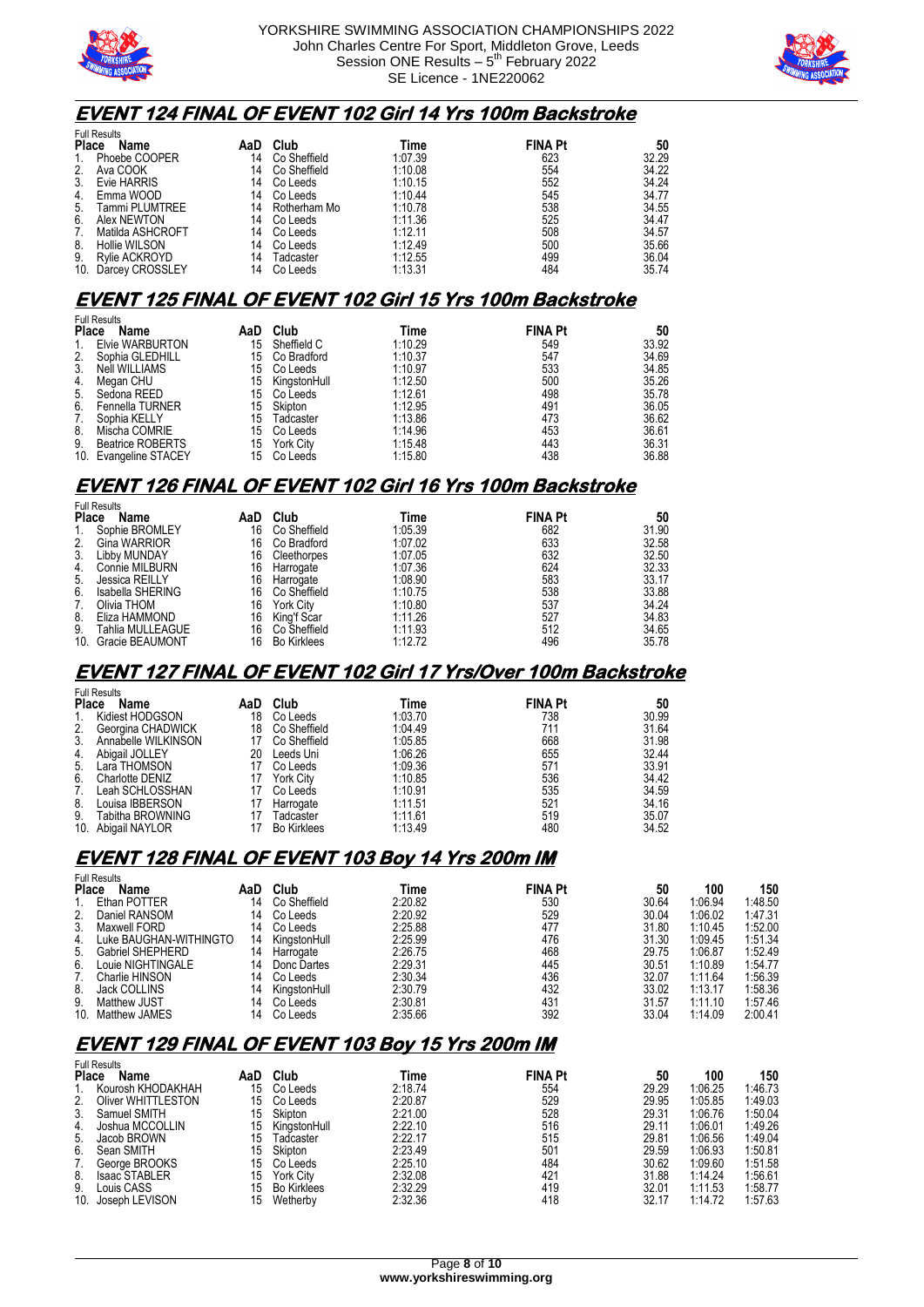## EVENT 124 FINAL OF EVENT 102 Girl 14 Yrs 100m Backstroke

Full Results

| Place | Name | AaD | Club | Time | FINA Pt | 50 |
|---|---|---|---|---|---|---|
| 1. | Phoebe COOPER | 14 | Co Sheffield | 1:07.39 | 623 | 32.29 |
| 2. | Ava COOK | 14 | Co Sheffield | 1:10.08 | 554 | 34.22 |
| 3. | Evie HARRIS | 14 | Co Leeds | 1:10.15 | 552 | 34.24 |
| 4. | Emma WOOD | 14 | Co Leeds | 1:10.44 | 545 | 34.77 |
| 5. | Tammi PLUMTREE | 14 | Rotherham Mo | 1:10.78 | 538 | 34.55 |
| 6. | Alex NEWTON | 14 | Co Leeds | 1:11.36 | 525 | 34.47 |
| 7. | Matilda ASHCROFT | 14 | Co Leeds | 1:12.11 | 508 | 34.57 |
| 8. | Hollie WILSON | 14 | Co Leeds | 1:12.49 | 500 | 35.66 |
| 9. | Rylie ACKROYD | 14 | Tadcaster | 1:12.55 | 499 | 36.04 |
| 10. | Darcey CROSSLEY | 14 | Co Leeds | 1:13.31 | 484 | 35.74 |

## EVENT 125 FINAL OF EVENT 102 Girl 15 Yrs 100m Backstroke

Full Results

| Place | Name | AaD | Club | Time | FINA Pt | 50 |
|---|---|---|---|---|---|---|
| 1. | Elvie WARBURTON | 15 | Sheffield C | 1:10.29 | 549 | 33.92 |
| 2. | Sophia GLEDHILL | 15 | Co Bradford | 1:10.37 | 547 | 34.69 |
| 3. | Nell WILLIAMS | 15 | Co Leeds | 1:10.97 | 533 | 34.85 |
| 4. | Megan CHU | 15 | KingstonHull | 1:12.50 | 500 | 35.26 |
| 5. | Sedona REED | 15 | Co Leeds | 1:12.61 | 498 | 35.78 |
| 6. | Fennella TURNER | 15 | Skipton | 1:12.95 | 491 | 36.05 |
| 7. | Sophia KELLY | 15 | Tadcaster | 1:13.86 | 473 | 36.62 |
| 8. | Mischa COMRIE | 15 | Co Leeds | 1:14.96 | 453 | 36.61 |
| 9. | Beatrice ROBERTS | 15 | York City | 1:15.48 | 443 | 36.31 |
| 10. | Evangeline STACEY | 15 | Co Leeds | 1:15.80 | 438 | 36.88 |

## EVENT 126 FINAL OF EVENT 102 Girl 16 Yrs 100m Backstroke

Full Results

| Place | Name | AaD | Club | Time | FINA Pt | 50 |
|---|---|---|---|---|---|---|
| 1. | Sophie BROMLEY | 16 | Co Sheffield | 1:05.39 | 682 | 31.90 |
| 2. | Gina WARRIOR | 16 | Co Bradford | 1:07.02 | 633 | 32.58 |
| 3. | Libby MUNDAY | 16 | Cleethorpes | 1:07.05 | 632 | 32.50 |
| 4. | Connie MILBURN | 16 | Harrogate | 1:07.36 | 624 | 32.33 |
| 5. | Jessica REILLY | 16 | Harrogate | 1:08.90 | 583 | 33.17 |
| 6. | Isabella SHERING | 16 | Co Sheffield | 1:10.75 | 538 | 33.88 |
| 7. | Olivia THOM | 16 | York City | 1:10.80 | 537 | 34.24 |
| 8. | Eliza HAMMOND | 16 | King'f Scar | 1:11.26 | 527 | 34.83 |
| 9. | Tahlia MULLEAGUE | 16 | Co Sheffield | 1:11.93 | 512 | 34.65 |
| 10. | Gracie BEAUMONT | 16 | Bo Kirklees | 1:12.72 | 496 | 35.78 |

## EVENT 127 FINAL OF EVENT 102 Girl 17 Yrs/Over 100m Backstroke

Full Results

| Place | Name | AaD | Club | Time | FINA Pt | 50 |
|---|---|---|---|---|---|---|
| 1. | Kidiest HODGSON | 18 | Co Leeds | 1:03.70 | 738 | 30.99 |
| 2. | Georgina CHADWICK | 18 | Co Sheffield | 1:04.49 | 711 | 31.64 |
| 3. | Annabelle WILKINSON | 17 | Co Sheffield | 1:05.85 | 668 | 31.98 |
| 4. | Abigail JOLLEY | 20 | Leeds Uni | 1:06.26 | 655 | 32.44 |
| 5. | Lara THOMSON | 17 | Co Leeds | 1:09.36 | 571 | 33.91 |
| 6. | Charlotte DENIZ | 17 | York City | 1:10.85 | 536 | 34.42 |
| 7. | Leah SCHLOSSHAN | 17 | Co Leeds | 1:10.91 | 535 | 34.59 |
| 8. | Louisa IBBERSON | 17 | Harrogate | 1:11.51 | 521 | 34.16 |
| 9. | Tabitha BROWNING | 17 | Tadcaster | 1:11.61 | 519 | 35.07 |
| 10. | Abigail NAYLOR | 17 | Bo Kirklees | 1:13.49 | 480 | 34.52 |

## EVENT 128 FINAL OF EVENT 103 Boy 14 Yrs 200m IM

Full Results

| Place | Name | AaD | Club | Time | FINA Pt | 50 | 100 | 150 |
|---|---|---|---|---|---|---|---|---|
| 1. | Ethan POTTER | 14 | Co Sheffield | 2:20.82 | 530 | 30.64 | 1:06.94 | 1:48.50 |
| 2. | Daniel RANSOM | 14 | Co Leeds | 2:20.92 | 529 | 30.04 | 1:06.02 | 1:47.31 |
| 3. | Maxwell FORD | 14 | Co Leeds | 2:25.88 | 477 | 31.80 | 1:10.45 | 1:52.00 |
| 4. | Luke BAUGHAN-WITHINGTO | 14 | KingstonHull | 2:25.99 | 476 | 31.30 | 1:09.45 | 1:51.34 |
| 5. | Gabriel SHEPHERD | 14 | Harrogate | 2:26.75 | 468 | 29.75 | 1:06.87 | 1:52.49 |
| 6. | Louie NIGHTINGALE | 14 | Donc Dartes | 2:29.31 | 445 | 30.51 | 1:10.89 | 1:54.77 |
| 7. | Charlie HINSON | 14 | Co Leeds | 2:30.34 | 436 | 32.07 | 1:11.64 | 1:56.39 |
| 8. | Jack COLLINS | 14 | KingstonHull | 2:30.79 | 432 | 33.02 | 1:13.17 | 1:58.36 |
| 9. | Matthew JUST | 14 | Co Leeds | 2:30.81 | 431 | 31.57 | 1:11.10 | 1:57.46 |
| 10. | Matthew JAMES | 14 | Co Leeds | 2:35.66 | 392 | 33.04 | 1:14.09 | 2:00.41 |

## EVENT 129 FINAL OF EVENT 103 Boy 15 Yrs 200m IM

Full Results

| Place | Name | AaD | Club | Time | FINA Pt | 50 | 100 | 150 |
|---|---|---|---|---|---|---|---|---|
| 1. | Kourosh KHODAKHAH | 15 | Co Leeds | 2:18.74 | 554 | 29.29 | 1:06.25 | 1:46.73 |
| 2. | Oliver WHITTLESTON | 15 | Co Leeds | 2:20.87 | 529 | 29.95 | 1:05.85 | 1:49.03 |
| 3. | Samuel SMITH | 15 | Skipton | 2:21.00 | 528 | 29.31 | 1:06.76 | 1:50.04 |
| 4. | Joshua MCCOLLIN | 15 | KingstonHull | 2:22.10 | 516 | 29.11 | 1:06.01 | 1:49.26 |
| 5. | Jacob BROWN | 15 | Tadcaster | 2:22.17 | 515 | 29.81 | 1:06.56 | 1:49.04 |
| 6. | Sean SMITH | 15 | Skipton | 2:23.49 | 501 | 29.59 | 1:06.93 | 1:50.81 |
| 7. | George BROOKS | 15 | Co Leeds | 2:25.10 | 484 | 30.62 | 1:09.60 | 1:51.58 |
| 8. | Isaac STABLER | 15 | York City | 2:32.08 | 421 | 31.88 | 1:14.24 | 1:56.61 |
| 9. | Louis CASS | 15 | Bo Kirklees | 2:32.29 | 419 | 32.01 | 1:11.53 | 1:58.77 |
| 10. | Joseph LEVISON | 15 | Wetherby | 2:32.36 | 418 | 32.17 | 1:14.72 | 1:57.63 |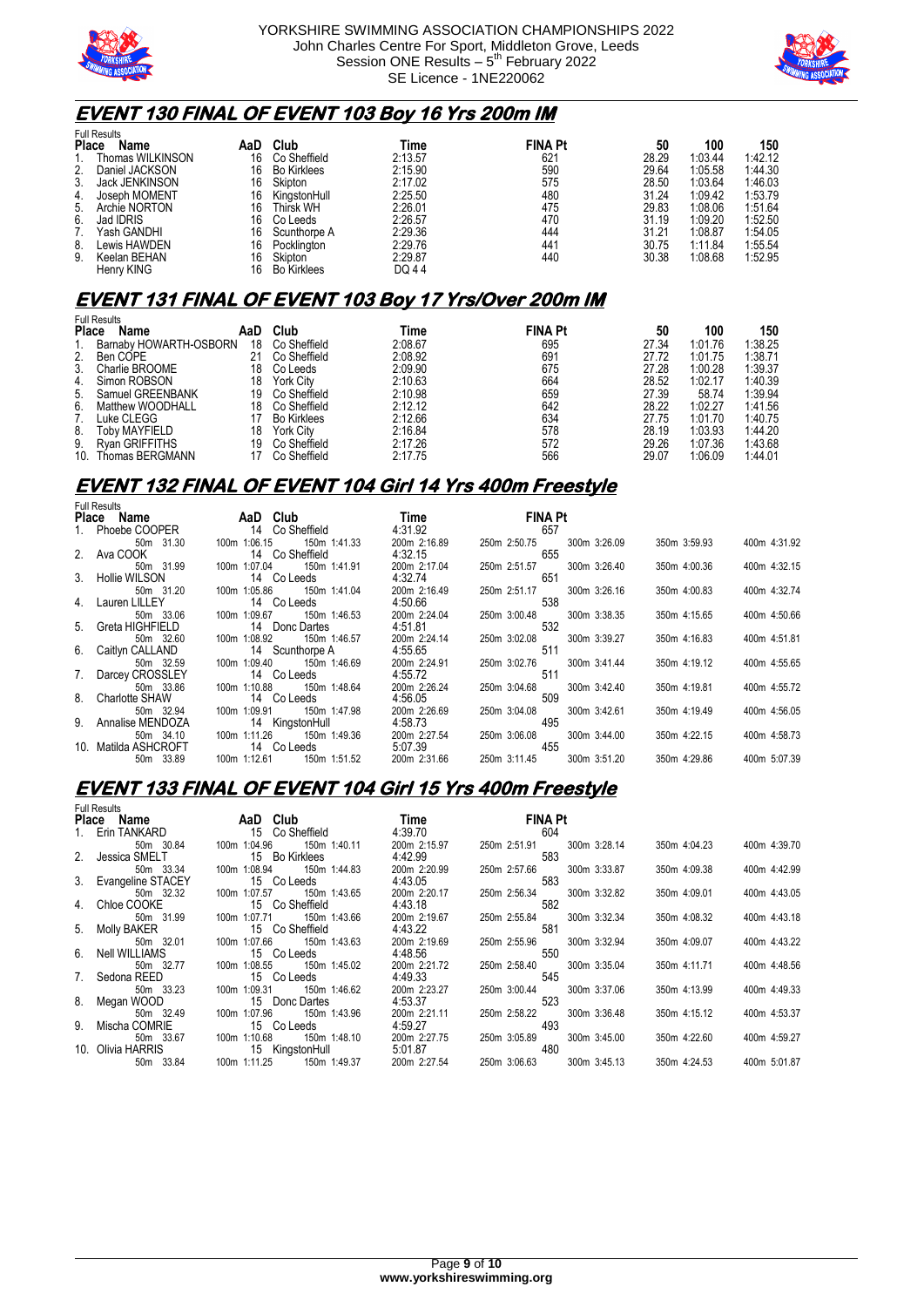## EVENT 130 FINAL OF EVENT 103 Boy 16 Yrs 200m IM

Full Results

| Place | Name | AaD | Club | Time | FINA Pt | 50 | 100 | 150 |
|---|---|---|---|---|---|---|---|---|
| 1. | Thomas WILKINSON | 16 | Co Sheffield | 2:13.57 | 621 | 28.29 | 1:03.44 | 1:42.12 |
| 2. | Daniel JACKSON | 16 | Bo Kirklees | 2:15.90 | 590 | 29.64 | 1:05.58 | 1:44.30 |
| 3. | Jack JENKINSON | 16 | Skipton | 2:17.02 | 575 | 28.50 | 1:03.64 | 1:46.03 |
| 4. | Joseph MOMENT | 16 | KingstonHull | 2:25.50 | 480 | 31.24 | 1:09.42 | 1:53.79 |
| 5. | Archie NORTON | 16 | Thirsk WH | 2:26.01 | 475 | 29.83 | 1:08.06 | 1:51.64 |
| 6. | Jad IDRIS | 16 | Co Leeds | 2:26.57 | 470 | 31.19 | 1:09.20 | 1:52.50 |
| 7. | Yash GANDHI | 16 | Scunthorpe A | 2:29.36 | 444 | 31.21 | 1:08.87 | 1:54.05 |
| 8. | Lewis HAWDEN | 16 | Pocklington | 2:29.76 | 441 | 30.75 | 1:11.84 | 1:55.54 |
| 9. | Keelan BEHAN | 16 | Skipton | 2:29.87 | 440 | 30.38 | 1:08.68 | 1:52.95 |
| | Henry KING | 16 | Bo Kirklees | DQ 4 4 | | | | |

## EVENT 131 FINAL OF EVENT 103 Boy 17 Yrs/Over 200m IM

Full Results

| Place | Name | AaD | Club | Time | FINA Pt | 50 | 100 | 150 |
|---|---|---|---|---|---|---|---|---|
| 1. | Barnaby HOWARTH-OSBORN | 18 | Co Sheffield | 2:08.67 | 695 | 27.34 | 1:01.76 | 1:38.25 |
| 2. | Ben COPE | 21 | Co Sheffield | 2:08.92 | 691 | 27.72 | 1:01.75 | 1:38.71 |
| 3. | Charlie BROOME | 18 | Co Leeds | 2:09.90 | 675 | 27.28 | 1:00.28 | 1:39.37 |
| 4. | Simon ROBSON | 18 | York City | 2:10.63 | 664 | 28.52 | 1:02.17 | 1:40.39 |
| 5. | Samuel GREENBANK | 19 | Co Sheffield | 2:10.98 | 659 | 27.39 | 58.74 | 1:39.94 |
| 6. | Matthew WOODHALL | 18 | Co Sheffield | 2:12.12 | 642 | 28.22 | 1:02.27 | 1:41.56 |
| 7. | Luke CLEGG | 17 | Bo Kirklees | 2:12.66 | 634 | 27.75 | 1:01.70 | 1:40.75 |
| 8. | Toby MAYFIELD | 18 | York City | 2:16.84 | 578 | 28.19 | 1:03.93 | 1:44.20 |
| 9. | Ryan GRIFFITHS | 19 | Co Sheffield | 2:17.26 | 572 | 29.26 | 1:07.36 | 1:43.68 |
| 10. | Thomas BERGMANN | 17 | Co Sheffield | 2:17.75 | 566 | 29.07 | 1:06.09 | 1:44.01 |

## EVENT 132 FINAL OF EVENT 104 Girl 14 Yrs 400m Freestyle

Full Results

| Place | Name | AaD | Club | Time | FINA Pt | 50m | 100m | 150m | 200m | 250m | 300m | 350m | 400m |
|---|---|---|---|---|---|---|---|---|---|---|---|---|---|
| 1. | Phoebe COOPER | 14 | Co Sheffield | 4:31.92 | 657 | 31.30 | 1:06.15 | 1:41.33 | 2:16.89 | 2:50.75 | 3:26.09 | 3:59.93 | 4:31.92 |
| 2. | Ava COOK | 14 | Co Sheffield | 4:32.15 | 655 | 31.99 | 1:07.04 | 1:41.91 | 2:17.04 | 2:51.57 | 3:26.40 | 4:00.36 | 4:32.15 |
| 3. | Hollie WILSON | 14 | Co Leeds | 4:32.74 | 651 | 31.20 | 1:05.86 | 1:41.04 | 2:16.49 | 2:51.17 | 3:26.16 | 4:00.83 | 4:32.74 |
| 4. | Lauren LILLEY | 14 | Co Leeds | 4:50.66 | 538 | 33.06 | 1:09.67 | 1:46.53 | 2:24.04 | 3:00.48 | 3:38.35 | 4:15.65 | 4:50.66 |
| 5. | Greta HIGHFIELD | 14 | Donc Dartes | 4:51.81 | 532 | 32.60 | 1:08.92 | 1:46.57 | 2:24.14 | 3:02.08 | 3:39.27 | 4:16.83 | 4:51.81 |
| 6. | Caitlyn CALLAND | 14 | Scunthorpe A | 4:55.65 | 511 | 32.59 | 1:09.40 | 1:46.69 | 2:24.91 | 3:02.76 | 3:41.44 | 4:19.12 | 4:55.65 |
| 7. | Darcey CROSSLEY | 14 | Co Leeds | 4:55.72 | 511 | 33.86 | 1:10.88 | 1:48.64 | 2:26.24 | 3:04.68 | 3:42.40 | 4:19.81 | 4:55.72 |
| 8. | Charlotte SHAW | 14 | Co Leeds | 4:56.05 | 509 | 32.94 | 1:09.91 | 1:47.98 | 2:26.69 | 3:04.08 | 3:42.61 | 4:19.49 | 4:56.05 |
| 9. | Annalise MENDOZA | 14 | KingstonHull | 4:58.73 | 495 | 34.10 | 1:11.26 | 1:49.36 | 2:27.54 | 3:06.08 | 3:44.00 | 4:22.15 | 4:58.73 |
| 10. | Matilda ASHCROFT | 14 | Co Leeds | 5:07.39 | 455 | 33.89 | 1:12.61 | 1:51.52 | 2:31.66 | 3:11.45 | 3:51.20 | 4:29.86 | 5:07.39 |

## EVENT 133 FINAL OF EVENT 104 Girl 15 Yrs 400m Freestyle

Full Results

| Place | Name | AaD | Club | Time | FINA Pt | 50m | 100m | 150m | 200m | 250m | 300m | 350m | 400m |
|---|---|---|---|---|---|---|---|---|---|---|---|---|---|
| 1. | Erin TANKARD | 15 | Co Sheffield | 4:39.70 | 604 | 30.84 | 1:04.96 | 1:40.11 | 2:15.97 | 2:51.91 | 3:28.14 | 4:04.23 | 4:39.70 |
| 2. | Jessica SMELT | 15 | Bo Kirklees | 4:42.99 | 583 | 33.34 | 1:08.94 | 1:44.83 | 2:20.99 | 2:57.66 | 3:33.87 | 4:09.38 | 4:42.99 |
| 3. | Evangeline STACEY | 15 | Co Leeds | 4:43.05 | 583 | 32.32 | 1:07.57 | 1:43.65 | 2:20.17 | 2:56.34 | 3:32.82 | 4:09.01 | 4:43.05 |
| 4. | Chloe COOKE | 15 | Co Sheffield | 4:43.18 | 582 | 31.99 | 1:07.71 | 1:43.66 | 2:19.67 | 2:55.84 | 3:32.34 | 4:08.32 | 4:43.18 |
| 5. | Molly BAKER | 15 | Co Sheffield | 4:43.22 | 581 | 32.01 | 1:07.66 | 1:43.63 | 2:19.69 | 2:55.96 | 3:32.94 | 4:09.07 | 4:43.22 |
| 6. | Nell WILLIAMS | 15 | Co Leeds | 4:48.56 | 550 | 32.77 | 1:08.55 | 1:45.02 | 2:21.72 | 2:58.40 | 3:35.04 | 4:11.71 | 4:48.56 |
| 7. | Sedona REED | 15 | Co Leeds | 4:49.33 | 545 | 33.23 | 1:09.31 | 1:46.62 | 2:23.27 | 3:00.44 | 3:37.06 | 4:13.99 | 4:49.33 |
| 8. | Megan WOOD | 15 | Donc Dartes | 4:53.37 | 523 | 32.49 | 1:07.96 | 1:43.96 | 2:21.11 | 2:58.22 | 3:36.48 | 4:15.12 | 4:53.37 |
| 9. | Mischa COMRIE | 15 | Co Leeds | 4:59.27 | 493 | 33.67 | 1:10.68 | 1:48.10 | 2:27.75 | 3:05.89 | 3:45.00 | 4:22.60 | 4:59.27 |
| 10. | Olivia HARRIS | 15 | KingstonHull | 5:01.87 | 480 | 33.84 | 1:11.25 | 1:49.37 | 2:27.54 | 3:06.63 | 3:45.13 | 4:24.53 | 5:01.87 |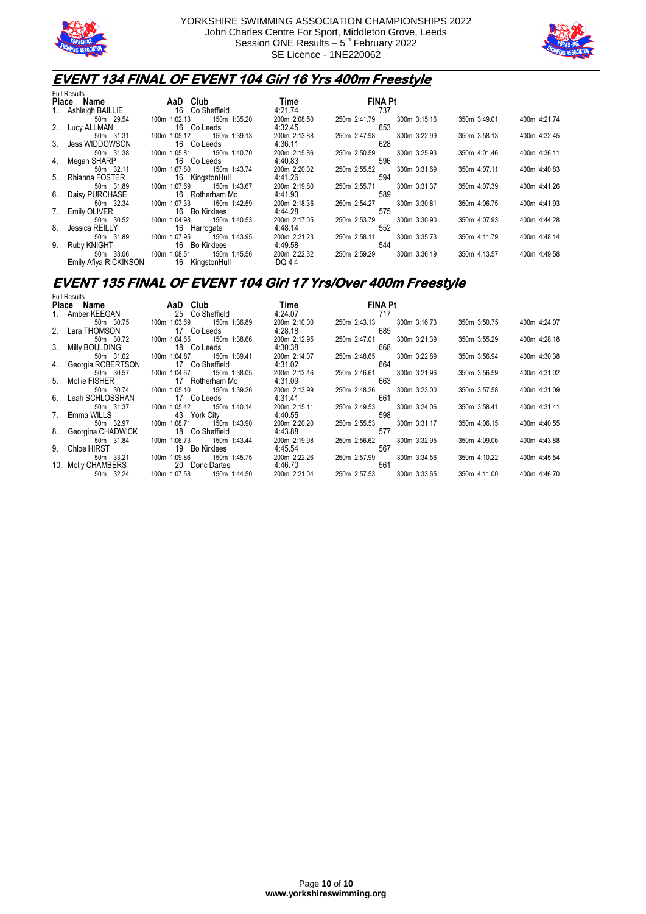YORKSHIRE SWIMMING ASSOCIATION CHAMPIONSHIPS 2022
John Charles Centre For Sport, Middleton Grove, Leeds
Session ONE Results – 5th February 2022
SE Licence - 1NE220062

## EVENT 134 FINAL OF EVENT 104 Girl 16 Yrs 400m Freestyle

Full Results

| Place | Name | AaD | Club | Time | FINA Pt |
|---|---|---|---|---|---|
| 1. | Ashleigh BAILLIE | 16 | Co Sheffield | 4:21.74 | 737 |
| | 50m 29.54 | 100m 1:02.13 | 150m 1:35.20 | 200m 2:08.50 | 250m 2:41.79 · 300m 3:15.16 · 350m 3:49.01 · 400m 4:21.74 |
| 2. | Lucy ALLMAN | 16 | Co Leeds | 4:32.45 | 653 |
| | 50m 31.31 | 100m 1:05.12 | 150m 1:39.13 | 200m 2:13.88 | 250m 2:47.98 · 300m 3:22.99 · 350m 3:58.13 · 400m 4:32.45 |
| 3. | Jess WIDDOWSON | 16 | Co Leeds | 4:36.11 | 628 |
| | 50m 31.38 | 100m 1:05.81 | 150m 1:40.70 | 200m 2:15.86 | 250m 2:50.59 · 300m 3:25.93 · 350m 4:01.46 · 400m 4:36.11 |
| 4. | Megan SHARP | 16 | Co Leeds | 4:40.83 | 596 |
| | 50m 32.11 | 100m 1:07.80 | 150m 1:43.74 | 200m 2:20.02 | 250m 2:55.52 · 300m 3:31.69 · 350m 4:07.11 · 400m 4:40.83 |
| 5. | Rhianna FOSTER | 16 | KingstonHull | 4:41.26 | 594 |
| | 50m 31.89 | 100m 1:07.69 | 150m 1:43.67 | 200m 2:19.80 | 250m 2:55.71 · 300m 3:31.37 · 350m 4:07.39 · 400m 4:41.26 |
| 6. | Daisy PURCHASE | 16 | Rotherham Mo | 4:41.93 | 589 |
| | 50m 32.34 | 100m 1:07.33 | 150m 1:42.59 | 200m 2:18.36 | 250m 2:54.27 · 300m 3:30.81 · 350m 4:06.75 · 400m 4:41.93 |
| 7. | Emily OLIVER | 16 | Bo Kirklees | 4:44.28 | 575 |
| | 50m 30.52 | 100m 1:04.98 | 150m 1:40.53 | 200m 2:17.05 | 250m 2:53.79 · 300m 3:30.90 · 350m 4:07.93 · 400m 4:44.28 |
| 8. | Jessica REILLY | 16 | Harrogate | 4:48.14 | 552 |
| | 50m 31.89 | 100m 1:07.95 | 150m 1:43.95 | 200m 2:21.23 | 250m 2:58.11 · 300m 3:35.73 · 350m 4:11.79 · 400m 4:48.14 |
| 9. | Ruby KNIGHT | 16 | Bo Kirklees | 4:49.58 | 544 |
| | 50m 33.06 | 100m 1:08.51 | 150m 1:45.56 | 200m 2:22.32 | 250m 2:59.29 · 300m 3:36.19 · 350m 4:13.57 · 400m 4:49.58 |
| | Emily Afiya RICKINSON | 16 | KingstonHull | DQ 4 4 | |

## EVENT 135 FINAL OF EVENT 104 Girl 17 Yrs/Over 400m Freestyle

Full Results

| Place | Name | AaD | Club | Time | FINA Pt |
|---|---|---|---|---|---|
| 1. | Amber KEEGAN | 25 | Co Sheffield | 4:24.07 | 717 |
| | 50m 30.75 | 100m 1:03.69 | 150m 1:36.89 | 200m 2:10.00 | 250m 2:43.13 · 300m 3:16.73 · 350m 3:50.75 · 400m 4:24.07 |
| 2. | Lara THOMSON | 17 | Co Leeds | 4:28.18 | 685 |
| | 50m 30.72 | 100m 1:04.65 | 150m 1:38.66 | 200m 2:12.95 | 250m 2:47.01 · 300m 3:21.39 · 350m 3:55.29 · 400m 4:28.18 |
| 3. | Milly BOULDING | 18 | Co Leeds | 4:30.38 | 668 |
| | 50m 31.02 | 100m 1:04.87 | 150m 1:39.41 | 200m 2:14.07 | 250m 2:48.65 · 300m 3:22.89 · 350m 3:56.94 · 400m 4:30.38 |
| 4. | Georgia ROBERTSON | 17 | Co Sheffield | 4:31.02 | 664 |
| | 50m 30.57 | 100m 1:04.67 | 150m 1:38.05 | 200m 2:12.46 | 250m 2:46.61 · 300m 3:21.96 · 350m 3:56.59 · 400m 4:31.02 |
| 5. | Mollie FISHER | 17 | Rotherham Mo | 4:31.09 | 663 |
| | 50m 30.74 | 100m 1:05.10 | 150m 1:39.26 | 200m 2:13.99 | 250m 2:48.26 · 300m 3:23.00 · 350m 3:57.58 · 400m 4:31.09 |
| 6. | Leah SCHLOSSHAN | 17 | Co Leeds | 4:31.41 | 661 |
| | 50m 31.37 | 100m 1:05.42 | 150m 1:40.14 | 200m 2:15.11 | 250m 2:49.53 · 300m 3:24.06 · 350m 3:58.41 · 400m 4:31.41 |
| 7. | Emma WILLS | 43 | York City | 4:40.55 | 598 |
| | 50m 32.97 | 100m 1:08.71 | 150m 1:43.90 | 200m 2:20.20 | 250m 2:55.53 · 300m 3:31.17 · 350m 4:06.15 · 400m 4:40.55 |
| 8. | Georgina CHADWICK | 18 | Co Sheffield | 4:43.88 | 577 |
| | 50m 31.84 | 100m 1:06.73 | 150m 1:43.44 | 200m 2:19.98 | 250m 2:56.62 · 300m 3:32.95 · 350m 4:09.06 · 400m 4:43.88 |
| 9. | Chloe HIRST | 19 | Bo Kirklees | 4:45.54 | 567 |
| | 50m 33.21 | 100m 1:09.86 | 150m 1:45.75 | 200m 2:22.26 | 250m 2:57.99 · 300m 3:34.56 · 350m 4:10.22 · 400m 4:45.54 |
| 10. | Molly CHAMBERS | 20 | Donc Dartes | 4:46.70 | 561 |
| | 50m 32.24 | 100m 1:07.58 | 150m 1:44.50 | 200m 2:21.04 | 250m 2:57.53 · 300m 3:33.65 · 350m 4:11.00 · 400m 4:46.70 |

www.yorkshireswimming.org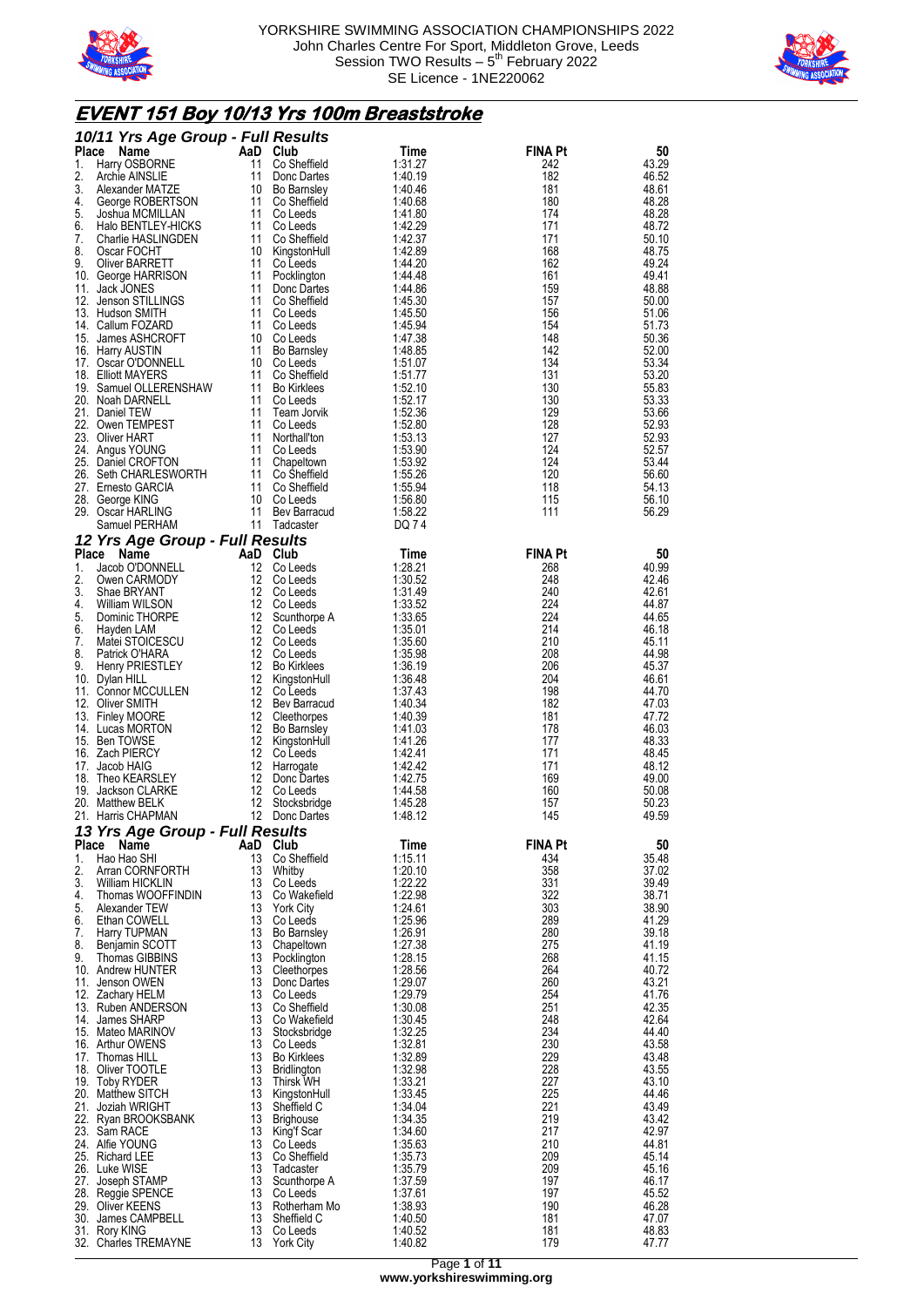# EVENT 151 Boy 10/13 Yrs 100m Breaststroke

## 10/11 Yrs Age Group - Full Results

| Place | Name | AaD | Club | Time | FINA Pt | 50 |
|---|---|---|---|---|---|---|
| 1. | Harry OSBORNE | 11 | Co Sheffield | 1:31.27 | 242 | 43.29 |
| 2. | Archie AINSLIE | 11 | Donc Dartes | 1:40.19 | 182 | 46.52 |
| 3. | Alexander MATZE | 10 | Bo Barnsley | 1:40.46 | 181 | 48.61 |
| 4. | George ROBERTSON | 11 | Co Sheffield | 1:40.68 | 180 | 48.28 |
| 5. | Joshua MCMILLAN | 11 | Co Leeds | 1:41.80 | 174 | 48.28 |
| 6. | Halo BENTLEY-HICKS | 11 | Co Leeds | 1:42.29 | 171 | 48.72 |
| 7. | Charlie HASLINGDEN | 11 | Co Sheffield | 1:42.37 | 171 | 50.10 |
| 8. | Oscar FOCHT | 10 | KingstonHull | 1:42.89 | 168 | 48.75 |
| 9. | Oliver BARRETT | 11 | Co Leeds | 1:44.20 | 162 | 49.24 |
| 10. | George HARRISON | 11 | Pocklington | 1:44.48 | 161 | 49.41 |
| 11. | Jack JONES | 11 | Donc Dartes | 1:44.86 | 159 | 48.88 |
| 12. | Jenson STILLINGS | 11 | Co Sheffield | 1:45.30 | 157 | 50.00 |
| 13. | Hudson SMITH | 11 | Co Leeds | 1:45.50 | 156 | 51.06 |
| 14. | Callum FOZARD | 11 | Co Leeds | 1:45.94 | 154 | 51.73 |
| 15. | James ASHCROFT | 10 | Co Leeds | 1:47.38 | 148 | 50.36 |
| 16. | Harry AUSTIN | 11 | Bo Barnsley | 1:48.85 | 142 | 52.00 |
| 17. | Oscar O'DONNELL | 10 | Co Leeds | 1:51.07 | 134 | 53.34 |
| 18. | Elliott MAYERS | 11 | Co Sheffield | 1:51.77 | 131 | 53.20 |
| 19. | Samuel OLLERENSHAW | 11 | Bo Kirklees | 1:52.10 | 130 | 55.83 |
| 20. | Noah DARNELL | 11 | Co Leeds | 1:52.17 | 130 | 53.33 |
| 21. | Daniel TEW | 11 | Team Jorvik | 1:52.36 | 129 | 53.66 |
| 22. | Owen TEMPEST | 11 | Co Leeds | 1:52.80 | 128 | 52.93 |
| 23. | Oliver HART | 11 | Northall'ton | 1:53.13 | 127 | 52.93 |
| 24. | Angus YOUNG | 11 | Co Leeds | 1:53.90 | 124 | 52.57 |
| 25. | Daniel CROFTON | 11 | Chapeltown | 1:53.92 | 124 | 53.44 |
| 26. | Seth CHARLESWORTH | 11 | Co Sheffield | 1:55.26 | 120 | 56.60 |
| 27. | Ernesto GARCIA | 11 | Co Sheffield | 1:55.94 | 118 | 54.13 |
| 28. | George KING | 10 | Co Leeds | 1:56.80 | 115 | 56.10 |
| 29. | Oscar HARLING | 11 | Bev Barracud | 1:58.22 | 111 | 56.29 |
| | Samuel PERHAM | 11 | Tadcaster | DQ 7 4 | | |

## 12 Yrs Age Group - Full Results

| Place | Name | AaD | Club | Time | FINA Pt | 50 |
|---|---|---|---|---|---|---|
| 1. | Jacob O'DONNELL | 12 | Co Leeds | 1:28.21 | 268 | 40.99 |
| 2. | Owen CARMODY | 12 | Co Leeds | 1:30.52 | 248 | 42.46 |
| 3. | Shae BRYANT | 12 | Co Leeds | 1:31.49 | 240 | 42.61 |
| 4. | William WILSON | 12 | Co Leeds | 1:33.52 | 224 | 44.87 |
| 5. | Dominic THORPE | 12 | Scunthorpe A | 1:33.65 | 224 | 44.65 |
| 6. | Hayden LAM | 12 | Co Leeds | 1:35.01 | 214 | 46.18 |
| 7. | Matei STOICESCU | 12 | Co Leeds | 1:35.60 | 210 | 45.11 |
| 8. | Patrick O'HARA | 12 | Co Leeds | 1:35.98 | 208 | 44.98 |
| 9. | Henry PRIESTLEY | 12 | Bo Kirklees | 1:36.19 | 206 | 45.37 |
| 10. | Dylan HILL | 12 | KingstonHull | 1:36.48 | 204 | 46.61 |
| 11. | Connor MCCULLEN | 12 | Co Leeds | 1:37.43 | 198 | 44.70 |
| 12. | Oliver SMITH | 12 | Bev Barracud | 1:40.34 | 182 | 47.03 |
| 13. | Finley MOORE | 12 | Cleethorpes | 1:40.39 | 181 | 47.72 |
| 14. | Lucas MORTON | 12 | Bo Barnsley | 1:41.03 | 178 | 46.03 |
| 15. | Ben TOWSE | 12 | KingstonHull | 1:41.26 | 177 | 48.33 |
| 16. | Zach PIERCY | 12 | Co Leeds | 1:42.41 | 171 | 48.45 |
| 17. | Jacob HAIG | 12 | Harrogate | 1:42.42 | 171 | 48.12 |
| 18. | Theo KEARSLEY | 12 | Donc Dartes | 1:42.75 | 169 | 49.00 |
| 19. | Jackson CLARKE | 12 | Co Leeds | 1:44.58 | 160 | 50.08 |
| 20. | Matthew BELK | 12 | Stocksbridge | 1:45.28 | 157 | 50.23 |
| 21. | Harris CHAPMAN | 12 | Donc Dartes | 1:48.12 | 145 | 49.59 |

## 13 Yrs Age Group - Full Results

| Place | Name | AaD | Club | Time | FINA Pt | 50 |
|---|---|---|---|---|---|---|
| 1. | Hao Hao SHI | 13 | Co Sheffield | 1:15.11 | 434 | 35.48 |
| 2. | Arran CORNFORTH | 13 | Whitby | 1:20.10 | 358 | 37.02 |
| 3. | William HICKLIN | 13 | Co Leeds | 1:22.22 | 331 | 39.49 |
| 4. | Thomas WOOFFINDIN | 13 | Co Wakefield | 1:22.98 | 322 | 38.71 |
| 5. | Alexander TEW | 13 | York City | 1:24.61 | 303 | 38.90 |
| 6. | Ethan COWELL | 13 | Co Leeds | 1:25.96 | 289 | 41.29 |
| 7. | Harry TUPMAN | 13 | Bo Barnsley | 1:26.91 | 280 | 39.18 |
| 8. | Benjamin SCOTT | 13 | Chapeltown | 1:27.38 | 275 | 41.19 |
| 9. | Thomas GIBBINS | 13 | Pocklington | 1:28.15 | 268 | 41.15 |
| 10. | Andrew HUNTER | 13 | Cleethorpes | 1:28.56 | 264 | 40.72 |
| 11. | Jenson OWEN | 13 | Donc Dartes | 1:29.07 | 260 | 43.21 |
| 12. | Zachary HELM | 13 | Co Leeds | 1:29.79 | 254 | 41.76 |
| 13. | Ruben ANDERSON | 13 | Co Sheffield | 1:30.08 | 251 | 42.35 |
| 14. | James SHARP | 13 | Co Wakefield | 1:30.45 | 248 | 42.64 |
| 15. | Mateo MARINOV | 13 | Stocksbridge | 1:32.25 | 234 | 44.40 |
| 16. | Arthur OWENS | 13 | Co Leeds | 1:32.81 | 230 | 43.58 |
| 17. | Thomas HILL | 13 | Bo Kirklees | 1:32.89 | 229 | 43.48 |
| 18. | Oliver TOOTLE | 13 | Bridlington | 1:32.98 | 228 | 43.55 |
| 19. | Toby RYDER | 13 | Thirsk WH | 1:33.21 | 227 | 43.10 |
| 20. | Matthew SITCH | 13 | KingstonHull | 1:33.45 | 225 | 44.46 |
| 21. | Joziah WRIGHT | 13 | Sheffield C | 1:34.04 | 221 | 43.49 |
| 22. | Ryan BROOKSBANK | 13 | Brighouse | 1:34.35 | 219 | 43.42 |
| 23. | Sam RACE | 13 | King'f Scar | 1:34.60 | 217 | 42.97 |
| 24. | Alfie YOUNG | 13 | Co Leeds | 1:35.63 | 210 | 44.81 |
| 25. | Richard LEE | 13 | Co Sheffield | 1:35.73 | 209 | 45.14 |
| 26. | Luke WISE | 13 | Tadcaster | 1:35.79 | 209 | 45.16 |
| 27. | Joseph STAMP | 13 | Scunthorpe A | 1:37.59 | 197 | 46.17 |
| 28. | Reggie SPENCE | 13 | Co Leeds | 1:37.61 | 197 | 45.52 |
| 29. | Oliver KEENS | 13 | Rotherham Mo | 1:38.93 | 190 | 46.28 |
| 30. | James CAMPBELL | 13 | Sheffield C | 1:40.50 | 181 | 47.07 |
| 31. | Rory KING | 13 | Co Leeds | 1:40.52 | 181 | 48.83 |
| 32. | Charles TREMAYNE | 13 | York City | 1:40.82 | 179 | 47.77 |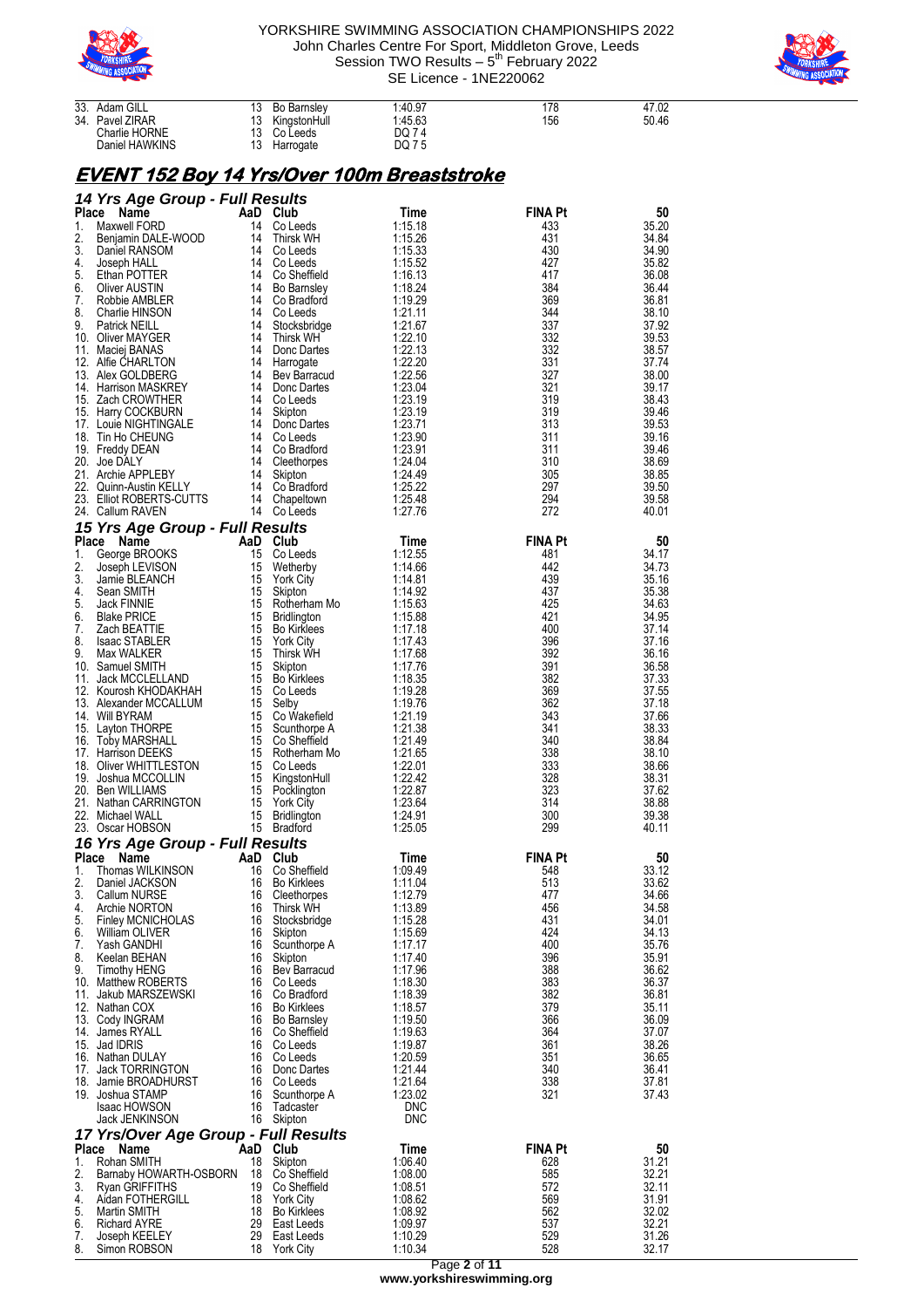| | | | | | |
|---|---|---|---|---|---|
| 33. Adam GILL | 13 | Bo Barnsley | 1:40.97 | 178 | 47.02 |
| 34. Pavel ZIRAR | 13 | KingstonHull | 1:45.63 | 156 | 50.46 |
| Charlie HORNE | 13 | Co Leeds | DQ 7 4 | | |
| Daniel HAWKINS | 13 | Harrogate | DQ 7 5 | | |

## EVENT 152 Boy 14 Yrs/Over 100m Breaststroke

### 14 Yrs Age Group - Full Results

| Place Name | AaD | Club | Time | FINA Pt | 50 |
|---|---|---|---|---|---|
| 1. Maxwell FORD | 14 | Co Leeds | 1:15.18 | 433 | 35.20 |
| 2. Benjamin DALE-WOOD | 14 | Thirsk WH | 1:15.26 | 431 | 34.84 |
| 3. Daniel RANSOM | 14 | Co Leeds | 1:15.33 | 430 | 34.90 |
| 4. Joseph HALL | 14 | Co Leeds | 1:15.52 | 427 | 35.82 |
| 5. Ethan POTTER | 14 | Co Sheffield | 1:16.13 | 417 | 36.08 |
| 6. Oliver AUSTIN | 14 | Bo Barnsley | 1:18.24 | 384 | 36.44 |
| 7. Robbie AMBLER | 14 | Co Bradford | 1:19.29 | 369 | 36.81 |
| 8. Charlie HINSON | 14 | Co Leeds | 1:21.11 | 344 | 38.10 |
| 9. Patrick NEILL | 14 | Stocksbridge | 1:21.67 | 337 | 37.92 |
| 10. Oliver MAYGER | 14 | Thirsk WH | 1:22.10 | 332 | 39.53 |
| 11. Maciej BANAS | 14 | Donc Dartes | 1:22.13 | 332 | 38.57 |
| 12. Alfie CHARLTON | 14 | Harrogate | 1:22.20 | 331 | 37.74 |
| 13. Alex GOLDBERG | 14 | Bev Barracud | 1:22.56 | 327 | 38.00 |
| 14. Harrison MASKREY | 14 | Donc Dartes | 1:23.04 | 321 | 39.17 |
| 15. Zach CROWTHER | 14 | Co Leeds | 1:23.19 | 319 | 38.43 |
| 15. Harry COCKBURN | 14 | Skipton | 1:23.19 | 319 | 39.46 |
| 17. Louie NIGHTINGALE | 14 | Donc Dartes | 1:23.71 | 313 | 39.53 |
| 18. Tin Ho CHEUNG | 14 | Co Leeds | 1:23.90 | 311 | 39.16 |
| 19. Freddy DEAN | 14 | Co Bradford | 1:23.91 | 311 | 39.46 |
| 20. Joe DALY | 14 | Cleethorpes | 1:24.04 | 310 | 38.69 |
| 21. Archie APPLEBY | 14 | Skipton | 1:24.49 | 305 | 38.85 |
| 22. Quinn-Austin KELLY | 14 | Co Bradford | 1:25.22 | 297 | 39.50 |
| 23. Elliot ROBERTS-CUTTS | 14 | Chapeltown | 1:25.48 | 294 | 39.58 |
| 24. Callum RAVEN | 14 | Co Leeds | 1:27.76 | 272 | 40.01 |

### 15 Yrs Age Group - Full Results

| Place Name | AaD | Club | Time | FINA Pt | 50 |
|---|---|---|---|---|---|
| 1. George BROOKS | 15 | Co Leeds | 1:12.55 | 481 | 34.17 |
| 2. Joseph LEVISON | 15 | Wetherby | 1:14.66 | 442 | 34.73 |
| 3. Jamie BLEANCH | 15 | York City | 1:14.81 | 439 | 35.16 |
| 4. Sean SMITH | 15 | Skipton | 1:14.92 | 437 | 35.38 |
| 5. Jack FINNIE | 15 | Rotherham Mo | 1:15.63 | 425 | 34.63 |
| 6. Blake PRICE | 15 | Bridlington | 1:15.88 | 421 | 34.95 |
| 7. Zach BEATTIE | 15 | Bo Kirklees | 1:17.18 | 400 | 37.14 |
| 8. Isaac STABLER | 15 | York City | 1:17.43 | 396 | 37.16 |
| 9. Max WALKER | 15 | Thirsk WH | 1:17.68 | 392 | 36.16 |
| 10. Samuel SMITH | 15 | Skipton | 1:17.76 | 391 | 36.58 |
| 11. Jack MCCLELLAND | 15 | Bo Kirklees | 1:18.35 | 382 | 37.33 |
| 12. Kourosh KHODAKHAH | 15 | Co Leeds | 1:19.28 | 369 | 37.55 |
| 13. Alexander MCCALLUM | 15 | Selby | 1:19.76 | 362 | 37.18 |
| 14. Will BYRAM | 15 | Co Wakefield | 1:21.19 | 343 | 37.66 |
| 15. Layton THORPE | 15 | Scunthorpe A | 1:21.38 | 341 | 38.33 |
| 16. Toby MARSHALL | 15 | Co Sheffield | 1:21.49 | 340 | 38.84 |
| 17. Harrison DEEKS | 15 | Rotherham Mo | 1:21.65 | 338 | 38.10 |
| 18. Oliver WHITTLESTON | 15 | Co Leeds | 1:22.01 | 333 | 38.66 |
| 19. Joshua MCCOLLIN | 15 | KingstonHull | 1:22.42 | 328 | 38.31 |
| 20. Ben WILLIAMS | 15 | Pocklington | 1:22.87 | 323 | 37.62 |
| 21. Nathan CARRINGTON | 15 | York City | 1:23.64 | 314 | 38.88 |
| 22. Michael WALL | 15 | Bridlington | 1:24.91 | 300 | 39.38 |
| 23. Oscar HOBSON | 15 | Bradford | 1:25.05 | 299 | 40.11 |

### 16 Yrs Age Group - Full Results

| Place Name | AaD | Club | Time | FINA Pt | 50 |
|---|---|---|---|---|---|
| 1. Thomas WILKINSON | 16 | Co Sheffield | 1:09.49 | 548 | 33.12 |
| 2. Daniel JACKSON | 16 | Bo Kirklees | 1:11.04 | 513 | 33.62 |
| 3. Callum NURSE | 16 | Cleethorpes | 1:12.79 | 477 | 34.66 |
| 4. Archie NORTON | 16 | Thirsk WH | 1:13.89 | 456 | 34.58 |
| 5. Finley MCNICHOLAS | 16 | Stocksbridge | 1:15.28 | 431 | 34.01 |
| 6. William OLIVER | 16 | Skipton | 1:15.69 | 424 | 34.13 |
| 7. Yash GANDHI | 16 | Scunthorpe A | 1:17.17 | 400 | 35.76 |
| 8. Keelan BEHAN | 16 | Skipton | 1:17.40 | 396 | 35.91 |
| 9. Timothy HENG | 16 | Bev Barracud | 1:17.96 | 388 | 36.62 |
| 10. Matthew ROBERTS | 16 | Co Leeds | 1:18.30 | 383 | 36.37 |
| 11. Jakub MARSZEWSKI | 16 | Co Bradford | 1:18.39 | 382 | 36.81 |
| 12. Nathan COX | 16 | Bo Kirklees | 1:18.57 | 379 | 35.11 |
| 13. Cody INGRAM | 16 | Bo Barnsley | 1:19.50 | 366 | 36.09 |
| 14. James RYALL | 16 | Co Sheffield | 1:19.63 | 364 | 37.07 |
| 15. Jad IDRIS | 16 | Co Leeds | 1:19.87 | 361 | 38.26 |
| 16. Nathan DULAY | 16 | Co Leeds | 1:20.59 | 351 | 36.65 |
| 17. Jack TORRINGTON | 16 | Donc Dartes | 1:21.44 | 340 | 36.41 |
| 18. Jamie BROADHURST | 16 | Co Leeds | 1:21.64 | 338 | 37.81 |
| 19. Joshua STAMP | 16 | Scunthorpe A | 1:23.02 | 321 | 37.43 |
| Isaac HOWSON | 16 | Tadcaster | DNC | | |
| Jack JENKINSON | 16 | Skipton | DNC | | |

### 17 Yrs/Over Age Group - Full Results

| Place Name | AaD | Club | Time | FINA Pt | 50 |
|---|---|---|---|---|---|
| 1. Rohan SMITH | 18 | Skipton | 1:06.40 | 628 | 31.21 |
| 2. Barnaby HOWARTH-OSBORN | 18 | Co Sheffield | 1:08.00 | 585 | 32.21 |
| 3. Ryan GRIFFITHS | 19 | Co Sheffield | 1:08.51 | 572 | 32.11 |
| 4. Aidan FOTHERGILL | 18 | York City | 1:08.62 | 569 | 31.91 |
| 5. Martin SMITH | 18 | Bo Kirklees | 1:08.92 | 562 | 32.02 |
| 6. Richard AYRE | 29 | East Leeds | 1:09.97 | 537 | 32.21 |
| 7. Joseph KEELEY | 29 | East Leeds | 1:10.29 | 529 | 31.26 |
| 8. Simon ROBSON | 18 | York City | 1:10.34 | 528 | 32.17 |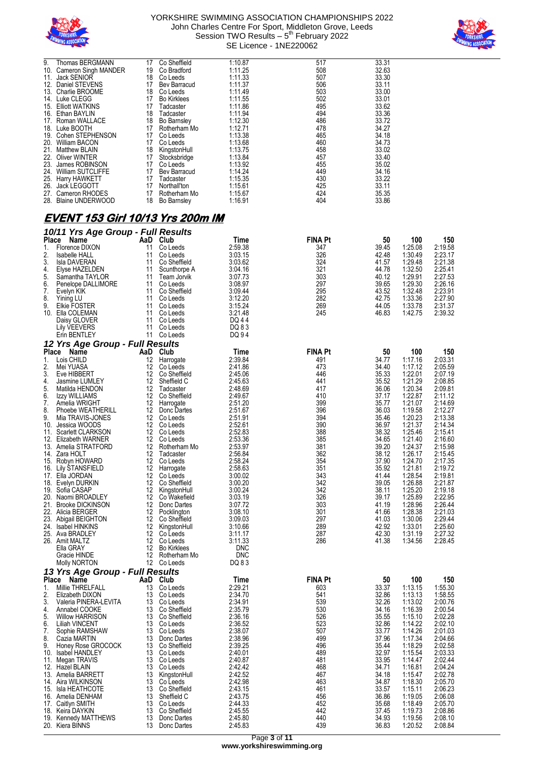| | | | | | | |
|---|---|---|---|---|---|---|
| 9. | Thomas BERGMANN | 17 | Co Sheffield | 1:10.87 | 517 | 33.31 |
| 10. | Cameron Singh MANDER | 19 | Co Bradford | 1:11.25 | 508 | 32.63 |
| 11. | Jack SENIOR | 18 | Co Leeds | 1:11.33 | 507 | 33.30 |
| 12. | Daniel STEVENS | 17 | Bev Barracud | 1:11.37 | 506 | 33.11 |
| 13. | Charlie BROOME | 18 | Co Leeds | 1:11.49 | 503 | 33.00 |
| 14. | Luke CLEGG | 17 | Bo Kirklees | 1:11.55 | 502 | 33.01 |
| 15. | Elliott WATKINS | 17 | Tadcaster | 1:11.86 | 495 | 33.62 |
| 16. | Ethan BAYLIN | 18 | Tadcaster | 1:11.94 | 494 | 33.36 |
| 17. | Roman WALLACE | 18 | Bo Barnsley | 1:12.30 | 486 | 33.72 |
| 18. | Luke BOOTH | 17 | Rotherham Mo | 1:12.71 | 478 | 34.27 |
| 19. | Cohen STEPHENSON | 17 | Co Leeds | 1:13.38 | 465 | 34.18 |
| 20. | William BACON | 17 | Co Leeds | 1:13.68 | 460 | 34.73 |
| 21. | Matthew BLAIN | 18 | KingstonHull | 1:13.75 | 458 | 33.02 |
| 22. | Oliver WINTER | 17 | Stocksbridge | 1:13.84 | 457 | 33.40 |
| 23. | James ROBINSON | 17 | Co Leeds | 1:13.92 | 455 | 35.02 |
| 24. | William SUTCLIFFE | 17 | Bev Barracud | 1:14.24 | 449 | 34.16 |
| 25. | Harry HAWKETT | 17 | Tadcaster | 1:15.35 | 430 | 33.22 |
| 26. | Jack LEGGOTT | 17 | Northall'ton | 1:15.61 | 425 | 33.11 |
| 27. | Cameron RHODES | 17 | Rotherham Mo | 1:15.67 | 424 | 35.35 |
| 28. | Blaine UNDERWOOD | 18 | Bo Barnsley | 1:16.91 | 404 | 33.86 |

## EVENT 153 Girl 10/13 Yrs 200m IM

### 10/11 Yrs Age Group - Full Results

| Place | Name | AaD | Club | Time | FINA Pt | 50 | 100 | 150 |
|---|---|---|---|---|---|---|---|---|
| 1. | Florence DIXON | 11 | Co Leeds | 2:59.38 | 347 | 39.45 | 1:25.08 | 2:19.58 |
| 2. | Isabelle HALL | 11 | Co Leeds | 3:03.15 | 326 | 42.48 | 1:30.49 | 2:23.17 |
| 3. | Isla DAVERAN | 11 | Co Sheffield | 3:03.62 | 324 | 41.57 | 1:29.48 | 2:21.38 |
| 4. | Elyse HAZELDEN | 11 | Scunthorpe A | 3:04.16 | 321 | 44.78 | 1:32.50 | 2:25.41 |
| 5. | Samantha TAYLOR | 11 | Team Jorvik | 3:07.73 | 303 | 40.12 | 1:29.91 | 2:27.53 |
| 6. | Penelope DALLIMORE | 11 | Co Leeds | 3:08.97 | 297 | 39.65 | 1:29.30 | 2:26.16 |
| 7. | Evelyn KIK | 11 | Co Sheffield | 3:09.44 | 295 | 43.52 | 1:32.48 | 2:23.91 |
| 8. | Yining LU | 11 | Co Leeds | 3:12.20 | 282 | 42.75 | 1:33.36 | 2:27.90 |
| 9. | Elkie FOSTER | 11 | Co Leeds | 3:15.24 | 269 | 44.05 | 1:33.78 | 2:31.37 |
| 10. | Ella COLEMAN | 11 | Co Leeds | 3:21.48 | 245 | 46.83 | 1:42.75 | 2:39.32 |
| | Daisy GLOVER | 11 | Co Leeds | DQ 4 4 | | | | |
| | Lily VEEVERS | 11 | Co Leeds | DQ 8 3 | | | | |
| | Erin BENTLEY | 11 | Co Leeds | DQ 9 4 | | | | |

### 12 Yrs Age Group - Full Results

| Place | Name | AaD | Club | Time | FINA Pt | 50 | 100 | 150 |
|---|---|---|---|---|---|---|---|---|
| 1. | Lois CHILD | 12 | Harrogate | 2:39.84 | 491 | 34.77 | 1:17.16 | 2:03.31 |
| 2. | Mei YUASA | 12 | Co Leeds | 2:41.86 | 473 | 34.40 | 1:17.12 | 2:05.59 |
| 3. | Eve HIBBERT | 12 | Co Sheffield | 2:45.06 | 446 | 35.33 | 1:22.01 | 2:07.19 |
| 4. | Jasmine LUMLEY | 12 | Sheffield C | 2:45.63 | 441 | 35.52 | 1:21.29 | 2:08.85 |
| 5. | Matilda HENDON | 12 | Tadcaster | 2:48.69 | 417 | 36.06 | 1:20.34 | 2:09.81 |
| 6. | Izzy WILLIAMS | 12 | Co Sheffield | 2:49.67 | 410 | 37.17 | 1:22.87 | 2:11.12 |
| 7. | Amelia WRIGHT | 12 | Harrogate | 2:51.20 | 399 | 35.77 | 1:21.07 | 2:14.69 |
| 8. | Phoebe WEATHERILL | 12 | Donc Dartes | 2:51.67 | 396 | 36.03 | 1:19.58 | 2:12.27 |
| 9. | Mia TRAVIS-JONES | 12 | Co Leeds | 2:51.91 | 394 | 35.46 | 1:20.23 | 2:13.38 |
| 10. | Jessica WOODS | 12 | Co Leeds | 2:52.61 | 390 | 36.97 | 1:21.37 | 2:14.34 |
| 11. | Scarlett CLARKSON | 12 | Co Leeds | 2:52.83 | 388 | 38.32 | 1:25.46 | 2:15.41 |
| 12. | Elizabeth WARNER | 12 | Co Leeds | 2:53.36 | 385 | 34.65 | 1:21.40 | 2:16.60 |
| 13. | Amelia STRATFORD | 12 | Rotherham Mo | 2:53.97 | 381 | 39.20 | 1:24.37 | 2:15.98 |
| 14. | Zara HOLT | 12 | Tadcaster | 2:56.84 | 362 | 38.12 | 1:26.17 | 2:15.45 |
| 15. | Robyn HOWARD | 12 | Co Leeds | 2:58.24 | 354 | 37.90 | 1:24.70 | 2:17.35 |
| 16. | Lily STANSFIELD | 12 | Harrogate | 2:58.63 | 351 | 35.92 | 1:21.81 | 2:19.72 |
| 17. | Ella JORDAN | 12 | Co Leeds | 3:00.02 | 343 | 41.44 | 1:28.54 | 2:19.81 |
| 18. | Evelyn DURKIN | 12 | Co Sheffield | 3:00.20 | 342 | 39.05 | 1:26.88 | 2:21.87 |
| 19. | Sofia CASAP | 12 | KingstonHull | 3:00.24 | 342 | 38.11 | 1:25.20 | 2:19.18 |
| 20. | Naomi BROADLEY | 12 | Co Wakefield | 3:03.19 | 326 | 39.17 | 1:25.89 | 2:22.95 |
| 21. | Brooke DICKINSON | 12 | Donc Dartes | 3:07.72 | 303 | 41.19 | 1:28.96 | 2:26.44 |
| 22. | Alicia BERGER | 12 | Pocklington | 3:08.10 | 301 | 41.66 | 1:28.38 | 2:21.03 |
| 23. | Abigail BEIGHTON | 12 | Co Sheffield | 3:09.03 | 297 | 41.03 | 1:30.06 | 2:29.44 |
| 24. | Isabel HINKINS | 12 | KingstonHull | 3:10.66 | 289 | 42.92 | 1:33.01 | 2:25.60 |
| 25. | Ava BRADLEY | 12 | Co Leeds | 3:11.17 | 287 | 42.30 | 1:31.19 | 2:27.32 |
| 26. | Amit MALTZ | 12 | Co Leeds | 3:11.33 | 286 | 41.38 | 1:34.56 | 2:28.45 |
| | Ella GRAY | 12 | Bo Kirklees | DNC | | | | |
| | Gracie HINDE | 12 | Rotherham Mo | DNC | | | | |
| | Molly NORTON | 12 | Co Leeds | DQ 8 3 | | | | |

### 13 Yrs Age Group - Full Results

| Place | Name | AaD | Club | Time | FINA Pt | 50 | 100 | 150 |
|---|---|---|---|---|---|---|---|---|
| 1. | Millie THRELFALL | 13 | Co Leeds | 2:29.21 | 603 | 33.37 | 1:13.15 | 1:55.30 |
| 2. | Elizabeth DIXON | 13 | Co Leeds | 2:34.70 | 541 | 32.86 | 1:13.13 | 1:58.55 |
| 3. | Valeria PINERA-LEVITA | 13 | Co Leeds | 2:34.91 | 539 | 32.26 | 1:13.02 | 2:00.76 |
| 4. | Annabel COOKE | 13 | Co Sheffield | 2:35.79 | 530 | 34.16 | 1:16.39 | 2:00.54 |
| 5. | Willow HARRISON | 13 | Co Sheffield | 2:36.16 | 526 | 35.55 | 1:15.10 | 2:02.28 |
| 6. | Liliah VINCENT | 13 | Co Leeds | 2:36.52 | 523 | 32.86 | 1:14.22 | 2:02.10 |
| 7. | Sophie RAMSHAW | 13 | Co Leeds | 2:38.07 | 507 | 33.77 | 1:14.26 | 2:01.03 |
| 8. | Cazia MARTIN | 13 | Donc Dartes | 2:38.96 | 499 | 37.96 | 1:17.34 | 2:04.66 |
| 9. | Honey Rose GROCOCK | 13 | Co Sheffield | 2:39.25 | 496 | 35.44 | 1:18.29 | 2:02.58 |
| 10. | Isabel HANDLEY | 13 | Co Leeds | 2:40.01 | 489 | 32.97 | 1:15.54 | 2:03.33 |
| 11. | Megan TRAVIS | 13 | Co Leeds | 2:40.87 | 481 | 33.95 | 1:14.47 | 2:02.44 |
| 12. | Hazel BLAIN | 13 | Co Leeds | 2:42.42 | 468 | 34.71 | 1:16.81 | 2:04.24 |
| 13. | Amelia BARRETT | 13 | KingstonHull | 2:42.52 | 467 | 34.18 | 1:15.47 | 2:02.78 |
| 14. | Aira WILKINSON | 13 | Co Leeds | 2:42.98 | 463 | 34.87 | 1:18.30 | 2:05.70 |
| 15. | Isla HEATHCOTE | 13 | Co Sheffield | 2:43.15 | 461 | 33.57 | 1:15.11 | 2:06.23 |
| 16. | Amelia DENHAM | 13 | Sheffield C | 2:43.75 | 456 | 36.86 | 1:19.05 | 2:06.08 |
| 17. | Caitlyn SMITH | 13 | Co Leeds | 2:44.33 | 452 | 35.68 | 1:18.49 | 2:05.70 |
| 18. | Keira DAYKIN | 13 | Co Sheffield | 2:45.55 | 442 | 37.45 | 1:19.73 | 2:08.86 |
| 19. | Kennedy MATTHEWS | 13 | Donc Dartes | 2:45.80 | 440 | 34.93 | 1:19.56 | 2:08.10 |
| 20. | Kiera BINNS | 13 | Donc Dartes | 2:45.83 | 439 | 36.83 | 1:20.52 | 2:08.84 |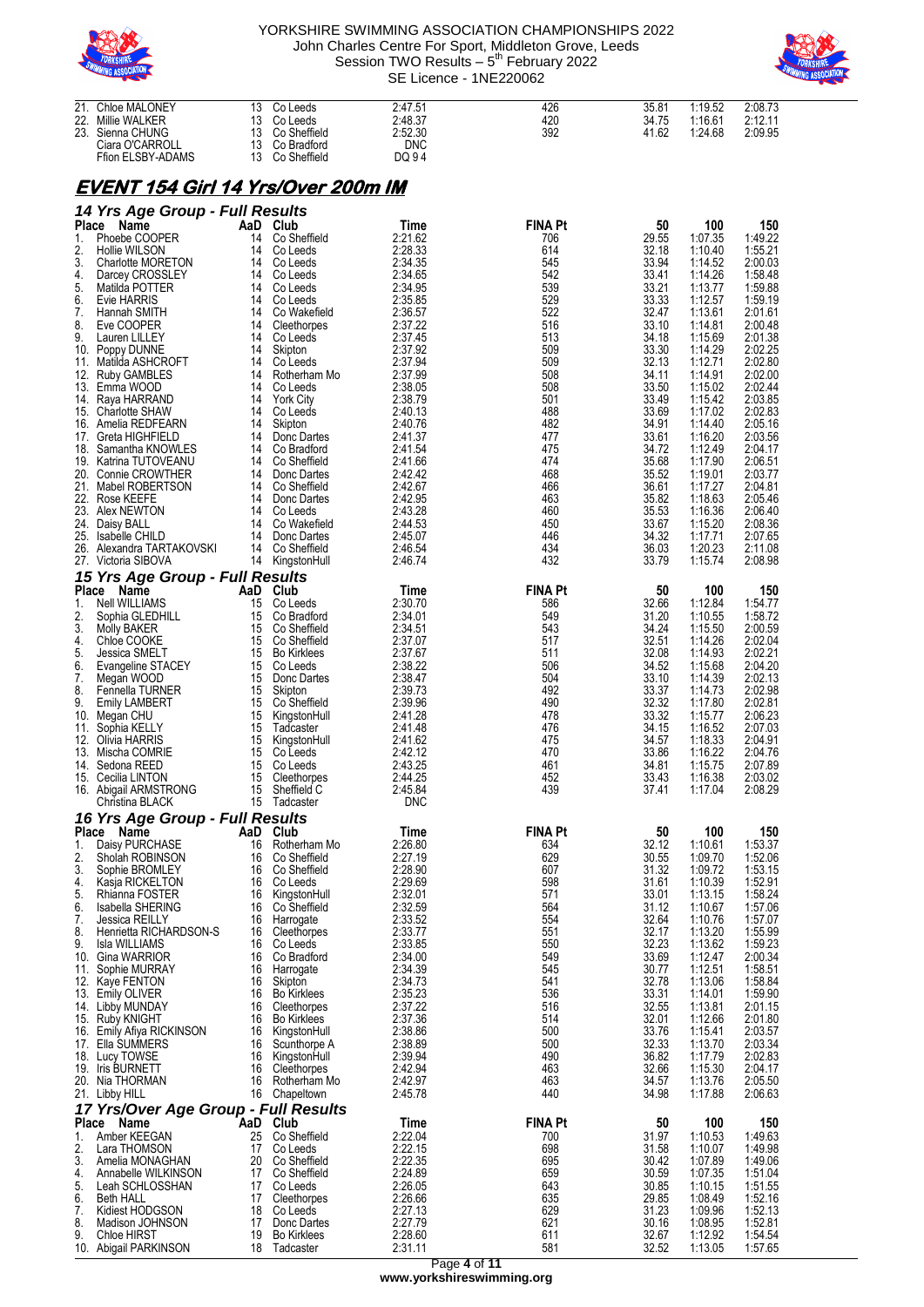| Place | Name | AaD | Club | Time | FINA Pt | 50 | 100 | 150 |
|---|---|---|---|---|---|---|---|---|
| 21. | Chloe MALONEY | 13 | Co Leeds | 2:47.51 | 426 | 35.81 | 1:19.52 | 2:08.73 |
| 22. | Millie WALKER | 13 | Co Leeds | 2:48.37 | 420 | 34.75 | 1:16.61 | 2:12.11 |
| 23. | Sienna CHUNG | 13 | Co Sheffield | 2:52.30 | 392 | 41.62 | 1:24.68 | 2:09.95 |
| | Ciara O'CARROLL | 13 | Co Bradford | DNC | | | | |
| | Ffion ELSBY-ADAMS | 13 | Co Sheffield | DQ 9 4 | | | | |

## EVENT 154 Girl 14 Yrs/Over 200m IM

### 14 Yrs Age Group - Full Results

| Place | Name | AaD | Club | Time | FINA Pt | 50 | 100 | 150 |
|---|---|---|---|---|---|---|---|---|
| 1. | Phoebe COOPER | 14 | Co Sheffield | 2:21.62 | 706 | 29.55 | 1:07.35 | 1:49.22 |
| 2. | Hollie WILSON | 14 | Co Leeds | 2:28.33 | 614 | 32.18 | 1:10.40 | 1:55.21 |
| 3. | Charlotte MORETON | 14 | Co Leeds | 2:34.35 | 545 | 33.94 | 1:14.52 | 2:00.03 |
| 4. | Darcey CROSSLEY | 14 | Co Leeds | 2:34.65 | 542 | 33.41 | 1:14.26 | 1:58.48 |
| 5. | Matilda POTTER | 14 | Co Leeds | 2:34.95 | 539 | 33.21 | 1:13.77 | 1:59.88 |
| 6. | Evie HARRIS | 14 | Co Leeds | 2:35.85 | 529 | 33.33 | 1:12.57 | 1:59.19 |
| 7. | Hannah SMITH | 14 | Co Wakefield | 2:36.57 | 522 | 32.47 | 1:13.61 | 2:01.61 |
| 8. | Eve COOPER | 14 | Cleethorpes | 2:37.22 | 516 | 33.10 | 1:14.81 | 2:00.48 |
| 9. | Lauren LILLEY | 14 | Co Leeds | 2:37.45 | 513 | 34.18 | 1:15.69 | 2:01.38 |
| 10. | Poppy DUNNE | 14 | Skipton | 2:37.92 | 509 | 33.30 | 1:14.29 | 2:02.25 |
| 11. | Matilda ASHCROFT | 14 | Co Leeds | 2:37.94 | 509 | 32.13 | 1:12.71 | 2:02.80 |
| 12. | Ruby GAMBLES | 14 | Rotherham Mo | 2:37.99 | 508 | 34.11 | 1:14.91 | 2:02.00 |
| 13. | Emma WOOD | 14 | Co Leeds | 2:38.05 | 508 | 33.50 | 1:15.02 | 2:02.44 |
| 14. | Raya HARRAND | 14 | York City | 2:38.79 | 501 | 33.49 | 1:15.42 | 2:03.85 |
| 15. | Charlotte SHAW | 14 | Co Leeds | 2:40.13 | 488 | 33.69 | 1:17.02 | 2:02.83 |
| 16. | Amelia REDFEARN | 14 | Skipton | 2:40.76 | 482 | 34.91 | 1:14.40 | 2:05.16 |
| 17. | Greta HIGHFIELD | 14 | Donc Dartes | 2:41.37 | 477 | 33.61 | 1:16.20 | 2:03.56 |
| 18. | Samantha KNOWLES | 14 | Co Bradford | 2:41.54 | 475 | 34.72 | 1:12.49 | 2:04.17 |
| 19. | Katrina TUTOVEANU | 14 | Co Sheffield | 2:41.66 | 474 | 35.68 | 1:17.90 | 2:06.51 |
| 20. | Connie CROWTHER | 14 | Donc Dartes | 2:42.42 | 468 | 35.52 | 1:19.01 | 2:03.77 |
| 21. | Mabel ROBERTSON | 14 | Co Sheffield | 2:42.67 | 466 | 36.61 | 1:17.27 | 2:04.81 |
| 22. | Rose KEEFE | 14 | Donc Dartes | 2:42.95 | 463 | 35.82 | 1:18.63 | 2:05.46 |
| 23. | Alex NEWTON | 14 | Co Leeds | 2:43.28 | 460 | 35.53 | 1:16.36 | 2:06.40 |
| 24. | Daisy BALL | 14 | Co Wakefield | 2:44.53 | 450 | 33.67 | 1:15.20 | 2:08.36 |
| 25. | Isabelle CHILD | 14 | Donc Dartes | 2:45.07 | 446 | 34.32 | 1:17.71 | 2:07.65 |
| 26. | Alexandra TARTAKOVSKI | 14 | Co Sheffield | 2:46.54 | 434 | 36.03 | 1:20.23 | 2:11.08 |
| 27. | Victoria SIBOVA | 14 | KingstonHull | 2:46.74 | 432 | 33.79 | 1:15.74 | 2:08.98 |

### 15 Yrs Age Group - Full Results

| Place | Name | AaD | Club | Time | FINA Pt | 50 | 100 | 150 |
|---|---|---|---|---|---|---|---|---|
| 1. | Nell WILLIAMS | 15 | Co Leeds | 2:30.70 | 586 | 32.66 | 1:12.84 | 1:54.77 |
| 2. | Sophia GLEDHILL | 15 | Co Bradford | 2:34.01 | 549 | 31.20 | 1:10.55 | 1:58.72 |
| 3. | Molly BAKER | 15 | Co Sheffield | 2:34.51 | 543 | 34.24 | 1:15.50 | 2:00.59 |
| 4. | Chloe COOKE | 15 | Co Sheffield | 2:37.07 | 517 | 32.51 | 1:14.26 | 2:02.04 |
| 5. | Jessica SMELT | 15 | Bo Kirklees | 2:37.67 | 511 | 32.08 | 1:14.93 | 2:02.21 |
| 6. | Evangeline STACEY | 15 | Co Leeds | 2:38.22 | 506 | 34.52 | 1:15.68 | 2:04.20 |
| 7. | Megan WOOD | 15 | Donc Dartes | 2:38.47 | 504 | 33.10 | 1:14.39 | 2:02.13 |
| 8. | Fennella TURNER | 15 | Skipton | 2:39.73 | 492 | 33.37 | 1:14.73 | 2:02.98 |
| 9. | Emily LAMBERT | 15 | Co Sheffield | 2:39.96 | 490 | 32.32 | 1:17.80 | 2:02.81 |
| 10. | Megan CHU | 15 | KingstonHull | 2:41.28 | 478 | 33.32 | 1:15.77 | 2:06.23 |
| 11. | Sophia KELLY | 15 | Tadcaster | 2:41.48 | 476 | 34.15 | 1:16.52 | 2:07.03 |
| 12. | Olivia HARRIS | 15 | KingstonHull | 2:41.62 | 475 | 34.57 | 1:18.33 | 2:04.91 |
| 13. | Mischa COMRIE | 15 | Co Leeds | 2:42.12 | 470 | 33.86 | 1:16.22 | 2:04.76 |
| 14. | Sedona REED | 15 | Co Leeds | 2:43.25 | 461 | 34.81 | 1:15.75 | 2:07.89 |
| 15. | Cecilia LINTON | 15 | Cleethorpes | 2:44.25 | 452 | 33.43 | 1:16.38 | 2:03.02 |
| 16. | Abigail ARMSTRONG | 15 | Sheffield C | 2:45.84 | 439 | 37.41 | 1:17.04 | 2:08.29 |
| | Christina BLACK | 15 | Tadcaster | DNC | | | | |

### 16 Yrs Age Group - Full Results

| Place | Name | AaD | Club | Time | FINA Pt | 50 | 100 | 150 |
|---|---|---|---|---|---|---|---|---|
| 1. | Daisy PURCHASE | 16 | Rotherham Mo | 2:26.80 | 634 | 32.12 | 1:10.61 | 1:53.37 |
| 2. | Sholah ROBINSON | 16 | Co Sheffield | 2:27.19 | 629 | 30.55 | 1:09.70 | 1:52.06 |
| 3. | Sophie BROMLEY | 16 | Co Sheffield | 2:28.90 | 607 | 31.32 | 1:09.72 | 1:53.15 |
| 4. | Kasja RICKELTON | 16 | Co Leeds | 2:29.69 | 598 | 31.61 | 1:10.39 | 1:52.91 |
| 5. | Rhianna FOSTER | 16 | KingstonHull | 2:32.01 | 571 | 33.01 | 1:13.15 | 1:58.24 |
| 6. | Isabella SHERING | 16 | Co Sheffield | 2:32.59 | 564 | 31.12 | 1:10.67 | 1:57.06 |
| 7. | Jessica REILLY | 16 | Harrogate | 2:33.52 | 554 | 32.64 | 1:10.76 | 1:57.07 |
| 8. | Henrietta RICHARDSON-S | 16 | Cleethorpes | 2:33.77 | 551 | 32.17 | 1:13.20 | 1:55.99 |
| 9. | Isla WILLIAMS | 16 | Co Leeds | 2:33.85 | 550 | 32.23 | 1:13.62 | 1:59.23 |
| 10. | Gina WARRIOR | 16 | Co Bradford | 2:34.00 | 549 | 33.69 | 1:12.47 | 2:00.34 |
| 11. | Sophie MURRAY | 16 | Harrogate | 2:34.39 | 545 | 30.77 | 1:12.51 | 1:58.51 |
| 12. | Kaye FENTON | 16 | Skipton | 2:34.73 | 541 | 32.78 | 1:13.06 | 1:58.84 |
| 13. | Emily OLIVER | 16 | Bo Kirklees | 2:35.23 | 536 | 33.31 | 1:14.01 | 1:59.90 |
| 14. | Libby MUNDAY | 16 | Cleethorpes | 2:37.22 | 516 | 32.55 | 1:13.81 | 2:01.15 |
| 15. | Ruby KNIGHT | 16 | Bo Kirklees | 2:37.36 | 514 | 32.01 | 1:12.66 | 2:01.80 |
| 16. | Emily Afiya RICKINSON | 16 | KingstonHull | 2:38.86 | 500 | 33.76 | 1:15.41 | 2:03.57 |
| 17. | Ella SUMMERS | 16 | Scunthorpe A | 2:38.89 | 500 | 32.33 | 1:13.70 | 2:03.34 |
| 18. | Lucy TOWSE | 16 | KingstonHull | 2:39.94 | 490 | 36.82 | 1:17.79 | 2:02.83 |
| 19. | Iris BURNETT | 16 | Cleethorpes | 2:42.94 | 463 | 32.66 | 1:15.30 | 2:04.17 |
| 20. | Nia THORMAN | 16 | Rotherham Mo | 2:42.97 | 463 | 34.57 | 1:13.76 | 2:05.50 |
| 21. | Libby HILL | 16 | Chapeltown | 2:45.78 | 440 | 34.98 | 1:17.88 | 2:06.63 |

### 17 Yrs/Over Age Group - Full Results

| Place | Name | AaD | Club | Time | FINA Pt | 50 | 100 | 150 |
|---|---|---|---|---|---|---|---|---|
| 1. | Amber KEEGAN | 25 | Co Sheffield | 2:22.04 | 700 | 31.97 | 1:10.53 | 1:49.63 |
| 2. | Lara THOMSON | 17 | Co Leeds | 2:22.15 | 698 | 31.58 | 1:10.07 | 1:49.98 |
| 3. | Amelia MONAGHAN | 20 | Co Sheffield | 2:22.35 | 695 | 30.42 | 1:07.89 | 1:49.06 |
| 4. | Annabelle WILKINSON | 17 | Co Sheffield | 2:24.89 | 659 | 30.59 | 1:07.35 | 1:51.04 |
| 5. | Leah SCHLOSSHAN | 17 | Co Leeds | 2:26.05 | 643 | 30.85 | 1:10.15 | 1:51.55 |
| 6. | Beth HALL | 17 | Cleethorpes | 2:26.66 | 635 | 29.85 | 1:08.49 | 1:52.16 |
| 7. | Kidiest HODGSON | 18 | Co Leeds | 2:27.13 | 629 | 31.23 | 1:09.96 | 1:52.13 |
| 8. | Madison JOHNSON | 17 | Donc Dartes | 2:27.79 | 621 | 30.16 | 1:08.95 | 1:52.81 |
| 9. | Chloe HIRST | 19 | Bo Kirklees | 2:28.60 | 611 | 32.67 | 1:12.92 | 1:54.54 |
| 10. | Abigail PARKINSON | 18 | Tadcaster | 2:31.11 | 581 | 32.52 | 1:13.05 | 1:57.65 |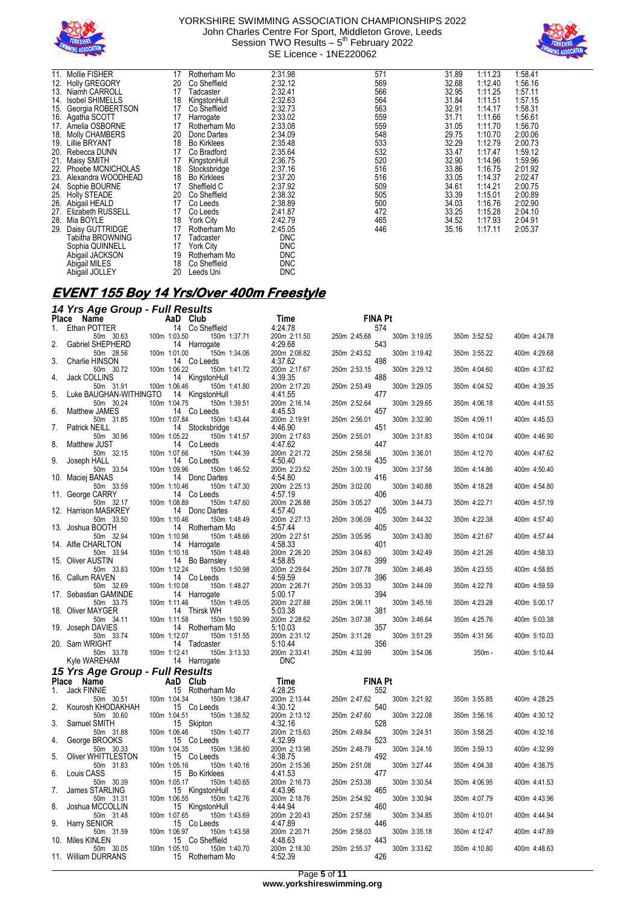| | | | | | | | | |
|---|---|---|---|---|---|---|---|---|
| 11. | Mollie FISHER | 17 | Rotherham Mo | 2:31.98 | 571 | 31.89 | 1:11.23 | 1:58.41 |
| 12. | Holly GREGORY | 20 | Co Sheffield | 2:32.12 | 569 | 32.68 | 1:12.40 | 1:56.16 |
| 13. | Niamh CARROLL | 17 | Tadcaster | 2:32.41 | 566 | 32.95 | 1:11.25 | 1:57.11 |
| 14. | Isobel SHIMELLS | 18 | KingstonHull | 2:32.63 | 564 | 31.84 | 1:11.51 | 1:57.15 |
| 15. | Georgia ROBERTSON | 17 | Co Sheffield | 2:32.73 | 563 | 32.91 | 1:14.17 | 1:58.31 |
| 16. | Agatha SCOTT | 17 | Harrogate | 2:33.02 | 559 | 31.71 | 1:11.66 | 1:56.61 |
| 17. | Amelia OSBORNE | 17 | Rotherham Mo | 2:33.08 | 559 | 31.05 | 1:11.70 | 1:56.70 |
| 18. | Molly CHAMBERS | 20 | Donc Dartes | 2:34.09 | 548 | 29.75 | 1:10.70 | 2:00.06 |
| 19. | Lillie BRYANT | 18 | Bo Kirklees | 2:35.48 | 533 | 32.29 | 1:12.79 | 2:00.73 |
| 20. | Rebecca DUNN | 17 | Co Bradford | 2:35.64 | 532 | 33.47 | 1:17.47 | 1:59.12 |
| 21. | Maisy SMITH | 17 | KingstonHull | 2:36.75 | 520 | 32.90 | 1:14.96 | 1:59.96 |
| 22. | Phoebe MCNICHOLAS | 18 | Stocksbridge | 2:37.16 | 516 | 33.86 | 1:16.75 | 2:01.92 |
| 23. | Alexandra WOODHEAD | 18 | Bo Kirklees | 2:37.20 | 516 | 33.05 | 1:14.37 | 2:02.47 |
| 24. | Sophie BOURNE | 17 | Sheffield C | 2:37.92 | 509 | 34.61 | 1:14.21 | 2:00.75 |
| 25. | Holly STEADE | 20 | Co Sheffield | 2:38.32 | 505 | 33.39 | 1:15.01 | 2:00.89 |
| 26. | Abigail HEALD | 17 | Co Leeds | 2:38.89 | 500 | 34.03 | 1:16.76 | 2:02.90 |
| 27. | Elizabeth RUSSELL | 17 | Co Leeds | 2:41.87 | 472 | 33.25 | 1:15.28 | 2:04.10 |
| 28. | Mia BOYLE | 18 | York City | 2:42.79 | 465 | 34.52 | 1:17.93 | 2:04.91 |
| 29. | Daisy GUTTRIDGE | 17 | Rotherham Mo | 2:45.05 | 446 | 35.16 | 1:17.11 | 2:05.37 |
| | Tabitha BROWNING | 17 | Tadcaster | DNC | | | | |
| | Sophia QUINNELL | 17 | York City | DNC | | | | |
| | Abigail JACKSON | 19 | Rotherham Mo | DNC | | | | |
| | Abigail MILES | 18 | Co Sheffield | DNC | | | | |
| | Abigail JOLLEY | 20 | Leeds Uni | DNC | | | | |

## EVENT 155 Boy 14 Yrs/Over 400m Freestyle

### 14 Yrs Age Group - Full Results

| Place | Name | AaD | Club | Time | FINA Pt | | | | |
|---|---|---|---|---|---|---|---|---|---|
| 1. | Ethan POTTER | 14 | Co Sheffield | 4:24.78 | 574 | | | | |
| | 50m 30.63 | 100m 1:03.50 | 150m 1:37.71 | 200m 2:11.50 | 250m 2:45.68 | 300m 3:19.05 | 350m 3:52.52 | 400m 4:24.78 | |
| 2. | Gabriel SHEPHERD | 14 | Harrogate | 4:29.68 | 543 | | | | |
| | 50m 28.56 | 100m 1:01.00 | 150m 1:34.06 | 200m 2:08.82 | 250m 2:43.52 | 300m 3:19.42 | 350m 3:55.22 | 400m 4:29.68 | |
| 3. | Charlie HINSON | 14 | Co Leeds | 4:37.62 | 498 | | | | |
| | 50m 30.72 | 100m 1:06.22 | 150m 1:41.72 | 200m 2:17.67 | 250m 2:53.15 | 300m 3:29.12 | 350m 4:04.60 | 400m 4:37.62 | |
| 4. | Jack COLLINS | 14 | KingstonHull | 4:39.35 | 488 | | | | |
| | 50m 31.91 | 100m 1:06.46 | 150m 1:41.80 | 200m 2:17.20 | 250m 2:53.49 | 300m 3:29.05 | 350m 4:04.52 | 400m 4:39.35 | |
| 5. | Luke BAUGHAN-WITHINGTO | 14 | KingstonHull | 4:41.55 | 477 | | | | |
| | 50m 30.24 | 100m 1:04.75 | 150m 1:39.51 | 200m 2:16.14 | 250m 2:52.64 | 300m 3:29.65 | 350m 4:06.18 | 400m 4:41.55 | |
| 6. | Matthew JAMES | 14 | Co Leeds | 4:45.53 | 457 | | | | |
| | 50m 31.85 | 100m 1:07.84 | 150m 1:43.44 | 200m 2:19.91 | 250m 2:56.01 | 300m 3:32.90 | 350m 4:09.11 | 400m 4:45.53 | |
| 7. | Patrick NEILL | 14 | Stocksbridge | 4:46.90 | 451 | | | | |
| | 50m 30.96 | 100m 1:05.22 | 150m 1:41.57 | 200m 2:17.63 | 250m 2:55.01 | 300m 3:31.83 | 350m 4:10.04 | 400m 4:46.90 | |
| 8. | Matthew JUST | 14 | Co Leeds | 4:47.62 | 447 | | | | |
| | 50m 32.15 | 100m 1:07.66 | 150m 1:44.39 | 200m 2:21.72 | 250m 2:58.56 | 300m 3:36.01 | 350m 4:12.70 | 400m 4:47.62 | |
| 9. | Joseph HALL | 14 | Co Leeds | 4:50.40 | 435 | | | | |
| | 50m 33.54 | 100m 1:09.96 | 150m 1:46.52 | 200m 2:23.52 | 250m 3:00.19 | 300m 3:37.58 | 350m 4:14.86 | 400m 4:50.40 | |
| 10. | Maciej BANAS | 14 | Donc Dartes | 4:54.80 | 416 | | | | |
| | 50m 33.59 | 100m 1:10.46 | 150m 1:47.30 | 200m 2:25.13 | 250m 3:02.00 | 300m 3:40.88 | 350m 4:18.28 | 400m 4:54.80 | |
| 11. | George CARRY | 14 | Co Leeds | 4:57.19 | 406 | | | | |
| | 50m 32.17 | 100m 1:08.89 | 150m 1:47.60 | 200m 2:26.88 | 250m 3:05.27 | 300m 3:44.73 | 350m 4:22.71 | 400m 4:57.19 | |
| 12. | Harrison MASKREY | 14 | Donc Dartes | 4:57.40 | 405 | | | | |
| | 50m 33.50 | 100m 1:10.46 | 150m 1:48.49 | 200m 2:27.13 | 250m 3:06.09 | 300m 3:44.32 | 350m 4:22.38 | 400m 4:57.40 | |
| 13. | Joshua BOOTH | 14 | Rotherham Mo | 4:57.44 | 405 | | | | |
| | 50m 32.94 | 100m 1:10.98 | 150m 1:48.66 | 200m 2:27.51 | 250m 3:05.95 | 300m 3:43.80 | 350m 4:21.67 | 400m 4:57.44 | |
| 14. | Alfie CHARLTON | 14 | Harrogate | 4:58.33 | 401 | | | | |
| | 50m 33.94 | 100m 1:10.18 | 150m 1:48.48 | 200m 2:26.20 | 250m 3:04.63 | 300m 3:42.49 | 350m 4:21.26 | 400m 4:58.33 | |
| 15. | Oliver AUSTIN | 14 | Bo Barnsley | 4:58.85 | 399 | | | | |
| | 50m 33.83 | 100m 1:12.24 | 150m 1:50.98 | 200m 2:29.64 | 250m 3:07.78 | 300m 3:46.49 | 350m 4:23.55 | 400m 4:58.85 | |
| 16. | Callum RAVEN | 14 | Co Leeds | 4:59.59 | 396 | | | | |
| | 50m 32.69 | 100m 1:10.08 | 150m 1:48.27 | 200m 2:26.71 | 250m 3:05.33 | 300m 3:44.09 | 350m 4:22.78 | 400m 4:59.59 | |
| 17. | Sebastian GAMINDE | 14 | Harrogate | 5:00.17 | 394 | | | | |
| | 50m 33.75 | 100m 1:11.46 | 150m 1:49.05 | 200m 2:27.88 | 250m 3:06.11 | 300m 3:45.16 | 350m 4:23.28 | 400m 5:00.17 | |
| 18. | Oliver MAYGER | 14 | Thirsk WH | 5:03.38 | 381 | | | | |
| | 50m 34.11 | 100m 1:11.58 | 150m 1:50.99 | 200m 2:28.62 | 250m 3:07.38 | 300m 3:46.64 | 350m 4:25.76 | 400m 5:03.38 | |
| 19. | Joseph DAVIES | 14 | Rotherham Mo | 5:10.03 | 357 | | | | |
| | 50m 33.74 | 100m 1:12.07 | 150m 1:51.55 | 200m 2:31.12 | 250m 3:11.28 | 300m 3:51.29 | 350m 4:31.56 | 400m 5:10.03 | |
| 20. | Sam WRIGHT | 14 | Tadcaster | 5:10.44 | 356 | | | | |
| | 50m 33.78 | 100m 1:12.41 | 150m 3:13.33 | 200m 2:33.41 | 250m 4:32.99 | 300m 3:54.06 | 350m - | 400m 5:10.44 | |
| | Kyle WAREHAM | 14 | Harrogate | DNC | | | | | |

### 15 Yrs Age Group - Full Results

| Place | Name | AaD | Club | Time | FINA Pt | | | | |
|---|---|---|---|---|---|---|---|---|---|
| 1. | Jack FINNIE | 15 | Rotherham Mo | 4:28.25 | 552 | | | | |
| | 50m 30.51 | 100m 1:04.34 | 150m 1:38.47 | 200m 2:13.44 | 250m 2:47.62 | 300m 3:21.92 | 350m 3:55.85 | 400m 4:28.25 | |
| 2. | Kourosh KHODAKHAH | 15 | Co Leeds | 4:30.12 | 540 | | | | |
| | 50m 30.60 | 100m 1:04.51 | 150m 1:38.52 | 200m 2:13.12 | 250m 2:47.60 | 300m 3:22.08 | 350m 3:56.16 | 400m 4:30.12 | |
| 3. | Samuel SMITH | 15 | Skipton | 4:32.16 | 528 | | | | |
| | 50m 31.88 | 100m 1:06.46 | 150m 1:40.77 | 200m 2:15.63 | 250m 2:49.84 | 300m 3:24.51 | 350m 3:58.25 | 400m 4:32.16 | |
| 4. | George BROOKS | 15 | Co Leeds | 4:32.99 | 523 | | | | |
| | 50m 30.33 | 100m 1:04.35 | 150m 1:38.80 | 200m 2:13.98 | 250m 2:48.79 | 300m 3:24.16 | 350m 3:59.13 | 400m 4:32.99 | |
| 5. | Oliver WHITTLESTON | 15 | Co Leeds | 4:38.75 | 492 | | | | |
| | 50m 31.83 | 100m 1:05.16 | 150m 1:40.16 | 200m 2:15.36 | 250m 2:51.08 | 300m 3:27.44 | 350m 4:04.38 | 400m 4:38.75 | |
| 6. | Louis CASS | 15 | Bo Kirklees | 4:41.53 | 477 | | | | |
| | 50m 30.39 | 100m 1:05.17 | 150m 1:40.65 | 200m 2:16.73 | 250m 2:53.38 | 300m 3:30.54 | 350m 4:06.95 | 400m 4:41.53 | |
| 7. | James STARLING | 15 | KingstonHull | 4:43.96 | 465 | | | | |
| | 50m 31.31 | 100m 1:06.55 | 150m 1:42.76 | 200m 2:18.76 | 250m 2:54.92 | 300m 3:30.94 | 350m 4:07.79 | 400m 4:43.96 | |
| 8. | Joshua MCCOLLIN | 15 | KingstonHull | 4:44.94 | 460 | | | | |
| | 50m 31.48 | 100m 1:07.65 | 150m 1:43.69 | 200m 2:20.43 | 250m 2:57.56 | 300m 3:34.85 | 350m 4:10.01 | 400m 4:44.94 | |
| 9. | Harry SENIOR | 15 | Co Leeds | 4:47.89 | 446 | | | | |
| | 50m 31.59 | 100m 1:06.97 | 150m 1:43.58 | 200m 2:20.71 | 250m 2:58.03 | 300m 3:35.18 | 350m 4:12.47 | 400m 4:47.89 | |
| 10. | Miles KINLEN | 15 | Co Sheffield | 4:48.63 | 443 | | | | |
| | 50m 30.05 | 100m 1:05.10 | 150m 1:40.70 | 200m 2:18.30 | 250m 2:55.37 | 300m 3:33.62 | 350m 4:10.80 | 400m 4:48.63 | |
| 11. | William DURRANS | 15 | Rotherham Mo | 4:52.39 | 426 | | | | |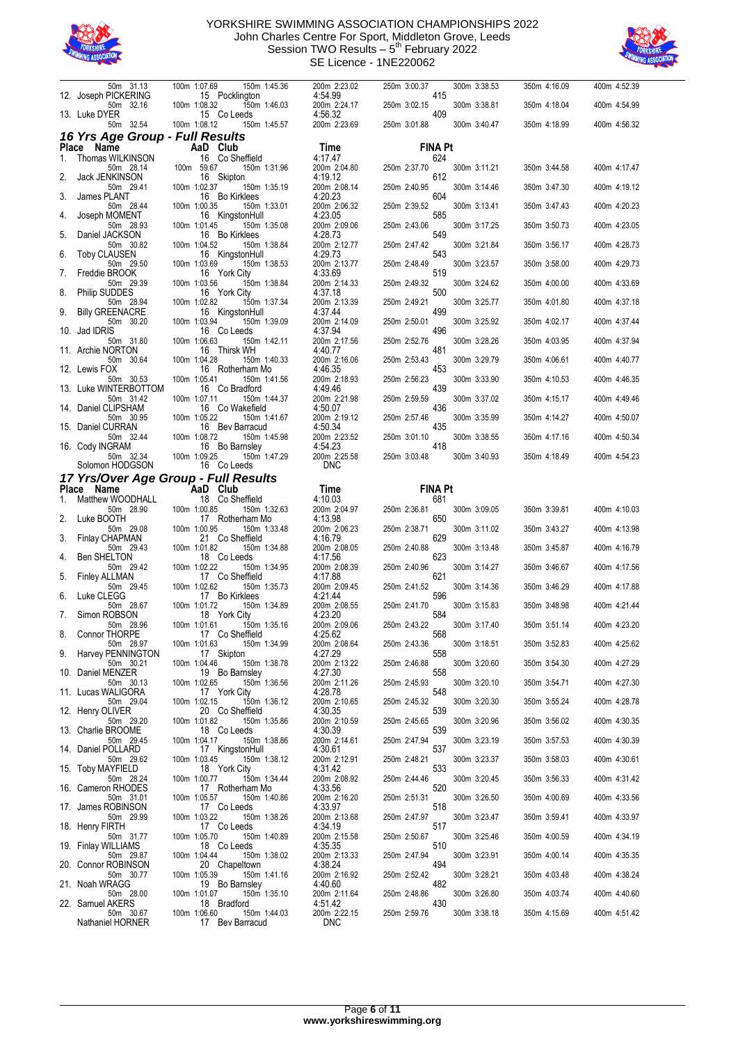| | | | | | | | | |
|---|---|---|---|---|---|---|---|---|
| 50m 31.13 | 100m 1:07.69 | 150m 1:45.36 | 200m 2:23.02 | 250m 3:00.37 | 300m 3:38.53 | 350m 4:16.09 | 400m 4:52.39 | |

12. Joseph PICKERING 15 Pocklington 4:54.99 415
50m 32.16 100m 1:08.32 150m 1:46.03 200m 2:24.17 250m 3:02.15 300m 3:38.81 350m 4:18.04 400m 4:54.99

13. Luke DYER 15 Co Leeds 4:56.32 409
50m 32.54 100m 1:08.12 150m 1:45.57 200m 2:23.69 250m 3:01.88 300m 3:40.47 350m 4:18.99 400m 4:56.32

## 16 Yrs Age Group - Full Results

| Place | Name | AaD | Club | Time | FINA Pt |
|---|---|---|---|---|---|
| 1. | Thomas WILKINSON | 16 | Co Sheffield | 4:17.47 | 624 |
| | 50m 28.14 | 100m 59.67 | 150m 1:31.96 | 200m 2:04.80 | 250m 2:37.70 · 300m 3:11.21 · 350m 3:44.58 · 400m 4:17.47 |
| 2. | Jack JENKINSON | 16 | Skipton | 4:19.12 | 612 |
| | 50m 29.41 | 100m 1:02.37 | 150m 1:35.19 | 200m 2:08.14 | 250m 2:40.95 · 300m 3:14.46 · 350m 3:47.30 · 400m 4:19.12 |
| 3. | James PLANT | 16 | Bo Kirklees | 4:20.23 | 604 |
| | 50m 28.44 | 100m 1:00.35 | 150m 1:33.01 | 200m 2:06.32 | 250m 2:39.52 · 300m 3:13.41 · 350m 3:47.43 · 400m 4:20.23 |
| 4. | Joseph MOMENT | 16 | KingstonHull | 4:23.05 | 585 |
| | 50m 28.93 | 100m 1:01.45 | 150m 1:35.08 | 200m 2:09.06 | 250m 2:43.06 · 300m 3:17.25 · 350m 3:50.73 · 400m 4:23.05 |
| 5. | Daniel JACKSON | 16 | Bo Kirklees | 4:28.73 | 549 |
| | 50m 30.82 | 100m 1:04.52 | 150m 1:38.84 | 200m 2:12.77 | 250m 2:47.42 · 300m 3:21.84 · 350m 3:56.17 · 400m 4:28.73 |
| 6. | Toby CLAUSEN | 16 | KingstonHull | 4:29.73 | 543 |
| | 50m 29.50 | 100m 1:03.69 | 150m 1:38.53 | 200m 2:13.77 | 250m 2:48.49 · 300m 3:23.57 · 350m 3:58.00 · 400m 4:29.73 |
| 7. | Freddie BROOK | 16 | York City | 4:33.69 | 519 |
| | 50m 29.39 | 100m 1:03.56 | 150m 1:38.84 | 200m 2:14.33 | 250m 2:49.32 · 300m 3:24.62 · 350m 4:00.00 · 400m 4:33.69 |
| 8. | Philip SUDDES | 16 | York City | 4:37.18 | 500 |
| | 50m 28.94 | 100m 1:02.82 | 150m 1:37.34 | 200m 2:13.39 | 250m 2:49.21 · 300m 3:25.77 · 350m 4:01.80 · 400m 4:37.18 |
| 9. | Billy GREENACRE | 16 | KingstonHull | 4:37.44 | 499 |
| | 50m 30.20 | 100m 1:03.94 | 150m 1:39.09 | 200m 2:14.09 | 250m 2:50.01 · 300m 3:25.92 · 350m 4:02.17 · 400m 4:37.44 |
| 10. | Jad IDRIS | 16 | Co Leeds | 4:37.94 | 496 |
| | 50m 31.80 | 100m 1:06.63 | 150m 1:42.11 | 200m 2:17.56 | 250m 2:52.76 · 300m 3:28.26 · 350m 4:03.95 · 400m 4:37.94 |
| 11. | Archie NORTON | 16 | Thirsk WH | 4:40.77 | 481 |
| | 50m 30.64 | 100m 1:04.28 | 150m 1:40.33 | 200m 2:16.06 | 250m 2:53.43 · 300m 3:29.79 · 350m 4:06.61 · 400m 4:40.77 |
| 12. | Lewis FOX | 16 | Rotherham Mo | 4:46.35 | 453 |
| | 50m 30.53 | 100m 1:05.41 | 150m 1:41.56 | 200m 2:18.93 | 250m 2:56.23 · 300m 3:33.90 · 350m 4:10.53 · 400m 4:46.35 |
| 13. | Luke WINTERBOTTOM | 16 | Co Bradford | 4:49.46 | 439 |
| | 50m 31.42 | 100m 1:07.11 | 150m 1:44.37 | 200m 2:21.98 | 250m 2:59.59 · 300m 3:37.02 · 350m 4:15.17 · 400m 4:49.46 |
| 14. | Daniel CLIPSHAM | 16 | Co Wakefield | 4:50.07 | 436 |
| | 50m 30.95 | 100m 1:05.22 | 150m 1:41.67 | 200m 2:19.12 | 250m 2:57.46 · 300m 3:35.99 · 350m 4:14.27 · 400m 4:50.07 |
| 15. | Daniel CURRAN | 16 | Bev Barracud | 4:50.34 | 435 |
| | 50m 32.44 | 100m 1:08.72 | 150m 1:45.98 | 200m 2:23.52 | 250m 3:01.10 · 300m 3:38.55 · 350m 4:17.16 · 400m 4:50.34 |
| 16. | Cody INGRAM | 16 | Bo Barnsley | 4:54.23 | 418 |
| | 50m 32.34 | 100m 1:09.25 | 150m 1:47.29 | 200m 2:25.58 | 250m 3:03.48 · 300m 3:40.93 · 350m 4:18.49 · 400m 4:54.23 |
| | Solomon HODGSON | 16 | Co Leeds | DNC | |

## 17 Yrs/Over Age Group - Full Results

| Place | Name | AaD | Club | Time | FINA Pt |
|---|---|---|---|---|---|
| 1. | Matthew WOODHALL | 18 | Co Sheffield | 4:10.03 | 681 |
| | 50m 28.90 | 100m 1:00.85 | 150m 1:32.63 | 200m 2:04.97 | 250m 2:36.81 · 300m 3:09.05 · 350m 3:39.81 · 400m 4:10.03 |
| 2. | Luke BOOTH | 17 | Rotherham Mo | 4:13.98 | 650 |
| | 50m 29.08 | 100m 1:00.95 | 150m 1:33.48 | 200m 2:06.23 | 250m 2:38.71 · 300m 3:11.02 · 350m 3:43.27 · 400m 4:13.98 |
| 3. | Finlay CHAPMAN | 21 | Co Sheffield | 4:16.79 | 629 |
| | 50m 29.43 | 100m 1:01.82 | 150m 1:34.88 | 200m 2:08.05 | 250m 2:40.88 · 300m 3:13.48 · 350m 3:45.87 · 400m 4:16.79 |
| 4. | Ben SHELTON | 18 | Co Leeds | 4:17.56 | 623 |
| | 50m 29.42 | 100m 1:02.22 | 150m 1:34.95 | 200m 2:08.39 | 250m 2:40.96 · 300m 3:14.27 · 350m 3:46.67 · 400m 4:17.56 |
| 5. | Finley ALLMAN | 17 | Co Sheffield | 4:17.88 | 621 |
| | 50m 29.45 | 100m 1:02.62 | 150m 1:35.73 | 200m 2:09.45 | 250m 2:41.52 · 300m 3:14.36 · 350m 3:46.29 · 400m 4:17.88 |
| 6. | Luke CLEGG | 17 | Bo Kirklees | 4:21.44 | 596 |
| | 50m 28.67 | 100m 1:01.72 | 150m 1:34.89 | 200m 2:08.55 | 250m 2:41.70 · 300m 3:15.83 · 350m 3:48.98 · 400m 4:21.44 |
| 7. | Simon ROBSON | 18 | York City | 4:23.20 | 584 |
| | 50m 28.96 | 100m 1:01.61 | 150m 1:35.16 | 200m 2:09.06 | 250m 2:43.22 · 300m 3:17.40 · 350m 3:51.14 · 400m 4:23.20 |
| 8. | Connor THORPE | 17 | Co Sheffield | 4:25.62 | 568 |
| | 50m 28.97 | 100m 1:01.63 | 150m 1:34.99 | 200m 2:08.64 | 250m 2:43.36 · 300m 3:18.51 · 350m 3:52.83 · 400m 4:25.62 |
| 9. | Harvey PENNINGTON | 17 | Skipton | 4:27.29 | 558 |
| | 50m 30.21 | 100m 1:04.46 | 150m 1:38.78 | 200m 2:13.22 | 250m 2:46.88 · 300m 3:20.60 · 350m 3:54.30 · 400m 4:27.29 |
| 10. | Daniel MENZER | 19 | Bo Barnsley | 4:27.30 | 558 |
| | 50m 30.13 | 100m 1:02.65 | 150m 1:36.56 | 200m 2:11.26 | 250m 2:45.93 · 300m 3:20.10 · 350m 3:54.71 · 400m 4:27.30 |
| 11. | Lucas WALIGORA | 17 | York City | 4:28.78 | 548 |
| | 50m 29.04 | 100m 1:02.15 | 150m 1:36.12 | 200m 2:10.65 | 250m 2:45.32 · 300m 3:20.30 · 350m 3:55.24 · 400m 4:28.78 |
| 12. | Henry OLIVER | 20 | Co Sheffield | 4:30.35 | 539 |
| | 50m 29.20 | 100m 1:01.82 | 150m 1:35.86 | 200m 2:10.59 | 250m 2:45.65 · 300m 3:20.96 · 350m 3:56.02 · 400m 4:30.35 |
| 13. | Charlie BROOME | 18 | Co Leeds | 4:30.39 | 539 |
| | 50m 29.45 | 100m 1:04.17 | 150m 1:38.86 | 200m 2:14.61 | 250m 2:47.94 · 300m 3:23.19 · 350m 3:57.53 · 400m 4:30.39 |
| 14. | Daniel POLLARD | 17 | KingstonHull | 4:30.61 | 537 |
| | 50m 29.62 | 100m 1:03.45 | 150m 1:38.12 | 200m 2:12.91 | 250m 2:48.21 · 300m 3:23.37 · 350m 3:58.03 · 400m 4:30.61 |
| 15. | Toby MAYFIELD | 18 | York City | 4:31.42 | 533 |
| | 50m 28.24 | 100m 1:00.77 | 150m 1:34.44 | 200m 2:08.92 | 250m 2:44.46 · 300m 3:20.45 · 350m 3:56.33 · 400m 4:31.42 |
| 16. | Cameron RHODES | 17 | Rotherham Mo | 4:33.56 | 520 |
| | 50m 31.01 | 100m 1:05.57 | 150m 1:40.86 | 200m 2:16.20 | 250m 2:51.31 · 300m 3:26.50 · 350m 4:00.69 · 400m 4:33.56 |
| 17. | James ROBINSON | 17 | Co Leeds | 4:33.97 | 518 |
| | 50m 29.99 | 100m 1:03.22 | 150m 1:38.26 | 200m 2:13.68 | 250m 2:47.97 · 300m 3:23.47 · 350m 3:59.41 · 400m 4:33.97 |
| 18. | Henry FIRTH | 17 | Co Leeds | 4:34.19 | 517 |
| | 50m 31.77 | 100m 1:05.70 | 150m 1:40.89 | 200m 2:15.58 | 250m 2:50.67 · 300m 3:25.46 · 350m 4:00.59 · 400m 4:34.19 |
| 19. | Finlay WILLIAMS | 18 | Co Leeds | 4:35.35 | 510 |
| | 50m 29.87 | 100m 1:04.44 | 150m 1:38.02 | 200m 2:13.33 | 250m 2:47.94 · 300m 3:23.91 · 350m 4:00.14 · 400m 4:35.35 |
| 20. | Connor ROBINSON | 20 | Chapeltown | 4:38.24 | 494 |
| | 50m 30.77 | 100m 1:05.39 | 150m 1:41.16 | 200m 2:16.92 | 250m 2:52.42 · 300m 3:28.21 · 350m 4:03.48 · 400m 4:38.24 |
| 21. | Noah WRAGG | 19 | Bo Barnsley | 4:40.60 | 482 |
| | 50m 28.00 | 100m 1:01.07 | 150m 1:35.10 | 200m 2:11.64 | 250m 2:48.86 · 300m 3:26.80 · 350m 4:03.74 · 400m 4:40.60 |
| 22. | Samuel AKERS | 18 | Bradford | 4:51.42 | 430 |
| | 50m 30.67 | 100m 1:06.60 | 150m 1:44.03 | 200m 2:22.15 | 250m 2:59.76 · 300m 3:38.18 · 350m 4:15.69 · 400m 4:51.42 |
| | Nathaniel HORNER | 17 | Bev Barracud | DNC | |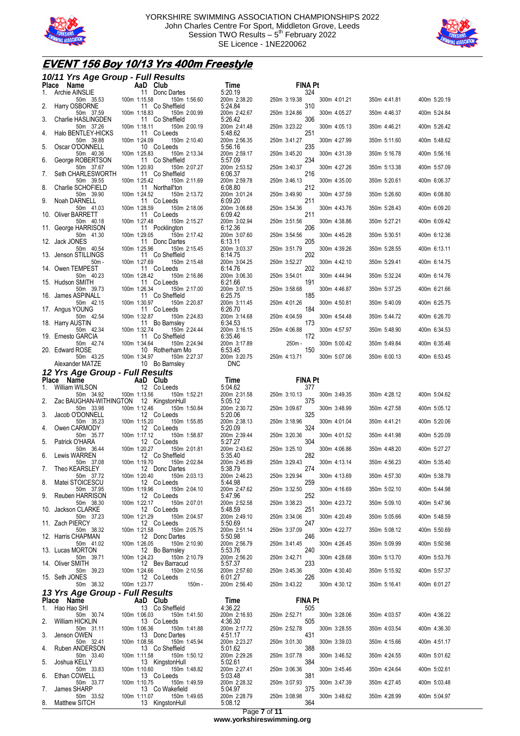YORKSHIRE SWIMMING ASSOCIATION CHAMPIONSHIPS 2022
John Charles Centre For Sport, Middleton Grove, Leeds
Session TWO Results – 5th February 2022
SE Licence - 1NE220062

# EVENT 156 Boy 10/13 Yrs 400m Freestyle

## 10/11 Yrs Age Group - Full Results

| Place | Name | AaD | Club | Time | FINA Pt | | | | |
|---|---|---|---|---|---|---|---|---|---|
| 1. | Archie AINSLIE | 11 | Donc Dartes | 5:20.19 | 324 | | | | |
| | 50m 35.53 | 100m 1:15.58 | 150m 1:56.60 | 200m 2:38.20 | 250m 3:19.38 | 300m 4:01.21 | 350m 4:41.81 | 400m 5:20.19 | |
| 2. | Harry OSBORNE | 11 | Co Sheffield | 5:24.84 | 310 | | | | |
| | 50m 37.59 | 100m 1:18.83 | 150m 2:00.99 | 200m 2:42.67 | 250m 3:24.86 | 300m 4:05.27 | 350m 4:46.37 | 400m 5:24.84 | |
| 3. | Charlie HASLINGDEN | 11 | Co Sheffield | 5:26.42 | 306 | | | | |
| | 50m 37.26 | 100m 1:18.11 | 150m 2:00.19 | 200m 2:41.48 | 250m 3:23.22 | 300m 4:05.13 | 350m 4:46.21 | 400m 5:26.42 | |
| 4. | Halo BENTLEY-HICKS | 11 | Co Leeds | 5:48.62 | 251 | | | | |
| | 50m 39.88 | 100m 1:24.09 | 150m 2:10.40 | 200m 2:56.35 | 250m 3:41.27 | 300m 4:27.99 | 350m 5:11.60 | 400m 5:48.62 | |
| 5. | Oscar O'DONNELL | 10 | Co Leeds | 5:56.16 | 235 | | | | |
| | 50m 40.36 | 100m 1:25.83 | 150m 2:13.34 | 200m 2:59.17 | 250m 3:45.20 | 300m 4:31.39 | 350m 5:16.78 | 400m 5:56.16 | |
| 6. | George ROBERTSON | 11 | Co Sheffield | 5:57.09 | 234 | | | | |
| | 50m 37.67 | 100m 1:20.93 | 150m 2:07.27 | 200m 2:53.52 | 250m 3:40.37 | 300m 4:27.26 | 350m 5:13.38 | 400m 5:57.09 | |
| 7. | Seth CHARLESWORTH | 11 | Co Sheffield | 6:06.37 | 216 | | | | |
| | 50m 39.55 | 100m 1:25.42 | 150m 2:11.69 | 200m 2:59.78 | 250m 3:46.13 | 300m 4:35.00 | 350m 5:20.61 | 400m 6:06.37 | |
| 8. | Charlie SCHOFIELD | 11 | Northall'ton | 6:08.80 | 212 | | | | |
| | 50m 39.90 | 100m 1:24.52 | 150m 2:13.72 | 200m 3:01.24 | 250m 3:49.90 | 300m 4:37.59 | 350m 5:26.60 | 400m 6:08.80 | |
| 9. | Noah DARNELL | 11 | Co Leeds | 6:09.20 | 211 | | | | |
| | 50m 41.03 | 100m 1:28.59 | 150m 2:18.06 | 200m 3:06.68 | 250m 3:54.36 | 300m 4:43.76 | 350m 5:28.43 | 400m 6:09.20 | |
| 10. | Oliver BARRETT | 11 | Co Leeds | 6:09.42 | 211 | | | | |
| | 50m 40.18 | 100m 1:27.48 | 150m 2:15.27 | 200m 3:02.94 | 250m 3:51.56 | 300m 4:38.86 | 350m 5:27.21 | 400m 6:09.42 | |
| 11. | George HARRISON | 11 | Pocklington | 6:12.36 | 206 | | | | |
| | 50m 41.30 | 100m 1:29.05 | 150m 2:17.42 | 200m 3:07.60 | 250m 3:54.56 | 300m 4:45.28 | 350m 5:30.51 | 400m 6:12.36 | |
| 12. | Jack JONES | 11 | Donc Dartes | 6:13.11 | 205 | | | | |
| | 50m 40.54 | 100m 1:25.96 | 150m 2:15.45 | 200m 3:03.37 | 250m 3:51.79 | 300m 4:39.26 | 350m 5:28.55 | 400m 6:13.11 | |
| 13. | Jenson STILLINGS | 11 | Co Sheffield | 6:14.75 | 202 | | | | |
| | 50m - | 100m 1:27.69 | 150m 2:15.48 | 200m 3:04.25 | 250m 3:52.27 | 300m 4:42.10 | 350m 5:29.41 | 400m 6:14.75 | |
| 14. | Owen TEMPEST | 11 | Co Leeds | 6:14.76 | 202 | | | | |
| | 50m 40.23 | 100m 1:28.42 | 150m 2:16.86 | 200m 3:06.30 | 250m 3:54.01 | 300m 4:44.94 | 350m 5:32.24 | 400m 6:14.76 | |
| 15. | Hudson SMITH | 11 | Co Leeds | 6:21.66 | 191 | | | | |
| | 50m 39.73 | 100m 1:26.34 | 150m 2:17.00 | 200m 3:07.15 | 250m 3:58.68 | 300m 4:46.87 | 350m 5:37.25 | 400m 6:21.66 | |
| 16. | James ASPINALL | 11 | Co Sheffield | 6:25.75 | 185 | | | | |
| | 50m 42.15 | 100m 1:30.97 | 150m 2:20.87 | 200m 3:11.45 | 250m 4:01.26 | 300m 4:50.81 | 350m 5:40.09 | 400m 6:25.75 | |
| 17. | Angus YOUNG | 11 | Co Leeds | 6:26.70 | 184 | | | | |
| | 50m 42.54 | 100m 1:32.87 | 150m 2:24.83 | 200m 3:14.68 | 250m 4:04.59 | 300m 4:54.48 | 350m 5:44.72 | 400m 6:26.70 | |
| 18. | Harry AUSTIN | 11 | Bo Barnsley | 6:34.53 | 173 | | | | |
| | 50m 42.34 | 100m 1:32.74 | 150m 2:24.44 | 200m 3:16.15 | 250m 4:06.88 | 300m 4:57.97 | 350m 5:48.90 | 400m 6:34.53 | |
| 19. | Ernesto GARCIA | 11 | Co Sheffield | 6:35.46 | 172 | | | | |
| | 50m 42.74 | 100m 1:34.64 | 150m 2:24.94 | 200m 3:17.89 | 250m - | 300m 5:00.42 | 350m 5:49.84 | 400m 6:35.46 | |
| 20. | Edward ROSE | 10 | Rotherham Mo | 6:53.45 | 150 | | | | |
| | 50m 43.25 | 100m 1:34.97 | 150m 2:27.37 | 200m 3:20.75 | 250m 4:13.71 | 300m 5:07.06 | 350m 6:00.13 | 400m 6:53.45 | |
| | Alexander MATZE | 10 | Bo Barnsley | DNC | | | | | |

## 12 Yrs Age Group - Full Results

| Place | Name | AaD | Club | Time | FINA Pt | | | | |
|---|---|---|---|---|---|---|---|---|---|
| 1. | William WILSON | 12 | Co Leeds | 5:04.62 | 377 | | | | |
| | 50m 34.92 | 100m 1:13.56 | 150m 1:52.21 | 200m 2:31.58 | 250m 3:10.13 | 300m 3:49.35 | 350m 4:28.12 | 400m 5:04.62 | |
| 2. | Zac BAUGHAN-WITHINGTON | 12 | KingstonHull | 5:05.12 | 375 | | | | |
| | 50m 33.98 | 100m 1:12.46 | 150m 1:50.84 | 200m 2:30.72 | 250m 3:09.67 | 300m 3:48.99 | 350m 4:27.58 | 400m 5:05.12 | |
| 3. | Jacob O'DONNELL | 12 | Co Leeds | 5:20.06 | 325 | | | | |
| | 50m 35.23 | 100m 1:15.20 | 150m 1:55.85 | 200m 2:38.13 | 250m 3:18.96 | 300m 4:01.04 | 350m 4:41.21 | 400m 5:20.06 | |
| 4. | Owen CARMODY | 12 | Co Leeds | 5:20.09 | 324 | | | | |
| | 50m 35.77 | 100m 1:17.12 | 150m 1:58.87 | 200m 2:39.44 | 250m 3:20.36 | 300m 4:01.52 | 350m 4:41.98 | 400m 5:20.09 | |
| 5. | Patrick O'HARA | 12 | Co Leeds | 5:27.27 | 304 | | | | |
| | 50m 36.44 | 100m 1:20.27 | 150m 2:01.81 | 200m 2:43.62 | 250m 3:25.10 | 300m 4:06.86 | 350m 4:48.20 | 400m 5:27.27 | |
| 6. | Lewis WARREN | 12 | Co Sheffield | 5:35.40 | 282 | | | | |
| | 50m 37.08 | 100m 1:19.70 | 150m 2:02.84 | 200m 2:45.89 | 250m 3:29.43 | 300m 4:13.14 | 350m 4:56.23 | 400m 5:35.40 | |
| 7. | Theo KEARSLEY | 12 | Donc Dartes | 5:38.79 | 274 | | | | |
| | 50m 37.72 | 100m 1:20.40 | 150m 2:03.13 | 200m 2:46.23 | 250m 3:29.94 | 300m 4:13.69 | 350m 4:57.30 | 400m 5:38.79 | |
| 8. | Matei STOICESCU | 12 | Co Leeds | 5:44.98 | 259 | | | | |
| | 50m 37.95 | 100m 1:19.96 | 150m 2:04.10 | 200m 2:47.62 | 250m 3:32.50 | 300m 4:16.69 | 350m 5:02.10 | 400m 5:44.98 | |
| 9. | Reuben HARRISON | 12 | Co Leeds | 5:47.96 | 252 | | | | |
| | 50m 38.30 | 100m 1:22.17 | 150m 2:07.01 | 200m 2:52.58 | 250m 3:38.23 | 300m 4:23.72 | 350m 5:09.10 | 400m 5:47.96 | |
| 10. | Jackson CLARKE | 12 | Co Leeds | 5:48.59 | 251 | | | | |
| | 50m 37.23 | 100m 1:21.29 | 150m 2:04.57 | 200m 2:49.10 | 250m 3:34.06 | 300m 4:20.49 | 350m 5:05.66 | 400m 5:48.59 | |
| 11. | Zach PIERCY | 12 | Co Leeds | 5:50.69 | 247 | | | | |
| | 50m 38.32 | 100m 1:21.58 | 150m 2:05.75 | 200m 2:51.14 | 250m 3:37.09 | 300m 4:22.77 | 350m 5:08.12 | 400m 5:50.69 | |
| 12. | Harris CHAPMAN | 12 | Donc Dartes | 5:50.98 | 246 | | | | |
| | 50m 41.02 | 100m 1:26.05 | 150m 2:10.90 | 200m 2:56.79 | 250m 3:41.45 | 300m 4:26.45 | 350m 5:09.99 | 400m 5:50.98 | |
| 13. | Lucas MORTON | 12 | Bo Barnsley | 5:53.76 | 240 | | | | |
| | 50m 39.71 | 100m 1:24.23 | 150m 2:10.79 | 200m 2:56.20 | 250m 3:42.71 | 300m 4:28.68 | 350m 5:13.70 | 400m 5:53.76 | |
| 14. | Oliver SMITH | 12 | Bev Barracud | 5:57.37 | 233 | | | | |
| | 50m 39.23 | 100m 1:24.66 | 150m 2:10.56 | 200m 2:57.60 | 250m 3:45.36 | 300m 4:30.40 | 350m 5:15.92 | 400m 5:57.37 | |
| 15. | Seth JONES | 12 | Co Leeds | 6:01.27 | 226 | | | | |
| | 50m 38.32 | 100m 1:23.77 | 150m - | 200m 2:56.40 | 250m 3:43.22 | 300m 4:30.12 | 350m 5:16.41 | 400m 6:01.27 | |

## 13 Yrs Age Group - Full Results

| Place | Name | AaD | Club | Time | FINA Pt | | | | |
|---|---|---|---|---|---|---|---|---|---|
| 1. | Hao Hao SHI | 13 | Co Sheffield | 4:36.22 | 505 | | | | |
| | 50m 30.74 | 100m 1:06.03 | 150m 1:41.50 | 200m 2:16.93 | 250m 2:52.71 | 300m 3:28.06 | 350m 4:03.57 | 400m 4:36.22 | |
| 2. | William HICKLIN | 13 | Co Leeds | 4:36.30 | 505 | | | | |
| | 50m 31.11 | 100m 1:06.36 | 150m 1:41.88 | 200m 2:17.72 | 250m 2:52.78 | 300m 3:28.55 | 350m 4:03.54 | 400m 4:36.30 | |
| 3. | Jenson OWEN | 13 | Donc Dartes | 4:51.17 | 431 | | | | |
| | 50m 32.41 | 100m 1:08.56 | 150m 1:45.94 | 200m 2:23.27 | 250m 3:01.30 | 300m 3:39.03 | 350m 4:15.66 | 400m 4:51.17 | |
| 4. | Ruben ANDERSON | 13 | Co Sheffield | 5:01.62 | 388 | | | | |
| | 50m 33.40 | 100m 1:11.58 | 150m 1:50.12 | 200m 2:29.26 | 250m 3:07.78 | 300m 3:46.52 | 350m 4:24.55 | 400m 5:01.62 | |
| 5. | Joshua KELLY | 13 | KingstonHull | 5:02.61 | 384 | | | | |
| | 50m 33.83 | 100m 1:10.60 | 150m 1:48.82 | 200m 2:27.41 | 250m 3:06.36 | 300m 3:45.46 | 350m 4:24.64 | 400m 5:02.61 | |
| 6. | Ethan COWELL | 13 | Co Leeds | 5:03.48 | 381 | | | | |
| | 50m 33.77 | 100m 1:10.75 | 150m 1:49.59 | 200m 2:28.32 | 250m 3:07.93 | 300m 3:47.39 | 350m 4:27.45 | 400m 5:03.48 | |
| 7. | James SHARP | 13 | Co Wakefield | 5:04.97 | 375 | | | | |
| | 50m 33.52 | 100m 1:11.07 | 150m 1:49.65 | 200m 2:28.79 | 250m 3:08.98 | 300m 3:48.62 | 350m 4:28.99 | 400m 5:04.97 | |
| 8. | Matthew SITCH | 13 | KingstonHull | 5:08.12 | 364 | | | | |

www.yorkshireswimming.org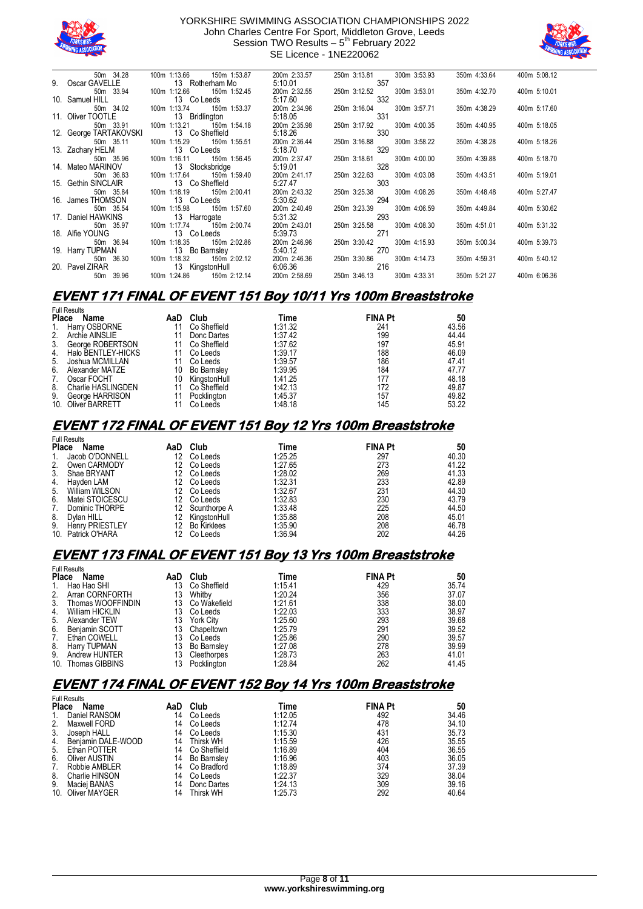| | | | | | | | | |
|---|---|---|---|---|---|---|---|---|
| 50m 34.28 | 100m 1:13.66 | 150m 1:53.87 | 200m 2:33.57 | 250m 3:13.81 | 300m 3:53.93 | 350m 4:33.64 | 400m 5:08.12 | |
| 9. Oscar GAVELLE | 13 Rotherham Mo | | 5:10.01 | 357 | | | | |
| 50m 33.94 | 100m 1:12.66 | 150m 1:52.45 | 200m 2:32.55 | 250m 3:12.52 | 300m 3:53.01 | 350m 4:32.70 | 400m 5:10.01 | |
| 10. Samuel HILL | 13 Co Leeds | | 5:17.60 | 332 | | | | |
| 50m 34.02 | 100m 1:13.74 | 150m 1:53.37 | 200m 2:34.96 | 250m 3:16.04 | 300m 3:57.71 | 350m 4:38.29 | 400m 5:17.60 | |
| 11. Oliver TOOTLE | 13 Bridlington | | 5:18.05 | 331 | | | | |
| 50m 33.91 | 100m 1:13.21 | 150m 1:54.18 | 200m 2:35.98 | 250m 3:17.92 | 300m 4:00.35 | 350m 4:40.95 | 400m 5:18.05 | |
| 12. George TARTAKOVSKI | 13 Co Sheffield | | 5:18.26 | 330 | | | | |
| 50m 35.11 | 100m 1:15.29 | 150m 1:55.51 | 200m 2:36.44 | 250m 3:16.88 | 300m 3:58.22 | 350m 4:38.28 | 400m 5:18.26 | |
| 13. Zachary HELM | 13 Co Leeds | | 5:18.70 | 329 | | | | |
| 50m 35.96 | 100m 1:16.11 | 150m 1:56.45 | 200m 2:37.47 | 250m 3:18.61 | 300m 4:00.00 | 350m 4:39.88 | 400m 5:18.70 | |
| 14. Mateo MARINOV | 13 Stocksbridge | | 5:19.01 | 328 | | | | |
| 50m 36.83 | 100m 1:17.64 | 150m 1:59.40 | 200m 2:41.17 | 250m 3:22.63 | 300m 4:03.08 | 350m 4:43.51 | 400m 5:19.01 | |
| 15. Gethin SINCLAIR | 13 Co Sheffield | | 5:27.47 | 303 | | | | |
| 50m 35.84 | 100m 1:18.19 | 150m 2:00.41 | 200m 2:43.32 | 250m 3:25.38 | 300m 4:08.26 | 350m 4:48.48 | 400m 5:27.47 | |
| 16. James THOMSON | 13 Co Leeds | | 5:30.62 | 294 | | | | |
| 50m 35.54 | 100m 1:15.98 | 150m 1:57.60 | 200m 2:40.49 | 250m 3:23.39 | 300m 4:06.59 | 350m 4:49.84 | 400m 5:30.62 | |
| 17. Daniel HAWKINS | 13 Harrogate | | 5:31.32 | 293 | | | | |
| 50m 35.97 | 100m 1:17.74 | 150m 2:00.74 | 200m 2:43.01 | 250m 3:25.58 | 300m 4:08.30 | 350m 4:51.01 | 400m 5:31.32 | |
| 18. Alfie YOUNG | 13 Co Leeds | | 5:39.73 | 271 | | | | |
| 50m 36.94 | 100m 1:18.35 | 150m 2:02.86 | 200m 2:46.96 | 250m 3:30.42 | 300m 4:15.93 | 350m 5:00.34 | 400m 5:39.73 | |
| 19. Harry TUPMAN | 13 Bo Barnsley | | 5:40.12 | 270 | | | | |
| 50m 36.30 | 100m 1:18.32 | 150m 2:02.12 | 200m 2:46.36 | 250m 3:30.86 | 300m 4:14.73 | 350m 4:59.31 | 400m 5:40.12 | |
| 20. Pavel ZIRAR | 13 KingstonHull | | 6:06.36 | 216 | | | | |
| 50m 39.96 | 100m 1:24.86 | 150m 2:12.14 | 200m 2:58.69 | 250m 3:46.13 | 300m 4:33.31 | 350m 5:21.27 | 400m 6:06.36 | |

## EVENT 171 FINAL OF EVENT 151 Boy 10/11 Yrs 100m Breaststroke

Full Results

| Place | Name | AaD | Club | Time | FINA Pt | 50 |
|---|---|---|---|---|---|---|
| 1. | Harry OSBORNE | 11 | Co Sheffield | 1:31.32 | 241 | 43.56 |
| 2. | Archie AINSLIE | 11 | Donc Dartes | 1:37.42 | 199 | 44.44 |
| 3. | George ROBERTSON | 11 | Co Sheffield | 1:37.62 | 197 | 45.91 |
| 4. | Halo BENTLEY-HICKS | 11 | Co Leeds | 1:39.17 | 188 | 46.09 |
| 5. | Joshua MCMILLAN | 11 | Co Leeds | 1:39.57 | 186 | 47.41 |
| 6. | Alexander MATZE | 10 | Bo Barnsley | 1:39.95 | 184 | 47.77 |
| 7. | Oscar FOCHT | 10 | KingstonHull | 1:41.25 | 177 | 48.18 |
| 8. | Charlie HASLINGDEN | 11 | Co Sheffield | 1:42.13 | 172 | 49.87 |
| 9. | George HARRISON | 11 | Pocklington | 1:45.37 | 157 | 49.82 |
| 10. | Oliver BARRETT | 11 | Co Leeds | 1:48.18 | 145 | 53.22 |

## EVENT 172 FINAL OF EVENT 151 Boy 12 Yrs 100m Breaststroke

Full Results

| Place | Name | AaD | Club | Time | FINA Pt | 50 |
|---|---|---|---|---|---|---|
| 1. | Jacob O'DONNELL | 12 | Co Leeds | 1:25.25 | 297 | 40.30 |
| 2. | Owen CARMODY | 12 | Co Leeds | 1:27.65 | 273 | 41.22 |
| 3. | Shae BRYANT | 12 | Co Leeds | 1:28.02 | 269 | 41.33 |
| 4. | Hayden LAM | 12 | Co Leeds | 1:32.31 | 233 | 42.89 |
| 5. | William WILSON | 12 | Co Leeds | 1:32.67 | 231 | 44.30 |
| 6. | Matei STOICESCU | 12 | Co Leeds | 1:32.83 | 230 | 43.79 |
| 7. | Dominic THORPE | 12 | Scunthorpe A | 1:33.48 | 225 | 44.50 |
| 8. | Dylan HILL | 12 | KingstonHull | 1:35.88 | 208 | 45.01 |
| 9. | Henry PRIESTLEY | 12 | Bo Kirklees | 1:35.90 | 208 | 46.78 |
| 10. | Patrick O'HARA | 12 | Co Leeds | 1:36.94 | 202 | 44.26 |

## EVENT 173 FINAL OF EVENT 151 Boy 13 Yrs 100m Breaststroke

Full Results

| Place | Name | AaD | Club | Time | FINA Pt | 50 |
|---|---|---|---|---|---|---|
| 1. | Hao Hao SHI | 13 | Co Sheffield | 1:15.41 | 429 | 35.74 |
| 2. | Arran CORNFORTH | 13 | Whitby | 1:20.24 | 356 | 37.07 |
| 3. | Thomas WOOFFINDIN | 13 | Co Wakefield | 1:21.61 | 338 | 38.00 |
| 4. | William HICKLIN | 13 | Co Leeds | 1:22.03 | 333 | 38.97 |
| 5. | Alexander TEW | 13 | York City | 1:25.60 | 293 | 39.68 |
| 6. | Benjamin SCOTT | 13 | Chapeltown | 1:25.79 | 291 | 39.52 |
| 7. | Ethan COWELL | 13 | Co Leeds | 1:25.86 | 290 | 39.57 |
| 8. | Harry TUPMAN | 13 | Bo Barnsley | 1:27.08 | 278 | 39.99 |
| 9. | Andrew HUNTER | 13 | Cleethorpes | 1:28.73 | 263 | 41.01 |
| 10. | Thomas GIBBINS | 13 | Pocklington | 1:28.84 | 262 | 41.45 |

## EVENT 174 FINAL OF EVENT 152 Boy 14 Yrs 100m Breaststroke

Full Results

| Place | Name | AaD | Club | Time | FINA Pt | 50 |
|---|---|---|---|---|---|---|
| 1. | Daniel RANSOM | 14 | Co Leeds | 1:12.05 | 492 | 34.46 |
| 2. | Maxwell FORD | 14 | Co Leeds | 1:12.74 | 478 | 34.10 |
| 3. | Joseph HALL | 14 | Co Leeds | 1:15.30 | 431 | 35.73 |
| 4. | Benjamin DALE-WOOD | 14 | Thirsk WH | 1:15.59 | 426 | 35.55 |
| 5. | Ethan POTTER | 14 | Co Sheffield | 1:16.89 | 404 | 36.55 |
| 6. | Oliver AUSTIN | 14 | Bo Barnsley | 1:16.96 | 403 | 36.05 |
| 7. | Robbie AMBLER | 14 | Co Bradford | 1:18.89 | 374 | 37.39 |
| 8. | Charlie HINSON | 14 | Co Leeds | 1:22.37 | 329 | 38.04 |
| 9. | Maciej BANAS | 14 | Donc Dartes | 1:24.13 | 309 | 39.16 |
| 10. | Oliver MAYGER | 14 | Thirsk WH | 1:25.73 | 292 | 40.64 |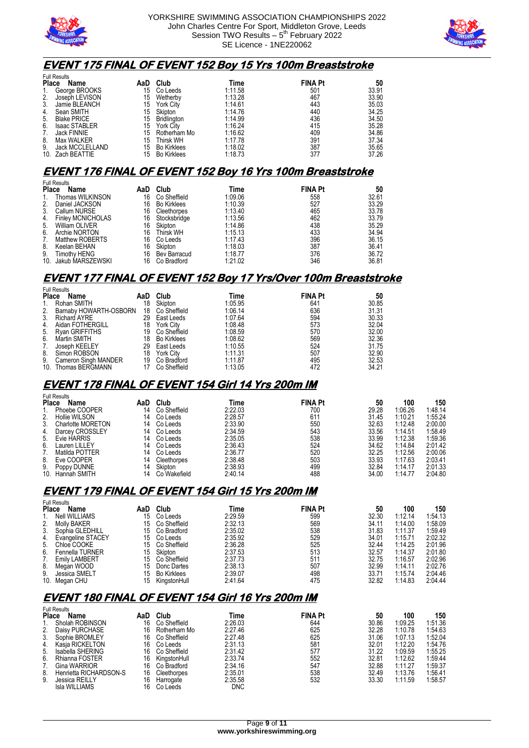## EVENT 175 FINAL OF EVENT 152 Boy 15 Yrs 100m Breaststroke

Full Results

| Place | Name | AaD | Club | Time | FINA Pt | 50 |
|---|---|---|---|---|---|---|
| 1. | George BROOKS | 15 | Co Leeds | 1:11.58 | 501 | 33.91 |
| 2. | Joseph LEVISON | 15 | Wetherby | 1:13.28 | 467 | 33.90 |
| 3. | Jamie BLEANCH | 15 | York City | 1:14.61 | 443 | 35.03 |
| 4. | Sean SMITH | 15 | Skipton | 1:14.76 | 440 | 34.25 |
| 5. | Blake PRICE | 15 | Bridlington | 1:14.99 | 436 | 34.50 |
| 6. | Isaac STABLER | 15 | York City | 1:16.24 | 415 | 35.28 |
| 7. | Jack FINNIE | 15 | Rotherham Mo | 1:16.62 | 409 | 34.86 |
| 8. | Max WALKER | 15 | Thirsk WH | 1:17.78 | 391 | 37.34 |
| 9. | Jack MCCLELLAND | 15 | Bo Kirklees | 1:18.02 | 387 | 35.65 |
| 10. | Zach BEATTIE | 15 | Bo Kirklees | 1:18.73 | 377 | 37.26 |

## EVENT 176 FINAL OF EVENT 152 Boy 16 Yrs 100m Breaststroke

Full Results

| Place | Name | AaD | Club | Time | FINA Pt | 50 |
|---|---|---|---|---|---|---|
| 1. | Thomas WILKINSON | 16 | Co Sheffield | 1:09.06 | 558 | 32.61 |
| 2. | Daniel JACKSON | 16 | Bo Kirklees | 1:10.39 | 527 | 33.29 |
| 3. | Callum NURSE | 16 | Cleethorpes | 1:13.40 | 465 | 33.78 |
| 4. | Finley MCNICHOLAS | 16 | Stocksbridge | 1:13.56 | 462 | 33.79 |
| 5. | William OLIVER | 16 | Skipton | 1:14.86 | 438 | 35.29 |
| 6. | Archie NORTON | 16 | Thirsk WH | 1:15.13 | 433 | 34.94 |
| 7. | Matthew ROBERTS | 16 | Co Leeds | 1:17.43 | 396 | 36.15 |
| 8. | Keelan BEHAN | 16 | Skipton | 1:18.03 | 387 | 36.41 |
| 9. | Timothy HENG | 16 | Bev Barracud | 1:18.77 | 376 | 36.72 |
| 10. | Jakub MARSZEWSKI | 16 | Co Bradford | 1:21.02 | 346 | 36.81 |

## EVENT 177 FINAL OF EVENT 152 Boy 17 Yrs/Over 100m Breaststroke

Full Results

| Place | Name | AaD | Club | Time | FINA Pt | 50 |
|---|---|---|---|---|---|---|
| 1. | Rohan SMITH | 18 | Skipton | 1:05.95 | 641 | 30.85 |
| 2. | Barnaby HOWARTH-OSBORN | 18 | Co Sheffield | 1:06.14 | 636 | 31.31 |
| 3. | Richard AYRE | 29 | East Leeds | 1:07.64 | 594 | 30.33 |
| 4. | Aidan FOTHERGILL | 18 | York City | 1:08.48 | 573 | 32.04 |
| 5. | Ryan GRIFFITHS | 19 | Co Sheffield | 1:08.59 | 570 | 32.00 |
| 6. | Martin SMITH | 18 | Bo Kirklees | 1:08.62 | 569 | 32.36 |
| 7. | Joseph KEELEY | 29 | East Leeds | 1:10.55 | 524 | 31.75 |
| 8. | Simon ROBSON | 18 | York City | 1:11.31 | 507 | 32.90 |
| 9. | Cameron Singh MANDER | 19 | Co Bradford | 1:11.87 | 495 | 32.53 |
| 10. | Thomas BERGMANN | 17 | Co Sheffield | 1:13.05 | 472 | 34.21 |

## EVENT 178 FINAL OF EVENT 154 Girl 14 Yrs 200m IM

Full Results

| Place | Name | AaD | Club | Time | FINA Pt | 50 | 100 | 150 |
|---|---|---|---|---|---|---|---|---|
| 1. | Phoebe COOPER | 14 | Co Sheffield | 2:22.03 | 700 | 29.28 | 1:06.26 | 1:48.14 |
| 2. | Hollie WILSON | 14 | Co Leeds | 2:28.57 | 611 | 31.45 | 1:10.21 | 1:55.24 |
| 3. | Charlotte MORETON | 14 | Co Leeds | 2:33.90 | 550 | 32.63 | 1:12.48 | 2:00.00 |
| 4. | Darcey CROSSLEY | 14 | Co Leeds | 2:34.59 | 543 | 33.56 | 1:14.51 | 1:58.49 |
| 5. | Evie HARRIS | 14 | Co Leeds | 2:35.05 | 538 | 33.99 | 1:12.38 | 1:59.36 |
| 6. | Lauren LILLEY | 14 | Co Leeds | 2:36.43 | 524 | 34.62 | 1:14.84 | 2:01.42 |
| 7. | Matilda POTTER | 14 | Co Leeds | 2:36.77 | 520 | 32.25 | 1:12.56 | 2:00.06 |
| 8. | Eve COOPER | 14 | Cleethorpes | 2:38.48 | 503 | 33.93 | 1:17.63 | 2:03.41 |
| 9. | Poppy DUNNE | 14 | Skipton | 2:38.93 | 499 | 32.84 | 1:14.17 | 2:01.33 |
| 10. | Hannah SMITH | 14 | Co Wakefield | 2:40.14 | 488 | 34.00 | 1:14.77 | 2:04.80 |

## EVENT 179 FINAL OF EVENT 154 Girl 15 Yrs 200m IM

Full Results

| Place | Name | AaD | Club | Time | FINA Pt | 50 | 100 | 150 |
|---|---|---|---|---|---|---|---|---|
| 1. | Nell WILLIAMS | 15 | Co Leeds | 2:29.59 | 599 | 32.30 | 1:12.14 | 1:54.13 |
| 2. | Molly BAKER | 15 | Co Sheffield | 2:32.13 | 569 | 34.11 | 1:14.00 | 1:58.09 |
| 3. | Sophia GLEDHILL | 15 | Co Bradford | 2:35.02 | 538 | 31.83 | 1:11.37 | 1:59.49 |
| 4. | Evangeline STACEY | 15 | Co Leeds | 2:35.92 | 529 | 34.01 | 1:15.71 | 2:02.32 |
| 5. | Chloe COOKE | 15 | Co Sheffield | 2:36.28 | 525 | 32.44 | 1:14.25 | 2:01.96 |
| 6. | Fennella TURNER | 15 | Skipton | 2:37.53 | 513 | 32.57 | 1:14.37 | 2:01.80 |
| 7. | Emily LAMBERT | 15 | Co Sheffield | 2:37.73 | 511 | 32.75 | 1:16.57 | 2:02.96 |
| 8. | Megan WOOD | 15 | Donc Dartes | 2:38.13 | 507 | 32.99 | 1:14.11 | 2:02.76 |
| 9. | Jessica SMELT | 15 | Bo Kirklees | 2:39.07 | 498 | 33.71 | 1:15.74 | 2:04.46 |
| 10. | Megan CHU | 15 | KingstonHull | 2:41.64 | 475 | 32.82 | 1:14.83 | 2:04.44 |

## EVENT 180 FINAL OF EVENT 154 Girl 16 Yrs 200m IM

Full Results

| Place | Name | AaD | Club | Time | FINA Pt | 50 | 100 | 150 |
|---|---|---|---|---|---|---|---|---|
| 1. | Sholah ROBINSON | 16 | Co Sheffield | 2:26.03 | 644 | 30.86 | 1:09.25 | 1:51.36 |
| 2. | Daisy PURCHASE | 16 | Rotherham Mo | 2:27.46 | 625 | 32.28 | 1:10.78 | 1:54.63 |
| 3. | Sophie BROMLEY | 16 | Co Sheffield | 2:27.48 | 625 | 31.06 | 1:07.13 | 1:52.04 |
| 4. | Kasja RICKELTON | 16 | Co Leeds | 2:31.13 | 581 | 32.01 | 1:12.20 | 1:54.76 |
| 5. | Isabella SHERING | 16 | Co Sheffield | 2:31.42 | 577 | 31.22 | 1:09.59 | 1:55.25 |
| 6. | Rhianna FOSTER | 16 | KingstonHull | 2:33.74 | 552 | 32.81 | 1:12.62 | 1:59.44 |
| 7. | Gina WARRIOR | 16 | Co Bradford | 2:34.16 | 547 | 32.88 | 1:11.27 | 1:59.37 |
| 8. | Henrietta RICHARDSON-S | 16 | Cleethorpes | 2:35.01 | 538 | 32.49 | 1:13.76 | 1:56.41 |
| 9. | Jessica REILLY | 16 | Harrogate | 2:35.58 | 532 | 33.30 | 1:11.59 | 1:58.57 |
| | Isla WILLIAMS | 16 | Co Leeds | DNC | | | | |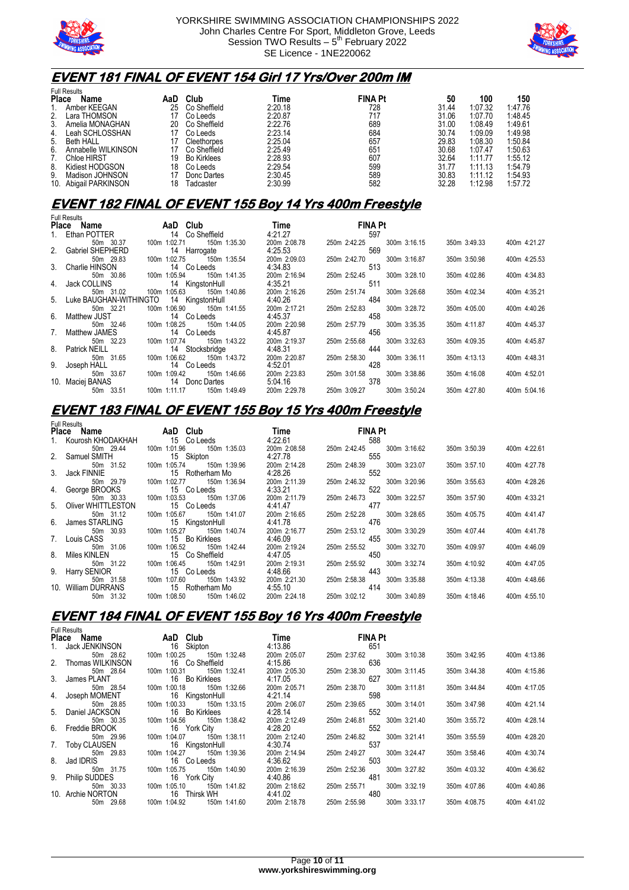YORKSHIRE SWIMMING ASSOCIATION CHAMPIONSHIPS 2022
John Charles Centre For Sport, Middleton Grove, Leeds
Session TWO Results – 5th February 2022
SE Licence - 1NE220062

## EVENT 181 FINAL OF EVENT 154 Girl 17 Yrs/Over 200m IM

Full Results

| Place | Name | AaD | Club | Time | FINA Pt | 50 | 100 | 150 |
|---|---|---|---|---|---|---|---|---|
| 1. | Amber KEEGAN | 25 | Co Sheffield | 2:20.18 | 728 | 31.44 | 1:07.32 | 1:47.76 |
| 2. | Lara THOMSON | 17 | Co Leeds | 2:20.87 | 717 | 31.06 | 1:07.70 | 1:48.45 |
| 3. | Amelia MONAGHAN | 20 | Co Sheffield | 2:22.76 | 689 | 31.00 | 1:08.49 | 1:49.61 |
| 4. | Leah SCHLOSSHAN | 17 | Co Leeds | 2:23.14 | 684 | 30.74 | 1:09.09 | 1:49.98 |
| 5. | Beth HALL | 17 | Cleethorpes | 2:25.04 | 657 | 29.83 | 1:08.30 | 1:50.84 |
| 6. | Annabelle WILKINSON | 17 | Co Sheffield | 2:25.49 | 651 | 30.68 | 1:07.47 | 1:50.63 |
| 7. | Chloe HIRST | 19 | Bo Kirklees | 2:28.93 | 607 | 32.64 | 1:11.77 | 1:55.12 |
| 8. | Kidiest HODGSON | 18 | Co Leeds | 2:29.54 | 599 | 31.77 | 1:11.13 | 1:54.79 |
| 9. | Madison JOHNSON | 17 | Donc Dartes | 2:30.45 | 589 | 30.83 | 1:11.12 | 1:54.93 |
| 10. | Abigail PARKINSON | 18 | Tadcaster | 2:30.99 | 582 | 32.28 | 1:12.98 | 1:57.72 |

## EVENT 182 FINAL OF EVENT 155 Boy 14 Yrs 400m Freestyle

Full Results

| Place | Name | AaD | Club | Time | FINA Pt | | | |
|---|---|---|---|---|---|---|---|---|
| 1. | Ethan POTTER | 14 | Co Sheffield | 4:21.27 | 597 | | | |
| | 50m 30.37 | 100m 1:02.71 | 150m 1:35.30 | 200m 2:08.78 | 250m 2:42.25 | 300m 3:16.15 | 350m 3:49.33 | 400m 4:21.27 |
| 2. | Gabriel SHEPHERD | 14 | Harrogate | 4:25.53 | 569 | | | |
| | 50m 29.83 | 100m 1:02.75 | 150m 1:35.54 | 200m 2:09.03 | 250m 2:42.70 | 300m 3:16.87 | 350m 3:50.98 | 400m 4:25.53 |
| 3. | Charlie HINSON | 14 | Co Leeds | 4:34.83 | 513 | | | |
| | 50m 30.86 | 100m 1:05.94 | 150m 1:41.35 | 200m 2:16.94 | 250m 2:52.45 | 300m 3:28.10 | 350m 4:02.86 | 400m 4:34.83 |
| 4. | Jack COLLINS | 14 | KingstonHull | 4:35.21 | 511 | | | |
| | 50m 31.02 | 100m 1:05.63 | 150m 1:40.86 | 200m 2:16.26 | 250m 2:51.74 | 300m 3:26.68 | 350m 4:02.34 | 400m 4:35.21 |
| 5. | Luke BAUGHAN-WITHINGTO | 14 | KingstonHull | 4:40.26 | 484 | | | |
| | 50m 32.21 | 100m 1:06.90 | 150m 1:41.55 | 200m 2:17.21 | 250m 2:52.83 | 300m 3:28.72 | 350m 4:05.00 | 400m 4:40.26 |
| 6. | Matthew JUST | 14 | Co Leeds | 4:45.37 | 458 | | | |
| | 50m 32.46 | 100m 1:08.25 | 150m 1:44.05 | 200m 2:20.98 | 250m 2:57.79 | 300m 3:35.35 | 350m 4:11.87 | 400m 4:45.37 |
| 7. | Matthew JAMES | 14 | Co Leeds | 4:45.87 | 456 | | | |
| | 50m 32.23 | 100m 1:07.74 | 150m 1:43.22 | 200m 2:19.37 | 250m 2:55.68 | 300m 3:32.63 | 350m 4:09.35 | 400m 4:45.87 |
| 8. | Patrick NEILL | 14 | Stocksbridge | 4:48.31 | 444 | | | |
| | 50m 31.65 | 100m 1:06.62 | 150m 1:43.72 | 200m 2:20.87 | 250m 2:58.30 | 300m 3:36.11 | 350m 4:13.13 | 400m 4:48.31 |
| 9. | Joseph HALL | 14 | Co Leeds | 4:52.01 | 428 | | | |
| | 50m 33.67 | 100m 1:09.42 | 150m 1:46.66 | 200m 2:23.83 | 250m 3:01.58 | 300m 3:38.86 | 350m 4:16.08 | 400m 4:52.01 |
| 10. | Maciej BANAS | 14 | Donc Dartes | 5:04.16 | 378 | | | |
| | 50m 33.51 | 100m 1:11.17 | 150m 1:49.49 | 200m 2:29.78 | 250m 3:09.27 | 300m 3:50.24 | 350m 4:27.80 | 400m 5:04.16 |

## EVENT 183 FINAL OF EVENT 155 Boy 15 Yrs 400m Freestyle

Full Results

| Place | Name | AaD | Club | Time | FINA Pt | | | |
|---|---|---|---|---|---|---|---|---|
| 1. | Kourosh KHODAKHAH | 15 | Co Leeds | 4:22.61 | 588 | | | |
| | 50m 29.44 | 100m 1:01.96 | 150m 1:35.03 | 200m 2:08.58 | 250m 2:42.45 | 300m 3:16.62 | 350m 3:50.39 | 400m 4:22.61 |
| 2. | Samuel SMITH | 15 | Skipton | 4:27.78 | 555 | | | |
| | 50m 31.52 | 100m 1:05.74 | 150m 1:39.96 | 200m 2:14.28 | 250m 2:48.39 | 300m 3:23.07 | 350m 3:57.10 | 400m 4:27.78 |
| 3. | Jack FINNIE | 15 | Rotherham Mo | 4:28.26 | 552 | | | |
| | 50m 29.79 | 100m 1:02.77 | 150m 1:36.94 | 200m 2:11.39 | 250m 2:46.32 | 300m 3:20.96 | 350m 3:55.63 | 400m 4:28.26 |
| 4. | George BROOKS | 15 | Co Leeds | 4:33.21 | 522 | | | |
| | 50m 30.33 | 100m 1:03.53 | 150m 1:37.06 | 200m 2:11.79 | 250m 2:46.73 | 300m 3:22.57 | 350m 3:57.90 | 400m 4:33.21 |
| 5. | Oliver WHITTLESTON | 15 | Co Leeds | 4:41.47 | 477 | | | |
| | 50m 31.12 | 100m 1:05.67 | 150m 1:41.07 | 200m 2:16.65 | 250m 2:52.28 | 300m 3:28.65 | 350m 4:05.75 | 400m 4:41.47 |
| 6. | James STARLING | 15 | KingstonHull | 4:41.78 | 476 | | | |
| | 50m 30.93 | 100m 1:05.27 | 150m 1:40.74 | 200m 2:16.77 | 250m 2:53.12 | 300m 3:30.29 | 350m 4:07.44 | 400m 4:41.78 |
| 7. | Louis CASS | 15 | Bo Kirklees | 4:46.09 | 455 | | | |
| | 50m 31.06 | 100m 1:06.52 | 150m 1:42.44 | 200m 2:19.24 | 250m 2:55.52 | 300m 3:32.70 | 350m 4:09.97 | 400m 4:46.09 |
| 8. | Miles KINLEN | 15 | Co Sheffield | 4:47.05 | 450 | | | |
| | 50m 31.22 | 100m 1:06.45 | 150m 1:42.91 | 200m 2:19.31 | 250m 2:55.92 | 300m 3:32.74 | 350m 4:10.92 | 400m 4:47.05 |
| 9. | Harry SENIOR | 15 | Co Leeds | 4:48.66 | 443 | | | |
| | 50m 31.58 | 100m 1:07.60 | 150m 1:43.92 | 200m 2:21.30 | 250m 2:58.38 | 300m 3:35.88 | 350m 4:13.38 | 400m 4:48.66 |
| 10. | William DURRANS | 15 | Rotherham Mo | 4:55.10 | 414 | | | |
| | 50m 31.32 | 100m 1:08.50 | 150m 1:46.02 | 200m 2:24.18 | 250m 3:02.12 | 300m 3:40.89 | 350m 4:18.46 | 400m 4:55.10 |

## EVENT 184 FINAL OF EVENT 155 Boy 16 Yrs 400m Freestyle

Full Results

| Place | Name | AaD | Club | Time | FINA Pt | | | |
|---|---|---|---|---|---|---|---|---|
| 1. | Jack JENKINSON | 16 | Skipton | 4:13.86 | 651 | | | |
| | 50m 28.62 | 100m 1:00.25 | 150m 1:32.48 | 200m 2:05.07 | 250m 2:37.62 | 300m 3:10.38 | 350m 3:42.95 | 400m 4:13.86 |
| 2. | Thomas WILKINSON | 16 | Co Sheffield | 4:15.86 | 636 | | | |
| | 50m 28.64 | 100m 1:00.31 | 150m 1:32.41 | 200m 2:05.30 | 250m 2:38.30 | 300m 3:11.45 | 350m 3:44.38 | 400m 4:15.86 |
| 3. | James PLANT | 16 | Bo Kirklees | 4:17.05 | 627 | | | |
| | 50m 28.54 | 100m 1:00.18 | 150m 1:32.66 | 200m 2:05.71 | 250m 2:38.70 | 300m 3:11.81 | 350m 3:44.84 | 400m 4:17.05 |
| 4. | Joseph MOMENT | 16 | KingstonHull | 4:21.14 | 598 | | | |
| | 50m 28.85 | 100m 1:00.33 | 150m 1:33.15 | 200m 2:06.07 | 250m 2:39.65 | 300m 3:14.01 | 350m 3:47.98 | 400m 4:21.14 |
| 5. | Daniel JACKSON | 16 | Bo Kirklees | 4:28.14 | 552 | | | |
| | 50m 30.35 | 100m 1:04.56 | 150m 1:38.42 | 200m 2:12.49 | 250m 2:46.81 | 300m 3:21.40 | 350m 3:55.72 | 400m 4:28.14 |
| 6. | Freddie BROOK | 16 | York City | 4:28.20 | 552 | | | |
| | 50m 29.96 | 100m 1:04.07 | 150m 1:38.11 | 200m 2:12.40 | 250m 2:46.82 | 300m 3:21.41 | 350m 3:55.59 | 400m 4:28.20 |
| 7. | Toby CLAUSEN | 16 | KingstonHull | 4:30.74 | 537 | | | |
| | 50m 29.83 | 100m 1:04.27 | 150m 1:39.36 | 200m 2:14.94 | 250m 2:49.27 | 300m 3:24.47 | 350m 3:58.46 | 400m 4:30.74 |
| 8. | Jad IDRIS | 16 | Co Leeds | 4:36.62 | 503 | | | |
| | 50m 31.75 | 100m 1:05.75 | 150m 1:40.90 | 200m 2:16.39 | 250m 2:52.36 | 300m 3:27.82 | 350m 4:03.32 | 400m 4:36.62 |
| 9. | Philip SUDDES | 16 | York City | 4:40.86 | 481 | | | |
| | 50m 30.33 | 100m 1:05.10 | 150m 1:41.82 | 200m 2:18.62 | 250m 2:55.71 | 300m 3:32.19 | 350m 4:07.86 | 400m 4:40.86 |
| 10. | Archie NORTON | 16 | Thirsk WH | 4:41.02 | 480 | | | |
| | 50m 29.68 | 100m 1:04.92 | 150m 1:41.60 | 200m 2:18.78 | 250m 2:55.98 | 300m 3:33.17 | 350m 4:08.75 | 400m 4:41.02 |

www.yorkshireswimming.org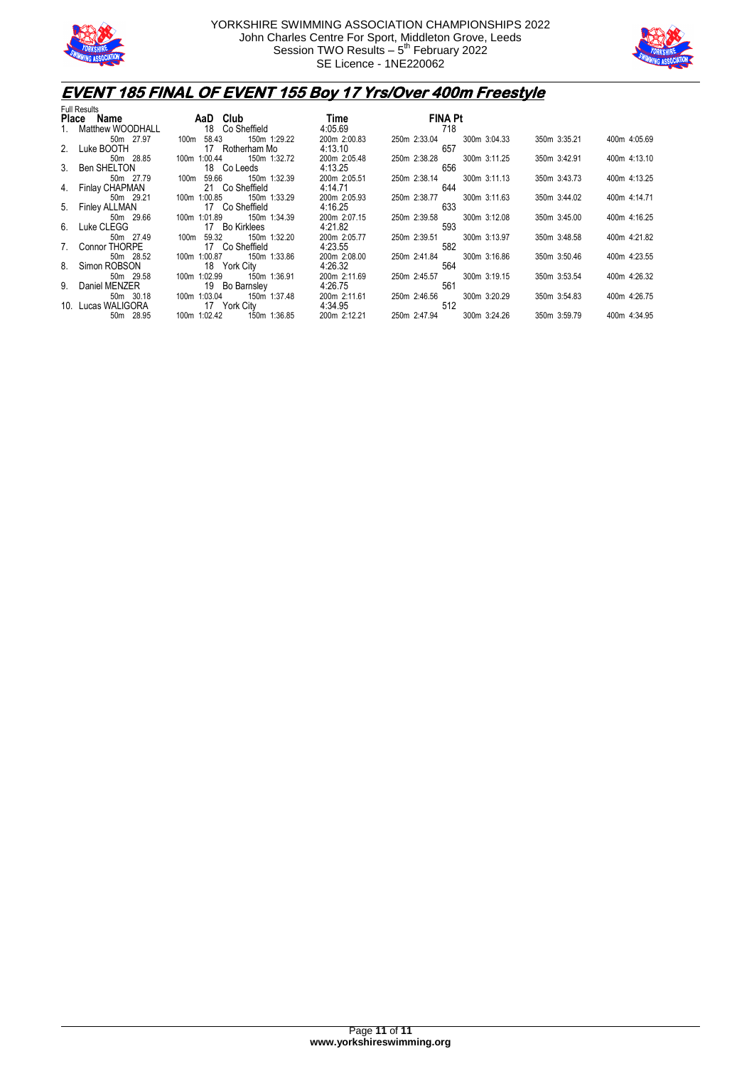YORKSHIRE SWIMMING ASSOCIATION CHAMPIONSHIPS 2022
John Charles Centre For Sport, Middleton Grove, Leeds
Session TWO Results – 5th February 2022
SE Licence - 1NE220062

## EVENT 185 FINAL OF EVENT 155 Boy 17 Yrs/Over 400m Freestyle

Full Results

| Place | Name | AaD | Club | Time | FINA Pt |
|---|---|---|---|---|---|
| 1. | Matthew WOODHALL | 18 | Co Sheffield | 4:05.69 | 718 |
| | 50m 27.97 | 100m 58.43 | 150m 1:29.22 | 200m 2:00.83 | 250m 2:33.04 · 300m 3:04.33 · 350m 3:35.21 · 400m 4:05.69 |
| 2. | Luke BOOTH | 17 | Rotherham Mo | 4:13.10 | 657 |
| | 50m 28.85 | 100m 1:00.44 | 150m 1:32.72 | 200m 2:05.48 | 250m 2:38.28 · 300m 3:11.25 · 350m 3:42.91 · 400m 4:13.10 |
| 3. | Ben SHELTON | 18 | Co Leeds | 4:13.25 | 656 |
| | 50m 27.79 | 100m 59.66 | 150m 1:32.39 | 200m 2:05.51 | 250m 2:38.14 · 300m 3:11.13 · 350m 3:43.73 · 400m 4:13.25 |
| 4. | Finlay CHAPMAN | 21 | Co Sheffield | 4:14.71 | 644 |
| | 50m 29.21 | 100m 1:00.85 | 150m 1:33.29 | 200m 2:05.93 | 250m 2:38.77 · 300m 3:11.63 · 350m 3:44.02 · 400m 4:14.71 |
| 5. | Finley ALLMAN | 17 | Co Sheffield | 4:16.25 | 633 |
| | 50m 29.66 | 100m 1:01.89 | 150m 1:34.39 | 200m 2:07.15 | 250m 2:39.58 · 300m 3:12.08 · 350m 3:45.00 · 400m 4:16.25 |
| 6. | Luke CLEGG | 17 | Bo Kirklees | 4:21.82 | 593 |
| | 50m 27.49 | 100m 59.32 | 150m 1:32.20 | 200m 2:05.77 | 250m 2:39.51 · 300m 3:13.97 · 350m 3:48.58 · 400m 4:21.82 |
| 7. | Connor THORPE | 17 | Co Sheffield | 4:23.55 | 582 |
| | 50m 28.52 | 100m 1:00.87 | 150m 1:33.86 | 200m 2:08.00 | 250m 2:41.84 · 300m 3:16.86 · 350m 3:50.46 · 400m 4:23.55 |
| 8. | Simon ROBSON | 18 | York City | 4:26.32 | 564 |
| | 50m 29.58 | 100m 1:02.99 | 150m 1:36.91 | 200m 2:11.69 | 250m 2:45.57 · 300m 3:19.15 · 350m 3:53.54 · 400m 4:26.32 |
| 9. | Daniel MENZER | 19 | Bo Barnsley | 4:26.75 | 561 |
| | 50m 30.18 | 100m 1:03.04 | 150m 1:37.48 | 200m 2:11.61 | 250m 2:46.56 · 300m 3:20.29 · 350m 3:54.83 · 400m 4:26.75 |
| 10. | Lucas WALIGORA | 17 | York City | 4:34.95 | 512 |
| | 50m 28.95 | 100m 1:02.42 | 150m 1:36.85 | 200m 2:12.21 | 250m 2:47.94 · 300m 3:24.26 · 350m 3:59.79 · 400m 4:34.95 |

www.yorkshireswimming.org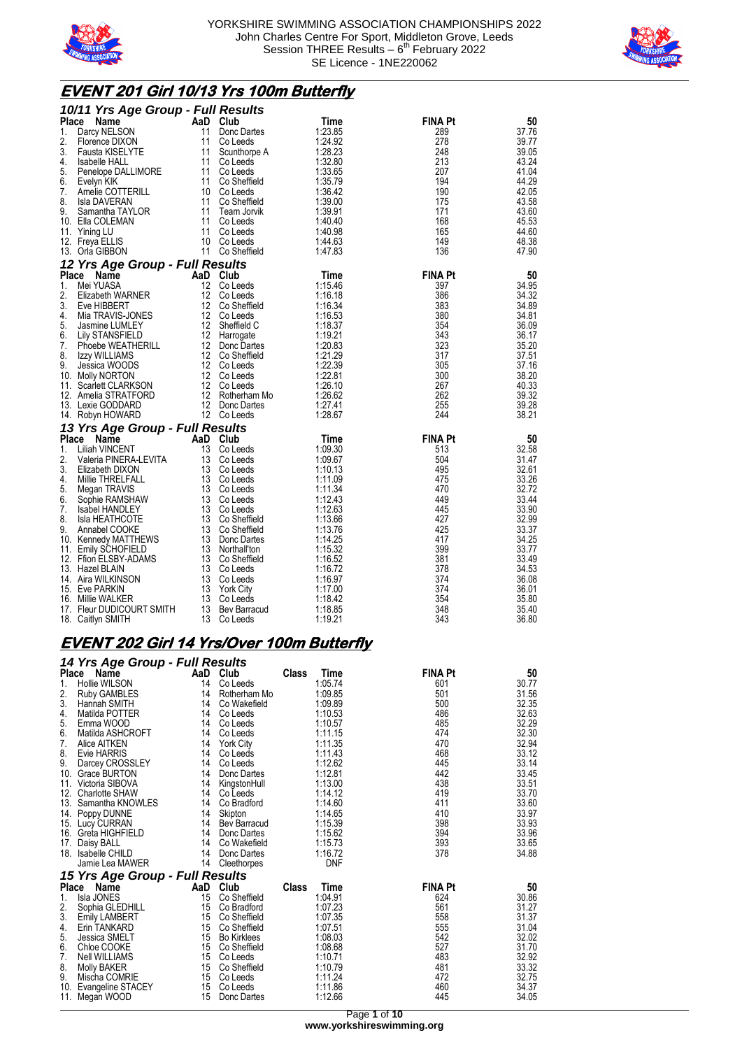YORKSHIRE SWIMMING ASSOCIATION CHAMPIONSHIPS 2022
John Charles Centre For Sport, Middleton Grove, Leeds
Session THREE Results – 6th February 2022
SE Licence - 1NE220062

# EVENT 201 Girl 10/13 Yrs 100m Butterfly

### 10/11 Yrs Age Group - Full Results

| Place | Name | AaD | Club | Time | FINA Pt | 50 |
|---|---|---|---|---|---|---|
| 1. | Darcy NELSON | 11 | Donc Dartes | 1:23.85 | 289 | 37.76 |
| 2. | Florence DIXON | 11 | Co Leeds | 1:24.92 | 278 | 39.77 |
| 3. | Fausta KISELYTE | 11 | Scunthorpe A | 1:28.23 | 248 | 39.05 |
| 4. | Isabelle HALL | 11 | Co Leeds | 1:32.80 | 213 | 43.24 |
| 5. | Penelope DALLIMORE | 11 | Co Leeds | 1:33.65 | 207 | 41.04 |
| 6. | Evelyn KIK | 11 | Co Sheffield | 1:35.79 | 194 | 44.29 |
| 7. | Amelie COTTERILL | 10 | Co Leeds | 1:36.42 | 190 | 42.05 |
| 8. | Isla DAVERAN | 11 | Co Sheffield | 1:39.00 | 175 | 43.58 |
| 9. | Samantha TAYLOR | 11 | Team Jorvik | 1:39.91 | 171 | 43.60 |
| 10. | Ella COLEMAN | 11 | Co Leeds | 1:40.40 | 168 | 45.53 |
| 11. | Yining LU | 11 | Co Leeds | 1:40.98 | 165 | 44.60 |
| 12. | Freya ELLIS | 10 | Co Leeds | 1:44.63 | 149 | 48.38 |
| 13. | Orla GIBBON | 11 | Co Sheffield | 1:47.83 | 136 | 47.90 |

### 12 Yrs Age Group - Full Results

| Place | Name | AaD | Club | Time | FINA Pt | 50 |
|---|---|---|---|---|---|---|
| 1. | Mei YUASA | 12 | Co Leeds | 1:15.46 | 397 | 34.95 |
| 2. | Elizabeth WARNER | 12 | Co Leeds | 1:16.18 | 386 | 34.32 |
| 3. | Eve HIBBERT | 12 | Co Sheffield | 1:16.34 | 383 | 34.89 |
| 4. | Mia TRAVIS-JONES | 12 | Co Leeds | 1:16.53 | 380 | 34.81 |
| 5. | Jasmine LUMLEY | 12 | Sheffield C | 1:18.37 | 354 | 36.09 |
| 6. | Lily STANSFIELD | 12 | Harrogate | 1:19.21 | 343 | 36.17 |
| 7. | Phoebe WEATHERILL | 12 | Donc Dartes | 1:20.83 | 323 | 35.20 |
| 8. | Izzy WILLIAMS | 12 | Co Sheffield | 1:21.29 | 317 | 37.51 |
| 9. | Jessica WOODS | 12 | Co Leeds | 1:22.39 | 305 | 37.16 |
| 10. | Molly NORTON | 12 | Co Leeds | 1:22.81 | 300 | 38.20 |
| 11. | Scarlett CLARKSON | 12 | Co Leeds | 1:26.10 | 267 | 40.33 |
| 12. | Amelia STRATFORD | 12 | Rotherham Mo | 1:26.62 | 262 | 39.32 |
| 13. | Lexie GODDARD | 12 | Donc Dartes | 1:27.41 | 255 | 39.28 |
| 14. | Robyn HOWARD | 12 | Co Leeds | 1:28.67 | 244 | 38.21 |

### 13 Yrs Age Group - Full Results

| Place | Name | AaD | Club | Time | FINA Pt | 50 |
|---|---|---|---|---|---|---|
| 1. | Liliah VINCENT | 13 | Co Leeds | 1:09.30 | 513 | 32.58 |
| 2. | Valeria PINERA-LEVITA | 13 | Co Leeds | 1:09.67 | 504 | 31.47 |
| 3. | Elizabeth DIXON | 13 | Co Leeds | 1:10.13 | 495 | 32.61 |
| 4. | Millie THRELFALL | 13 | Co Leeds | 1:11.09 | 475 | 33.26 |
| 5. | Megan TRAVIS | 13 | Co Leeds | 1:11.34 | 470 | 32.72 |
| 6. | Sophie RAMSHAW | 13 | Co Leeds | 1:12.43 | 449 | 33.44 |
| 7. | Isabel HANDLEY | 13 | Co Leeds | 1:12.63 | 445 | 33.90 |
| 8. | Isla HEATHCOTE | 13 | Co Sheffield | 1:13.66 | 427 | 32.99 |
| 9. | Annabel COOKE | 13 | Co Sheffield | 1:13.76 | 425 | 33.37 |
| 10. | Kennedy MATTHEWS | 13 | Donc Dartes | 1:14.25 | 417 | 34.25 |
| 11. | Emily SCHOFIELD | 13 | Northall'ton | 1:15.32 | 399 | 33.77 |
| 12. | Ffion ELSBY-ADAMS | 13 | Co Sheffield | 1:16.52 | 381 | 33.49 |
| 13. | Hazel BLAIN | 13 | Co Leeds | 1:16.72 | 378 | 34.53 |
| 14. | Aira WILKINSON | 13 | Co Leeds | 1:16.97 | 374 | 36.08 |
| 15. | Eve PARKIN | 13 | York City | 1:17.00 | 374 | 36.01 |
| 16. | Millie WALKER | 13 | Co Leeds | 1:18.42 | 354 | 35.80 |
| 17. | Fleur DUDICOURT SMITH | 13 | Bev Barracud | 1:18.85 | 348 | 35.40 |
| 18. | Caitlyn SMITH | 13 | Co Leeds | 1:19.21 | 343 | 36.80 |

# EVENT 202 Girl 14 Yrs/Over 100m Butterfly

### 14 Yrs Age Group - Full Results

| Place | Name | AaD | Club | Class | Time | FINA Pt | 50 |
|---|---|---|---|---|---|---|---|
| 1. | Hollie WILSON | 14 | Co Leeds | | 1:05.74 | 601 | 30.77 |
| 2. | Ruby GAMBLES | 14 | Rotherham Mo | | 1:09.85 | 501 | 31.56 |
| 3. | Hannah SMITH | 14 | Co Wakefield | | 1:09.89 | 500 | 32.35 |
| 4. | Matilda POTTER | 14 | Co Leeds | | 1:10.53 | 486 | 32.63 |
| 5. | Emma WOOD | 14 | Co Leeds | | 1:10.57 | 485 | 32.29 |
| 6. | Matilda ASHCROFT | 14 | Co Leeds | | 1:11.15 | 474 | 32.30 |
| 7. | Alice AITKEN | 14 | York City | | 1:11.35 | 470 | 32.94 |
| 8. | Evie HARRIS | 14 | Co Leeds | | 1:11.43 | 468 | 33.12 |
| 9. | Darcey CROSSLEY | 14 | Co Leeds | | 1:12.62 | 445 | 33.14 |
| 10. | Grace BURTON | 14 | Donc Dartes | | 1:12.81 | 442 | 33.45 |
| 11. | Victoria SIBOVA | 14 | KingstonHull | | 1:13.00 | 438 | 33.51 |
| 12. | Charlotte SHAW | 14 | Co Leeds | | 1:14.12 | 419 | 33.70 |
| 13. | Samantha KNOWLES | 14 | Co Bradford | | 1:14.60 | 411 | 33.60 |
| 14. | Poppy DUNNE | 14 | Skipton | | 1:14.65 | 410 | 33.97 |
| 15. | Lucy CURRAN | 14 | Bev Barracud | | 1:15.39 | 398 | 33.93 |
| 16. | Greta HIGHFIELD | 14 | Donc Dartes | | 1:15.62 | 394 | 33.96 |
| 17. | Daisy BALL | 14 | Co Wakefield | | 1:15.73 | 393 | 33.65 |
| 18. | Isabelle CHILD | 14 | Donc Dartes | | 1:16.72 | 378 | 34.88 |
| | Jamie Lea MAWER | 14 | Cleethorpes | | DNF | | |

### 15 Yrs Age Group - Full Results

| Place | Name | AaD | Club | Class | Time | FINA Pt | 50 |
|---|---|---|---|---|---|---|---|
| 1. | Isla JONES | 15 | Co Sheffield | | 1:04.91 | 624 | 30.86 |
| 2. | Sophia GLEDHILL | 15 | Co Bradford | | 1:07.23 | 561 | 31.27 |
| 3. | Emily LAMBERT | 15 | Co Sheffield | | 1:07.35 | 558 | 31.37 |
| 4. | Erin TANKARD | 15 | Co Sheffield | | 1:07.51 | 555 | 31.04 |
| 5. | Jessica SMELT | 15 | Bo Kirklees | | 1:08.03 | 542 | 32.02 |
| 6. | Chloe COOKE | 15 | Co Sheffield | | 1:08.68 | 527 | 31.70 |
| 7. | Nell WILLIAMS | 15 | Co Leeds | | 1:10.71 | 483 | 32.92 |
| 8. | Molly BAKER | 15 | Co Sheffield | | 1:10.79 | 481 | 33.32 |
| 9. | Mischa COMRIE | 15 | Co Leeds | | 1:11.24 | 472 | 32.75 |
| 10. | Evangeline STACEY | 15 | Co Leeds | | 1:11.86 | 460 | 34.37 |
| 11. | Megan WOOD | 15 | Donc Dartes | | 1:12.66 | 445 | 34.05 |

www.yorkshireswimming.org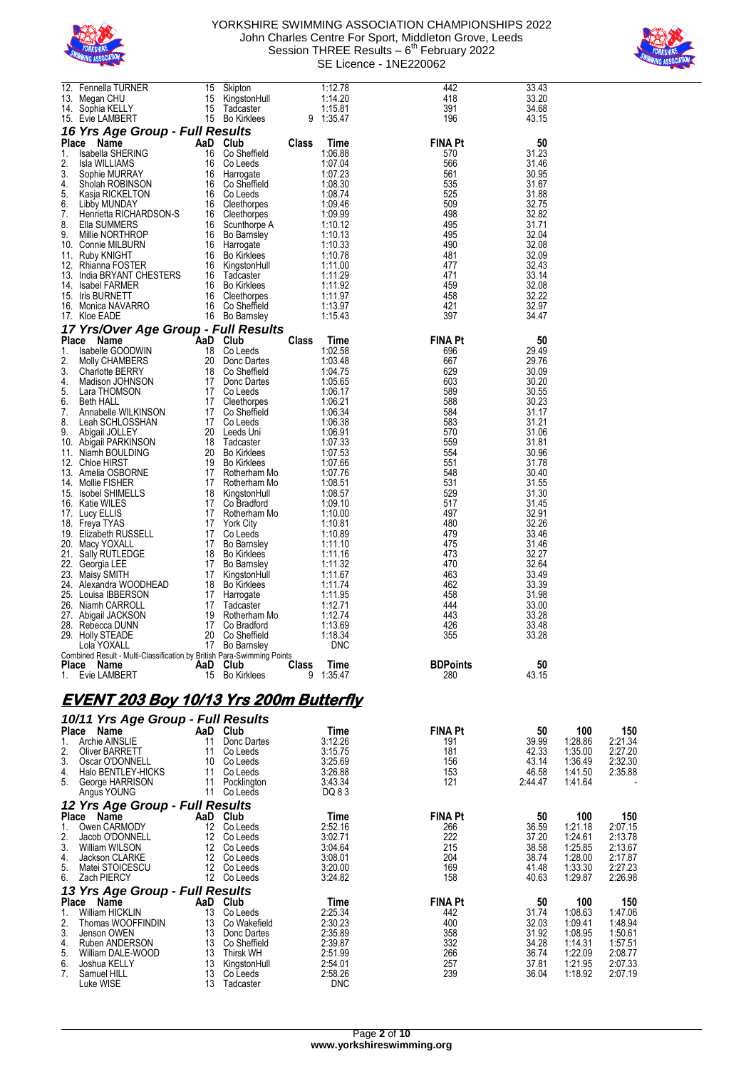| Place | Name | AaD | Club | Class | Time | FINA Pt | 50 |
|---|---|---|---|---|---|---|---|
| 12. | Fennella TURNER | 15 | Skipton | | 1:12.78 | 442 | 33.43 |
| 13. | Megan CHU | 15 | KingstonHull | | 1:14.20 | 418 | 33.20 |
| 14. | Sophia KELLY | 15 | Tadcaster | | 1:15.81 | 391 | 34.68 |
| 15. | Evie LAMBERT | 15 | Bo Kirklees | 9 | 1:35.47 | 196 | 43.15 |

### 16 Yrs Age Group - Full Results

| Place | Name | AaD | Club | Class | Time | FINA Pt | 50 |
|---|---|---|---|---|---|---|---|
| 1. | Isabella SHERING | 16 | Co Sheffield | | 1:06.88 | 570 | 31.23 |
| 2. | Isla WILLIAMS | 16 | Co Leeds | | 1:07.04 | 566 | 31.46 |
| 3. | Sophie MURRAY | 16 | Harrogate | | 1:07.23 | 561 | 30.95 |
| 4. | Sholah ROBINSON | 16 | Co Sheffield | | 1:08.30 | 535 | 31.67 |
| 5. | Kasja RICKELTON | 16 | Co Leeds | | 1:08.74 | 525 | 31.88 |
| 6. | Libby MUNDAY | 16 | Cleethorpes | | 1:09.46 | 509 | 32.75 |
| 7. | Henrietta RICHARDSON-S | 16 | Cleethorpes | | 1:09.99 | 498 | 32.82 |
| 8. | Ella SUMMERS | 16 | Scunthorpe A | | 1:10.12 | 495 | 31.71 |
| 9. | Millie NORTHROP | 16 | Bo Barnsley | | 1:10.13 | 495 | 32.04 |
| 10. | Connie MILBURN | 16 | Harrogate | | 1:10.33 | 490 | 32.08 |
| 11. | Ruby KNIGHT | 16 | Bo Kirklees | | 1:10.78 | 481 | 32.09 |
| 12. | Rhianna FOSTER | 16 | KingstonHull | | 1:11.00 | 477 | 32.43 |
| 13. | India BRYANT CHESTERS | 16 | Tadcaster | | 1:11.29 | 471 | 33.14 |
| 14. | Isabel FARMER | 16 | Bo Kirklees | | 1:11.92 | 459 | 32.08 |
| 15. | Iris BURNETT | 16 | Cleethorpes | | 1:11.97 | 458 | 32.22 |
| 16. | Monica NAVARRO | 16 | Co Sheffield | | 1:13.97 | 421 | 32.97 |
| 17. | Kloe EADE | 16 | Bo Barnsley | | 1:15.43 | 397 | 34.47 |

### 17 Yrs/Over Age Group - Full Results

| Place | Name | AaD | Club | Class | Time | FINA Pt | 50 |
|---|---|---|---|---|---|---|---|
| 1. | Isabelle GOODWIN | 18 | Co Leeds | | 1:02.58 | 696 | 29.49 |
| 2. | Molly CHAMBERS | 20 | Donc Dartes | | 1:03.48 | 667 | 29.76 |
| 3. | Charlotte BERRY | 18 | Co Sheffield | | 1:04.75 | 629 | 30.09 |
| 4. | Madison JOHNSON | 17 | Donc Dartes | | 1:05.65 | 603 | 30.20 |
| 5. | Lara THOMSON | 17 | Co Leeds | | 1:06.17 | 589 | 30.55 |
| 6. | Beth HALL | 17 | Cleethorpes | | 1:06.21 | 588 | 30.23 |
| 7. | Annabelle WILKINSON | 17 | Co Sheffield | | 1:06.34 | 584 | 31.17 |
| 8. | Leah SCHLOSSHAN | 17 | Co Leeds | | 1:06.38 | 583 | 31.21 |
| 9. | Abigail JOLLEY | 20 | Leeds Uni | | 1:06.91 | 570 | 31.06 |
| 10. | Abigail PARKINSON | 18 | Tadcaster | | 1:07.33 | 559 | 31.81 |
| 11. | Niamh BOULDING | 20 | Bo Kirklees | | 1:07.53 | 554 | 30.96 |
| 12. | Chloe HIRST | 19 | Bo Kirklees | | 1:07.66 | 551 | 31.78 |
| 13. | Amelia OSBORNE | 17 | Rotherham Mo | | 1:07.76 | 548 | 30.40 |
| 14. | Mollie FISHER | 17 | Rotherham Mo | | 1:08.51 | 531 | 31.55 |
| 15. | Isobel SHIMELLS | 18 | KingstonHull | | 1:08.57 | 529 | 31.30 |
| 16. | Katie WILES | 17 | Co Bradford | | 1:09.10 | 517 | 31.45 |
| 17. | Lucy ELLIS | 17 | Rotherham Mo | | 1:10.00 | 497 | 32.91 |
| 18. | Freya TYAS | 17 | York City | | 1:10.81 | 480 | 32.26 |
| 19. | Elizabeth RUSSELL | 17 | Co Leeds | | 1:10.89 | 479 | 33.46 |
| 20. | Macy YOXALL | 17 | Bo Barnsley | | 1:11.10 | 475 | 31.46 |
| 21. | Sally RUTLEDGE | 18 | Bo Kirklees | | 1:11.16 | 473 | 32.27 |
| 22. | Georgia LEE | 17 | Bo Barnsley | | 1:11.32 | 470 | 32.64 |
| 23. | Maisy SMITH | 17 | KingstonHull | | 1:11.67 | 463 | 33.49 |
| 24. | Alexandra WOODHEAD | 18 | Bo Kirklees | | 1:11.74 | 462 | 33.39 |
| 25. | Louisa IBBERSON | 17 | Harrogate | | 1:11.95 | 458 | 31.98 |
| 26. | Niamh CARROLL | 17 | Tadcaster | | 1:12.71 | 444 | 33.00 |
| 27. | Abigail JACKSON | 19 | Rotherham Mo | | 1:12.74 | 443 | 33.28 |
| 28. | Rebecca DUNN | 17 | Co Bradford | | 1:13.69 | 426 | 33.48 |
| 29. | Holly STEADE | 20 | Co Sheffield | | 1:18.34 | 355 | 33.28 |
| | Lola YOXALL | 17 | Bo Barnsley | | DNC | | |

Combined Result - Multi-Classification by British Para-Swimming Points

| Place | Name | AaD | Club | Class | Time | BDPoints | 50 |
|---|---|---|---|---|---|---|---|
| 1. | Evie LAMBERT | 15 | Bo Kirklees | 9 | 1:35.47 | 280 | 43.15 |

## EVENT 203 Boy 10/13 Yrs 200m Butterfly

### 10/11 Yrs Age Group - Full Results

| Place | Name | AaD | Club | Time | FINA Pt | 50 | 100 | 150 |
|---|---|---|---|---|---|---|---|---|
| 1. | Archie AINSLIE | 11 | Donc Dartes | 3:12.26 | 191 | 39.99 | 1:28.86 | 2:21.34 |
| 2. | Oliver BARRETT | 11 | Co Leeds | 3:15.75 | 181 | 42.33 | 1:35.00 | 2:27.20 |
| 3. | Oscar O'DONNELL | 10 | Co Leeds | 3:25.69 | 156 | 43.14 | 1:36.49 | 2:32.30 |
| 4. | Halo BENTLEY-HICKS | 11 | Co Leeds | 3:26.88 | 153 | 46.58 | 1:41.50 | 2:35.88 |
| 5. | George HARRISON | 11 | Pocklington | 3:43.34 | 121 | 2:44.47 | 1:41.64 | |
| | Angus YOUNG | 11 | Co Leeds | DQ 8 3 | | | | - |

### 12 Yrs Age Group - Full Results

| Place | Name | AaD | Club | Time | FINA Pt | 50 | 100 | 150 |
|---|---|---|---|---|---|---|---|---|
| 1. | Owen CARMODY | 12 | Co Leeds | 2:52.16 | 266 | 36.59 | 1:21.18 | 2:07.15 |
| 2. | Jacob O'DONNELL | 12 | Co Leeds | 3:02.71 | 222 | 37.20 | 1:24.61 | 2:13.78 |
| 3. | William WILSON | 12 | Co Leeds | 3:04.64 | 215 | 38.58 | 1:25.85 | 2:13.67 |
| 4. | Jackson CLARKE | 12 | Co Leeds | 3:08.01 | 204 | 38.74 | 1:28.00 | 2:17.87 |
| 5. | Matei STOICESCU | 12 | Co Leeds | 3:20.00 | 169 | 41.48 | 1:33.30 | 2:27.23 |
| 6. | Zach PIERCY | 12 | Co Leeds | 3:24.82 | 158 | 40.63 | 1:29.87 | 2:26.98 |

### 13 Yrs Age Group - Full Results

| Place | Name | AaD | Club | Time | FINA Pt | 50 | 100 | 150 |
|---|---|---|---|---|---|---|---|---|
| 1. | William HICKLIN | 13 | Co Leeds | 2:25.34 | 442 | 31.74 | 1:08.63 | 1:47.06 |
| 2. | Thomas WOOFFINDIN | 13 | Co Wakefield | 2:30.23 | 400 | 32.03 | 1:09.41 | 1:48.94 |
| 3. | Jenson OWEN | 13 | Donc Dartes | 2:35.89 | 358 | 31.92 | 1:08.95 | 1:50.61 |
| 4. | Ruben ANDERSON | 13 | Co Sheffield | 2:39.87 | 332 | 34.28 | 1:14.31 | 1:57.51 |
| 5. | William DALE-WOOD | 13 | Thirsk WH | 2:51.99 | 266 | 36.74 | 1:22.09 | 2:08.77 |
| 6. | Joshua KELLY | 13 | KingstonHull | 2:54.01 | 257 | 37.81 | 1:21.95 | 2:07.33 |
| 7. | Samuel HILL | 13 | Co Leeds | 2:58.26 | 239 | 36.04 | 1:18.92 | 2:07.19 |
| | Luke WISE | 13 | Tadcaster | DNC | | | | |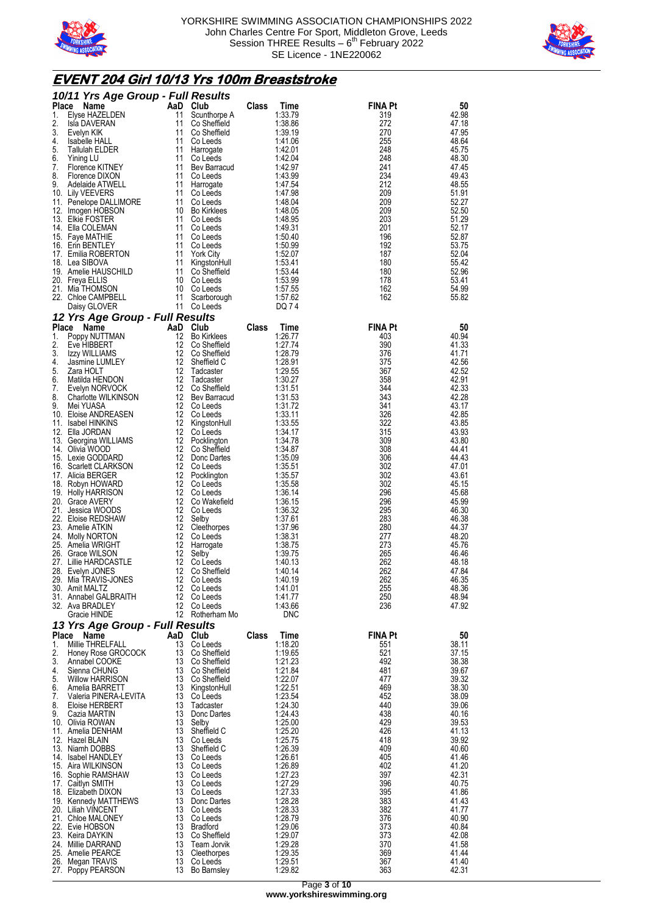# EVENT 204 Girl 10/13 Yrs 100m Breaststroke

## 10/11 Yrs Age Group - Full Results

| Place | Name | AaD | Club | Class | Time | FINA Pt | 50 |
|---|---|---|---|---|---|---|---|
| 1. | Elyse HAZELDEN | 11 | Scunthorpe A | | 1:33.79 | 319 | 42.98 |
| 2. | Isla DAVERAN | 11 | Co Sheffield | | 1:38.86 | 272 | 47.18 |
| 3. | Evelyn KIK | 11 | Co Sheffield | | 1:39.19 | 270 | 47.95 |
| 4. | Isabelle HALL | 11 | Co Leeds | | 1:41.06 | 255 | 48.64 |
| 5. | Tallulah ELDER | 11 | Harrogate | | 1:42.01 | 248 | 45.75 |
| 6. | Yining LU | 11 | Co Leeds | | 1:42.04 | 248 | 48.30 |
| 7. | Florence KITNEY | 11 | Bev Barracud | | 1:42.97 | 241 | 47.45 |
| 8. | Florence DIXON | 11 | Co Leeds | | 1:43.99 | 234 | 49.43 |
| 9. | Adelaide ATWELL | 11 | Harrogate | | 1:47.54 | 212 | 48.55 |
| 10. | Lily VEEVERS | 11 | Co Leeds | | 1:47.98 | 209 | 51.91 |
| 11. | Penelope DALLIMORE | 11 | Co Leeds | | 1:48.04 | 209 | 52.27 |
| 12. | Imogen HOBSON | 10 | Bo Kirklees | | 1:48.05 | 209 | 52.50 |
| 13. | Elkie FOSTER | 11 | Co Leeds | | 1:48.95 | 203 | 51.29 |
| 14. | Ella COLEMAN | 11 | Co Leeds | | 1:49.31 | 201 | 52.17 |
| 15. | Faye MATHIE | 11 | Co Leeds | | 1:50.40 | 196 | 52.87 |
| 16. | Erin BENTLEY | 11 | Co Leeds | | 1:50.99 | 192 | 53.75 |
| 17. | Emilia ROBERTON | 11 | York City | | 1:52.07 | 187 | 52.04 |
| 18. | Lea SIBOVA | 11 | KingstonHull | | 1:53.41 | 180 | 55.42 |
| 19. | Amelie HAUSCHILD | 11 | Co Sheffield | | 1:53.44 | 180 | 52.96 |
| 20. | Freya ELLIS | 10 | Co Leeds | | 1:53.99 | 178 | 53.41 |
| 21. | Mia THOMSON | 10 | Co Leeds | | 1:57.55 | 162 | 54.99 |
| 22. | Chloe CAMPBELL | 11 | Scarborough | | 1:57.62 | 162 | 55.82 |
| | Daisy GLOVER | 11 | Co Leeds | | DQ 7 4 | | |

## 12 Yrs Age Group - Full Results

| Place | Name | AaD | Club | Class | Time | FINA Pt | 50 |
|---|---|---|---|---|---|---|---|
| 1. | Poppy NUTTMAN | 12 | Bo Kirklees | | 1:26.77 | 403 | 40.94 |
| 2. | Eve HIBBERT | 12 | Co Sheffield | | 1:27.74 | 390 | 41.33 |
| 3. | Izzy WILLIAMS | 12 | Co Sheffield | | 1:28.79 | 376 | 41.71 |
| 4. | Jasmine LUMLEY | 12 | Sheffield C | | 1:28.91 | 375 | 42.56 |
| 5. | Zara HOLT | 12 | Tadcaster | | 1:29.55 | 367 | 42.52 |
| 6. | Matilda HENDON | 12 | Tadcaster | | 1:30.27 | 358 | 42.91 |
| 7. | Evelyn NORVOCK | 12 | Co Sheffield | | 1:31.51 | 344 | 42.33 |
| 8. | Charlotte WILKINSON | 12 | Bev Barracud | | 1:31.53 | 343 | 42.28 |
| 9. | Mei YUASA | 12 | Co Leeds | | 1:31.72 | 341 | 43.17 |
| 10. | Eloise ANDREASEN | 12 | Co Leeds | | 1:33.11 | 326 | 42.85 |
| 11. | Isabel HINKINS | 12 | KingstonHull | | 1:33.55 | 322 | 43.85 |
| 12. | Ella JORDAN | 12 | Co Leeds | | 1:34.17 | 315 | 43.93 |
| 13. | Georgina WILLIAMS | 12 | Pocklington | | 1:34.78 | 309 | 43.80 |
| 14. | Olivia WOOD | 12 | Co Sheffield | | 1:34.87 | 308 | 44.41 |
| 15. | Lexie GODDARD | 12 | Donc Dartes | | 1:35.09 | 306 | 44.43 |
| 16. | Scarlett CLARKSON | 12 | Co Leeds | | 1:35.51 | 302 | 47.01 |
| 17. | Alicia BERGER | 12 | Pocklington | | 1:35.57 | 302 | 43.61 |
| 18. | Robyn HOWARD | 12 | Co Leeds | | 1:35.58 | 302 | 45.15 |
| 19. | Holly HARRISON | 12 | Co Leeds | | 1:36.14 | 296 | 45.68 |
| 20. | Grace AVERY | 12 | Co Wakefield | | 1:36.15 | 296 | 45.99 |
| 21. | Jessica WOODS | 12 | Co Leeds | | 1:36.32 | 295 | 46.30 |
| 22. | Eloise REDSHAW | 12 | Selby | | 1:37.61 | 283 | 46.38 |
| 23. | Amelie ATKIN | 12 | Cleethorpes | | 1:37.96 | 280 | 44.37 |
| 24. | Molly NORTON | 12 | Co Leeds | | 1:38.31 | 277 | 48.20 |
| 25. | Amelia WRIGHT | 12 | Harrogate | | 1:38.75 | 273 | 45.76 |
| 26. | Grace WILSON | 12 | Selby | | 1:39.75 | 265 | 46.46 |
| 27. | Lillie HARDCASTLE | 12 | Co Leeds | | 1:40.13 | 262 | 48.18 |
| 28. | Evelyn JONES | 12 | Co Sheffield | | 1:40.14 | 262 | 47.84 |
| 29. | Mia TRAVIS-JONES | 12 | Co Leeds | | 1:40.19 | 262 | 46.35 |
| 30. | Amit MALTZ | 12 | Co Leeds | | 1:41.01 | 255 | 48.36 |
| 31. | Annabel GALBRAITH | 12 | Co Leeds | | 1:41.77 | 250 | 48.94 |
| 32. | Ava BRADLEY | 12 | Co Leeds | | 1:43.66 | 236 | 47.92 |
| | Gracie HINDE | 12 | Rotherham Mo | | DNC | | |

## 13 Yrs Age Group - Full Results

| Place | Name | AaD | Club | Class | Time | FINA Pt | 50 |
|---|---|---|---|---|---|---|---|
| 1. | Millie THRELFALL | 13 | Co Leeds | | 1:18.20 | 551 | 38.11 |
| 2. | Honey Rose GROCOCK | 13 | Co Sheffield | | 1:19.65 | 521 | 37.15 |
| 3. | Annabel COOKE | 13 | Co Sheffield | | 1:21.23 | 492 | 38.38 |
| 4. | Sienna CHUNG | 13 | Co Sheffield | | 1:21.84 | 481 | 39.67 |
| 5. | Willow HARRISON | 13 | Co Sheffield | | 1:22.07 | 477 | 39.32 |
| 6. | Amelia BARRETT | 13 | KingstonHull | | 1:22.51 | 469 | 38.30 |
| 7. | Valeria PINERA-LEVITA | 13 | Co Leeds | | 1:23.54 | 452 | 38.09 |
| 8. | Eloise HERBERT | 13 | Tadcaster | | 1:24.30 | 440 | 39.06 |
| 9. | Cazia MARTIN | 13 | Donc Dartes | | 1:24.43 | 438 | 40.16 |
| 10. | Olivia ROWAN | 13 | Selby | | 1:25.00 | 429 | 39.53 |
| 11. | Amelia DENHAM | 13 | Sheffield C | | 1:25.20 | 426 | 41.13 |
| 12. | Hazel BLAIN | 13 | Co Leeds | | 1:25.75 | 418 | 39.92 |
| 13. | Niamh DOBBS | 13 | Sheffield C | | 1:26.39 | 409 | 40.60 |
| 14. | Isabel HANDLEY | 13 | Co Leeds | | 1:26.61 | 405 | 41.46 |
| 15. | Aira WILKINSON | 13 | Co Leeds | | 1:26.89 | 402 | 41.20 |
| 16. | Sophie RAMSHAW | 13 | Co Leeds | | 1:27.23 | 397 | 42.31 |
| 17. | Caitlyn SMITH | 13 | Co Leeds | | 1:27.29 | 396 | 40.75 |
| 18. | Elizabeth DIXON | 13 | Co Leeds | | 1:27.33 | 395 | 41.86 |
| 19. | Kennedy MATTHEWS | 13 | Donc Dartes | | 1:28.28 | 383 | 41.43 |
| 20. | Liliah VINCENT | 13 | Co Leeds | | 1:28.33 | 382 | 41.77 |
| 21. | Chloe MALONEY | 13 | Co Leeds | | 1:28.79 | 376 | 40.90 |
| 22. | Evie HOBSON | 13 | Bradford | | 1:29.06 | 373 | 40.84 |
| 23. | Keira DAYKIN | 13 | Co Sheffield | | 1:29.07 | 373 | 42.08 |
| 24. | Millie DARRAND | 13 | Team Jorvik | | 1:29.28 | 370 | 41.58 |
| 25. | Amelie PEARCE | 13 | Cleethorpes | | 1:29.35 | 369 | 41.44 |
| 26. | Megan TRAVIS | 13 | Co Leeds | | 1:29.51 | 367 | 41.40 |
| 27. | Poppy PEARSON | 13 | Bo Barnsley | | 1:29.82 | 363 | 42.31 |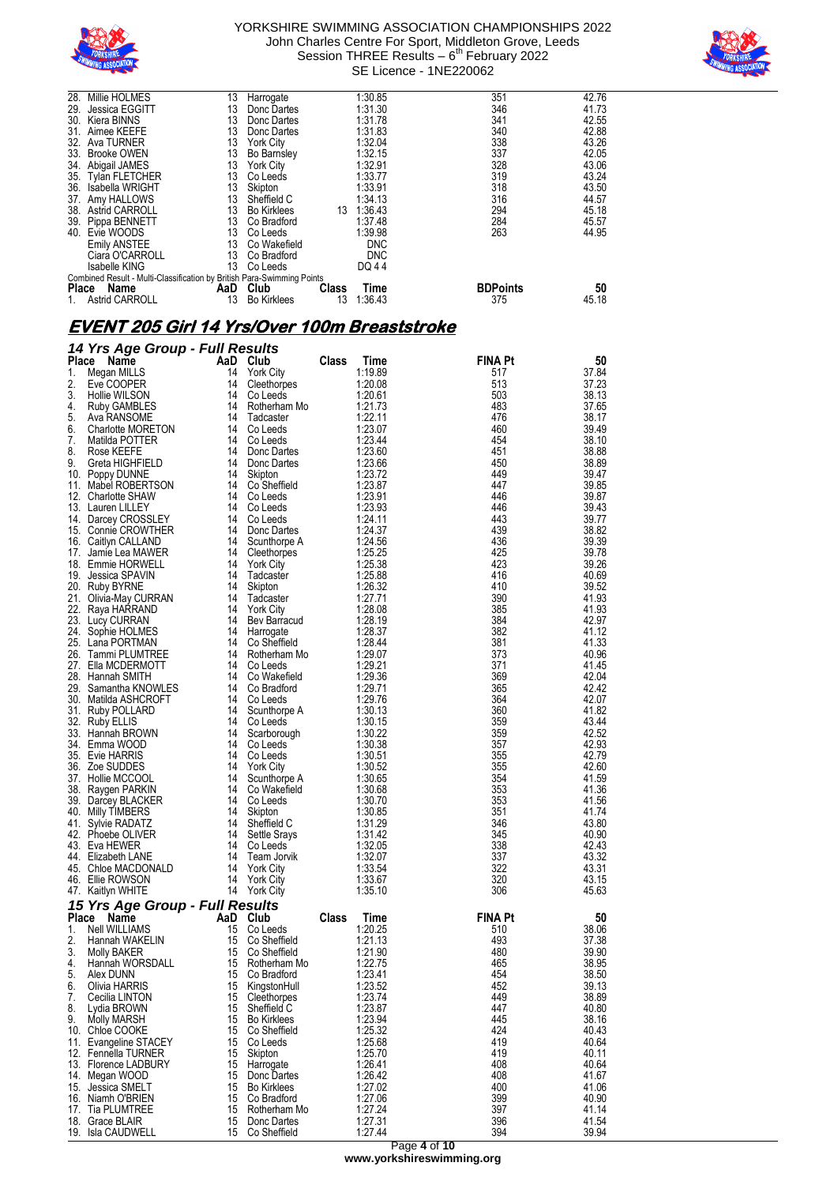| Place | Name | AaD | Club | Class | Time | FINA Pt | 50 |
|---|---|---|---|---|---|---|---|
| 28. | Millie HOLMES | 13 | Harrogate | | 1:30.85 | 351 | 42.76 |
| 29. | Jessica EGGITT | 13 | Donc Dartes | | 1:31.30 | 346 | 41.73 |
| 30. | Kiera BINNS | 13 | Donc Dartes | | 1:31.78 | 341 | 42.55 |
| 31. | Aimee KEEFE | 13 | Donc Dartes | | 1:31.83 | 340 | 42.88 |
| 32. | Ava TURNER | 13 | York City | | 1:32.04 | 338 | 43.26 |
| 33. | Brooke OWEN | 13 | Bo Barnsley | | 1:32.15 | 337 | 42.05 |
| 34. | Abigail JAMES | 13 | York City | | 1:32.91 | 328 | 43.06 |
| 35. | Tylan FLETCHER | 13 | Co Leeds | | 1:33.77 | 319 | 43.24 |
| 36. | Isabella WRIGHT | 13 | Skipton | | 1:33.91 | 318 | 43.50 |
| 37. | Amy HALLOWS | 13 | Sheffield C | | 1:34.13 | 316 | 44.57 |
| 38. | Astrid CARROLL | 13 | Bo Kirklees | 13 | 1:36.43 | 294 | 45.18 |
| 39. | Pippa BENNETT | 13 | Co Bradford | | 1:37.48 | 284 | 45.57 |
| 40. | Evie WOODS | 13 | Co Leeds | | 1:39.98 | 263 | 44.95 |
| | Emily ANSTEE | 13 | Co Wakefield | | DNC | | |
| | Ciara O'CARROLL | 13 | Co Bradford | | DNC | | |
| | Isabelle KING | 13 | Co Leeds | | DQ 4 4 | | |

Combined Result - Multi-Classification by British Para-Swimming Points

| Place | Name | AaD | Club | Class | Time | BDPoints | 50 |
|---|---|---|---|---|---|---|---|
| 1. | Astrid CARROLL | 13 | Bo Kirklees | 13 | 1:36.43 | 375 | 45.18 |

## EVENT 205 Girl 14 Yrs/Over 100m Breaststroke

### 14 Yrs Age Group - Full Results

| Place | Name | AaD | Club | Class | Time | FINA Pt | 50 |
|---|---|---|---|---|---|---|---|
| 1. | Megan MILLS | 14 | York City | | 1:19.89 | 517 | 37.84 |
| 2. | Eve COOPER | 14 | Cleethorpes | | 1:20.08 | 513 | 37.23 |
| 3. | Hollie WILSON | 14 | Co Leeds | | 1:20.61 | 503 | 38.13 |
| 4. | Ruby GAMBLES | 14 | Rotherham Mo | | 1:21.73 | 483 | 37.65 |
| 5. | Ava RANSOME | 14 | Tadcaster | | 1:22.11 | 476 | 38.17 |
| 6. | Charlotte MORETON | 14 | Co Leeds | | 1:23.07 | 460 | 39.49 |
| 7. | Matilda POTTER | 14 | Co Leeds | | 1:23.44 | 454 | 38.10 |
| 8. | Rose KEEFE | 14 | Donc Dartes | | 1:23.60 | 451 | 38.88 |
| 9. | Greta HIGHFIELD | 14 | Donc Dartes | | 1:23.66 | 450 | 38.89 |
| 10. | Poppy DUNNE | 14 | Skipton | | 1:23.72 | 449 | 39.47 |
| 11. | Mabel ROBERTSON | 14 | Co Sheffield | | 1:23.87 | 447 | 39.85 |
| 12. | Charlotte SHAW | 14 | Co Leeds | | 1:23.91 | 446 | 39.87 |
| 13. | Lauren LILLEY | 14 | Co Leeds | | 1:23.93 | 446 | 39.43 |
| 14. | Darcey CROSSLEY | 14 | Co Leeds | | 1:24.11 | 443 | 39.77 |
| 15. | Connie CROWTHER | 14 | Donc Dartes | | 1:24.37 | 439 | 38.82 |
| 16. | Caitlyn CALLAND | 14 | Scunthorpe A | | 1:24.56 | 436 | 39.39 |
| 17. | Jamie Lea MAWER | 14 | Cleethorpes | | 1:25.25 | 425 | 39.78 |
| 18. | Emmie HORWELL | 14 | York City | | 1:25.38 | 423 | 39.26 |
| 19. | Jessica SPAVIN | 14 | Tadcaster | | 1:25.88 | 416 | 40.69 |
| 20. | Ruby BYRNE | 14 | Skipton | | 1:26.32 | 410 | 39.52 |
| 21. | Olivia-May CURRAN | 14 | Tadcaster | | 1:27.71 | 390 | 41.93 |
| 22. | Raya HARRAND | 14 | York City | | 1:28.08 | 385 | 41.93 |
| 23. | Lucy CURRAN | 14 | Bev Barracud | | 1:28.19 | 384 | 42.97 |
| 24. | Sophie HOLMES | 14 | Harrogate | | 1:28.37 | 382 | 41.12 |
| 25. | Lana PORTMAN | 14 | Co Sheffield | | 1:28.44 | 381 | 41.33 |
| 26. | Tammi PLUMTREE | 14 | Rotherham Mo | | 1:29.07 | 373 | 40.96 |
| 27. | Ella MCDERMOTT | 14 | Co Leeds | | 1:29.21 | 371 | 41.45 |
| 28. | Hannah SMITH | 14 | Co Wakefield | | 1:29.36 | 369 | 42.04 |
| 29. | Samantha KNOWLES | 14 | Co Bradford | | 1:29.71 | 365 | 42.42 |
| 30. | Matilda ASHCROFT | 14 | Co Leeds | | 1:29.76 | 364 | 42.07 |
| 31. | Ruby POLLARD | 14 | Scunthorpe A | | 1:30.13 | 360 | 41.82 |
| 32. | Ruby ELLIS | 14 | Co Leeds | | 1:30.15 | 359 | 43.44 |
| 33. | Hannah BROWN | 14 | Scarborough | | 1:30.22 | 359 | 42.52 |
| 34. | Emma WOOD | 14 | Co Leeds | | 1:30.38 | 357 | 42.93 |
| 35. | Evie HARRIS | 14 | Co Leeds | | 1:30.51 | 355 | 42.79 |
| 36. | Zoe SUDDES | 14 | York City | | 1:30.52 | 355 | 42.60 |
| 37. | Hollie MCCOOL | 14 | Scunthorpe A | | 1:30.65 | 354 | 41.59 |
| 38. | Raygen PARKIN | 14 | Co Wakefield | | 1:30.68 | 353 | 41.36 |
| 39. | Darcey BLACKER | 14 | Co Leeds | | 1:30.70 | 353 | 41.56 |
| 40. | Milly TIMBERS | 14 | Skipton | | 1:30.85 | 351 | 41.74 |
| 41. | Sylvie RADATZ | 14 | Sheffield C | | 1:31.29 | 346 | 43.80 |
| 42. | Phoebe OLIVER | 14 | Settle Srays | | 1:31.42 | 345 | 40.90 |
| 43. | Eva HEWER | 14 | Co Leeds | | 1:32.05 | 338 | 42.43 |
| 44. | Elizabeth LANE | 14 | Team Jorvik | | 1:32.07 | 337 | 43.32 |
| 45. | Chloe MACDONALD | 14 | York City | | 1:33.54 | 322 | 43.31 |
| 46. | Ellie ROWSON | 14 | York City | | 1:33.67 | 320 | 43.15 |
| 47. | Kaitlyn WHITE | 14 | York City | | 1:35.10 | 306 | 45.63 |

### 15 Yrs Age Group - Full Results

| Place | Name | AaD | Club | Class | Time | FINA Pt | 50 |
|---|---|---|---|---|---|---|---|
| 1. | Nell WILLIAMS | 15 | Co Leeds | | 1:20.25 | 510 | 38.06 |
| 2. | Hannah WAKELIN | 15 | Co Sheffield | | 1:21.13 | 493 | 37.38 |
| 3. | Molly BAKER | 15 | Co Sheffield | | 1:21.90 | 480 | 39.90 |
| 4. | Hannah WORSDALL | 15 | Rotherham Mo | | 1:22.75 | 465 | 38.95 |
| 5. | Alex DUNN | 15 | Co Bradford | | 1:23.41 | 454 | 38.50 |
| 6. | Olivia HARRIS | 15 | KingstonHull | | 1:23.52 | 452 | 39.13 |
| 7. | Cecilia LINTON | 15 | Cleethorpes | | 1:23.74 | 449 | 38.89 |
| 8. | Lydia BROWN | 15 | Sheffield C | | 1:23.87 | 447 | 40.80 |
| 9. | Molly MARSH | 15 | Bo Kirklees | | 1:23.94 | 445 | 38.16 |
| 10. | Chloe COOKE | 15 | Co Sheffield | | 1:25.32 | 424 | 40.43 |
| 11. | Evangeline STACEY | 15 | Co Leeds | | 1:25.68 | 419 | 40.64 |
| 12. | Fennella TURNER | 15 | Skipton | | 1:25.70 | 419 | 40.11 |
| 13. | Florence LADBURY | 15 | Harrogate | | 1:26.41 | 408 | 40.64 |
| 14. | Megan WOOD | 15 | Donc Dartes | | 1:26.42 | 408 | 41.67 |
| 15. | Jessica SMELT | 15 | Bo Kirklees | | 1:27.02 | 400 | 41.06 |
| 16. | Niamh O'BRIEN | 15 | Co Bradford | | 1:27.06 | 399 | 40.90 |
| 17. | Tia PLUMTREE | 15 | Rotherham Mo | | 1:27.24 | 397 | 41.14 |
| 18. | Grace BLAIR | 15 | Donc Dartes | | 1:27.31 | 396 | 41.54 |
| 19. | Isla CAUDWELL | 15 | Co Sheffield | | 1:27.44 | 394 | 39.94 |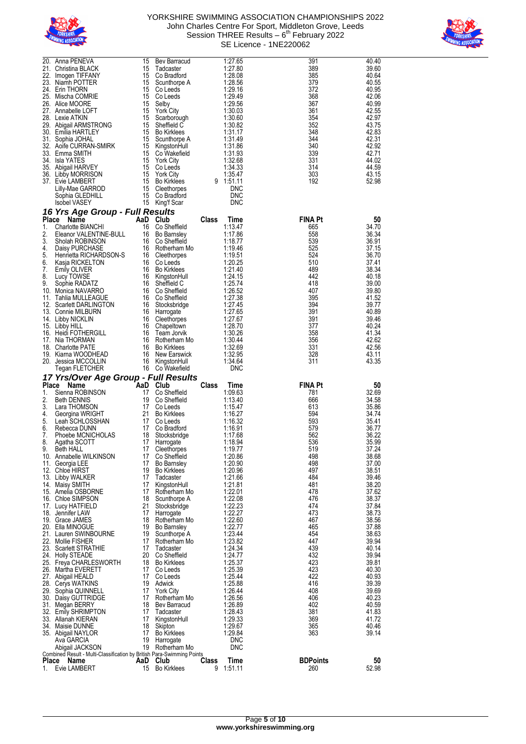| Place | Name | AaD | Club | Class | Time | FINA Pt | 50 |
|---|---|---|---|---|---|---|---|
| 20. | Anna PENEVA | 15 | Bev Barracud | | 1:27.65 | 391 | 40.40 |
| 21. | Christina BLACK | 15 | Tadcaster | | 1:27.80 | 389 | 39.60 |
| 22. | Imogen TIFFANY | 15 | Co Bradford | | 1:28.08 | 385 | 40.64 |
| 23. | Niamh POTTER | 15 | Scunthorpe A | | 1:28.56 | 379 | 40.55 |
| 24. | Erin THORN | 15 | Co Leeds | | 1:29.16 | 372 | 40.95 |
| 25. | Mischa COMRIE | 15 | Co Leeds | | 1:29.49 | 368 | 42.06 |
| 26. | Alice MOORE | 15 | Selby | | 1:29.56 | 367 | 40.99 |
| 27. | Annabelle LOFT | 15 | York City | | 1:30.03 | 361 | 42.55 |
| 28. | Lexie ATKIN | 15 | Scarborough | | 1:30.60 | 354 | 42.97 |
| 29. | Abigail ARMSTRONG | 15 | Sheffield C | | 1:30.82 | 352 | 43.75 |
| 30. | Emilia HARTLEY | 15 | Bo Kirklees | | 1:31.17 | 348 | 42.83 |
| 31. | Sophia JOHAL | 15 | Scunthorpe A | | 1:31.49 | 344 | 42.31 |
| 32. | Aoife CURRAN-SMIRK | 15 | KingstonHull | | 1:31.86 | 340 | 42.92 |
| 33. | Emma SMITH | 15 | Co Wakefield | | 1:31.93 | 339 | 42.71 |
| 34. | Isla YATES | 15 | York City | | 1:32.68 | 331 | 44.02 |
| 35. | Abigail HARVEY | 15 | Co Leeds | | 1:34.33 | 314 | 44.59 |
| 36. | Libby MORRISON | 15 | York City | | 1:35.47 | 303 | 43.15 |
| 37. | Evie LAMBERT | 15 | Bo Kirklees | 9 | 1:51.11 | 192 | 52.98 |
| | Lilly-Mae GARROD | 15 | Cleethorpes | | DNC | | |
| | Sophia GLEDHILL | 15 | Co Bradford | | DNC | | |
| | Isobel VASEY | 15 | King'f Scar | | DNC | | |

### 16 Yrs Age Group - Full Results

| Place | Name | AaD | Club | Class | Time | FINA Pt | 50 |
|---|---|---|---|---|---|---|---|
| 1. | Charlotte BIANCHI | 16 | Co Sheffield | | 1:13.47 | 665 | 34.70 |
| 2. | Eleanor VALENTINE-BULL | 16 | Bo Barnsley | | 1:17.86 | 558 | 36.34 |
| 3. | Sholah ROBINSON | 16 | Co Sheffield | | 1:18.77 | 539 | 36.91 |
| 4. | Daisy PURCHASE | 16 | Rotherham Mo | | 1:19.46 | 525 | 37.15 |
| 5. | Henrietta RICHARDSON-S | 16 | Cleethorpes | | 1:19.51 | 524 | 36.70 |
| 6. | Kasja RICKELTON | 16 | Co Leeds | | 1:20.25 | 510 | 37.41 |
| 7. | Emily OLIVER | 16 | Bo Kirklees | | 1:21.40 | 489 | 38.34 |
| 8. | Lucy TOWSE | 16 | KingstonHull | | 1:24.15 | 442 | 40.18 |
| 9. | Sophie RADATZ | 16 | Sheffield C | | 1:25.74 | 418 | 39.00 |
| 10. | Monica NAVARRO | 16 | Co Sheffield | | 1:26.52 | 407 | 39.80 |
| 11. | Tahlia MULLEAGUE | 16 | Co Sheffield | | 1:27.38 | 395 | 41.52 |
| 12. | Scarlett DARLINGTON | 16 | Stocksbridge | | 1:27.45 | 394 | 39.77 |
| 13. | Connie MILBURN | 16 | Harrogate | | 1:27.65 | 391 | 40.89 |
| 14. | Libby NICKLIN | 16 | Cleethorpes | | 1:27.67 | 391 | 39.46 |
| 15. | Libby HILL | 16 | Chapeltown | | 1:28.70 | 377 | 40.24 |
| 16. | Heidi FOTHERGILL | 16 | Team Jorvik | | 1:30.26 | 358 | 41.34 |
| 17. | Nia THORMAN | 16 | Rotherham Mo | | 1:30.44 | 356 | 42.62 |
| 18. | Charlotte PATE | 16 | Bo Kirklees | | 1:32.69 | 331 | 42.56 |
| 19. | Kiarna WOODHEAD | 16 | New Earswick | | 1:32.95 | 328 | 43.11 |
| 20. | Jessica MCCOLLIN | 16 | KingstonHull | | 1:34.64 | 311 | 43.35 |
| | Tegan FLETCHER | 16 | Co Wakefield | | DNC | | |

### 17 Yrs/Over Age Group - Full Results

| Place | Name | AaD | Club | Class | Time | FINA Pt | 50 |
|---|---|---|---|---|---|---|---|
| 1. | Sienna ROBINSON | 17 | Co Sheffield | | 1:09.63 | 781 | 32.69 |
| 2. | Beth DENNIS | 19 | Co Sheffield | | 1:13.40 | 666 | 34.58 |
| 3. | Lara THOMSON | 17 | Co Leeds | | 1:15.47 | 613 | 35.86 |
| 4. | Georgina WRIGHT | 21 | Bo Kirklees | | 1:16.27 | 594 | 34.74 |
| 5. | Leah SCHLOSSHAN | 17 | Co Leeds | | 1:16.32 | 593 | 35.41 |
| 6. | Rebecca DUNN | 17 | Co Bradford | | 1:16.91 | 579 | 36.77 |
| 7. | Phoebe MCNICHOLAS | 18 | Stocksbridge | | 1:17.68 | 562 | 36.22 |
| 8. | Agatha SCOTT | 17 | Harrogate | | 1:18.94 | 536 | 35.99 |
| 9. | Beth HALL | 17 | Cleethorpes | | 1:19.77 | 519 | 37.24 |
| 10. | Annabelle WILKINSON | 17 | Co Sheffield | | 1:20.86 | 498 | 38.68 |
| 11. | Georgia LEE | 17 | Bo Barnsley | | 1:20.90 | 498 | 37.00 |
| 12. | Chloe HIRST | 19 | Bo Kirklees | | 1:20.96 | 497 | 38.51 |
| 13. | Libby WALKER | 17 | Tadcaster | | 1:21.66 | 484 | 39.46 |
| 14. | Maisy SMITH | 17 | KingstonHull | | 1:21.81 | 481 | 38.20 |
| 15. | Amelia OSBORNE | 17 | Rotherham Mo | | 1:22.01 | 478 | 37.62 |
| 16. | Chloe SIMPSON | 18 | Scunthorpe A | | 1:22.08 | 476 | 38.37 |
| 17. | Lucy HATFIELD | 21 | Stocksbridge | | 1:22.23 | 474 | 37.84 |
| 18. | Jennifer LAW | 17 | Harrogate | | 1:22.27 | 473 | 38.73 |
| 19. | Grace JAMES | 18 | Rotherham Mo | | 1:22.60 | 467 | 38.56 |
| 20. | Ella MINOGUE | 19 | Bo Barnsley | | 1:22.77 | 465 | 37.88 |
| 21. | Lauren SWINBOURNE | 19 | Scunthorpe A | | 1:23.44 | 454 | 38.63 |
| 22. | Mollie FISHER | 17 | Rotherham Mo | | 1:23.82 | 447 | 39.94 |
| 23. | Scarlett STRATHIE | 17 | Tadcaster | | 1:24.34 | 439 | 40.14 |
| 24. | Holly STEADE | 20 | Co Sheffield | | 1:24.77 | 432 | 39.94 |
| 25. | Freya CHARLESWORTH | 18 | Bo Kirklees | | 1:25.37 | 423 | 39.81 |
| 26. | Martha EVERETT | 17 | Co Leeds | | 1:25.39 | 423 | 40.30 |
| 27. | Abigail HEALD | 17 | Co Leeds | | 1:25.44 | 422 | 40.93 |
| 28. | Cerys WATKINS | 19 | Adwick | | 1:25.88 | 416 | 39.39 |
| 29. | Sophia QUINNELL | 17 | York City | | 1:26.44 | 408 | 39.69 |
| 30. | Daisy GUTTRIDGE | 17 | Rotherham Mo | | 1:26.56 | 406 | 40.23 |
| 31. | Megan BERRY | 18 | Bev Barracud | | 1:26.89 | 402 | 40.59 |
| 32. | Emily SHRIMPTON | 17 | Tadcaster | | 1:28.43 | 381 | 41.83 |
| 33. | Allanah KIERAN | 17 | KingstonHull | | 1:29.33 | 369 | 41.72 |
| 34. | Maisie DUNNE | 18 | Skipton | | 1:29.67 | 365 | 40.46 |
| 35. | Abigail NAYLOR | 17 | Bo Kirklees | | 1:29.84 | 363 | 39.14 |
| | Ava GARCIA | 19 | Harrogate | | DNC | | |
| | Abigail JACKSON | 19 | Rotherham Mo | | DNC | | |

Combined Result - Multi-Classification by British Para-Swimming Points

| Place | Name | AaD | Club | Class | Time | BDPoints | 50 |
|---|---|---|---|---|---|---|---|
| 1. | Evie LAMBERT | 15 | Bo Kirklees | 9 | 1:51.11 | 260 | 52.98 |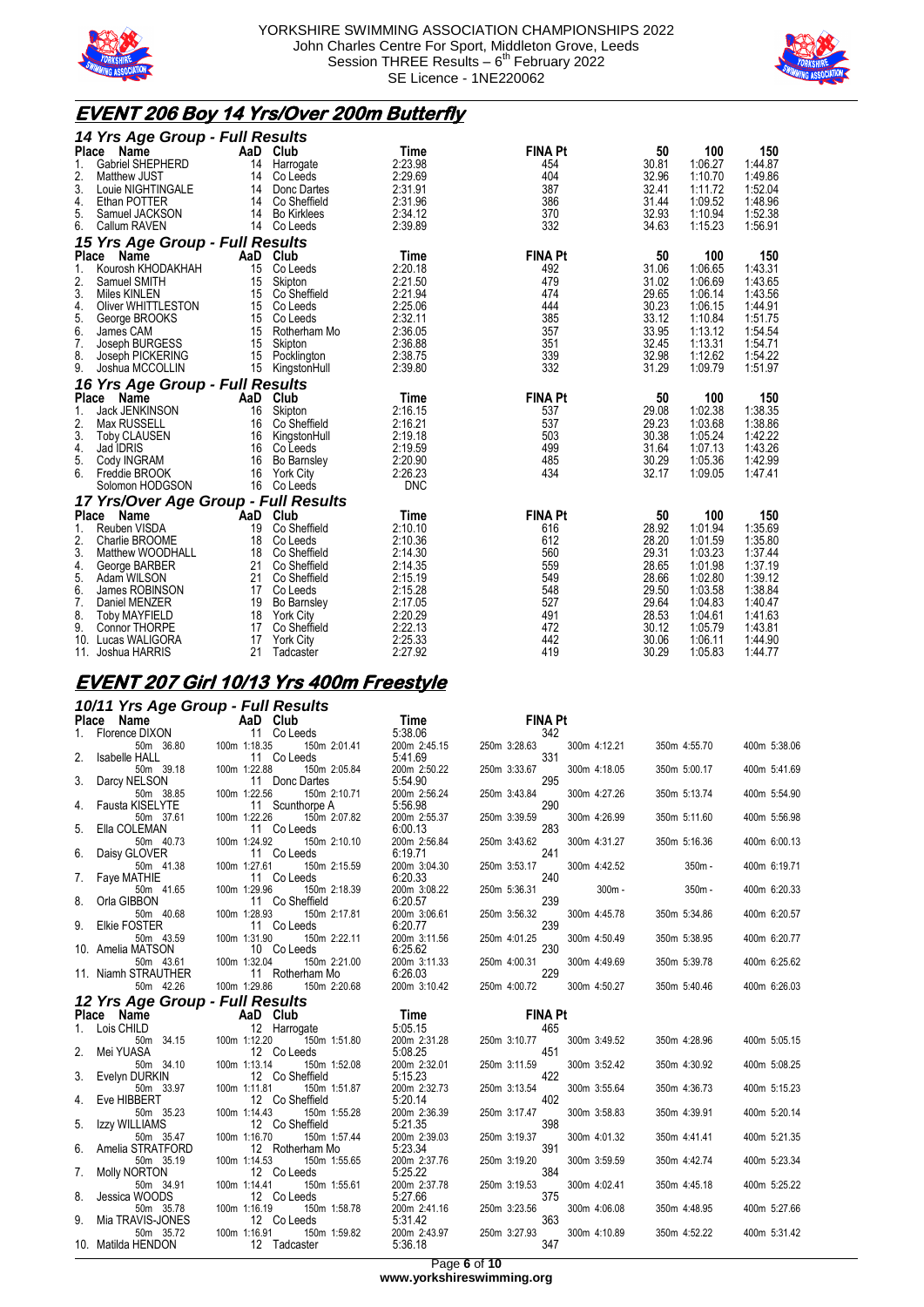YORKSHIRE SWIMMING ASSOCIATION CHAMPIONSHIPS 2022
John Charles Centre For Sport, Middleton Grove, Leeds
Session THREE Results – 6th February 2022
SE Licence - 1NE220062

# EVENT 206 Boy 14 Yrs/Over 200m Butterfly

## 14 Yrs Age Group - Full Results

| Place | Name | AaD | Club | Time | FINA Pt | 50 | 100 | 150 |
|---|---|---|---|---|---|---|---|---|
| 1. | Gabriel SHEPHERD | 14 | Harrogate | 2:23.98 | 454 | 30.81 | 1:06.27 | 1:44.87 |
| 2. | Matthew JUST | 14 | Co Leeds | 2:29.69 | 404 | 32.96 | 1:10.70 | 1:49.86 |
| 3. | Louie NIGHTINGALE | 14 | Donc Dartes | 2:31.91 | 387 | 32.41 | 1:11.72 | 1:52.04 |
| 4. | Ethan POTTER | 14 | Co Sheffield | 2:31.96 | 386 | 31.44 | 1:09.52 | 1:48.96 |
| 5. | Samuel JACKSON | 14 | Bo Kirklees | 2:34.12 | 370 | 32.93 | 1:10.94 | 1:52.38 |
| 6. | Callum RAVEN | 14 | Co Leeds | 2:39.89 | 332 | 34.63 | 1:15.23 | 1:56.91 |

## 15 Yrs Age Group - Full Results

| Place | Name | AaD | Club | Time | FINA Pt | 50 | 100 | 150 |
|---|---|---|---|---|---|---|---|---|
| 1. | Kourosh KHODAKHAH | 15 | Co Leeds | 2:20.18 | 492 | 31.06 | 1:06.65 | 1:43.31 |
| 2. | Samuel SMITH | 15 | Skipton | 2:21.50 | 479 | 31.02 | 1:06.69 | 1:43.65 |
| 3. | Miles KINLEN | 15 | Co Sheffield | 2:21.94 | 474 | 29.65 | 1:06.14 | 1:43.56 |
| 4. | Oliver WHITTLESTON | 15 | Co Leeds | 2:25.06 | 444 | 30.23 | 1:06.15 | 1:44.91 |
| 5. | George BROOKS | 15 | Co Leeds | 2:32.11 | 385 | 33.12 | 1:10.84 | 1:51.75 |
| 6. | James CAM | 15 | Rotherham Mo | 2:36.05 | 357 | 33.95 | 1:13.12 | 1:54.54 |
| 7. | Joseph BURGESS | 15 | Skipton | 2:36.88 | 351 | 32.45 | 1:13.31 | 1:54.71 |
| 8. | Joseph PICKERING | 15 | Pocklington | 2:38.75 | 339 | 32.98 | 1:12.62 | 1:54.22 |
| 9. | Joshua MCCOLLIN | 15 | KingstonHull | 2:39.80 | 332 | 31.29 | 1:09.79 | 1:51.97 |

## 16 Yrs Age Group - Full Results

| Place | Name | AaD | Club | Time | FINA Pt | 50 | 100 | 150 |
|---|---|---|---|---|---|---|---|---|
| 1. | Jack JENKINSON | 16 | Skipton | 2:16.15 | 537 | 29.08 | 1:02.38 | 1:38.35 |
| 2. | Max RUSSELL | 16 | Co Sheffield | 2:16.21 | 537 | 29.23 | 1:03.68 | 1:38.86 |
| 3. | Toby CLAUSEN | 16 | KingstonHull | 2:19.18 | 503 | 30.38 | 1:05.24 | 1:42.22 |
| 4. | Jad IDRIS | 16 | Co Leeds | 2:19.59 | 499 | 31.64 | 1:07.13 | 1:43.26 |
| 5. | Cody INGRAM | 16 | Bo Barnsley | 2:20.90 | 485 | 30.29 | 1:05.36 | 1:42.99 |
| 6. | Freddie BROOK | 16 | York City | 2:26.23 | 434 | 32.17 | 1:09.05 | 1:47.41 |
| | Solomon HODGSON | 16 | Co Leeds | DNC | | | | |

## 17 Yrs/Over Age Group - Full Results

| Place | Name | AaD | Club | Time | FINA Pt | 50 | 100 | 150 |
|---|---|---|---|---|---|---|---|---|
| 1. | Reuben VISDA | 19 | Co Sheffield | 2:10.10 | 616 | 28.92 | 1:01.94 | 1:35.69 |
| 2. | Charlie BROOME | 18 | Co Leeds | 2:10.36 | 612 | 28.20 | 1:01.59 | 1:35.80 |
| 3. | Matthew WOODHALL | 18 | Co Sheffield | 2:14.30 | 560 | 29.31 | 1:03.23 | 1:37.44 |
| 4. | George BARBER | 21 | Co Sheffield | 2:14.35 | 559 | 28.65 | 1:01.98 | 1:37.19 |
| 5. | Adam WILSON | 21 | Co Sheffield | 2:15.19 | 549 | 28.66 | 1:02.80 | 1:39.12 |
| 6. | James ROBINSON | 17 | Co Leeds | 2:15.28 | 548 | 29.50 | 1:03.58 | 1:38.84 |
| 7. | Daniel MENZER | 19 | Bo Barnsley | 2:17.05 | 527 | 29.64 | 1:04.83 | 1:40.47 |
| 8. | Toby MAYFIELD | 18 | York City | 2:20.29 | 491 | 28.53 | 1:04.61 | 1:41.63 |
| 9. | Connor THORPE | 17 | Co Sheffield | 2:22.13 | 472 | 30.12 | 1:05.79 | 1:43.81 |
| 10. | Lucas WALIGORA | 17 | York City | 2:25.33 | 442 | 30.06 | 1:06.11 | 1:44.90 |
| 11. | Joshua HARRIS | 21 | Tadcaster | 2:27.92 | 419 | 30.29 | 1:05.83 | 1:44.77 |

# EVENT 207 Girl 10/13 Yrs 400m Freestyle

## 10/11 Yrs Age Group - Full Results

| Place | Name | AaD | Club | Time | FINA Pt | | | |
|---|---|---|---|---|---|---|---|---|
| 1. | Florence DIXON | 11 | Co Leeds | 5:38.06 | 342 | | | |
| | 50m 36.80 | 100m 1:18.35 | 150m 2:01.41 | 200m 2:45.15 | 250m 3:28.63 | 300m 4:12.21 | 350m 4:55.70 | 400m 5:38.06 |
| 2. | Isabelle HALL | 11 | Co Leeds | 5:41.69 | 331 | | | |
| | 50m 39.18 | 100m 1:22.88 | 150m 2:05.84 | 200m 2:50.22 | 250m 3:33.67 | 300m 4:18.05 | 350m 5:00.17 | 400m 5:41.69 |
| 3. | Darcy NELSON | 11 | Donc Dartes | 5:54.90 | 295 | | | |
| | 50m 38.85 | 100m 1:22.56 | 150m 2:10.71 | 200m 2:56.24 | 250m 3:43.84 | 300m 4:27.26 | 350m 5:13.74 | 400m 5:54.90 |
| 4. | Fausta KISELYTE | 11 | Scunthorpe A | 5:56.98 | 290 | | | |
| | 50m 37.61 | 100m 1:22.26 | 150m 2:07.82 | 200m 2:55.37 | 250m 3:39.59 | 300m 4:26.99 | 350m 5:11.60 | 400m 5:56.98 |
| 5. | Ella COLEMAN | 11 | Co Leeds | 6:00.13 | 283 | | | |
| | 50m 40.73 | 100m 1:24.92 | 150m 2:10.10 | 200m 2:56.84 | 250m 3:43.62 | 300m 4:31.27 | 350m 5:16.36 | 400m 6:00.13 |
| 6. | Daisy GLOVER | 11 | Co Leeds | 6:19.71 | 241 | | | |
| | 50m 41.38 | 100m 1:27.61 | 150m 2:15.59 | 200m 3:04.30 | 250m 3:53.17 | 300m 4:42.52 | 350m - | 400m 6:19.71 |
| 7. | Faye MATHIE | 11 | Co Leeds | 6:20.33 | 240 | | | |
| | 50m 41.65 | 100m 1:29.96 | 150m 2:18.39 | 200m 3:08.22 | 250m 5:36.31 | 300m - | 350m - | 400m 6:20.33 |
| 8. | Orla GIBBON | 11 | Co Sheffield | 6:20.57 | 239 | | | |
| | 50m 40.68 | 100m 1:28.93 | 150m 2:17.81 | 200m 3:06.61 | 250m 3:56.32 | 300m 4:45.78 | 350m 5:34.86 | 400m 6:20.57 |
| 9. | Elkie FOSTER | 11 | Co Leeds | 6:20.77 | 239 | | | |
| | 50m 43.59 | 100m 1:31.90 | 150m 2:22.11 | 200m 3:11.56 | 250m 4:01.25 | 300m 4:50.49 | 350m 5:38.95 | 400m 6:20.77 |
| 10. | Amelia MATSON | 10 | Co Leeds | 6:25.62 | 230 | | | |
| | 50m 43.61 | 100m 1:32.04 | 150m 2:21.00 | 200m 3:11.33 | 250m 4:00.31 | 300m 4:49.69 | 350m 5:39.78 | 400m 6:25.62 |
| 11. | Niamh STRAUTHER | 11 | Rotherham Mo | 6:26.03 | 229 | | | |
| | 50m 42.26 | 100m 1:29.86 | 150m 2:20.68 | 200m 3:10.42 | 250m 4:00.72 | 300m 4:50.27 | 350m 5:40.46 | 400m 6:26.03 |

## 12 Yrs Age Group - Full Results

| Place | Name | AaD | Club | Time | FINA Pt | | | |
|---|---|---|---|---|---|---|---|---|
| 1. | Lois CHILD | 12 | Harrogate | 5:05.15 | 465 | | | |
| | 50m 34.15 | 100m 1:12.20 | 150m 1:51.80 | 200m 2:31.28 | 250m 3:10.77 | 300m 3:49.52 | 350m 4:28.96 | 400m 5:05.15 |
| 2. | Mei YUASA | 12 | Co Leeds | 5:08.25 | 451 | | | |
| | 50m 34.10 | 100m 1:13.14 | 150m 1:52.08 | 200m 2:32.01 | 250m 3:11.59 | 300m 3:52.42 | 350m 4:30.92 | 400m 5:08.25 |
| 3. | Evelyn DURKIN | 12 | Co Sheffield | 5:15.23 | 422 | | | |
| | 50m 33.97 | 100m 1:11.81 | 150m 1:51.87 | 200m 2:32.73 | 250m 3:13.54 | 300m 3:55.64 | 350m 4:36.73 | 400m 5:15.23 |
| 4. | Eve HIBBERT | 12 | Co Sheffield | 5:20.14 | 402 | | | |
| | 50m 35.23 | 100m 1:14.43 | 150m 1:55.28 | 200m 2:36.39 | 250m 3:17.47 | 300m 3:58.83 | 350m 4:39.91 | 400m 5:20.14 |
| 5. | Izzy WILLIAMS | 12 | Co Sheffield | 5:21.35 | 398 | | | |
| | 50m 35.47 | 100m 1:16.70 | 150m 1:57.44 | 200m 2:39.03 | 250m 3:19.37 | 300m 4:01.32 | 350m 4:41.41 | 400m 5:21.35 |
| 6. | Amelia STRATFORD | 12 | Rotherham Mo | 5:23.34 | 391 | | | |
| | 50m 35.19 | 100m 1:14.53 | 150m 1:55.65 | 200m 2:37.76 | 250m 3:19.20 | 300m 3:59.59 | 350m 4:42.74 | 400m 5:23.34 |
| 7. | Molly NORTON | 12 | Co Leeds | 5:25.22 | 384 | | | |
| | 50m 34.91 | 100m 1:14.41 | 150m 1:55.61 | 200m 2:37.78 | 250m 3:19.53 | 300m 4:02.41 | 350m 4:45.18 | 400m 5:25.22 |
| 8. | Jessica WOODS | 12 | Co Leeds | 5:27.66 | 375 | | | |
| | 50m 35.78 | 100m 1:16.19 | 150m 1:58.78 | 200m 2:41.16 | 250m 3:23.56 | 300m 4:06.08 | 350m 4:48.95 | 400m 5:27.66 |
| 9. | Mia TRAVIS-JONES | 12 | Co Leeds | 5:31.42 | 363 | | | |
| | 50m 35.72 | 100m 1:16.91 | 150m 1:59.82 | 200m 2:43.97 | 250m 3:27.93 | 300m 4:10.89 | 350m 4:52.22 | 400m 5:31.42 |
| 10. | Matilda HENDON | 12 | Tadcaster | 5:36.18 | 347 | | | |

www.yorkshireswimming.org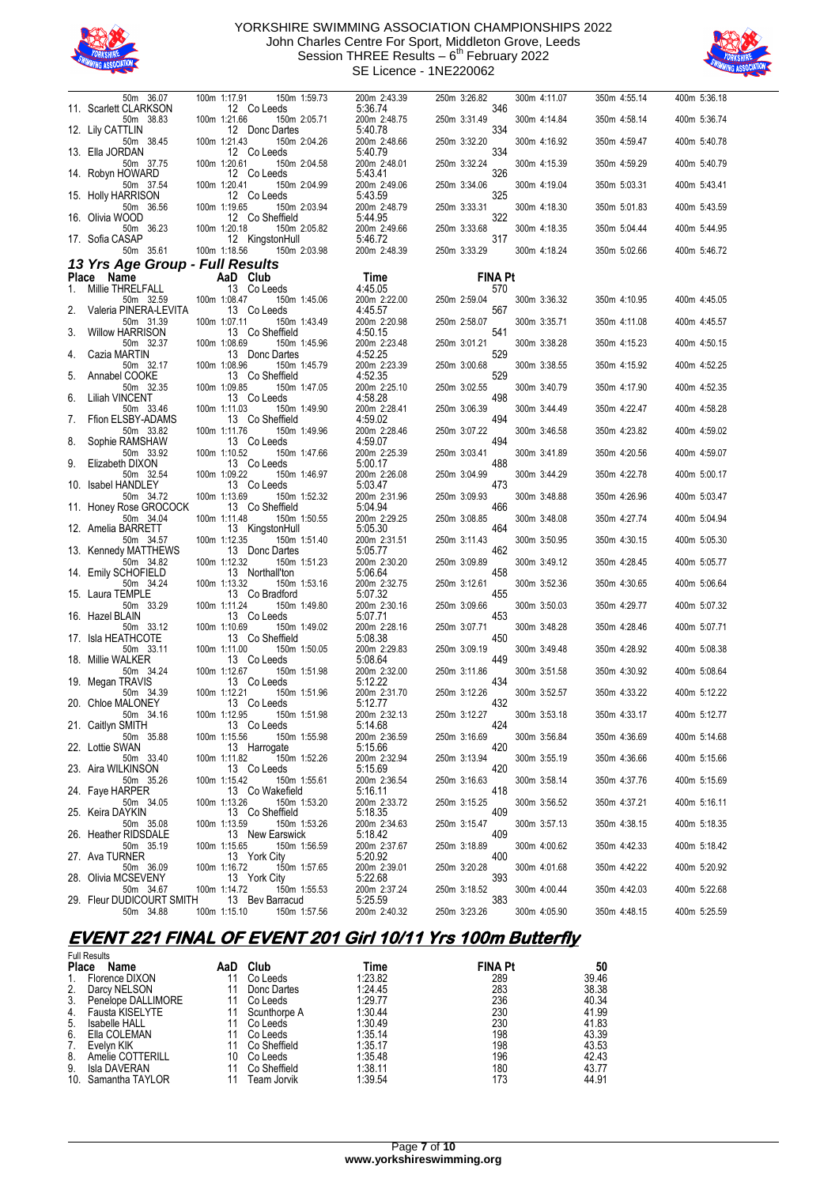| | | | | | | | | | |
|---|---|---|---|---|---|---|---|---|---|
| | 50m 36.07 | 100m 1:17.91 | 150m 1:59.73 | 200m 2:43.39 | 250m 3:26.82 | 300m 4:11.07 | 350m 4:55.14 | 400m 5:36.18 |
| 11. Scarlett CLARKSON | | 12 Co Leeds | | 5:36.74 | 346 | | | |
| | 50m 38.83 | 100m 1:21.66 | 150m 2:05.71 | 200m 2:48.75 | 250m 3:31.49 | 300m 4:14.84 | 350m 4:58.14 | 400m 5:36.74 |
| 12. Lily CATTLIN | | 12 Donc Dartes | | 5:40.78 | 334 | | | |
| | 50m 38.45 | 100m 1:21.43 | 150m 2:04.26 | 200m 2:48.66 | 250m 3:32.20 | 300m 4:16.92 | 350m 4:59.47 | 400m 5:40.78 |
| 13. Ella JORDAN | | 12 Co Leeds | | 5:40.79 | 334 | | | |
| | 50m 37.75 | 100m 1:20.61 | 150m 2:04.58 | 200m 2:48.01 | 250m 3:32.24 | 300m 4:15.39 | 350m 4:59.29 | 400m 5:40.79 |
| 14. Robyn HOWARD | | 12 Co Leeds | | 5:43.41 | 326 | | | |
| | 50m 37.54 | 100m 1:20.41 | 150m 2:04.99 | 200m 2:49.06 | 250m 3:34.06 | 300m 4:19.04 | 350m 5:03.31 | 400m 5:43.41 |
| 15. Holly HARRISON | | 12 Co Leeds | | 5:43.59 | 325 | | | |
| | 50m 36.56 | 100m 1:19.65 | 150m 2:03.94 | 200m 2:48.79 | 250m 3:33.31 | 300m 4:18.30 | 350m 5:01.83 | 400m 5:43.59 |
| 16. Olivia WOOD | | 12 Co Sheffield | | 5:44.95 | 322 | | | |
| | 50m 36.23 | 100m 1:20.18 | 150m 2:05.82 | 200m 2:49.66 | 250m 3:33.68 | 300m 4:18.35 | 350m 5:04.44 | 400m 5:44.95 |
| 17. Sofia CASAP | | 12 KingstonHull | | 5:46.72 | 317 | | | |
| | 50m 35.61 | 100m 1:18.56 | 150m 2:03.98 | 200m 2:48.39 | 250m 3:33.29 | 300m 4:18.24 | 350m 5:02.66 | 400m 5:46.72 |

## 13 Yrs Age Group - Full Results

| Place Name | | AaD Club | | Time | FINA Pt | | | |
|---|---|---|---|---|---|---|---|---|
| 1. Millie THRELFALL | | 13 Co Leeds | | 4:45.05 | 570 | | | |
| | 50m 32.59 | 100m 1:08.47 | 150m 1:45.06 | 200m 2:22.00 | 250m 2:59.04 | 300m 3:36.32 | 350m 4:10.95 | 400m 4:45.05 |
| 2. Valeria PINERA-LEVITA | | 13 Co Leeds | | 4:45.57 | 567 | | | |
| | 50m 31.39 | 100m 1:07.11 | 150m 1:43.49 | 200m 2:20.98 | 250m 2:58.07 | 300m 3:35.71 | 350m 4:11.08 | 400m 4:45.57 |
| 3. Willow HARRISON | | 13 Co Sheffield | | 4:50.15 | 541 | | | |
| | 50m 32.37 | 100m 1:08.69 | 150m 1:45.96 | 200m 2:23.48 | 250m 3:01.21 | 300m 3:38.28 | 350m 4:15.23 | 400m 4:50.15 |
| 4. Cazia MARTIN | | 13 Donc Dartes | | 4:52.25 | 529 | | | |
| | 50m 32.17 | 100m 1:08.96 | 150m 1:45.79 | 200m 2:23.39 | 250m 3:00.68 | 300m 3:38.55 | 350m 4:15.92 | 400m 4:52.25 |
| 5. Annabel COOKE | | 13 Co Sheffield | | 4:52.35 | 529 | | | |
| | 50m 32.35 | 100m 1:09.85 | 150m 1:47.05 | 200m 2:25.10 | 250m 3:02.55 | 300m 3:40.79 | 350m 4:17.90 | 400m 4:52.35 |
| 6. Liliah VINCENT | | 13 Co Leeds | | 4:58.28 | 498 | | | |
| | 50m 33.46 | 100m 1:11.03 | 150m 1:49.90 | 200m 2:28.41 | 250m 3:06.39 | 300m 3:44.49 | 350m 4:22.47 | 400m 4:58.28 |
| 7. Ffion ELSBY-ADAMS | | 13 Co Sheffield | | 4:59.02 | 494 | | | |
| | 50m 33.82 | 100m 1:11.76 | 150m 1:49.96 | 200m 2:28.46 | 250m 3:07.22 | 300m 3:46.58 | 350m 4:23.82 | 400m 4:59.02 |
| 8. Sophie RAMSHAW | | 13 Co Leeds | | 4:59.07 | 494 | | | |
| | 50m 33.92 | 100m 1:10.52 | 150m 1:47.66 | 200m 2:25.39 | 250m 3:03.41 | 300m 3:41.89 | 350m 4:20.56 | 400m 4:59.07 |
| 9. Elizabeth DIXON | | 13 Co Leeds | | 5:00.17 | 488 | | | |
| | 50m 32.54 | 100m 1:09.22 | 150m 1:46.97 | 200m 2:26.08 | 250m 3:04.99 | 300m 3:44.29 | 350m 4:22.78 | 400m 5:00.17 |
| 10. Isabel HANDLEY | | 13 Co Leeds | | 5:03.47 | 473 | | | |
| | 50m 34.72 | 100m 1:13.69 | 150m 1:52.32 | 200m 2:31.96 | 250m 3:09.93 | 300m 3:48.88 | 350m 4:26.96 | 400m 5:03.47 |
| 11. Honey Rose GROCOCK | | 13 Co Sheffield | | 5:04.94 | 466 | | | |
| | 50m 34.04 | 100m 1:11.48 | 150m 1:50.55 | 200m 2:29.25 | 250m 3:08.85 | 300m 3:48.08 | 350m 4:27.74 | 400m 5:04.94 |
| 12. Amelia BARRETT | | 13 KingstonHull | | 5:05.30 | 464 | | | |
| | 50m 34.57 | 100m 1:12.35 | 150m 1:51.40 | 200m 2:31.51 | 250m 3:11.43 | 300m 3:50.95 | 350m 4:30.15 | 400m 5:05.30 |
| 13. Kennedy MATTHEWS | | 13 Donc Dartes | | 5:05.77 | 462 | | | |
| | 50m 34.82 | 100m 1:12.32 | 150m 1:51.23 | 200m 2:30.20 | 250m 3:09.89 | 300m 3:49.12 | 350m 4:28.45 | 400m 5:05.77 |
| 14. Emily SCHOFIELD | | 13 Northall'ton | | 5:06.64 | 458 | | | |
| | 50m 34.24 | 100m 1:13.32 | 150m 1:53.16 | 200m 2:32.75 | 250m 3:12.61 | 300m 3:52.36 | 350m 4:30.65 | 400m 5:06.64 |
| 15. Laura TEMPLE | | 13 Co Bradford | | 5:07.32 | 455 | | | |
| | 50m 33.29 | 100m 1:11.24 | 150m 1:49.80 | 200m 2:30.16 | 250m 3:09.66 | 300m 3:50.03 | 350m 4:29.77 | 400m 5:07.32 |
| 16. Hazel BLAIN | | 13 Co Leeds | | 5:07.71 | 453 | | | |
| | 50m 33.12 | 100m 1:10.69 | 150m 1:49.02 | 200m 2:28.16 | 250m 3:07.71 | 300m 3:48.28 | 350m 4:28.46 | 400m 5:07.71 |
| 17. Isla HEATHCOTE | | 13 Co Sheffield | | 5:08.38 | 450 | | | |
| | 50m 33.11 | 100m 1:11.00 | 150m 1:50.05 | 200m 2:29.83 | 250m 3:09.19 | 300m 3:49.48 | 350m 4:28.92 | 400m 5:08.38 |
| 18. Millie WALKER | | 13 Co Leeds | | 5:08.64 | 449 | | | |
| | 50m 34.24 | 100m 1:12.67 | 150m 1:51.98 | 200m 2:32.00 | 250m 3:11.86 | 300m 3:51.58 | 350m 4:30.92 | 400m 5:08.64 |
| 19. Megan TRAVIS | | 13 Co Leeds | | 5:12.22 | 434 | | | |
| | 50m 34.39 | 100m 1:12.21 | 150m 1:51.96 | 200m 2:31.70 | 250m 3:12.26 | 300m 3:52.57 | 350m 4:33.22 | 400m 5:12.22 |
| 20. Chloe MALONEY | | 13 Co Leeds | | 5:12.77 | 432 | | | |
| | 50m 34.16 | 100m 1:12.95 | 150m 1:51.98 | 200m 2:32.13 | 250m 3:12.27 | 300m 3:53.18 | 350m 4:33.17 | 400m 5:12.77 |
| 21. Caitlyn SMITH | | 13 Co Leeds | | 5:14.68 | 424 | | | |
| | 50m 35.88 | 100m 1:15.56 | 150m 1:55.98 | 200m 2:36.59 | 250m 3:16.69 | 300m 3:56.84 | 350m 4:36.69 | 400m 5:14.68 |
| 22. Lottie SWAN | | 13 Harrogate | | 5:15.66 | 420 | | | |
| | 50m 33.40 | 100m 1:11.82 | 150m 1:52.26 | 200m 2:32.94 | 250m 3:13.94 | 300m 3:55.19 | 350m 4:36.66 | 400m 5:15.66 |
| 23. Aira WILKINSON | | 13 Co Leeds | | 5:15.69 | 420 | | | |
| | 50m 35.26 | 100m 1:15.42 | 150m 1:55.61 | 200m 2:36.54 | 250m 3:16.63 | 300m 3:58.14 | 350m 4:37.76 | 400m 5:15.69 |
| 24. Faye HARPER | | 13 Co Wakefield | | 5:16.11 | 418 | | | |
| | 50m 34.05 | 100m 1:13.26 | 150m 1:53.20 | 200m 2:33.72 | 250m 3:15.25 | 300m 3:56.52 | 350m 4:37.21 | 400m 5:16.11 |
| 25. Keira DAYKIN | | 13 Co Sheffield | | 5:18.35 | 409 | | | |
| | 50m 35.08 | 100m 1:13.59 | 150m 1:53.26 | 200m 2:34.63 | 250m 3:15.47 | 300m 3:57.13 | 350m 4:38.15 | 400m 5:18.35 |
| 26. Heather RIDSDALE | | 13 New Earswick | | 5:18.42 | 409 | | | |
| | 50m 35.19 | 100m 1:15.65 | 150m 1:56.59 | 200m 2:37.67 | 250m 3:18.89 | 300m 4:00.62 | 350m 4:42.33 | 400m 5:18.42 |
| 27. Ava TURNER | | 13 York City | | 5:20.92 | 400 | | | |
| | 50m 36.09 | 100m 1:16.72 | 150m 1:57.65 | 200m 2:39.01 | 250m 3:20.28 | 300m 4:01.68 | 350m 4:42.22 | 400m 5:20.92 |
| 28. Olivia MCSEVENY | | 13 York City | | 5:22.68 | 393 | | | |
| | 50m 34.67 | 100m 1:14.72 | 150m 1:55.53 | 200m 2:37.24 | 250m 3:18.52 | 300m 4:00.44 | 350m 4:42.03 | 400m 5:22.68 |
| 29. Fleur DUDICOURT SMITH | | 13 Bev Barracud | | 5:25.59 | 383 | | | |
| | 50m 34.88 | 100m 1:15.10 | 150m 1:57.56 | 200m 2:40.32 | 250m 3:23.26 | 300m 4:05.90 | 350m 4:48.15 | 400m 5:25.59 |

## EVENT 221 FINAL OF EVENT 201 Girl 10/11 Yrs 100m Butterfly

Full Results

| Place | Name | AaD | Club | Time | FINA Pt | 50 |
|---|---|---|---|---|---|---|
| 1. | Florence DIXON | 11 | Co Leeds | 1:23.82 | 289 | 39.46 |
| 2. | Darcy NELSON | 11 | Donc Dartes | 1:24.45 | 283 | 38.38 |
| 3. | Penelope DALLIMORE | 11 | Co Leeds | 1:29.77 | 236 | 40.34 |
| 4. | Fausta KISELYTE | 11 | Scunthorpe A | 1:30.44 | 230 | 41.99 |
| 5. | Isabelle HALL | 11 | Co Leeds | 1:30.49 | 230 | 41.83 |
| 6. | Ella COLEMAN | 11 | Co Leeds | 1:35.14 | 198 | 43.39 |
| 7. | Evelyn KIK | 11 | Co Sheffield | 1:35.17 | 198 | 43.53 |
| 8. | Amelie COTTERILL | 10 | Co Leeds | 1:35.48 | 196 | 42.43 |
| 9. | Isla DAVERAN | 11 | Co Sheffield | 1:38.11 | 180 | 43.77 |
| 10. | Samantha TAYLOR | 11 | Team Jorvik | 1:39.54 | 173 | 44.91 |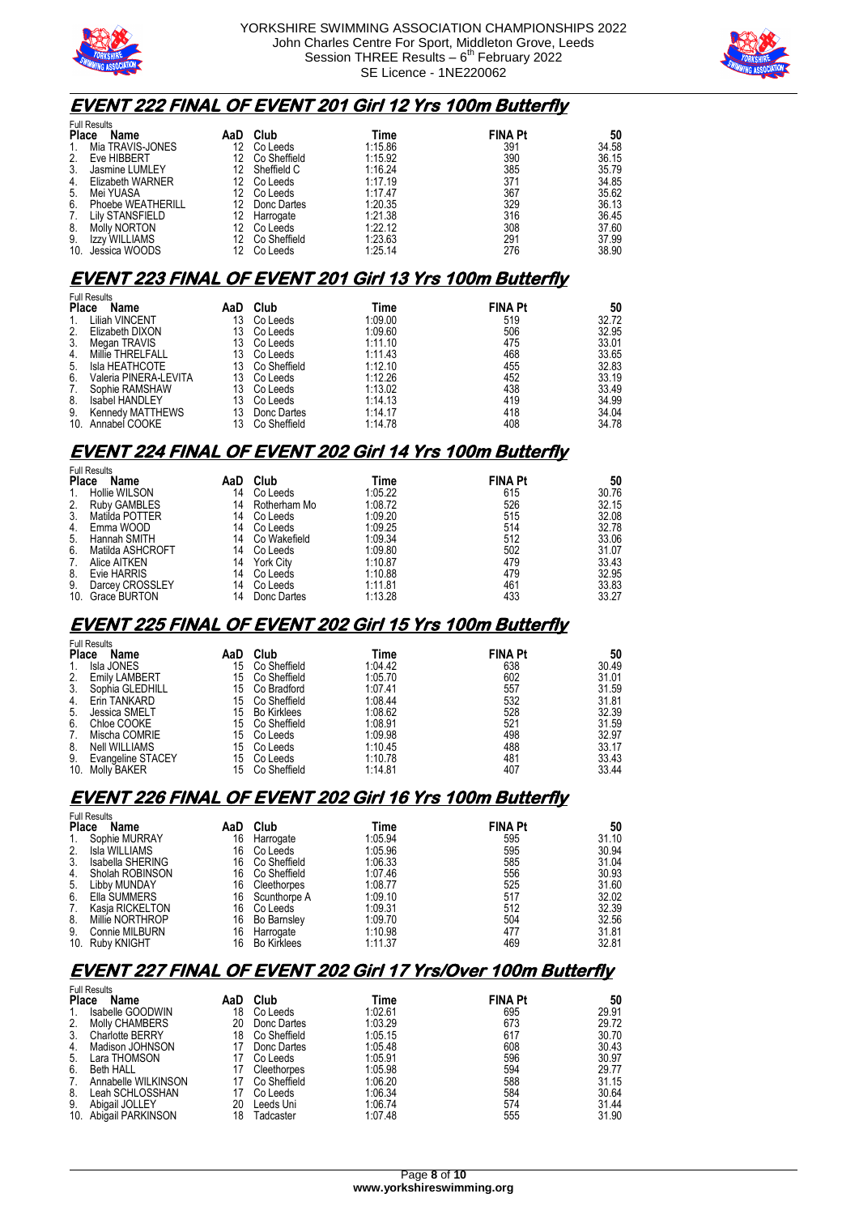## EVENT 222 FINAL OF EVENT 201 Girl 12 Yrs 100m Butterfly

Full Results

| Place | Name | AaD | Club | Time | FINA Pt | 50 |
|---|---|---|---|---|---|---|
| 1. | Mia TRAVIS-JONES | 12 | Co Leeds | 1:15.86 | 391 | 34.58 |
| 2. | Eve HIBBERT | 12 | Co Sheffield | 1:15.92 | 390 | 36.15 |
| 3. | Jasmine LUMLEY | 12 | Sheffield C | 1:16.24 | 385 | 35.79 |
| 4. | Elizabeth WARNER | 12 | Co Leeds | 1:17.19 | 371 | 34.85 |
| 5. | Mei YUASA | 12 | Co Leeds | 1:17.47 | 367 | 35.62 |
| 6. | Phoebe WEATHERILL | 12 | Donc Dartes | 1:20.35 | 329 | 36.13 |
| 7. | Lily STANSFIELD | 12 | Harrogate | 1:21.38 | 316 | 36.45 |
| 8. | Molly NORTON | 12 | Co Leeds | 1:22.12 | 308 | 37.60 |
| 9. | Izzy WILLIAMS | 12 | Co Sheffield | 1:23.63 | 291 | 37.99 |
| 10. | Jessica WOODS | 12 | Co Leeds | 1:25.14 | 276 | 38.90 |

## EVENT 223 FINAL OF EVENT 201 Girl 13 Yrs 100m Butterfly

Full Results

| Place | Name | AaD | Club | Time | FINA Pt | 50 |
|---|---|---|---|---|---|---|
| 1. | Liliah VINCENT | 13 | Co Leeds | 1:09.00 | 519 | 32.72 |
| 2. | Elizabeth DIXON | 13 | Co Leeds | 1:09.60 | 506 | 32.95 |
| 3. | Megan TRAVIS | 13 | Co Leeds | 1:11.10 | 475 | 33.01 |
| 4. | Millie THRELFALL | 13 | Co Leeds | 1:11.43 | 468 | 33.65 |
| 5. | Isla HEATHCOTE | 13 | Co Sheffield | 1:12.10 | 455 | 32.83 |
| 6. | Valeria PINERA-LEVITA | 13 | Co Leeds | 1:12.26 | 452 | 33.19 |
| 7. | Sophie RAMSHAW | 13 | Co Leeds | 1:13.02 | 438 | 33.49 |
| 8. | Isabel HANDLEY | 13 | Co Leeds | 1:14.13 | 419 | 34.99 |
| 9. | Kennedy MATTHEWS | 13 | Donc Dartes | 1:14.17 | 418 | 34.04 |
| 10. | Annabel COOKE | 13 | Co Sheffield | 1:14.78 | 408 | 34.78 |

## EVENT 224 FINAL OF EVENT 202 Girl 14 Yrs 100m Butterfly

Full Results

| Place | Name | AaD | Club | Time | FINA Pt | 50 |
|---|---|---|---|---|---|---|
| 1. | Hollie WILSON | 14 | Co Leeds | 1:05.22 | 615 | 30.76 |
| 2. | Ruby GAMBLES | 14 | Rotherham Mo | 1:08.72 | 526 | 32.15 |
| 3. | Matilda POTTER | 14 | Co Leeds | 1:09.20 | 515 | 32.08 |
| 4. | Emma WOOD | 14 | Co Leeds | 1:09.25 | 514 | 32.78 |
| 5. | Hannah SMITH | 14 | Co Wakefield | 1:09.34 | 512 | 33.06 |
| 6. | Matilda ASHCROFT | 14 | Co Leeds | 1:09.80 | 502 | 31.07 |
| 7. | Alice AITKEN | 14 | York City | 1:10.87 | 479 | 33.43 |
| 8. | Evie HARRIS | 14 | Co Leeds | 1:10.88 | 479 | 32.95 |
| 9. | Darcey CROSSLEY | 14 | Co Leeds | 1:11.81 | 461 | 33.83 |
| 10. | Grace BURTON | 14 | Donc Dartes | 1:13.28 | 433 | 33.27 |

## EVENT 225 FINAL OF EVENT 202 Girl 15 Yrs 100m Butterfly

Full Results

| Place | Name | AaD | Club | Time | FINA Pt | 50 |
|---|---|---|---|---|---|---|
| 1. | Isla JONES | 15 | Co Sheffield | 1:04.42 | 638 | 30.49 |
| 2. | Emily LAMBERT | 15 | Co Sheffield | 1:05.70 | 602 | 31.01 |
| 3. | Sophia GLEDHILL | 15 | Co Bradford | 1:07.41 | 557 | 31.59 |
| 4. | Erin TANKARD | 15 | Co Sheffield | 1:08.44 | 532 | 31.81 |
| 5. | Jessica SMELT | 15 | Bo Kirklees | 1:08.62 | 528 | 32.39 |
| 6. | Chloe COOKE | 15 | Co Sheffield | 1:08.91 | 521 | 31.59 |
| 7. | Mischa COMRIE | 15 | Co Leeds | 1:09.98 | 498 | 32.97 |
| 8. | Nell WILLIAMS | 15 | Co Leeds | 1:10.45 | 488 | 33.17 |
| 9. | Evangeline STACEY | 15 | Co Leeds | 1:10.78 | 481 | 33.43 |
| 10. | Molly BAKER | 15 | Co Sheffield | 1:14.81 | 407 | 33.44 |

## EVENT 226 FINAL OF EVENT 202 Girl 16 Yrs 100m Butterfly

Full Results

| Place | Name | AaD | Club | Time | FINA Pt | 50 |
|---|---|---|---|---|---|---|
| 1. | Sophie MURRAY | 16 | Harrogate | 1:05.94 | 595 | 31.10 |
| 2. | Isla WILLIAMS | 16 | Co Leeds | 1:05.96 | 595 | 30.94 |
| 3. | Isabella SHERING | 16 | Co Sheffield | 1:06.33 | 585 | 31.04 |
| 4. | Sholah ROBINSON | 16 | Co Sheffield | 1:07.46 | 556 | 30.93 |
| 5. | Libby MUNDAY | 16 | Cleethorpes | 1:08.77 | 525 | 31.60 |
| 6. | Ella SUMMERS | 16 | Scunthorpe A | 1:09.10 | 517 | 32.02 |
| 7. | Kasja RICKELTON | 16 | Co Leeds | 1:09.31 | 512 | 32.39 |
| 8. | Millie NORTHROP | 16 | Bo Barnsley | 1:09.70 | 504 | 32.56 |
| 9. | Connie MILBURN | 16 | Harrogate | 1:10.98 | 477 | 31.81 |
| 10. | Ruby KNIGHT | 16 | Bo Kirklees | 1:11.37 | 469 | 32.81 |

## EVENT 227 FINAL OF EVENT 202 Girl 17 Yrs/Over 100m Butterfly

Full Results

| Place | Name | AaD | Club | Time | FINA Pt | 50 |
|---|---|---|---|---|---|---|
| 1. | Isabelle GOODWIN | 18 | Co Leeds | 1:02.61 | 695 | 29.91 |
| 2. | Molly CHAMBERS | 20 | Donc Dartes | 1:03.29 | 673 | 29.72 |
| 3. | Charlotte BERRY | 18 | Co Sheffield | 1:05.15 | 617 | 30.70 |
| 4. | Madison JOHNSON | 17 | Donc Dartes | 1:05.48 | 608 | 30.43 |
| 5. | Lara THOMSON | 17 | Co Leeds | 1:05.91 | 596 | 30.97 |
| 6. | Beth HALL | 17 | Cleethorpes | 1:05.98 | 594 | 29.77 |
| 7. | Annabelle WILKINSON | 17 | Co Sheffield | 1:06.20 | 588 | 31.15 |
| 8. | Leah SCHLOSSHAN | 17 | Co Leeds | 1:06.34 | 584 | 30.64 |
| 9. | Abigail JOLLEY | 20 | Leeds Uni | 1:06.74 | 574 | 31.44 |
| 10. | Abigail PARKINSON | 18 | Tadcaster | 1:07.48 | 555 | 31.90 |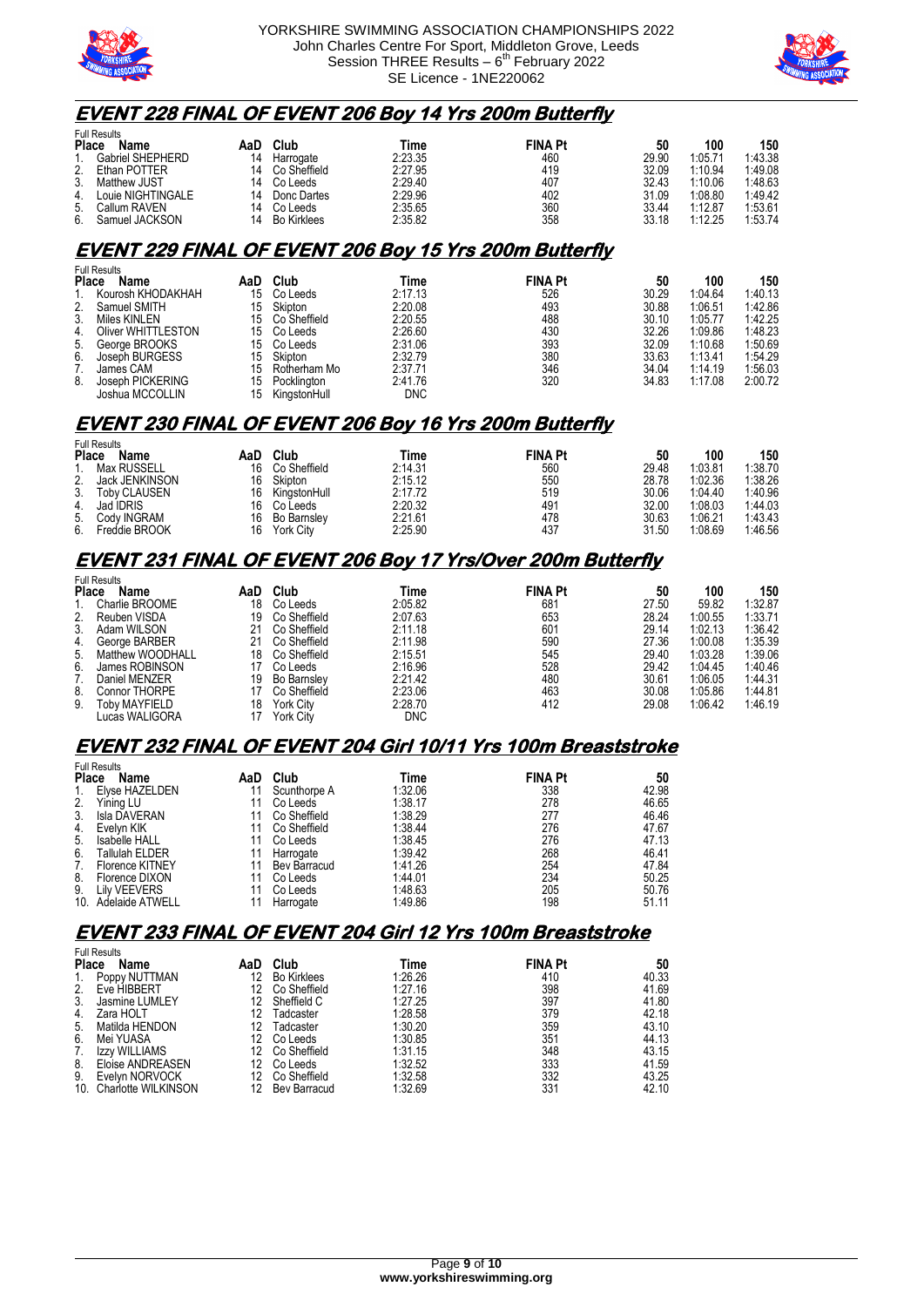YORKSHIRE SWIMMING ASSOCIATION CHAMPIONSHIPS 2022
John Charles Centre For Sport, Middleton Grove, Leeds
Session THREE Results – 6th February 2022
SE Licence - 1NE220062

## EVENT 228 FINAL OF EVENT 206 Boy 14 Yrs 200m Butterfly

Full Results

| Place | Name | AaD | Club | Time | FINA Pt | 50 | 100 | 150 |
|---|---|---|---|---|---|---|---|---|
| 1. | Gabriel SHEPHERD | 14 | Harrogate | 2:23.35 | 460 | 29.90 | 1:05.71 | 1:43.38 |
| 2. | Ethan POTTER | 14 | Co Sheffield | 2:27.95 | 419 | 32.09 | 1:10.94 | 1:49.08 |
| 3. | Matthew JUST | 14 | Co Leeds | 2:29.40 | 407 | 32.43 | 1:10.06 | 1:48.63 |
| 4. | Louie NIGHTINGALE | 14 | Donc Dartes | 2:29.96 | 402 | 31.09 | 1:08.80 | 1:49.42 |
| 5. | Callum RAVEN | 14 | Co Leeds | 2:35.65 | 360 | 33.44 | 1:12.87 | 1:53.61 |
| 6. | Samuel JACKSON | 14 | Bo Kirklees | 2:35.82 | 358 | 33.18 | 1:12.25 | 1:53.74 |

## EVENT 229 FINAL OF EVENT 206 Boy 15 Yrs 200m Butterfly

Full Results

| Place | Name | AaD | Club | Time | FINA Pt | 50 | 100 | 150 |
|---|---|---|---|---|---|---|---|---|
| 1. | Kourosh KHODAKHAH | 15 | Co Leeds | 2:17.13 | 526 | 30.29 | 1:04.64 | 1:40.13 |
| 2. | Samuel SMITH | 15 | Skipton | 2:20.08 | 493 | 30.88 | 1:06.51 | 1:42.86 |
| 3. | Miles KINLEN | 15 | Co Sheffield | 2:20.55 | 488 | 30.10 | 1:05.77 | 1:42.25 |
| 4. | Oliver WHITTLESTON | 15 | Co Leeds | 2:26.60 | 430 | 32.26 | 1:09.86 | 1:48.23 |
| 5. | George BROOKS | 15 | Co Leeds | 2:31.06 | 393 | 32.09 | 1:10.68 | 1:50.69 |
| 6. | Joseph BURGESS | 15 | Skipton | 2:32.79 | 380 | 33.63 | 1:13.41 | 1:54.29 |
| 7. | James CAM | 15 | Rotherham Mo | 2:37.71 | 346 | 34.04 | 1:14.19 | 1:56.03 |
| 8. | Joseph PICKERING | 15 | Pocklington | 2:41.76 | 320 | 34.83 | 1:17.08 | 2:00.72 |
| | Joshua MCCOLLIN | 15 | KingstonHull | DNC | | | | |

## EVENT 230 FINAL OF EVENT 206 Boy 16 Yrs 200m Butterfly

Full Results

| Place | Name | AaD | Club | Time | FINA Pt | 50 | 100 | 150 |
|---|---|---|---|---|---|---|---|---|
| 1. | Max RUSSELL | 16 | Co Sheffield | 2:14.31 | 560 | 29.48 | 1:03.81 | 1:38.70 |
| 2. | Jack JENKINSON | 16 | Skipton | 2:15.12 | 550 | 28.78 | 1:02.36 | 1:38.26 |
| 3. | Toby CLAUSEN | 16 | KingstonHull | 2:17.72 | 519 | 30.06 | 1:04.40 | 1:40.96 |
| 4. | Jad IDRIS | 16 | Co Leeds | 2:20.32 | 491 | 32.00 | 1:08.03 | 1:44.03 |
| 5. | Cody INGRAM | 16 | Bo Barnsley | 2:21.61 | 478 | 30.63 | 1:06.21 | 1:43.43 |
| 6. | Freddie BROOK | 16 | York City | 2:25.90 | 437 | 31.50 | 1:08.69 | 1:46.56 |

## EVENT 231 FINAL OF EVENT 206 Boy 17 Yrs/Over 200m Butterfly

Full Results

| Place | Name | AaD | Club | Time | FINA Pt | 50 | 100 | 150 |
|---|---|---|---|---|---|---|---|---|
| 1. | Charlie BROOME | 18 | Co Leeds | 2:05.82 | 681 | 27.50 | 59.82 | 1:32.87 |
| 2. | Reuben VISDA | 19 | Co Sheffield | 2:07.63 | 653 | 28.24 | 1:00.55 | 1:33.71 |
| 3. | Adam WILSON | 21 | Co Sheffield | 2:11.18 | 601 | 29.14 | 1:02.13 | 1:36.42 |
| 4. | George BARBER | 21 | Co Sheffield | 2:11.98 | 590 | 27.36 | 1:00.08 | 1:35.39 |
| 5. | Matthew WOODHALL | 18 | Co Sheffield | 2:15.51 | 545 | 29.40 | 1:03.28 | 1:39.06 |
| 6. | James ROBINSON | 17 | Co Leeds | 2:16.96 | 528 | 29.42 | 1:04.45 | 1:40.46 |
| 7. | Daniel MENZER | 19 | Bo Barnsley | 2:21.42 | 480 | 30.61 | 1:06.05 | 1:44.31 |
| 8. | Connor THORPE | 17 | Co Sheffield | 2:23.06 | 463 | 30.08 | 1:05.86 | 1:44.81 |
| 9. | Toby MAYFIELD | 18 | York City | 2:28.70 | 412 | 29.08 | 1:06.42 | 1:46.19 |
| | Lucas WALIGORA | 17 | York City | DNC | | | | |

## EVENT 232 FINAL OF EVENT 204 Girl 10/11 Yrs 100m Breaststroke

Full Results

| Place | Name | AaD | Club | Time | FINA Pt | 50 |
|---|---|---|---|---|---|---|
| 1. | Elyse HAZELDEN | 11 | Scunthorpe A | 1:32.06 | 338 | 42.98 |
| 2. | Yining LU | 11 | Co Leeds | 1:38.17 | 278 | 46.65 |
| 3. | Isla DAVERAN | 11 | Co Sheffield | 1:38.29 | 277 | 46.46 |
| 4. | Evelyn KIK | 11 | Co Sheffield | 1:38.44 | 276 | 47.67 |
| 5. | Isabelle HALL | 11 | Co Leeds | 1:38.45 | 276 | 47.13 |
| 6. | Tallulah ELDER | 11 | Harrogate | 1:39.42 | 268 | 46.41 |
| 7. | Florence KITNEY | 11 | Bev Barracud | 1:41.26 | 254 | 47.84 |
| 8. | Florence DIXON | 11 | Co Leeds | 1:44.01 | 234 | 50.25 |
| 9. | Lily VEEVERS | 11 | Co Leeds | 1:48.63 | 205 | 50.76 |
| 10. | Adelaide ATWELL | 11 | Harrogate | 1:49.86 | 198 | 51.11 |

## EVENT 233 FINAL OF EVENT 204 Girl 12 Yrs 100m Breaststroke

Full Results

| Place | Name | AaD | Club | Time | FINA Pt | 50 |
|---|---|---|---|---|---|---|
| 1. | Poppy NUTTMAN | 12 | Bo Kirklees | 1:26.26 | 410 | 40.33 |
| 2. | Eve HIBBERT | 12 | Co Sheffield | 1:27.16 | 398 | 41.69 |
| 3. | Jasmine LUMLEY | 12 | Sheffield C | 1:27.25 | 397 | 41.80 |
| 4. | Zara HOLT | 12 | Tadcaster | 1:28.58 | 379 | 42.18 |
| 5. | Matilda HENDON | 12 | Tadcaster | 1:30.20 | 359 | 43.10 |
| 6. | Mei YUASA | 12 | Co Leeds | 1:30.85 | 351 | 44.13 |
| 7. | Izzy WILLIAMS | 12 | Co Sheffield | 1:31.15 | 348 | 43.15 |
| 8. | Eloise ANDREASEN | 12 | Co Leeds | 1:32.52 | 333 | 41.59 |
| 9. | Evelyn NORVOCK | 12 | Co Sheffield | 1:32.58 | 332 | 43.25 |
| 10. | Charlotte WILKINSON | 12 | Bev Barracud | 1:32.69 | 331 | 42.10 |

www.yorkshireswimming.org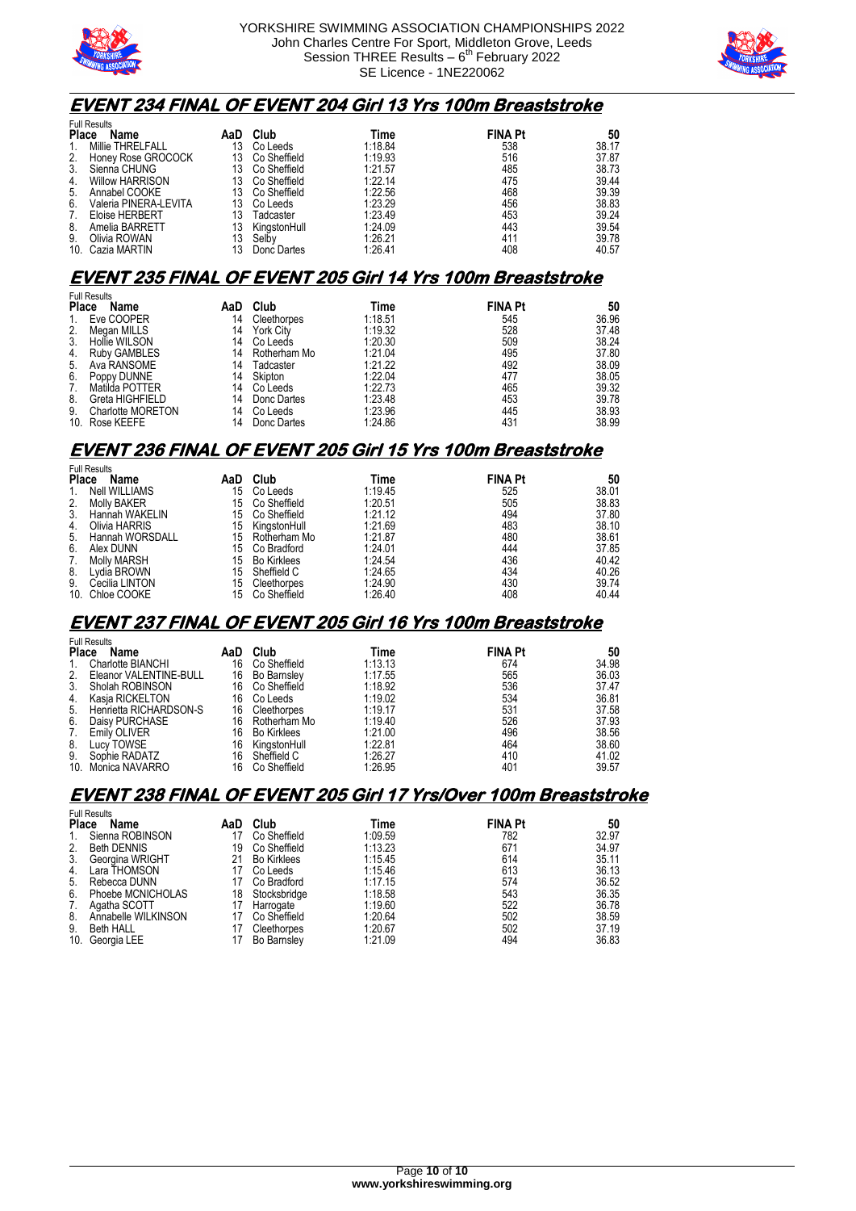## EVENT 234 FINAL OF EVENT 204 Girl 13 Yrs 100m Breaststroke

Full Results

| Place | Name | AaD | Club | Time | FINA Pt | 50 |
|---|---|---|---|---|---|---|
| 1. | Millie THRELFALL | 13 | Co Leeds | 1:18.84 | 538 | 38.17 |
| 2. | Honey Rose GROCOCK | 13 | Co Sheffield | 1:19.93 | 516 | 37.87 |
| 3. | Sienna CHUNG | 13 | Co Sheffield | 1:21.57 | 485 | 38.73 |
| 4. | Willow HARRISON | 13 | Co Sheffield | 1:22.14 | 475 | 39.44 |
| 5. | Annabel COOKE | 13 | Co Sheffield | 1:22.56 | 468 | 39.39 |
| 6. | Valeria PINERA-LEVITA | 13 | Co Leeds | 1:23.29 | 456 | 38.83 |
| 7. | Eloise HERBERT | 13 | Tadcaster | 1:23.49 | 453 | 39.24 |
| 8. | Amelia BARRETT | 13 | KingstonHull | 1:24.09 | 443 | 39.54 |
| 9. | Olivia ROWAN | 13 | Selby | 1:26.21 | 411 | 39.78 |
| 10. | Cazia MARTIN | 13 | Donc Dartes | 1:26.41 | 408 | 40.57 |

## EVENT 235 FINAL OF EVENT 205 Girl 14 Yrs 100m Breaststroke

Full Results

| Place | Name | AaD | Club | Time | FINA Pt | 50 |
|---|---|---|---|---|---|---|
| 1. | Eve COOPER | 14 | Cleethorpes | 1:18.51 | 545 | 36.96 |
| 2. | Megan MILLS | 14 | York City | 1:19.32 | 528 | 37.48 |
| 3. | Hollie WILSON | 14 | Co Leeds | 1:20.30 | 509 | 38.24 |
| 4. | Ruby GAMBLES | 14 | Rotherham Mo | 1:21.04 | 495 | 37.80 |
| 5. | Ava RANSOME | 14 | Tadcaster | 1:21.22 | 492 | 38.09 |
| 6. | Poppy DUNNE | 14 | Skipton | 1:22.04 | 477 | 38.05 |
| 7. | Matilda POTTER | 14 | Co Leeds | 1:22.73 | 465 | 39.32 |
| 8. | Greta HIGHFIELD | 14 | Donc Dartes | 1:23.48 | 453 | 39.78 |
| 9. | Charlotte MORETON | 14 | Co Leeds | 1:23.96 | 445 | 38.93 |
| 10. | Rose KEEFE | 14 | Donc Dartes | 1:24.86 | 431 | 38.99 |

## EVENT 236 FINAL OF EVENT 205 Girl 15 Yrs 100m Breaststroke

Full Results

| Place | Name | AaD | Club | Time | FINA Pt | 50 |
|---|---|---|---|---|---|---|
| 1. | Nell WILLIAMS | 15 | Co Leeds | 1:19.45 | 525 | 38.01 |
| 2. | Molly BAKER | 15 | Co Sheffield | 1:20.51 | 505 | 38.83 |
| 3. | Hannah WAKELIN | 15 | Co Sheffield | 1:21.12 | 494 | 37.80 |
| 4. | Olivia HARRIS | 15 | KingstonHull | 1:21.69 | 483 | 38.10 |
| 5. | Hannah WORSDALL | 15 | Rotherham Mo | 1:21.87 | 480 | 38.61 |
| 6. | Alex DUNN | 15 | Co Bradford | 1:24.01 | 444 | 37.85 |
| 7. | Molly MARSH | 15 | Bo Kirklees | 1:24.54 | 436 | 40.42 |
| 8. | Lydia BROWN | 15 | Sheffield C | 1:24.65 | 434 | 40.26 |
| 9. | Cecilia LINTON | 15 | Cleethorpes | 1:24.90 | 430 | 39.74 |
| 10. | Chloe COOKE | 15 | Co Sheffield | 1:26.40 | 408 | 40.44 |

## EVENT 237 FINAL OF EVENT 205 Girl 16 Yrs 100m Breaststroke

Full Results

| Place | Name | AaD | Club | Time | FINA Pt | 50 |
|---|---|---|---|---|---|---|
| 1. | Charlotte BIANCHI | 16 | Co Sheffield | 1:13.13 | 674 | 34.98 |
| 2. | Eleanor VALENTINE-BULL | 16 | Bo Barnsley | 1:17.55 | 565 | 36.03 |
| 3. | Sholah ROBINSON | 16 | Co Sheffield | 1:18.92 | 536 | 37.47 |
| 4. | Kasja RICKELTON | 16 | Co Leeds | 1:19.02 | 534 | 36.81 |
| 5. | Henrietta RICHARDSON-S | 16 | Cleethorpes | 1:19.17 | 531 | 37.58 |
| 6. | Daisy PURCHASE | 16 | Rotherham Mo | 1:19.40 | 526 | 37.93 |
| 7. | Emily OLIVER | 16 | Bo Kirklees | 1:21.00 | 496 | 38.56 |
| 8. | Lucy TOWSE | 16 | KingstonHull | 1:22.81 | 464 | 38.60 |
| 9. | Sophie RADATZ | 16 | Sheffield C | 1:26.27 | 410 | 41.02 |
| 10. | Monica NAVARRO | 16 | Co Sheffield | 1:26.95 | 401 | 39.57 |

## EVENT 238 FINAL OF EVENT 205 Girl 17 Yrs/Over 100m Breaststroke

Full Results

| Place | Name | AaD | Club | Time | FINA Pt | 50 |
|---|---|---|---|---|---|---|
| 1. | Sienna ROBINSON | 17 | Co Sheffield | 1:09.59 | 782 | 32.97 |
| 2. | Beth DENNIS | 19 | Co Sheffield | 1:13.23 | 671 | 34.97 |
| 3. | Georgina WRIGHT | 21 | Bo Kirklees | 1:15.45 | 614 | 35.11 |
| 4. | Lara THOMSON | 17 | Co Leeds | 1:15.46 | 613 | 36.13 |
| 5. | Rebecca DUNN | 17 | Co Bradford | 1:17.15 | 574 | 36.52 |
| 6. | Phoebe MCNICHOLAS | 18 | Stocksbridge | 1:18.58 | 543 | 36.35 |
| 7. | Agatha SCOTT | 17 | Harrogate | 1:19.60 | 522 | 36.78 |
| 8. | Annabelle WILKINSON | 17 | Co Sheffield | 1:20.64 | 502 | 38.59 |
| 9. | Beth HALL | 17 | Cleethorpes | 1:20.67 | 502 | 37.19 |
| 10. | Georgia LEE | 17 | Bo Barnsley | 1:21.09 | 494 | 36.83 |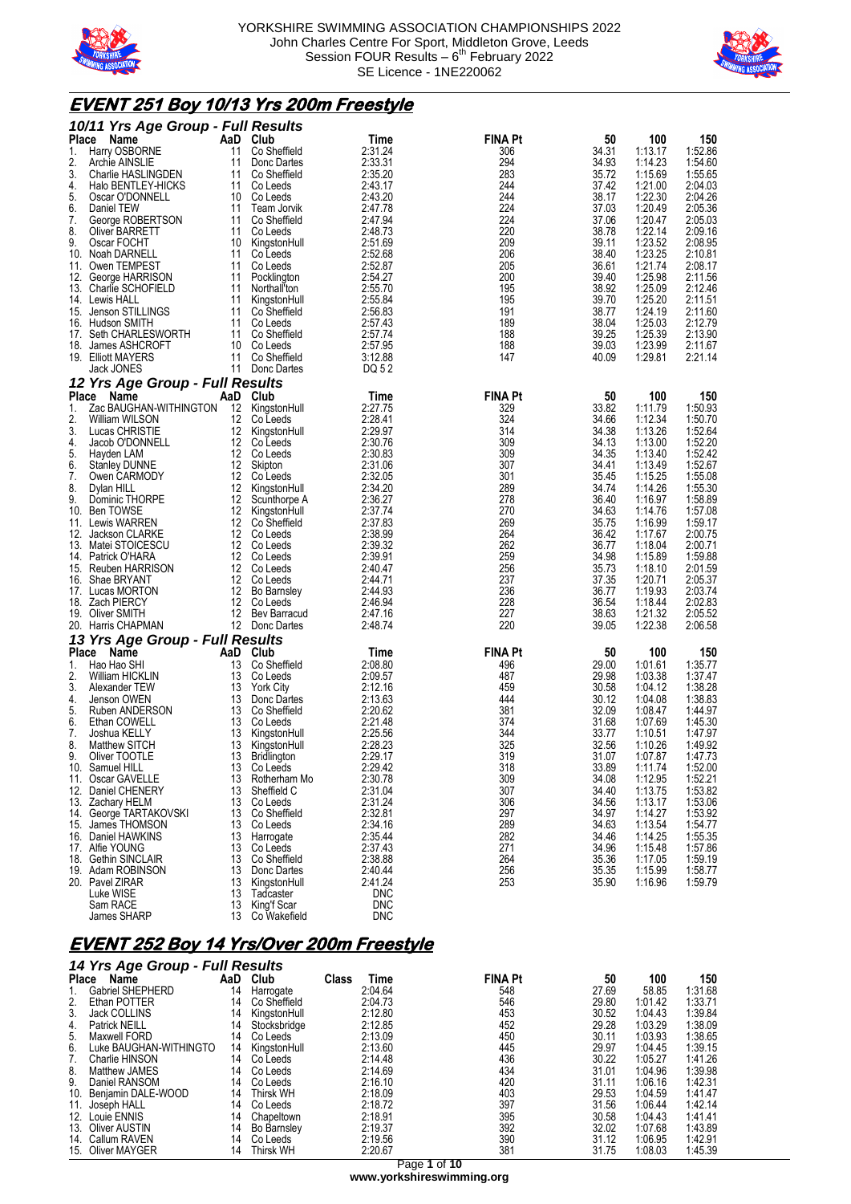YORKSHIRE SWIMMING ASSOCIATION CHAMPIONSHIPS 2022
John Charles Centre For Sport, Middleton Grove, Leeds
Session FOUR Results – 6th February 2022
SE Licence - 1NE220062

## EVENT 251 Boy 10/13 Yrs 200m Freestyle

### 10/11 Yrs Age Group - Full Results

| Place | Name | AaD | Club | Time | FINA Pt | 50 | 100 | 150 |
|---|---|---|---|---|---|---|---|---|
| 1. | Harry OSBORNE | 11 | Co Sheffield | 2:31.24 | 306 | 34.31 | 1:13.17 | 1:52.86 |
| 2. | Archie AINSLIE | 11 | Donc Dartes | 2:33.31 | 294 | 34.93 | 1:14.23 | 1:54.60 |
| 3. | Charlie HASLINGDEN | 11 | Co Sheffield | 2:35.20 | 283 | 35.72 | 1:15.69 | 1:55.65 |
| 4. | Halo BENTLEY-HICKS | 11 | Co Leeds | 2:43.17 | 244 | 37.42 | 1:21.00 | 2:04.03 |
| 5. | Oscar O'DONNELL | 10 | Co Leeds | 2:43.20 | 244 | 38.17 | 1:22.30 | 2:04.26 |
| 6. | Daniel TEW | 11 | Team Jorvik | 2:47.78 | 224 | 37.03 | 1:20.49 | 2:05.36 |
| 7. | George ROBERTSON | 11 | Co Sheffield | 2:47.94 | 224 | 37.06 | 1:20.47 | 2:05.03 |
| 8. | Oliver BARRETT | 11 | Co Leeds | 2:48.73 | 220 | 38.78 | 1:22.14 | 2:09.16 |
| 9. | Oscar FOCHT | 10 | KingstonHull | 2:51.69 | 209 | 39.11 | 1:23.52 | 2:08.95 |
| 10. | Noah DARNELL | 11 | Co Leeds | 2:52.68 | 206 | 38.40 | 1:23.25 | 2:10.81 |
| 11. | Owen TEMPEST | 11 | Co Leeds | 2:52.87 | 205 | 36.61 | 1:21.74 | 2:08.17 |
| 12. | George HARRISON | 11 | Pocklington | 2:54.27 | 200 | 39.40 | 1:25.98 | 2:11.56 |
| 13. | Charlie SCHOFIELD | 11 | Northall'ton | 2:55.70 | 195 | 38.92 | 1:25.09 | 2:12.46 |
| 14. | Lewis HALL | 11 | KingstonHull | 2:55.84 | 195 | 39.70 | 1:25.20 | 2:11.51 |
| 15. | Jenson STILLINGS | 11 | Co Sheffield | 2:56.83 | 191 | 38.77 | 1:24.19 | 2:11.60 |
| 16. | Hudson SMITH | 11 | Co Leeds | 2:57.43 | 189 | 38.04 | 1:25.03 | 2:12.79 |
| 17. | Seth CHARLESWORTH | 11 | Co Sheffield | 2:57.74 | 188 | 39.25 | 1:25.39 | 2:13.90 |
| 18. | James ASHCROFT | 10 | Co Leeds | 2:57.95 | 188 | 39.03 | 1:23.99 | 2:11.67 |
| 19. | Elliott MAYERS | 11 | Co Sheffield | 3:12.88 | 147 | 40.09 | 1:29.81 | 2:21.14 |
| | Jack JONES | 11 | Donc Dartes | DQ 5 2 | | | | |

### 12 Yrs Age Group - Full Results

| Place | Name | AaD | Club | Time | FINA Pt | 50 | 100 | 150 |
|---|---|---|---|---|---|---|---|---|
| 1. | Zac BAUGHAN-WITHINGTON | 12 | KingstonHull | 2:27.75 | 329 | 33.82 | 1:11.79 | 1:50.93 |
| 2. | William WILSON | 12 | Co Leeds | 2:28.41 | 324 | 34.66 | 1:12.34 | 1:50.70 |
| 3. | Lucas CHRISTIE | 12 | KingstonHull | 2:29.97 | 314 | 34.38 | 1:13.26 | 1:52.64 |
| 4. | Jacob O'DONNELL | 12 | Co Leeds | 2:30.76 | 309 | 34.13 | 1:13.00 | 1:52.20 |
| 5. | Hayden LAM | 12 | Co Leeds | 2:30.83 | 309 | 34.35 | 1:13.40 | 1:52.42 |
| 6. | Stanley DUNNE | 12 | Skipton | 2:31.06 | 307 | 34.41 | 1:13.49 | 1:52.67 |
| 7. | Owen CARMODY | 12 | Co Leeds | 2:32.05 | 301 | 35.45 | 1:15.25 | 1:55.08 |
| 8. | Dylan HILL | 12 | KingstonHull | 2:34.20 | 289 | 34.74 | 1:14.26 | 1:55.30 |
| 9. | Dominic THORPE | 12 | Scunthorpe A | 2:36.27 | 278 | 36.40 | 1:16.97 | 1:58.89 |
| 10. | Ben TOWSE | 12 | KingstonHull | 2:37.74 | 270 | 34.63 | 1:14.76 | 1:57.08 |
| 11. | Lewis WARREN | 12 | Co Sheffield | 2:37.83 | 269 | 35.75 | 1:16.99 | 1:59.17 |
| 12. | Jackson CLARKE | 12 | Co Leeds | 2:38.99 | 264 | 36.42 | 1:17.67 | 2:00.75 |
| 13. | Matei STOICESCU | 12 | Co Leeds | 2:39.32 | 262 | 36.77 | 1:18.04 | 2:00.71 |
| 14. | Patrick O'HARA | 12 | Co Leeds | 2:39.91 | 259 | 34.98 | 1:15.89 | 1:59.88 |
| 15. | Reuben HARRISON | 12 | Co Leeds | 2:40.47 | 256 | 35.73 | 1:18.10 | 2:01.59 |
| 16. | Shae BRYANT | 12 | Co Leeds | 2:44.71 | 237 | 37.35 | 1:20.71 | 2:05.37 |
| 17. | Lucas MORTON | 12 | Bo Barnsley | 2:44.93 | 236 | 36.77 | 1:19.93 | 2:03.74 |
| 18. | Zach PIERCY | 12 | Co Leeds | 2:46.94 | 228 | 36.54 | 1:18.44 | 2:02.83 |
| 19. | Oliver SMITH | 12 | Bev Barracud | 2:47.16 | 227 | 38.63 | 1:21.32 | 2:05.52 |
| 20. | Harris CHAPMAN | 12 | Donc Dartes | 2:48.74 | 220 | 39.05 | 1:22.38 | 2:06.58 |

### 13 Yrs Age Group - Full Results

| Place | Name | AaD | Club | Time | FINA Pt | 50 | 100 | 150 |
|---|---|---|---|---|---|---|---|---|
| 1. | Hao Hao SHI | 13 | Co Sheffield | 2:08.80 | 496 | 29.00 | 1:01.61 | 1:35.77 |
| 2. | William HICKLIN | 13 | Co Leeds | 2:09.57 | 487 | 29.98 | 1:03.38 | 1:37.47 |
| 3. | Alexander TEW | 13 | York City | 2:12.16 | 459 | 30.58 | 1:04.12 | 1:38.28 |
| 4. | Jenson OWEN | 13 | Donc Dartes | 2:13.63 | 444 | 30.12 | 1:04.08 | 1:38.83 |
| 5. | Ruben ANDERSON | 13 | Co Sheffield | 2:20.62 | 381 | 32.09 | 1:08.47 | 1:44.97 |
| 6. | Ethan COWELL | 13 | Co Leeds | 2:21.48 | 374 | 31.68 | 1:07.69 | 1:45.30 |
| 7. | Joshua KELLY | 13 | KingstonHull | 2:25.56 | 344 | 33.77 | 1:10.51 | 1:47.97 |
| 8. | Matthew SITCH | 13 | KingstonHull | 2:28.23 | 325 | 32.56 | 1:10.26 | 1:49.92 |
| 9. | Oliver TOOTLE | 13 | Bridlington | 2:29.17 | 319 | 31.07 | 1:07.87 | 1:47.73 |
| 10. | Samuel HILL | 13 | Co Leeds | 2:29.42 | 318 | 33.89 | 1:11.74 | 1:52.00 |
| 11. | Oscar GAVELLE | 13 | Rotherham Mo | 2:30.78 | 309 | 34.08 | 1:12.95 | 1:52.21 |
| 12. | Daniel CHENERY | 13 | Sheffield C | 2:31.04 | 307 | 34.40 | 1:13.75 | 1:53.82 |
| 13. | Zachary HELM | 13 | Co Leeds | 2:31.24 | 306 | 34.56 | 1:13.17 | 1:53.06 |
| 14. | George TARTAKOVSKI | 13 | Co Sheffield | 2:32.81 | 297 | 34.97 | 1:14.27 | 1:53.92 |
| 15. | James THOMSON | 13 | Co Leeds | 2:34.16 | 289 | 34.63 | 1:13.54 | 1:54.77 |
| 16. | Daniel HAWKINS | 13 | Harrogate | 2:35.44 | 282 | 34.46 | 1:14.25 | 1:55.35 |
| 17. | Alfie YOUNG | 13 | Co Leeds | 2:37.43 | 271 | 34.96 | 1:15.48 | 1:57.86 |
| 18. | Gethin SINCLAIR | 13 | Co Sheffield | 2:38.88 | 264 | 35.36 | 1:17.05 | 1:59.19 |
| 19. | Adam ROBINSON | 13 | Donc Dartes | 2:40.44 | 256 | 35.35 | 1:15.99 | 1:58.77 |
| 20. | Pavel ZIRAR | 13 | KingstonHull | 2:41.24 | 253 | 35.90 | 1:16.96 | 1:59.79 |
| | Luke WISE | 13 | Tadcaster | DNC | | | | |
| | Sam RACE | 13 | King'f Scar | DNC | | | | |
| | James SHARP | 13 | Co Wakefield | DNC | | | | |

## EVENT 252 Boy 14 Yrs/Over 200m Freestyle

### 14 Yrs Age Group - Full Results

| Place | Name | AaD | Club | Class | Time | FINA Pt | 50 | 100 | 150 |
|---|---|---|---|---|---|---|---|---|---|
| 1. | Gabriel SHEPHERD | 14 | Harrogate | | 2:04.64 | 548 | 27.69 | 58.85 | 1:31.68 |
| 2. | Ethan POTTER | 14 | Co Sheffield | | 2:04.73 | 546 | 29.80 | 1:01.42 | 1:33.71 |
| 3. | Jack COLLINS | 14 | KingstonHull | | 2:12.80 | 453 | 30.52 | 1:04.43 | 1:39.84 |
| 4. | Patrick NEILL | 14 | Stocksbridge | | 2:12.85 | 452 | 29.28 | 1:03.29 | 1:38.09 |
| 5. | Maxwell FORD | 14 | Co Leeds | | 2:13.09 | 450 | 30.11 | 1:03.93 | 1:38.65 |
| 6. | Luke BAUGHAN-WITHINGTO | 14 | KingstonHull | | 2:13.60 | 445 | 29.97 | 1:04.45 | 1:39.15 |
| 7. | Charlie HINSON | 14 | Co Leeds | | 2:14.48 | 436 | 30.22 | 1:05.27 | 1:41.26 |
| 8. | Matthew JAMES | 14 | Co Leeds | | 2:14.69 | 434 | 31.01 | 1:04.96 | 1:39.98 |
| 9. | Daniel RANSOM | 14 | Co Leeds | | 2:16.10 | 420 | 31.11 | 1:06.16 | 1:42.31 |
| 10. | Benjamin DALE-WOOD | 14 | Thirsk WH | | 2:18.09 | 403 | 29.53 | 1:04.59 | 1:41.47 |
| 11. | Joseph HALL | 14 | Co Leeds | | 2:18.72 | 397 | 31.56 | 1:06.44 | 1:42.14 |
| 12. | Louie ENNIS | 14 | Chapeltown | | 2:18.91 | 395 | 30.58 | 1:04.43 | 1:41.41 |
| 13. | Oliver AUSTIN | 14 | Bo Barnsley | | 2:19.37 | 392 | 32.02 | 1:07.68 | 1:43.89 |
| 14. | Callum RAVEN | 14 | Co Leeds | | 2:19.56 | 390 | 31.12 | 1:06.95 | 1:42.91 |
| 15. | Oliver MAYGER | 14 | Thirsk WH | | 2:20.67 | 381 | 31.75 | 1:08.03 | 1:45.39 |

www.yorkshireswimming.org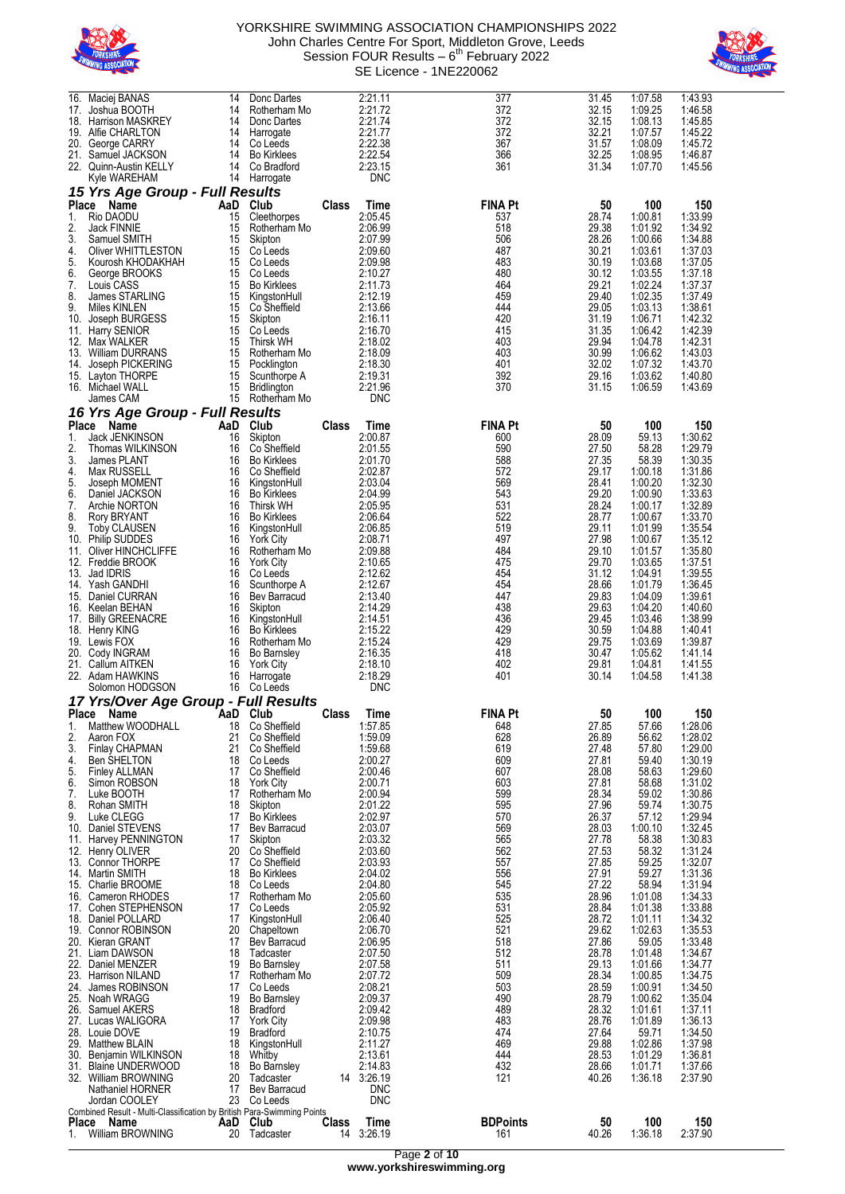| Place | Name | AaD | Club | Class | Time | FINA Pt | 50 | 100 | 150 |
|---|---|---|---|---|---|---|---|---|---|
| 16. | Maciej BANAS | 14 | Donc Dartes | | 2:21.11 | 377 | 31.45 | 1:07.58 | 1:43.93 |
| 17. | Joshua BOOTH | 14 | Rotherham Mo | | 2:21.72 | 372 | 32.15 | 1:09.25 | 1:46.58 |
| 18. | Harrison MASKREY | 14 | Donc Dartes | | 2:21.74 | 372 | 32.15 | 1:08.13 | 1:45.85 |
| 19. | Alfie CHARLTON | 14 | Harrogate | | 2:21.77 | 372 | 32.21 | 1:07.57 | 1:45.22 |
| 20. | George CARRY | 14 | Co Leeds | | 2:22.38 | 367 | 31.57 | 1:08.09 | 1:45.72 |
| 21. | Samuel JACKSON | 14 | Bo Kirklees | | 2:22.54 | 366 | 32.25 | 1:08.95 | 1:46.87 |
| 22. | Quinn-Austin KELLY | 14 | Co Bradford | | 2:23.15 | 361 | 31.34 | 1:07.70 | 1:45.56 |
| | Kyle WAREHAM | 14 | Harrogate | | DNC | | | | |

### 15 Yrs Age Group - Full Results

| Place | Name | AaD | Club | Class | Time | FINA Pt | 50 | 100 | 150 |
|---|---|---|---|---|---|---|---|---|---|
| 1. | Rio DAODU | 15 | Cleethorpes | | 2:05.45 | 537 | 28.74 | 1:00.81 | 1:33.99 |
| 2. | Jack FINNIE | 15 | Rotherham Mo | | 2:06.99 | 518 | 29.38 | 1:01.92 | 1:34.92 |
| 3. | Samuel SMITH | 15 | Skipton | | 2:07.99 | 506 | 28.26 | 1:00.66 | 1:34.88 |
| 4. | Oliver WHITTLESTON | 15 | Co Leeds | | 2:09.60 | 487 | 30.21 | 1:03.61 | 1:37.03 |
| 5. | Kourosh KHODAKHAH | 15 | Co Leeds | | 2:09.98 | 483 | 30.19 | 1:03.68 | 1:37.05 |
| 6. | George BROOKS | 15 | Co Leeds | | 2:10.27 | 480 | 30.12 | 1:03.55 | 1:37.18 |
| 7. | Louis CASS | 15 | Bo Kirklees | | 2:11.73 | 464 | 29.21 | 1:02.24 | 1:37.37 |
| 8. | James STARLING | 15 | KingstonHull | | 2:12.19 | 459 | 29.40 | 1:02.35 | 1:37.49 |
| 9. | Miles KINLEN | 15 | Co Sheffield | | 2:13.66 | 444 | 29.05 | 1:03.13 | 1:38.61 |
| 10. | Joseph BURGESS | 15 | Skipton | | 2:16.11 | 420 | 31.19 | 1:06.71 | 1:42.32 |
| 11. | Harry SENIOR | 15 | Co Leeds | | 2:16.70 | 415 | 31.35 | 1:06.42 | 1:42.39 |
| 12. | Max WALKER | 15 | Thirsk WH | | 2:18.02 | 403 | 29.94 | 1:04.78 | 1:42.31 |
| 13. | William DURRANS | 15 | Rotherham Mo | | 2:18.09 | 403 | 30.99 | 1:06.62 | 1:43.03 |
| 14. | Joseph PICKERING | 15 | Pocklington | | 2:18.30 | 401 | 32.02 | 1:07.32 | 1:43.70 |
| 15. | Layton THORPE | 15 | Scunthorpe A | | 2:19.31 | 392 | 29.16 | 1:03.62 | 1:40.80 |
| 16. | Michael WALL | 15 | Bridlington | | 2:21.96 | 370 | 31.15 | 1:06.59 | 1:43.69 |
| | James CAM | 15 | Rotherham Mo | | DNC | | | | |

### 16 Yrs Age Group - Full Results

| Place | Name | AaD | Club | Class | Time | FINA Pt | 50 | 100 | 150 |
|---|---|---|---|---|---|---|---|---|---|
| 1. | Jack JENKINSON | 16 | Skipton | | 2:00.87 | 600 | 28.09 | 59.13 | 1:30.62 |
| 2. | Thomas WILKINSON | 16 | Co Sheffield | | 2:01.55 | 590 | 27.50 | 58.28 | 1:29.79 |
| 3. | James PLANT | 16 | Bo Kirklees | | 2:01.70 | 588 | 27.35 | 58.39 | 1:30.35 |
| 4. | Max RUSSELL | 16 | Co Sheffield | | 2:02.87 | 572 | 29.17 | 1:00.18 | 1:31.86 |
| 5. | Joseph MOMENT | 16 | KingstonHull | | 2:03.04 | 569 | 28.41 | 1:00.20 | 1:32.30 |
| 6. | Daniel JACKSON | 16 | Bo Kirklees | | 2:04.99 | 543 | 29.20 | 1:00.90 | 1:33.63 |
| 7. | Archie NORTON | 16 | Thirsk WH | | 2:05.95 | 531 | 28.24 | 1:00.17 | 1:32.89 |
| 8. | Rory BRYANT | 16 | Bo Kirklees | | 2:06.64 | 522 | 28.77 | 1:00.67 | 1:33.70 |
| 9. | Toby CLAUSEN | 16 | KingstonHull | | 2:06.85 | 519 | 29.11 | 1:01.99 | 1:35.54 |
| 10. | Philip SUDDES | 16 | York City | | 2:08.71 | 497 | 27.98 | 1:00.67 | 1:35.12 |
| 11. | Oliver HINCHCLIFFE | 16 | Rotherham Mo | | 2:09.88 | 484 | 29.10 | 1:01.57 | 1:35.80 |
| 12. | Freddie BROOK | 16 | York City | | 2:10.65 | 475 | 29.70 | 1:03.65 | 1:37.51 |
| 13. | Jad IDRIS | 16 | Co Leeds | | 2:12.62 | 454 | 31.12 | 1:04.91 | 1:39.55 |
| 14. | Yash GANDHI | 16 | Scunthorpe A | | 2:12.67 | 454 | 28.66 | 1:01.79 | 1:36.45 |
| 15. | Daniel CURRAN | 16 | Bev Barracud | | 2:13.40 | 447 | 29.83 | 1:04.09 | 1:39.61 |
| 16. | Keelan BEHAN | 16 | Skipton | | 2:14.29 | 438 | 29.63 | 1:04.20 | 1:40.60 |
| 17. | Billy GREENACRE | 16 | KingstonHull | | 2:14.51 | 436 | 29.45 | 1:03.46 | 1:38.99 |
| 18. | Henry KING | 16 | Bo Kirklees | | 2:15.22 | 429 | 30.59 | 1:04.88 | 1:40.41 |
| 19. | Lewis FOX | 16 | Rotherham Mo | | 2:15.24 | 429 | 29.75 | 1:03.69 | 1:39.87 |
| 20. | Cody INGRAM | 16 | Bo Barnsley | | 2:16.35 | 418 | 30.47 | 1:05.62 | 1:41.14 |
| 21. | Callum AITKEN | 16 | York City | | 2:18.10 | 402 | 29.81 | 1:04.81 | 1:41.55 |
| 22. | Adam HAWKINS | 16 | Harrogate | | 2:18.29 | 401 | 30.14 | 1:04.58 | 1:41.38 |
| | Solomon HODGSON | 16 | Co Leeds | | DNC | | | | |

### 17 Yrs/Over Age Group - Full Results

| Place | Name | AaD | Club | Class | Time | FINA Pt | 50 | 100 | 150 |
|---|---|---|---|---|---|---|---|---|---|
| 1. | Matthew WOODHALL | 18 | Co Sheffield | | 1:57.85 | 648 | 27.85 | 57.66 | 1:28.06 |
| 2. | Aaron FOX | 21 | Co Sheffield | | 1:59.09 | 628 | 26.89 | 56.62 | 1:28.02 |
| 3. | Finlay CHAPMAN | 21 | Co Sheffield | | 1:59.68 | 619 | 27.48 | 57.80 | 1:29.00 |
| 4. | Ben SHELTON | 18 | Co Leeds | | 2:00.27 | 609 | 27.81 | 59.40 | 1:30.19 |
| 5. | Finley ALLMAN | 17 | Co Sheffield | | 2:00.46 | 607 | 28.08 | 58.63 | 1:29.60 |
| 6. | Simon ROBSON | 18 | York City | | 2:00.71 | 603 | 27.81 | 58.68 | 1:31.02 |
| 7. | Luke BOOTH | 17 | Rotherham Mo | | 2:00.94 | 599 | 28.34 | 59.02 | 1:30.86 |
| 8. | Rohan SMITH | 18 | Skipton | | 2:01.22 | 595 | 27.96 | 59.74 | 1:30.75 |
| 9. | Luke CLEGG | 17 | Bo Kirklees | | 2:02.97 | 570 | 26.37 | 57.12 | 1:29.94 |
| 10. | Daniel STEVENS | 17 | Bev Barracud | | 2:03.07 | 569 | 28.03 | 1:00.10 | 1:32.45 |
| 11. | Harvey PENNINGTON | 17 | Skipton | | 2:03.32 | 565 | 27.78 | 58.38 | 1:30.83 |
| 12. | Henry OLIVER | 20 | Co Sheffield | | 2:03.60 | 562 | 27.53 | 58.32 | 1:31.24 |
| 13. | Connor THORPE | 17 | Co Sheffield | | 2:03.93 | 557 | 27.85 | 59.25 | 1:32.07 |
| 14. | Martin SMITH | 18 | Bo Kirklees | | 2:04.02 | 556 | 27.91 | 59.27 | 1:31.36 |
| 15. | Charlie BROOME | 18 | Co Leeds | | 2:04.80 | 545 | 27.22 | 58.94 | 1:31.94 |
| 16. | Cameron RHODES | 17 | Rotherham Mo | | 2:05.60 | 535 | 28.96 | 1:01.08 | 1:34.33 |
| 17. | Cohen STEPHENSON | 17 | Co Leeds | | 2:05.92 | 531 | 28.84 | 1:01.38 | 1:33.88 |
| 18. | Daniel POLLARD | 17 | KingstonHull | | 2:06.40 | 525 | 28.72 | 1:01.11 | 1:34.32 |
| 19. | Connor ROBINSON | 20 | Chapeltown | | 2:06.70 | 521 | 29.62 | 1:02.63 | 1:35.53 |
| 20. | Kieran GRANT | 17 | Bev Barracud | | 2:06.95 | 518 | 27.86 | 59.05 | 1:33.48 |
| 21. | Liam DAWSON | 18 | Tadcaster | | 2:07.50 | 512 | 28.78 | 1:01.48 | 1:34.67 |
| 22. | Daniel MENZER | 19 | Bo Barnsley | | 2:07.58 | 511 | 29.13 | 1:01.66 | 1:34.77 |
| 23. | Harrison NILAND | 17 | Rotherham Mo | | 2:07.72 | 509 | 28.34 | 1:00.85 | 1:34.75 |
| 24. | James ROBINSON | 17 | Co Leeds | | 2:08.21 | 503 | 28.59 | 1:00.91 | 1:34.50 |
| 25. | Noah WRAGG | 19 | Bo Barnsley | | 2:09.37 | 490 | 28.79 | 1:00.62 | 1:35.04 |
| 26. | Samuel AKERS | 18 | Bradford | | 2:09.42 | 489 | 28.32 | 1:01.61 | 1:37.11 |
| 27. | Lucas WALIGORA | 17 | York City | | 2:09.98 | 483 | 28.76 | 1:01.89 | 1:36.13 |
| 28. | Louie DOVE | 19 | Bradford | | 2:10.75 | 474 | 27.64 | 59.71 | 1:34.50 |
| 29. | Matthew BLAIN | 18 | KingstonHull | | 2:11.27 | 469 | 29.88 | 1:02.86 | 1:37.98 |
| 30. | Benjamin WILKINSON | 18 | Whitby | | 2:13.61 | 444 | 28.53 | 1:01.29 | 1:36.81 |
| 31. | Blaine UNDERWOOD | 18 | Bo Barnsley | | 2:14.83 | 432 | 28.66 | 1:01.71 | 1:37.66 |
| 32. | William BROWNING | 20 | Tadcaster | 14 | 3:26.19 | 121 | 40.26 | 1:36.18 | 2:37.90 |
| | Nathaniel HORNER | 17 | Bev Barracud | | DNC | | | | |
| | Jordan COOLEY | 23 | Co Leeds | | DNC | | | | |

Combined Result - Multi-Classification by British Para-Swimming Points

| Place | Name | AaD | Club | Class | Time | BDPoints | 50 | 100 | 150 |
|---|---|---|---|---|---|---|---|---|---|
| 1. | William BROWNING | 20 | Tadcaster | 14 | 3:26.19 | 161 | 40.26 | 1:36.18 | 2:37.90 |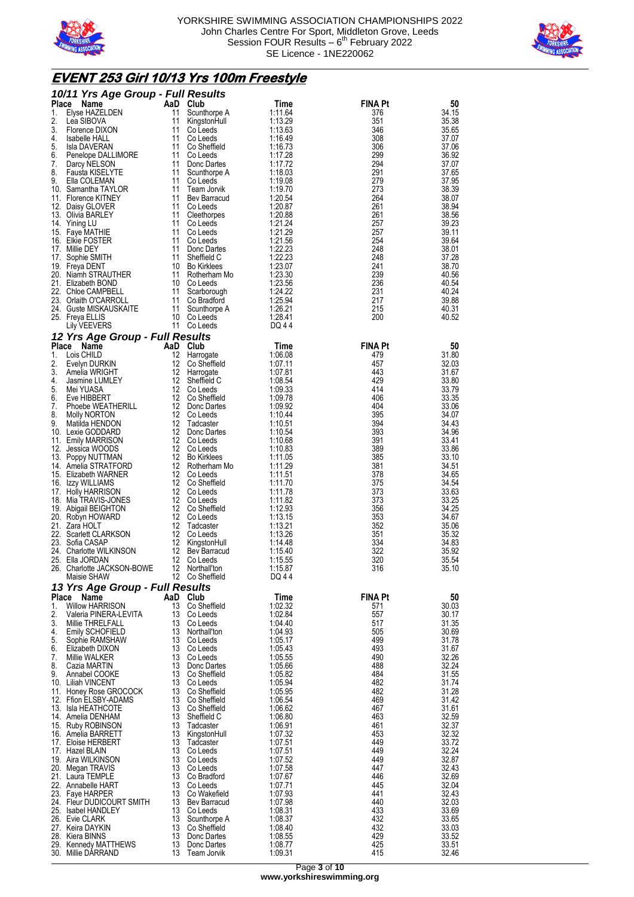YORKSHIRE SWIMMING ASSOCIATION CHAMPIONSHIPS 2022
John Charles Centre For Sport, Middleton Grove, Leeds
Session FOUR Results – 6th February 2022
SE Licence - 1NE220062

## EVENT 253 Girl 10/13 Yrs 100m Freestyle

### 10/11 Yrs Age Group - Full Results

| Place | Name | AaD | Club | Time | FINA Pt | 50 |
|---|---|---|---|---|---|---|
| 1. | Elyse HAZELDEN | 11 | Scunthorpe A | 1:11.64 | 376 | 34.15 |
| 2. | Lea SIBOVA | 11 | KingstonHull | 1:13.29 | 351 | 35.38 |
| 3. | Florence DIXON | 11 | Co Leeds | 1:13.63 | 346 | 35.65 |
| 4. | Isabelle HALL | 11 | Co Leeds | 1:16.49 | 308 | 37.07 |
| 5. | Isla DAVERAN | 11 | Co Sheffield | 1:16.73 | 306 | 37.06 |
| 6. | Penelope DALLIMORE | 11 | Co Leeds | 1:17.28 | 299 | 36.92 |
| 7. | Darcy NELSON | 11 | Donc Dartes | 1:17.72 | 294 | 37.07 |
| 8. | Fausta KISELYTE | 11 | Scunthorpe A | 1:18.03 | 291 | 37.65 |
| 9. | Ella COLEMAN | 11 | Co Leeds | 1:19.08 | 279 | 37.95 |
| 10. | Samantha TAYLOR | 11 | Team Jorvik | 1:19.70 | 273 | 38.39 |
| 11. | Florence KITNEY | 11 | Bev Barracud | 1:20.54 | 264 | 38.07 |
| 12. | Daisy GLOVER | 11 | Co Leeds | 1:20.87 | 261 | 38.94 |
| 13. | Olivia BARLEY | 11 | Cleethorpes | 1:20.88 | 261 | 38.56 |
| 14. | Yining LU | 11 | Co Leeds | 1:21.24 | 257 | 39.23 |
| 15. | Faye MATHIE | 11 | Co Leeds | 1:21.29 | 257 | 39.11 |
| 16. | Elkie FOSTER | 11 | Co Leeds | 1:21.56 | 254 | 39.64 |
| 17. | Millie DEY | 11 | Donc Dartes | 1:22.23 | 248 | 38.01 |
| 17. | Sophie SMITH | 11 | Sheffield C | 1:22.23 | 248 | 37.28 |
| 19. | Freya DENT | 10 | Bo Kirklees | 1:23.07 | 241 | 38.70 |
| 20. | Niamh STRAUTHER | 11 | Rotherham Mo | 1:23.30 | 239 | 40.56 |
| 21. | Elizabeth BOND | 10 | Co Leeds | 1:23.56 | 236 | 40.54 |
| 22. | Chloe CAMPBELL | 11 | Scarborough | 1:24.22 | 231 | 40.24 |
| 23. | Orlaith O'CARROLL | 11 | Co Bradford | 1:25.94 | 217 | 39.88 |
| 24. | Guste MISKAUSKAITE | 11 | Scunthorpe A | 1:26.21 | 215 | 40.31 |
| 25. | Freya ELLIS | 10 | Co Leeds | 1:28.41 | 200 | 40.52 |
| | Lily VEEVERS | 11 | Co Leeds | DQ 4 4 | | |

### 12 Yrs Age Group - Full Results

| Place | Name | AaD | Club | Time | FINA Pt | 50 |
|---|---|---|---|---|---|---|
| 1. | Lois CHILD | 12 | Harrogate | 1:06.08 | 479 | 31.80 |
| 2. | Evelyn DURKIN | 12 | Co Sheffield | 1:07.11 | 457 | 32.03 |
| 3. | Amelia WRIGHT | 12 | Harrogate | 1:07.81 | 443 | 31.67 |
| 4. | Jasmine LUMLEY | 12 | Sheffield C | 1:08.54 | 429 | 33.80 |
| 5. | Mei YUASA | 12 | Co Leeds | 1:09.33 | 414 | 33.79 |
| 6. | Eve HIBBERT | 12 | Co Sheffield | 1:09.78 | 406 | 33.35 |
| 7. | Phoebe WEATHERILL | 12 | Donc Dartes | 1:09.92 | 404 | 33.06 |
| 8. | Molly NORTON | 12 | Co Leeds | 1:10.44 | 395 | 34.07 |
| 9. | Matilda HENDON | 12 | Tadcaster | 1:10.51 | 394 | 34.43 |
| 10. | Lexie GODDARD | 12 | Donc Dartes | 1:10.54 | 393 | 34.96 |
| 11. | Emily MARRISON | 12 | Co Leeds | 1:10.68 | 391 | 33.41 |
| 12. | Jessica WOODS | 12 | Co Leeds | 1:10.83 | 389 | 33.86 |
| 13. | Poppy NUTTMAN | 12 | Bo Kirklees | 1:11.05 | 385 | 33.10 |
| 14. | Amelia STRATFORD | 12 | Rotherham Mo | 1:11.29 | 381 | 34.51 |
| 15. | Elizabeth WARNER | 12 | Co Leeds | 1:11.51 | 378 | 34.65 |
| 16. | Izzy WILLIAMS | 12 | Co Sheffield | 1:11.70 | 375 | 34.54 |
| 17. | Holly HARRISON | 12 | Co Leeds | 1:11.78 | 373 | 33.63 |
| 18. | Mia TRAVIS-JONES | 12 | Co Leeds | 1:11.82 | 373 | 33.25 |
| 19. | Abigail BEIGHTON | 12 | Co Sheffield | 1:12.93 | 356 | 34.25 |
| 20. | Robyn HOWARD | 12 | Co Leeds | 1:13.15 | 353 | 34.67 |
| 21. | Zara HOLT | 12 | Tadcaster | 1:13.21 | 352 | 35.06 |
| 22. | Scarlett CLARKSON | 12 | Co Leeds | 1:13.26 | 351 | 35.32 |
| 23. | Sofia CASAP | 12 | KingstonHull | 1:14.48 | 334 | 34.83 |
| 24. | Charlotte WILKINSON | 12 | Bev Barracud | 1:15.40 | 322 | 35.92 |
| 25. | Ella JORDAN | 12 | Co Leeds | 1:15.55 | 320 | 35.54 |
| 26. | Charlotte JACKSON-BOWE | 12 | Northall'ton | 1:15.87 | 316 | 35.10 |
| | Maisie SHAW | 12 | Co Sheffield | DQ 4 4 | | |

### 13 Yrs Age Group - Full Results

| Place | Name | AaD | Club | Time | FINA Pt | 50 |
|---|---|---|---|---|---|---|
| 1. | Willow HARRISON | 13 | Co Sheffield | 1:02.32 | 571 | 30.03 |
| 2. | Valeria PINERA-LEVITA | 13 | Co Leeds | 1:02.84 | 557 | 30.17 |
| 3. | Millie THRELFALL | 13 | Co Leeds | 1:04.40 | 517 | 31.35 |
| 4. | Emily SCHOFIELD | 13 | Northall'ton | 1:04.93 | 505 | 30.69 |
| 5. | Sophie RAMSHAW | 13 | Co Leeds | 1:05.17 | 499 | 31.78 |
| 6. | Elizabeth DIXON | 13 | Co Leeds | 1:05.43 | 493 | 31.67 |
| 7. | Millie WALKER | 13 | Co Leeds | 1:05.55 | 490 | 32.26 |
| 8. | Cazia MARTIN | 13 | Donc Dartes | 1:05.66 | 488 | 32.24 |
| 9. | Annabel COOKE | 13 | Co Sheffield | 1:05.82 | 484 | 31.55 |
| 10. | Liliah VINCENT | 13 | Co Leeds | 1:05.94 | 482 | 31.74 |
| 11. | Honey Rose GROCOCK | 13 | Co Sheffield | 1:05.95 | 482 | 31.28 |
| 12. | Ffion ELSBY-ADAMS | 13 | Co Sheffield | 1:06.54 | 469 | 31.42 |
| 13. | Isla HEATHCOTE | 13 | Co Sheffield | 1:06.62 | 467 | 31.61 |
| 14. | Amelia DENHAM | 13 | Sheffield C | 1:06.80 | 463 | 32.59 |
| 15. | Ruby ROBINSON | 13 | Tadcaster | 1:06.91 | 461 | 32.37 |
| 16. | Amelia BARRETT | 13 | KingstonHull | 1:07.32 | 453 | 32.32 |
| 17. | Eloise HERBERT | 13 | Tadcaster | 1:07.51 | 449 | 33.72 |
| 17. | Hazel BLAIN | 13 | Co Leeds | 1:07.51 | 449 | 32.24 |
| 19. | Aira WILKINSON | 13 | Co Leeds | 1:07.52 | 449 | 32.87 |
| 20. | Megan TRAVIS | 13 | Co Leeds | 1:07.58 | 447 | 32.43 |
| 21. | Laura TEMPLE | 13 | Co Bradford | 1:07.67 | 446 | 32.69 |
| 22. | Annabelle HART | 13 | Co Leeds | 1:07.71 | 445 | 32.04 |
| 23. | Faye HARPER | 13 | Co Wakefield | 1:07.93 | 441 | 32.43 |
| 24. | Fleur DUDICOURT SMITH | 13 | Bev Barracud | 1:07.98 | 440 | 32.03 |
| 25. | Isabel HANDLEY | 13 | Co Leeds | 1:08.31 | 433 | 33.69 |
| 26. | Evie CLARK | 13 | Scunthorpe A | 1:08.37 | 432 | 33.65 |
| 27. | Keira DAYKIN | 13 | Co Sheffield | 1:08.40 | 432 | 33.03 |
| 28. | Kiera BINNS | 13 | Donc Dartes | 1:08.55 | 429 | 33.52 |
| 29. | Kennedy MATTHEWS | 13 | Donc Dartes | 1:08.77 | 425 | 33.51 |
| 30. | Millie DARRAND | 13 | Team Jorvik | 1:09.31 | 415 | 32.46 |

www.yorkshireswimming.org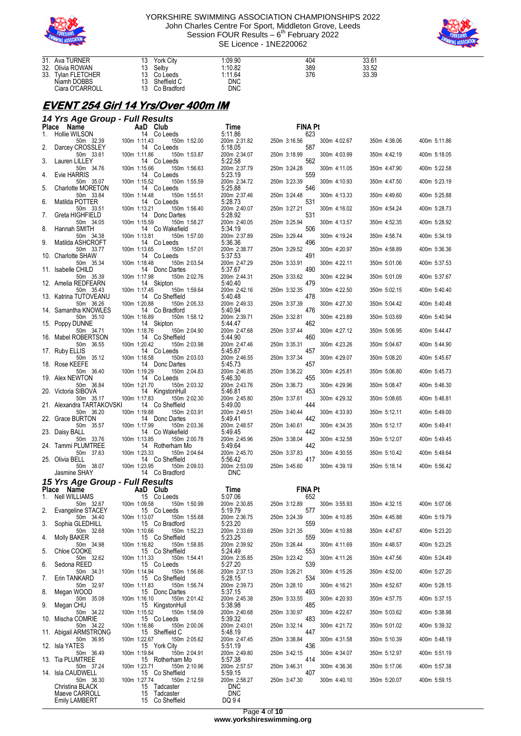| | | | | | |
|---|---|---|---|---|---|
| 31. | Ava TURNER | 13 York City | 1:09.90 | 404 | 33.61 |
| 32. | Olivia ROWAN | 13 Selby | 1:10.82 | 389 | 33.52 |
| 33. | Tylan FLETCHER | 13 Co Leeds | 1:11.64 | 376 | 33.39 |
| | Niamh DOBBS | 13 Sheffield C | DNC | | |
| | Ciara O'CARROLL | 13 Co Bradford | DNC | | |

## EVENT 254 Girl 14 Yrs/Over 400m IM

### 14 Yrs Age Group - Full Results

| Place | Name | AaD | Club | Time | FINA Pt | | | | |
|---|---|---|---|---|---|---|---|---|---|
| 1. | Hollie WILSON | 14 | Co Leeds | 5:11.86 | 623 | | | | |
| | 50m 32.39 | 100m 1:11.43 | 150m 1:52.00 | 200m 2:31.82 | 250m 3:16.56 | 300m 4:02.67 | 350m 4:38.06 | 400m 5:11.86 | |
| 2. | Darcey CROSSLEY | 14 | Co Leeds | 5:18.05 | 587 | | | | |
| | 50m 33.61 | 100m 1:11.86 | 150m 1:53.87 | 200m 2:34.07 | 250m 3:18.99 | 300m 4:03.99 | 350m 4:42.19 | 400m 5:18.05 | |
| 3. | Lauren LILLEY | 14 | Co Leeds | 5:22.58 | 562 | | | | |
| | 50m 34.76 | 100m 1:15.66 | 150m 1:56.63 | 200m 2:37.79 | 250m 3:24.28 | 300m 4:11.05 | 350m 4:47.90 | 400m 5:22.58 | |
| 4. | Evie HARRIS | 14 | Co Leeds | 5:23.19 | 559 | | | | |
| | 50m 35.07 | 100m 1:15.52 | 150m 1:55.59 | 200m 2:34.72 | 250m 3:23.39 | 300m 4:10.93 | 350m 4:47.50 | 400m 5:23.19 | |
| 5. | Charlotte MORETON | 14 | Co Leeds | 5:25.88 | 546 | | | | |
| | 50m 33.84 | 100m 1:14.48 | 150m 1:55.51 | 200m 2:37.46 | 250m 3:24.48 | 300m 4:13.33 | 350m 4:49.60 | 400m 5:25.88 | |
| 6. | Matilda POTTER | 14 | Co Leeds | 5:28.73 | 531 | | | | |
| | 50m 33.51 | 100m 1:13.21 | 150m 1:56.40 | 200m 2:40.07 | 250m 3:27.21 | 300m 4:16.02 | 350m 4:54.24 | 400m 5:28.73 | |
| 7. | Greta HIGHFIELD | 14 | Donc Dartes | 5:28.92 | 531 | | | | |
| | 50m 34.05 | 100m 1:15.59 | 150m 1:58.27 | 200m 2:40.05 | 250m 3:25.94 | 300m 4:13.57 | 350m 4:52.35 | 400m 5:28.92 | |
| 8. | Hannah SMITH | 14 | Co Wakefield | 5:34.19 | 506 | | | | |
| | 50m 34.38 | 100m 1:13.81 | 150m 1:57.00 | 200m 2:37.89 | 250m 3:29.44 | 300m 4:19.24 | 350m 4:58.74 | 400m 5:34.19 | |
| 9. | Matilda ASHCROFT | 14 | Co Leeds | 5:36.36 | 496 | | | | |
| | 50m 33.77 | 100m 1:13.65 | 150m 1:57.01 | 200m 2:38.77 | 250m 3:29.52 | 300m 4:20.97 | 350m 4:58.89 | 400m 5:36.36 | |
| 10. | Charlotte SHAW | 14 | Co Leeds | 5:37.53 | 491 | | | | |
| | 50m 35.34 | 100m 1:18.48 | 150m 2:03.54 | 200m 2:47.29 | 250m 3:33.91 | 300m 4:22.11 | 350m 5:01.06 | 400m 5:37.53 | |
| 11. | Isabelle CHILD | 14 | Donc Dartes | 5:37.67 | 490 | | | | |
| | 50m 35.39 | 100m 1:17.98 | 150m 2:02.76 | 200m 2:44.31 | 250m 3:33.62 | 300m 4:22.94 | 350m 5:01.09 | 400m 5:37.67 | |
| 12. | Amelia REDFEARN | 14 | Skipton | 5:40.40 | 479 | | | | |
| | 50m 35.43 | 100m 1:17.45 | 150m 1:59.64 | 200m 2:42.16 | 250m 3:32.35 | 300m 4:22.50 | 350m 5:02.15 | 400m 5:40.40 | |
| 13. | Katrina TUTOVEANU | 14 | Co Sheffield | 5:40.48 | 478 | | | | |
| | 50m 36.26 | 100m 1:20.88 | 150m 2:05.33 | 200m 2:49.33 | 250m 3:37.39 | 300m 4:27.30 | 350m 5:04.42 | 400m 5:40.48 | |
| 14. | Samantha KNOWLES | 14 | Co Bradford | 5:40.94 | 476 | | | | |
| | 50m 35.10 | 100m 1:16.89 | 150m 1:58.12 | 200m 2:39.71 | 250m 3:32.81 | 300m 4:23.89 | 350m 5:03.69 | 400m 5:40.94 | |
| 15. | Poppy DUNNE | 14 | Skipton | 5:44.47 | 462 | | | | |
| | 50m 34.71 | 100m 1:18.76 | 150m 2:04.90 | 200m 2:47.68 | 250m 3:37.44 | 300m 4:27.12 | 350m 5:06.95 | 400m 5:44.47 | |
| 16. | Mabel ROBERTSON | 14 | Co Sheffield | 5:44.90 | 460 | | | | |
| | 50m 36.55 | 100m 1:20.42 | 150m 2:03.98 | 200m 2:47.46 | 250m 3:35.31 | 300m 4:23.26 | 350m 5:04.67 | 400m 5:44.90 | |
| 17. | Ruby ELLIS | 14 | Co Leeds | 5:45.67 | 457 | | | | |
| | 50m 35.12 | 100m 1:18.58 | 150m 2:03.03 | 200m 2:46.55 | 250m 3:37.34 | 300m 4:29.07 | 350m 5:08.20 | 400m 5:45.67 | |
| 18. | Rose KEEFE | 14 | Donc Dartes | 5:45.73 | 457 | | | | |
| | 50m 36.40 | 100m 1:19.29 | 150m 2:04.83 | 200m 2:46.85 | 250m 3:36.22 | 300m 4:25.81 | 350m 5:06.80 | 400m 5:45.73 | |
| 19. | Alex NEWTON | 14 | Co Leeds | 5:46.30 | 455 | | | | |
| | 50m 36.84 | 100m 1:21.70 | 150m 2:03.32 | 200m 2:43.76 | 250m 3:36.73 | 300m 4:29.96 | 350m 5:08.47 | 400m 5:46.30 | |
| 20. | Victoria SIBOVA | 14 | KingstonHull | 5:46.81 | 453 | | | | |
| | 50m 35.17 | 100m 1:17.83 | 150m 2:02.30 | 200m 2:45.80 | 250m 3:37.61 | 300m 4:29.32 | 350m 5:08.65 | 400m 5:46.81 | |
| 21. | Alexandra TARTAKOVSKI | 14 | Co Sheffield | 5:49.00 | 444 | | | | |
| | 50m 36.20 | 100m 1:19.88 | 150m 2:03.91 | 200m 2:49.51 | 250m 3:40.44 | 300m 4:33.93 | 350m 5:12.11 | 400m 5:49.00 | |
| 22. | Grace BURTON | 14 | Donc Dartes | 5:49.41 | 442 | | | | |
| | 50m 35.57 | 100m 1:17.99 | 150m 2:03.36 | 200m 2:48.57 | 250m 3:40.61 | 300m 4:34.35 | 350m 5:12.17 | 400m 5:49.41 | |
| 23. | Daisy BALL | 14 | Co Wakefield | 5:49.45 | 442 | | | | |
| | 50m 33.76 | 100m 1:13.85 | 150m 2:00.78 | 200m 2:45.96 | 250m 3:38.04 | 300m 4:32.58 | 350m 5:12.07 | 400m 5:49.45 | |
| 24. | Tammi PLUMTREE | 14 | Rotherham Mo | 5:49.64 | 442 | | | | |
| | 50m 37.63 | 100m 1:23.33 | 150m 2:04.64 | 200m 2:45.70 | 250m 3:37.83 | 300m 4:30.55 | 350m 5:10.42 | 400m 5:49.64 | |
| 25. | Olivia BELL | 14 | Co Sheffield | 5:56.42 | 417 | | | | |
| | 50m 38.07 | 100m 1:23.95 | 150m 2:09.03 | 200m 2:53.09 | 250m 3:45.60 | 300m 4:39.19 | 350m 5:18.14 | 400m 5:56.42 | |
| | Jasmine SHAY | 14 | Co Bradford | DNC | | | | | |

### 15 Yrs Age Group - Full Results

| Place | Name | AaD | Club | Time | FINA Pt | | | | |
|---|---|---|---|---|---|---|---|---|---|
| 1. | Nell WILLIAMS | 15 | Co Leeds | 5:07.06 | 652 | | | | |
| | 50m 32.67 | 100m 1:09.58 | 150m 1:50.99 | 200m 2:30.85 | 250m 3:12.89 | 300m 3:55.93 | 350m 4:32.15 | 400m 5:07.06 | |
| 2. | Evangeline STACEY | 15 | Co Leeds | 5:19.79 | 577 | | | | |
| | 50m 34.40 | 100m 1:13.07 | 150m 1:55.68 | 200m 2:36.75 | 250m 3:24.39 | 300m 4:10.85 | 350m 4:45.88 | 400m 5:19.79 | |
| 3. | Sophia GLEDHILL | 15 | Co Bradford | 5:23.20 | 559 | | | | |
| | 50m 32.68 | 100m 1:10.66 | 150m 1:52.23 | 200m 2:33.69 | 250m 3:21.35 | 300m 4:10.88 | 350m 4:47.67 | 400m 5:23.20 | |
| 4. | Molly BAKER | 15 | Co Sheffield | 5:23.25 | 559 | | | | |
| | 50m 34.98 | 100m 1:16.82 | 150m 1:58.85 | 200m 2:39.92 | 250m 3:26.44 | 300m 4:11.69 | 350m 4:48.57 | 400m 5:23.25 | |
| 5. | Chloe COOKE | 15 | Co Sheffield | 5:24.49 | 553 | | | | |
| | 50m 32.62 | 100m 1:11.33 | 150m 1:54.41 | 200m 2:35.85 | 250m 3:23.42 | 300m 4:11.26 | 350m 4:47.56 | 400m 5:24.49 | |
| 6. | Sedona REED | 15 | Co Leeds | 5:27.20 | 539 | | | | |
| | 50m 34.31 | 100m 1:14.94 | 150m 1:56.66 | 200m 2:37.13 | 250m 3:26.21 | 300m 4:15.26 | 350m 4:52.00 | 400m 5:27.20 | |
| 7. | Erin TANKARD | 15 | Co Sheffield | 5:28.15 | 534 | | | | |
| | 50m 32.97 | 100m 1:11.83 | 150m 1:56.74 | 200m 2:39.73 | 250m 3:28.10 | 300m 4:16.21 | 350m 4:52.67 | 400m 5:28.15 | |
| 8. | Megan WOOD | 15 | Donc Dartes | 5:37.15 | 493 | | | | |
| | 50m 35.08 | 100m 1:16.10 | 150m 2:01.42 | 200m 2:45.38 | 250m 3:33.55 | 300m 4:20.93 | 350m 4:57.75 | 400m 5:37.15 | |
| 9. | Megan CHU | 15 | KingstonHull | 5:38.98 | 485 | | | | |
| | 50m 34.22 | 100m 1:15.52 | 150m 1:58.09 | 200m 2:40.68 | 250m 3:30.97 | 300m 4:22.67 | 350m 5:03.62 | 400m 5:38.98 | |
| 10. | Mischa COMRIE | 15 | Co Leeds | 5:39.32 | 483 | | | | |
| | 50m 34.22 | 100m 1:16.86 | 150m 2:00.06 | 200m 2:43.01 | 250m 3:32.14 | 300m 4:21.72 | 350m 5:01.02 | 400m 5:39.32 | |
| 11. | Abigail ARMSTRONG | 15 | Sheffield C | 5:48.19 | 447 | | | | |
| | 50m 36.95 | 100m 1:22.67 | 150m 2:05.62 | 200m 2:47.45 | 250m 3:38.84 | 300m 4:31.58 | 350m 5:10.39 | 400m 5:48.19 | |
| 12. | Isla YATES | 15 | York City | 5:51.19 | 436 | | | | |
| | 50m 36.49 | 100m 1:19.84 | 150m 2:04.91 | 200m 2:49.80 | 250m 3:42.15 | 300m 4:34.07 | 350m 5:12.97 | 400m 5:51.19 | |
| 13. | Tia PLUMTREE | 15 | Rotherham Mo | 5:57.38 | 414 | | | | |
| | 50m 37.24 | 100m 1:23.71 | 150m 2:10.96 | 200m 2:57.57 | 250m 3:46.31 | 300m 4:36.36 | 350m 5:17.06 | 400m 5:57.38 | |
| 14. | Isla CAUDWELL | 15 | Co Sheffield | 5:59.15 | 407 | | | | |
| | 50m 38.30 | 100m 1:27.74 | 150m 2:12.59 | 200m 2:58.27 | 250m 3:47.30 | 300m 4:40.10 | 350m 5:20.07 | 400m 5:59.15 | |
| | Christina BLACK | 15 | Tadcaster | DNC | | | | | |
| | Maeve CARROLL | 15 | Tadcaster | DNC | | | | | |
| | Emily LAMBERT | 15 | Co Sheffield | DQ 9 4 | | | | | |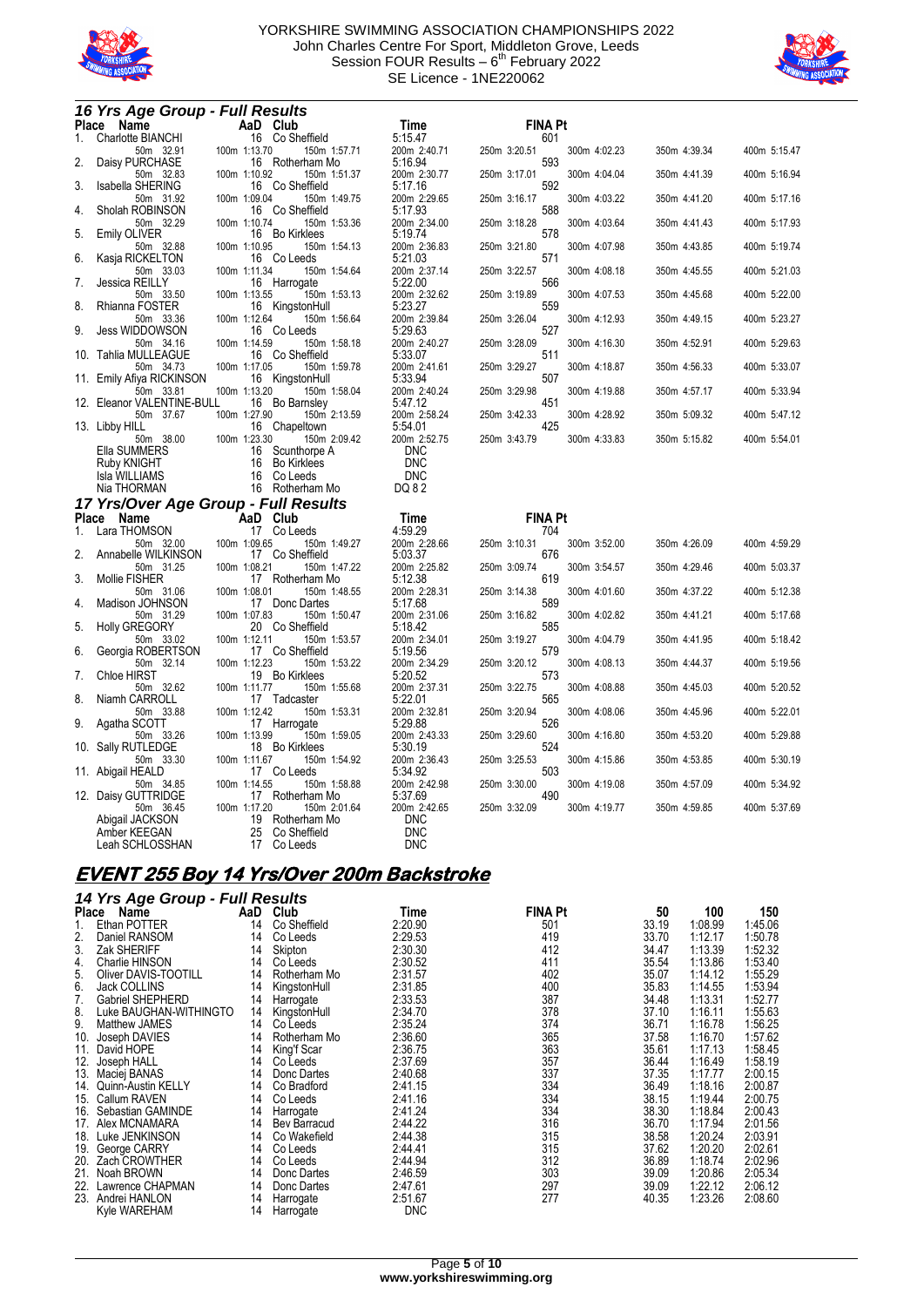## 16 Yrs Age Group - Full Results

| Place | Name | AaD | Club | Time | FINA Pt | | | | |
|---|---|---|---|---|---|---|---|---|---|
| 1. | Charlotte BIANCHI | 16 | Co Sheffield | 5:15.47 | 601 | | | | |
| | 50m 32.91 | 100m 1:13.70 | 150m 1:57.71 | 200m 2:40.71 | 250m 3:20.51 | 300m 4:02.23 | 350m 4:39.34 | 400m 5:15.47 | |
| 2. | Daisy PURCHASE | 16 | Rotherham Mo | 5:16.94 | 593 | | | | |
| | 50m 32.83 | 100m 1:10.92 | 150m 1:51.37 | 200m 2:30.77 | 250m 3:17.01 | 300m 4:04.04 | 350m 4:41.39 | 400m 5:16.94 | |
| 3. | Isabella SHERING | 16 | Co Sheffield | 5:17.16 | 592 | | | | |
| | 50m 31.92 | 100m 1:09.04 | 150m 1:49.75 | 200m 2:29.65 | 250m 3:16.17 | 300m 4:03.22 | 350m 4:41.20 | 400m 5:17.16 | |
| 4. | Sholah ROBINSON | 16 | Co Sheffield | 5:17.93 | 588 | | | | |
| | 50m 32.29 | 100m 1:10.74 | 150m 1:53.36 | 200m 2:34.00 | 250m 3:18.28 | 300m 4:03.64 | 350m 4:41.43 | 400m 5:17.93 | |
| 5. | Emily OLIVER | 16 | Bo Kirklees | 5:19.74 | 578 | | | | |
| | 50m 32.88 | 100m 1:10.95 | 150m 1:54.13 | 200m 2:36.83 | 250m 3:21.80 | 300m 4:07.98 | 350m 4:43.85 | 400m 5:19.74 | |
| 6. | Kasja RICKELTON | 16 | Co Leeds | 5:21.03 | 571 | | | | |
| | 50m 33.03 | 100m 1:11.34 | 150m 1:54.64 | 200m 2:37.14 | 250m 3:22.57 | 300m 4:08.18 | 350m 4:45.55 | 400m 5:21.03 | |
| 7. | Jessica REILLY | 16 | Harrogate | 5:22.00 | 566 | | | | |
| | 50m 33.50 | 100m 1:13.55 | 150m 1:53.13 | 200m 2:32.62 | 250m 3:19.89 | 300m 4:07.53 | 350m 4:45.68 | 400m 5:22.00 | |
| 8. | Rhianna FOSTER | 16 | KingstonHull | 5:23.27 | 559 | | | | |
| | 50m 33.36 | 100m 1:12.64 | 150m 1:56.64 | 200m 2:39.84 | 250m 3:26.04 | 300m 4:12.93 | 350m 4:49.15 | 400m 5:23.27 | |
| 9. | Jess WIDDOWSON | 16 | Co Leeds | 5:29.63 | 527 | | | | |
| | 50m 34.16 | 100m 1:14.59 | 150m 1:58.18 | 200m 2:40.27 | 250m 3:28.09 | 300m 4:16.30 | 350m 4:52.91 | 400m 5:29.63 | |
| 10. | Tahlia MULLEAGUE | 16 | Co Sheffield | 5:33.07 | 511 | | | | |
| | 50m 34.73 | 100m 1:17.05 | 150m 1:59.78 | 200m 2:41.61 | 250m 3:29.27 | 300m 4:18.87 | 350m 4:56.33 | 400m 5:33.07 | |
| 11. | Emily Afiya RICKINSON | 16 | KingstonHull | 5:33.94 | 507 | | | | |
| | 50m 33.81 | 100m 1:13.20 | 150m 1:58.04 | 200m 2:40.24 | 250m 3:29.98 | 300m 4:19.88 | 350m 4:57.17 | 400m 5:33.94 | |
| 12. | Eleanor VALENTINE-BULL | 16 | Bo Barnsley | 5:47.12 | 451 | | | | |
| | 50m 37.67 | 100m 1:27.90 | 150m 2:13.59 | 200m 2:58.24 | 250m 3:42.33 | 300m 4:28.92 | 350m 5:09.32 | 400m 5:47.12 | |
| 13. | Libby HILL | 16 | Chapeltown | 5:54.01 | 425 | | | | |
| | 50m 38.00 | 100m 1:23.30 | 150m 2:09.42 | 200m 2:52.75 | 250m 3:43.79 | 300m 4:33.83 | 350m 5:15.82 | 400m 5:54.01 | |
| | Ella SUMMERS | 16 | Scunthorpe A | DNC | | | | | |
| | Ruby KNIGHT | 16 | Bo Kirklees | DNC | | | | | |
| | Isla WILLIAMS | 16 | Co Leeds | DNC | | | | | |
| | Nia THORMAN | 16 | Rotherham Mo | DQ 8 2 | | | | | |

## 17 Yrs/Over Age Group - Full Results

| Place | Name | AaD | Club | Time | FINA Pt | | | | |
|---|---|---|---|---|---|---|---|---|---|
| 1. | Lara THOMSON | 17 | Co Leeds | 4:59.29 | 704 | | | | |
| | 50m 32.00 | 100m 1:09.65 | 150m 1:49.27 | 200m 2:28.66 | 250m 3:10.31 | 300m 3:52.00 | 350m 4:26.09 | 400m 4:59.29 | |
| 2. | Annabelle WILKINSON | 17 | Co Sheffield | 5:03.37 | 676 | | | | |
| | 50m 31.25 | 100m 1:08.21 | 150m 1:47.22 | 200m 2:25.82 | 250m 3:09.74 | 300m 3:54.57 | 350m 4:29.46 | 400m 5:03.37 | |
| 3. | Mollie FISHER | 17 | Rotherham Mo | 5:12.38 | 619 | | | | |
| | 50m 31.06 | 100m 1:08.01 | 150m 1:48.55 | 200m 2:28.31 | 250m 3:14.38 | 300m 4:01.60 | 350m 4:37.22 | 400m 5:12.38 | |
| 4. | Madison JOHNSON | 17 | Donc Dartes | 5:17.68 | 589 | | | | |
| | 50m 31.29 | 100m 1:07.83 | 150m 1:50.47 | 200m 2:31.06 | 250m 3:16.82 | 300m 4:02.82 | 350m 4:41.21 | 400m 5:17.68 | |
| 5. | Holly GREGORY | 20 | Co Sheffield | 5:18.42 | 585 | | | | |
| | 50m 33.02 | 100m 1:12.11 | 150m 1:53.57 | 200m 2:34.01 | 250m 3:19.27 | 300m 4:04.79 | 350m 4:41.95 | 400m 5:18.42 | |
| 6. | Georgia ROBERTSON | 17 | Co Sheffield | 5:19.56 | 579 | | | | |
| | 50m 32.14 | 100m 1:12.23 | 150m 1:53.22 | 200m 2:34.29 | 250m 3:20.12 | 300m 4:08.13 | 350m 4:44.37 | 400m 5:19.56 | |
| 7. | Chloe HIRST | 19 | Bo Kirklees | 5:20.52 | 573 | | | | |
| | 50m 32.62 | 100m 1:11.77 | 150m 1:55.68 | 200m 2:37.31 | 250m 3:22.75 | 300m 4:08.88 | 350m 4:45.03 | 400m 5:20.52 | |
| 8. | Niamh CARROLL | 17 | Tadcaster | 5:22.01 | 565 | | | | |
| | 50m 33.88 | 100m 1:12.42 | 150m 1:53.31 | 200m 2:32.81 | 250m 3:20.94 | 300m 4:08.06 | 350m 4:45.96 | 400m 5:22.01 | |
| 9. | Agatha SCOTT | 17 | Harrogate | 5:29.88 | 526 | | | | |
| | 50m 33.26 | 100m 1:13.99 | 150m 1:59.05 | 200m 2:43.33 | 250m 3:29.60 | 300m 4:16.80 | 350m 4:53.20 | 400m 5:29.88 | |
| 10. | Sally RUTLEDGE | 18 | Bo Kirklees | 5:30.19 | 524 | | | | |
| | 50m 33.30 | 100m 1:11.67 | 150m 1:54.92 | 200m 2:36.43 | 250m 3:25.53 | 300m 4:15.86 | 350m 4:53.85 | 400m 5:30.19 | |
| 11. | Abigail HEALD | 17 | Co Leeds | 5:34.92 | 503 | | | | |
| | 50m 34.85 | 100m 1:14.55 | 150m 1:58.88 | 200m 2:42.98 | 250m 3:30.00 | 300m 4:19.08 | 350m 4:57.09 | 400m 5:34.92 | |
| 12. | Daisy GUTTRIDGE | 17 | Rotherham Mo | 5:37.69 | 490 | | | | |
| | 50m 36.45 | 100m 1:17.20 | 150m 2:01.64 | 200m 2:42.65 | 250m 3:32.09 | 300m 4:19.77 | 350m 4:59.85 | 400m 5:37.69 | |
| | Abigail JACKSON | 19 | Rotherham Mo | DNC | | | | | |
| | Amber KEEGAN | 25 | Co Sheffield | DNC | | | | | |
| | Leah SCHLOSSHAN | 17 | Co Leeds | DNC | | | | | |

# EVENT 255 Boy 14 Yrs/Over 200m Backstroke

## 14 Yrs Age Group - Full Results

| Place | Name | AaD | Club | Time | FINA Pt | 50 | 100 | 150 |
|---|---|---|---|---|---|---|---|---|
| 1. | Ethan POTTER | 14 | Co Sheffield | 2:20.90 | 501 | 33.19 | 1:08.99 | 1:45.06 |
| 2. | Daniel RANSOM | 14 | Co Leeds | 2:29.53 | 419 | 33.70 | 1:12.17 | 1:50.78 |
| 3. | Zak SHERIFF | 14 | Skipton | 2:30.30 | 412 | 34.47 | 1:13.39 | 1:52.32 |
| 4. | Charlie HINSON | 14 | Co Leeds | 2:30.52 | 411 | 35.54 | 1:13.86 | 1:53.40 |
| 5. | Oliver DAVIS-TOOTILL | 14 | Rotherham Mo | 2:31.57 | 402 | 35.07 | 1:14.12 | 1:55.29 |
| 6. | Jack COLLINS | 14 | KingstonHull | 2:31.85 | 400 | 35.83 | 1:14.55 | 1:53.94 |
| 7. | Gabriel SHEPHERD | 14 | Harrogate | 2:33.53 | 387 | 34.48 | 1:13.31 | 1:52.77 |
| 8. | Luke BAUGHAN-WITHINGTO | 14 | KingstonHull | 2:34.70 | 378 | 37.10 | 1:16.11 | 1:55.63 |
| 9. | Matthew JAMES | 14 | Co Leeds | 2:35.24 | 374 | 36.71 | 1:16.78 | 1:56.25 |
| 10. | Joseph DAVIES | 14 | Rotherham Mo | 2:36.60 | 365 | 37.58 | 1:16.70 | 1:57.62 |
| 11. | David HOPE | 14 | King'f Scar | 2:36.75 | 363 | 35.61 | 1:17.13 | 1:58.45 |
| 12. | Joseph HALL | 14 | Co Leeds | 2:37.69 | 357 | 36.44 | 1:16.49 | 1:58.19 |
| 13. | Maciej BANAS | 14 | Donc Dartes | 2:40.68 | 337 | 37.35 | 1:17.77 | 2:00.15 |
| 14. | Quinn-Austin KELLY | 14 | Co Bradford | 2:41.15 | 334 | 36.49 | 1:18.16 | 2:00.87 |
| 15. | Callum RAVEN | 14 | Co Leeds | 2:41.16 | 334 | 38.15 | 1:19.44 | 2:00.75 |
| 16. | Sebastian GAMINDE | 14 | Harrogate | 2:41.24 | 334 | 38.30 | 1:18.84 | 2:00.43 |
| 17. | Alex MCNAMARA | 14 | Bev Barracud | 2:44.22 | 316 | 36.70 | 1:17.94 | 2:01.56 |
| 18. | Luke JENKINSON | 14 | Co Wakefield | 2:44.38 | 315 | 38.58 | 1:20.24 | 2:03.91 |
| 19. | George CARRY | 14 | Co Leeds | 2:44.41 | 315 | 37.62 | 1:20.20 | 2:02.61 |
| 20. | Zach CROWTHER | 14 | Co Leeds | 2:44.94 | 312 | 36.89 | 1:18.74 | 2:02.96 |
| 21. | Noah BROWN | 14 | Donc Dartes | 2:46.59 | 303 | 39.09 | 1:20.86 | 2:05.34 |
| 22. | Lawrence CHAPMAN | 14 | Donc Dartes | 2:47.61 | 297 | 39.09 | 1:22.12 | 2:06.12 |
| 23. | Andrei HANLON | 14 | Harrogate | 2:51.67 | 277 | 40.35 | 1:23.26 | 2:08.60 |
| | Kyle WAREHAM | 14 | Harrogate | DNC | | | | |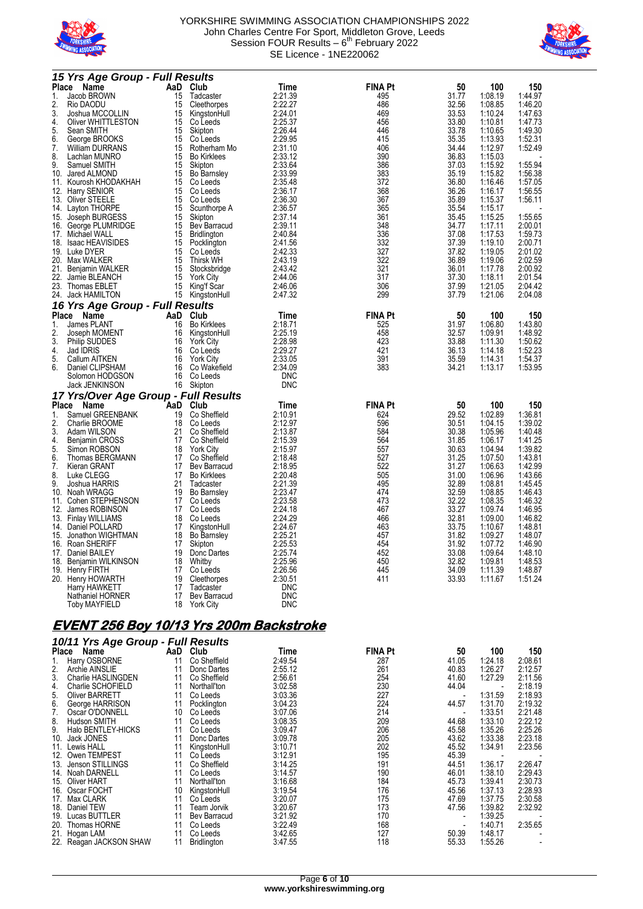### 15 Yrs Age Group - Full Results

| Place | Name | AaD | Club | Time | FINA Pt | 50 | 100 | 150 |
|---|---|---|---|---|---|---|---|---|
| 1. | Jacob BROWN | 15 | Tadcaster | 2:21.39 | 495 | 31.77 | 1:08.19 | 1:44.97 |
| 2. | Rio DAODU | 15 | Cleethorpes | 2:22.27 | 486 | 32.56 | 1:08.85 | 1:46.20 |
| 3. | Joshua MCCOLLIN | 15 | KingstonHull | 2:24.01 | 469 | 33.53 | 1:10.24 | 1:47.63 |
| 4. | Oliver WHITTLESTON | 15 | Co Leeds | 2:25.37 | 456 | 33.80 | 1:10.81 | 1:47.73 |
| 5. | Sean SMITH | 15 | Skipton | 2:26.44 | 446 | 33.78 | 1:10.65 | 1:49.30 |
| 6. | George BROOKS | 15 | Co Leeds | 2:29.95 | 415 | 35.35 | 1:13.93 | 1:52.31 |
| 7. | William DURRANS | 15 | Rotherham Mo | 2:31.10 | 406 | 34.44 | 1:12.97 | 1:52.49 |
| 8. | Lachlan MUNRO | 15 | Bo Kirklees | 2:33.12 | 390 | 36.83 | 1:15.03 | - |
| 9. | Samuel SMITH | 15 | Skipton | 2:33.64 | 386 | 37.03 | 1:15.92 | 1:55.94 |
| 10. | Jared ALMOND | 15 | Bo Barnsley | 2:33.99 | 383 | 35.19 | 1:15.82 | 1:56.38 |
| 11. | Kourosh KHODAKHAH | 15 | Co Leeds | 2:35.48 | 372 | 36.80 | 1:16.46 | 1:57.05 |
| 12. | Harry SENIOR | 15 | Co Leeds | 2:36.17 | 368 | 36.26 | 1:16.17 | 1:56.55 |
| 13. | Oliver STEELE | 15 | Co Leeds | 2:36.30 | 367 | 35.89 | 1:15.37 | 1:56.11 |
| 14. | Layton THORPE | 15 | Scunthorpe A | 2:36.57 | 365 | 35.54 | 1:15.17 | - |
| 15. | Joseph BURGESS | 15 | Skipton | 2:37.14 | 361 | 35.45 | 1:15.25 | 1:55.65 |
| 16. | George PLUMRIDGE | 15 | Bev Barracud | 2:39.11 | 348 | 34.77 | 1:17.11 | 2:00.01 |
| 17. | Michael WALL | 15 | Bridlington | 2:40.84 | 336 | 37.08 | 1:17.53 | 1:59.73 |
| 18. | Isaac HEAVISIDES | 15 | Pocklington | 2:41.56 | 332 | 37.39 | 1:19.10 | 2:00.71 |
| 19. | Luke DYER | 15 | Co Leeds | 2:42.33 | 327 | 37.82 | 1:19.05 | 2:01.02 |
| 20. | Max WALKER | 15 | Thirsk WH | 2:43.19 | 322 | 36.89 | 1:19.06 | 2:02.59 |
| 21. | Benjamin WALKER | 15 | Stocksbridge | 2:43.42 | 321 | 36.01 | 1:17.78 | 2:00.92 |
| 22. | Jamie BLEANCH | 15 | York City | 2:44.06 | 317 | 37.30 | 1:18.11 | 2:01.54 |
| 23. | Thomas EBLET | 15 | King'f Scar | 2:46.06 | 306 | 37.99 | 1:21.05 | 2:04.42 |
| 24. | Jack HAMILTON | 15 | KingstonHull | 2:47.32 | 299 | 37.79 | 1:21.06 | 2:04.08 |

### 16 Yrs Age Group - Full Results

| Place | Name | AaD | Club | Time | FINA Pt | 50 | 100 | 150 |
|---|---|---|---|---|---|---|---|---|
| 1. | James PLANT | 16 | Bo Kirklees | 2:18.71 | 525 | 31.97 | 1:06.80 | 1:43.80 |
| 2. | Joseph MOMENT | 16 | KingstonHull | 2:25.19 | 458 | 32.57 | 1:09.91 | 1:48.92 |
| 3. | Philip SUDDES | 16 | York City | 2:28.98 | 423 | 33.88 | 1:11.30 | 1:50.62 |
| 4. | Jad IDRIS | 16 | Co Leeds | 2:29.27 | 421 | 36.13 | 1:14.18 | 1:52.23 |
| 5. | Callum AITKEN | 16 | York City | 2:33.05 | 391 | 35.59 | 1:14.31 | 1:54.37 |
| 6. | Daniel CLIPSHAM | 16 | Co Wakefield | 2:34.09 | 383 | 34.21 | 1:13.17 | 1:53.95 |
| | Solomon HODGSON | 16 | Co Leeds | DNC | | | | |
| | Jack JENKINSON | 16 | Skipton | DNC | | | | |

### 17 Yrs/Over Age Group - Full Results

| Place | Name | AaD | Club | Time | FINA Pt | 50 | 100 | 150 |
|---|---|---|---|---|---|---|---|---|
| 1. | Samuel GREENBANK | 19 | Co Sheffield | 2:10.91 | 624 | 29.52 | 1:02.89 | 1:36.81 |
| 2. | Charlie BROOME | 18 | Co Leeds | 2:12.97 | 596 | 30.51 | 1:04.15 | 1:39.02 |
| 3. | Adam WILSON | 21 | Co Sheffield | 2:13.87 | 584 | 30.38 | 1:05.96 | 1:40.48 |
| 4. | Benjamin CROSS | 17 | Co Sheffield | 2:15.39 | 564 | 31.85 | 1:06.17 | 1:41.25 |
| 5. | Simon ROBSON | 18 | York City | 2:15.97 | 557 | 30.63 | 1:04.94 | 1:39.82 |
| 6. | Thomas BERGMANN | 17 | Co Sheffield | 2:18.48 | 527 | 31.25 | 1:07.50 | 1:43.81 |
| 7. | Kieran GRANT | 17 | Bev Barracud | 2:18.95 | 522 | 31.27 | 1:06.63 | 1:42.99 |
| 8. | Luke CLEGG | 17 | Bo Kirklees | 2:20.48 | 505 | 31.00 | 1:06.96 | 1:43.66 |
| 9. | Joshua HARRIS | 21 | Tadcaster | 2:21.39 | 495 | 32.89 | 1:08.81 | 1:45.45 |
| 10. | Noah WRAGG | 19 | Bo Barnsley | 2:23.47 | 474 | 32.59 | 1:08.85 | 1:46.43 |
| 11. | Cohen STEPHENSON | 17 | Co Leeds | 2:23.58 | 473 | 32.22 | 1:08.35 | 1:46.32 |
| 12. | James ROBINSON | 17 | Co Leeds | 2:24.18 | 467 | 33.27 | 1:09.74 | 1:46.95 |
| 13. | Finlay WILLIAMS | 18 | Co Leeds | 2:24.29 | 466 | 32.81 | 1:09.00 | 1:46.82 |
| 14. | Daniel POLLARD | 17 | KingstonHull | 2:24.67 | 463 | 33.75 | 1:10.67 | 1:48.81 |
| 15. | Jonathon WIGHTMAN | 18 | Bo Barnsley | 2:25.21 | 457 | 31.82 | 1:09.27 | 1:48.07 |
| 16. | Roan SHERIFF | 17 | Skipton | 2:25.53 | 454 | 31.92 | 1:07.72 | 1:46.90 |
| 17. | Daniel BAILEY | 19 | Donc Dartes | 2:25.74 | 452 | 33.08 | 1:09.64 | 1:48.10 |
| 18. | Benjamin WILKINSON | 18 | Whitby | 2:25.96 | 450 | 32.82 | 1:09.81 | 1:48.53 |
| 19. | Henry FIRTH | 17 | Co Leeds | 2:26.56 | 445 | 34.09 | 1:11.39 | 1:48.87 |
| 20. | Henry HOWARTH | 19 | Cleethorpes | 2:30.51 | 411 | 33.93 | 1:11.67 | 1:51.24 |
| | Harry HAWKETT | 17 | Tadcaster | DNC | | | | |
| | Nathaniel HORNER | 17 | Bev Barracud | DNC | | | | |
| | Toby MAYFIELD | 18 | York City | DNC | | | | |

## EVENT 256 Boy 10/13 Yrs 200m Backstroke

### 10/11 Yrs Age Group - Full Results

| Place | Name | AaD | Club | Time | FINA Pt | 50 | 100 | 150 |
|---|---|---|---|---|---|---|---|---|
| 1. | Harry OSBORNE | 11 | Co Sheffield | 2:49.54 | 287 | 41.05 | 1:24.18 | 2:08.61 |
| 2. | Archie AINSLIE | 11 | Donc Dartes | 2:55.12 | 261 | 40.83 | 1:26.27 | 2:12.57 |
| 3. | Charlie HASLINGDEN | 11 | Co Sheffield | 2:56.61 | 254 | 41.60 | 1:27.29 | 2:11.56 |
| 4. | Charlie SCHOFIELD | 11 | Northall'ton | 3:02.58 | 230 | 44.04 | - | 2:18.19 |
| 5. | Oliver BARRETT | 11 | Co Leeds | 3:03.36 | 227 | - | 1:31.59 | 2:18.93 |
| 6. | George HARRISON | 11 | Pocklington | 3:04.23 | 224 | 44.57 | 1:31.70 | 2:19.32 |
| 7. | Oscar O'DONNELL | 10 | Co Leeds | 3:07.06 | 214 | - | 1:33.51 | 2:21.48 |
| 8. | Hudson SMITH | 11 | Co Leeds | 3:08.35 | 209 | 44.68 | 1:33.10 | 2:22.12 |
| 9. | Halo BENTLEY-HICKS | 11 | Co Leeds | 3:09.47 | 206 | 45.58 | 1:35.26 | 2:25.26 |
| 10. | Jack JONES | 11 | Donc Dartes | 3:09.78 | 205 | 43.62 | 1:33.38 | 2:23.18 |
| 11. | Lewis HALL | 11 | KingstonHull | 3:10.71 | 202 | 45.52 | 1:34.91 | 2:23.56 |
| 12. | Owen TEMPEST | 11 | Co Leeds | 3:12.91 | 195 | 45.39 | - | - |
| 13. | Jenson STILLINGS | 11 | Co Sheffield | 3:14.25 | 191 | 44.51 | 1:36.17 | 2:26.47 |
| 14. | Noah DARNELL | 11 | Co Leeds | 3:14.57 | 190 | 46.01 | 1:38.10 | 2:29.43 |
| 15. | Oliver HART | 11 | Northall'ton | 3:16.68 | 184 | 45.73 | 1:39.41 | 2:30.73 |
| 16. | Oscar FOCHT | 10 | KingstonHull | 3:19.54 | 176 | 45.56 | 1:37.13 | 2:28.93 |
| 17. | Max CLARK | 11 | Co Leeds | 3:20.07 | 175 | 47.69 | 1:37.75 | 2:30.58 |
| 18. | Daniel TEW | 11 | Team Jorvik | 3:20.67 | 173 | 47.56 | 1:39.82 | 2:32.92 |
| 19. | Lucas BUTTLER | 11 | Bev Barracud | 3:21.92 | 170 | - | 1:39.25 | - |
| 20. | Thomas HORNE | 11 | Co Leeds | 3:22.49 | 168 | - | 1:40.71 | 2:35.65 |
| 21. | Hogan LAM | 11 | Co Leeds | 3:42.65 | 127 | 50.39 | 1:48.17 | - |
| 22. | Reagan JACKSON SHAW | 11 | Bridlington | 3:47.55 | 118 | 55.33 | 1:55.26 | - |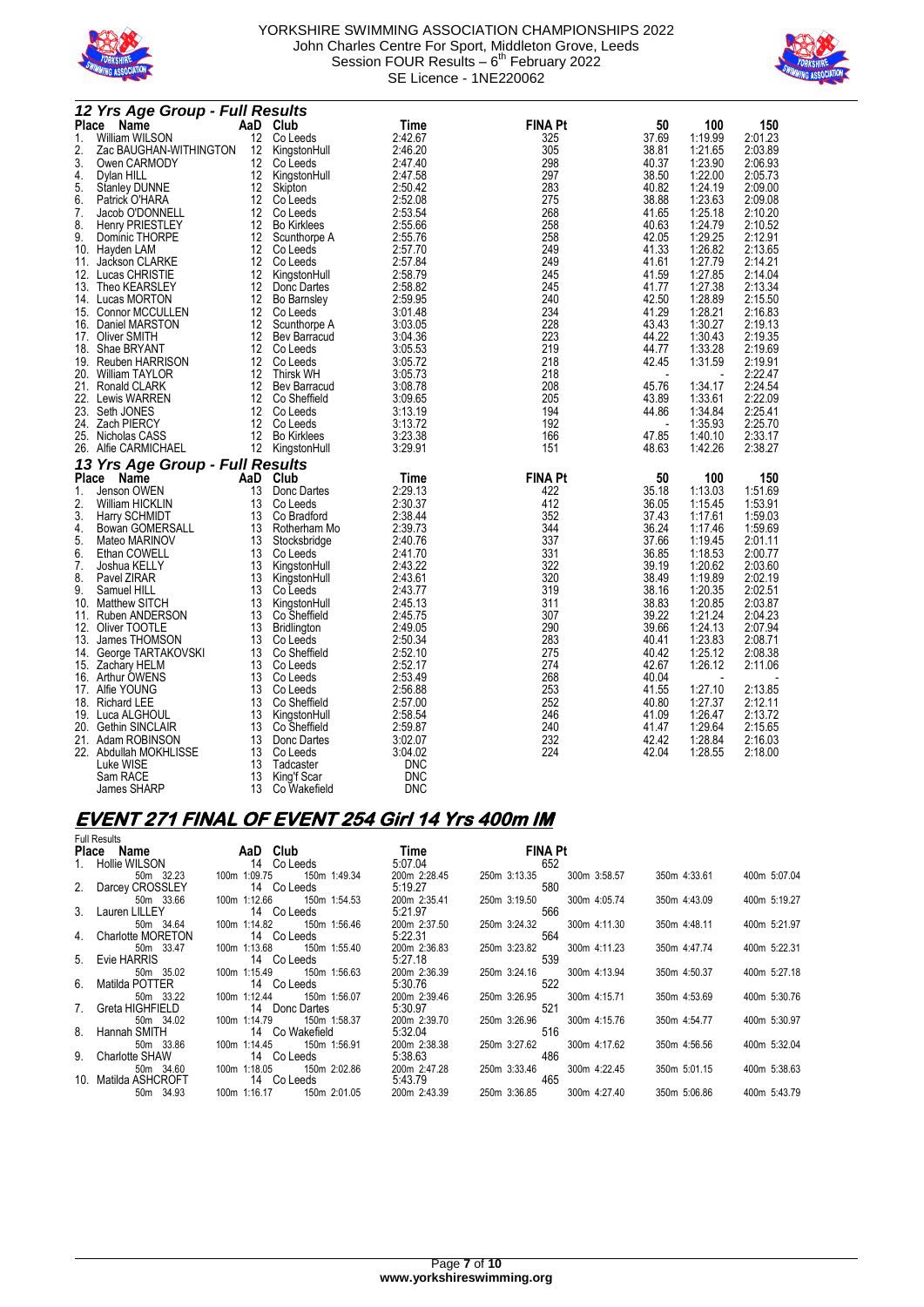# YORKSHIRE SWIMMING ASSOCIATION CHAMPIONSHIPS 2022

John Charles Centre For Sport, Middleton Grove, Leeds
Session FOUR Results – 6th February 2022
SE Licence - 1NE220062

## 12 Yrs Age Group - Full Results

| Place | Name | AaD | Club | Time | FINA Pt | 50 | 100 | 150 |
|---|---|---|---|---|---|---|---|---|
| 1. | William WILSON | 12 | Co Leeds | 2:42.67 | 325 | 37.69 | 1:19.99 | 2:01.23 |
| 2. | Zac BAUGHAN-WITHINGTON | 12 | KingstonHull | 2:46.20 | 305 | 38.81 | 1:21.65 | 2:03.89 |
| 3. | Owen CARMODY | 12 | Co Leeds | 2:47.40 | 298 | 40.37 | 1:23.90 | 2:06.93 |
| 4. | Dylan HILL | 12 | KingstonHull | 2:47.58 | 297 | 38.50 | 1:22.00 | 2:05.73 |
| 5. | Stanley DUNNE | 12 | Skipton | 2:50.42 | 283 | 40.82 | 1:24.19 | 2:09.00 |
| 6. | Patrick O'HARA | 12 | Co Leeds | 2:52.08 | 275 | 38.88 | 1:23.63 | 2:09.08 |
| 7. | Jacob O'DONNELL | 12 | Co Leeds | 2:53.54 | 268 | 41.65 | 1:25.18 | 2:10.20 |
| 8. | Henry PRIESTLEY | 12 | Bo Kirklees | 2:55.66 | 258 | 40.63 | 1:24.79 | 2:10.52 |
| 9. | Dominic THORPE | 12 | Scunthorpe A | 2:55.76 | 258 | 42.05 | 1:29.25 | 2:12.91 |
| 10. | Hayden LAM | 12 | Co Leeds | 2:57.70 | 249 | 41.33 | 1:26.82 | 2:13.65 |
| 11. | Jackson CLARKE | 12 | Co Leeds | 2:57.84 | 249 | 41.61 | 1:27.79 | 2:14.21 |
| 12. | Lucas CHRISTIE | 12 | KingstonHull | 2:58.79 | 245 | 41.59 | 1:27.85 | 2:14.04 |
| 13. | Theo KEARSLEY | 12 | Donc Dartes | 2:58.82 | 245 | 41.77 | 1:27.38 | 2:13.34 |
| 14. | Lucas MORTON | 12 | Bo Barnsley | 2:59.95 | 240 | 42.50 | 1:28.89 | 2:15.50 |
| 15. | Connor MCCULLEN | 12 | Co Leeds | 3:01.48 | 234 | 41.29 | 1:28.21 | 2:16.83 |
| 16. | Daniel MARSTON | 12 | Scunthorpe A | 3:03.05 | 228 | 43.43 | 1:30.27 | 2:19.13 |
| 17. | Oliver SMITH | 12 | Bev Barracud | 3:04.36 | 223 | 44.22 | 1:30.43 | 2:19.35 |
| 18. | Shae BRYANT | 12 | Co Leeds | 3:05.53 | 219 | 44.77 | 1:33.28 | 2:19.69 |
| 19. | Reuben HARRISON | 12 | Co Leeds | 3:05.72 | 218 | 42.45 | 1:31.59 | 2:19.91 |
| 20. | William TAYLOR | 12 | Thirsk WH | 3:05.73 | 218 | - | - | 2:22.47 |
| 21. | Ronald CLARK | 12 | Bev Barracud | 3:08.78 | 208 | 45.76 | 1:34.17 | 2:24.54 |
| 22. | Lewis WARREN | 12 | Co Sheffield | 3:09.65 | 205 | 43.89 | 1:33.61 | 2:22.09 |
| 23. | Seth JONES | 12 | Co Leeds | 3:13.19 | 194 | 44.86 | 1:34.84 | 2:25.41 |
| 24. | Zach PIERCY | 12 | Co Leeds | 3:13.72 | 192 | - | 1:35.93 | 2:25.70 |
| 25. | Nicholas CASS | 12 | Bo Kirklees | 3:23.38 | 166 | 47.85 | 1:40.10 | 2:33.17 |
| 26. | Alfie CARMICHAEL | 12 | KingstonHull | 3:29.91 | 151 | 48.63 | 1:42.26 | 2:38.27 |

## 13 Yrs Age Group - Full Results

| Place | Name | AaD | Club | Time | FINA Pt | 50 | 100 | 150 |
|---|---|---|---|---|---|---|---|---|
| 1. | Jenson OWEN | 13 | Donc Dartes | 2:29.13 | 422 | 35.18 | 1:13.03 | 1:51.69 |
| 2. | William HICKLIN | 13 | Co Leeds | 2:30.37 | 412 | 36.05 | 1:15.45 | 1:53.91 |
| 3. | Harry SCHMIDT | 13 | Co Bradford | 2:38.44 | 352 | 37.43 | 1:17.61 | 1:59.03 |
| 4. | Bowan GOMERSALL | 13 | Rotherham Mo | 2:39.73 | 344 | 36.24 | 1:17.46 | 1:59.69 |
| 5. | Mateo MARINOV | 13 | Stocksbridge | 2:40.76 | 337 | 37.66 | 1:19.45 | 2:01.11 |
| 6. | Ethan COWELL | 13 | Co Leeds | 2:41.70 | 331 | 36.85 | 1:18.53 | 2:00.77 |
| 7. | Joshua KELLY | 13 | KingstonHull | 2:43.22 | 322 | 39.19 | 1:20.62 | 2:03.60 |
| 8. | Pavel ZIRAR | 13 | KingstonHull | 2:43.61 | 320 | 38.49 | 1:19.89 | 2:02.19 |
| 9. | Samuel HILL | 13 | Co Leeds | 2:43.77 | 319 | 38.16 | 1:20.35 | 2:02.51 |
| 10. | Matthew SITCH | 13 | KingstonHull | 2:45.13 | 311 | 38.83 | 1:20.85 | 2:03.87 |
| 11. | Ruben ANDERSON | 13 | Co Sheffield | 2:45.75 | 307 | 39.22 | 1:21.24 | 2:04.23 |
| 12. | Oliver TOOTLE | 13 | Bridlington | 2:49.05 | 290 | 39.66 | 1:24.13 | 2:07.94 |
| 13. | James THOMSON | 13 | Co Leeds | 2:50.34 | 283 | 40.41 | 1:23.83 | 2:08.71 |
| 14. | George TARTAKOVSKI | 13 | Co Sheffield | 2:52.10 | 275 | 40.42 | 1:25.12 | 2:08.38 |
| 15. | Zachary HELM | 13 | Co Leeds | 2:52.17 | 274 | 42.67 | 1:26.12 | 2:11.06 |
| 16. | Arthur OWENS | 13 | Co Leeds | 2:53.49 | 268 | 40.04 | - | - |
| 17. | Alfie YOUNG | 13 | Co Leeds | 2:56.88 | 253 | 41.55 | 1:27.10 | 2:13.85 |
| 18. | Richard LEE | 13 | Co Sheffield | 2:57.00 | 252 | 40.80 | 1:27.37 | 2:12.11 |
| 19. | Luca ALGHOUL | 13 | KingstonHull | 2:58.54 | 246 | 41.09 | 1:26.47 | 2:13.72 |
| 20. | Gethin SINCLAIR | 13 | Co Sheffield | 2:59.87 | 240 | 41.47 | 1:29.64 | 2:15.65 |
| 21. | Adam ROBINSON | 13 | Donc Dartes | 3:02.07 | 232 | 42.42 | 1:28.84 | 2:16.03 |
| 22. | Abdullah MOKHLISSE | 13 | Co Leeds | 3:04.02 | 224 | 42.04 | 1:28.55 | 2:18.00 |
| | Luke WISE | 13 | Tadcaster | DNC | | | | |
| | Sam RACE | 13 | King'f Scar | DNC | | | | |
| | James SHARP | 13 | Co Wakefield | DNC | | | | |

# EVENT 271 FINAL OF EVENT 254 Girl 14 Yrs 400m IM

Full Results

| Place | Name | AaD | Club | Time | FINA Pt |
|---|---|---|---|---|---|
| 1. | Hollie WILSON | 14 | Co Leeds | 5:07.04 | 652 |
| | 50m 32.23 | 100m 1:09.75 | 150m 1:49.34 | 200m 2:28.45 | 250m 3:13.35 · 300m 3:58.57 · 350m 4:33.61 · 400m 5:07.04 |
| 2. | Darcey CROSSLEY | 14 | Co Leeds | 5:19.27 | 580 |
| | 50m 33.66 | 100m 1:12.66 | 150m 1:54.53 | 200m 2:35.41 | 250m 3:19.50 · 300m 4:05.74 · 350m 4:43.09 · 400m 5:19.27 |
| 3. | Lauren LILLEY | 14 | Co Leeds | 5:21.97 | 566 |
| | 50m 34.64 | 100m 1:14.82 | 150m 1:56.46 | 200m 2:37.50 | 250m 3:24.32 · 300m 4:11.30 · 350m 4:48.11 · 400m 5:21.97 |
| 4. | Charlotte MORETON | 14 | Co Leeds | 5:22.31 | 564 |
| | 50m 33.47 | 100m 1:13.68 | 150m 1:55.40 | 200m 2:36.83 | 250m 3:23.82 · 300m 4:11.23 · 350m 4:47.74 · 400m 5:22.31 |
| 5. | Evie HARRIS | 14 | Co Leeds | 5:27.18 | 539 |
| | 50m 35.02 | 100m 1:15.49 | 150m 1:56.63 | 200m 2:36.39 | 250m 3:24.16 · 300m 4:13.94 · 350m 4:50.37 · 400m 5:27.18 |
| 6. | Matilda POTTER | 14 | Co Leeds | 5:30.76 | 522 |
| | 50m 33.22 | 100m 1:12.44 | 150m 1:56.07 | 200m 2:39.46 | 250m 3:26.95 · 300m 4:15.71 · 350m 4:53.69 · 400m 5:30.76 |
| 7. | Greta HIGHFIELD | 14 | Donc Dartes | 5:30.97 | 521 |
| | 50m 34.02 | 100m 1:14.79 | 150m 1:58.37 | 200m 2:39.70 | 250m 3:26.96 · 300m 4:15.76 · 350m 4:54.77 · 400m 5:30.97 |
| 8. | Hannah SMITH | 14 | Co Wakefield | 5:32.04 | 516 |
| | 50m 33.86 | 100m 1:14.45 | 150m 1:56.91 | 200m 2:38.38 | 250m 3:27.62 · 300m 4:17.62 · 350m 4:56.56 · 400m 5:32.04 |
| 9. | Charlotte SHAW | 14 | Co Leeds | 5:38.63 | 486 |
| | 50m 34.60 | 100m 1:18.05 | 150m 2:02.86 | 200m 2:47.28 | 250m 3:33.46 · 300m 4:22.45 · 350m 5:01.15 · 400m 5:38.63 |
| 10. | Matilda ASHCROFT | 14 | Co Leeds | 5:43.79 | 465 |
| | 50m 34.93 | 100m 1:16.17 | 150m 2:01.05 | 200m 2:43.39 | 250m 3:36.85 · 300m 4:27.40 · 350m 5:06.86 · 400m 5:43.79 |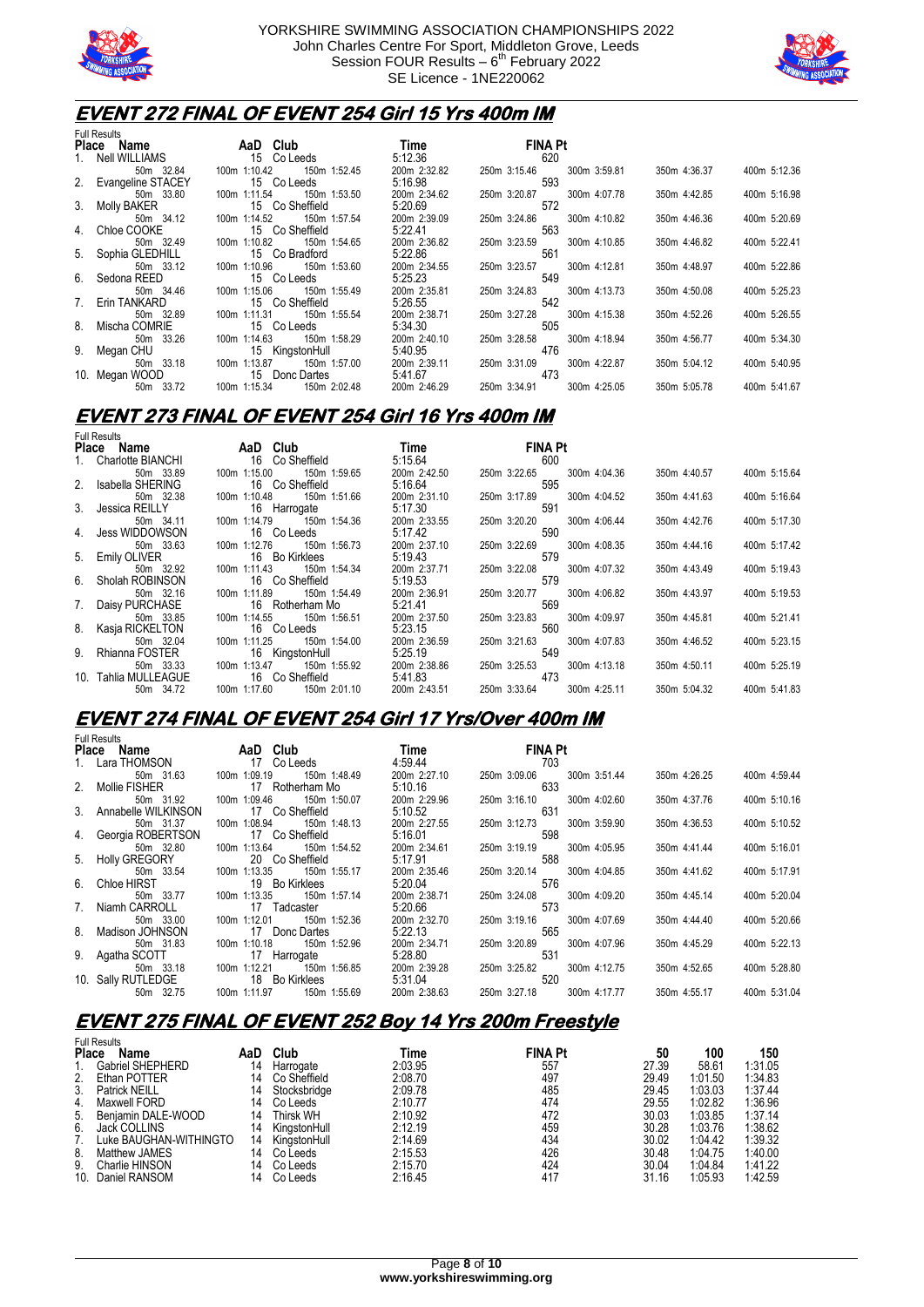## EVENT 272 FINAL OF EVENT 254 Girl 15 Yrs 400m IM

Full Results

| Place | Name | AaD | Club | Time | FINA Pt | | | | |
|---|---|---|---|---|---|---|---|---|---|
| 1. | Nell WILLIAMS | 15 | Co Leeds | 5:12.36 | 620 | | | | |
| | 50m 32.84 | 100m 1:10.42 | 150m 1:52.45 | 200m 2:32.82 | 250m 3:15.46 | 300m 3:59.81 | 350m 4:36.37 | 400m 5:12.36 | |
| 2. | Evangeline STACEY | 15 | Co Leeds | 5:16.98 | 593 | | | | |
| | 50m 33.80 | 100m 1:11.54 | 150m 1:53.50 | 200m 2:34.62 | 250m 3:20.87 | 300m 4:07.78 | 350m 4:42.85 | 400m 5:16.98 | |
| 3. | Molly BAKER | 15 | Co Sheffield | 5:20.69 | 572 | | | | |
| | 50m 34.12 | 100m 1:14.52 | 150m 1:57.54 | 200m 2:39.09 | 250m 3:24.86 | 300m 4:10.82 | 350m 4:46.36 | 400m 5:20.69 | |
| 4. | Chloe COOKE | 15 | Co Sheffield | 5:22.41 | 563 | | | | |
| | 50m 32.49 | 100m 1:10.82 | 150m 1:54.65 | 200m 2:36.82 | 250m 3:23.59 | 300m 4:10.85 | 350m 4:46.82 | 400m 5:22.41 | |
| 5. | Sophia GLEDHILL | 15 | Co Bradford | 5:22.86 | 561 | | | | |
| | 50m 33.12 | 100m 1:10.96 | 150m 1:53.60 | 200m 2:34.55 | 250m 3:23.57 | 300m 4:12.81 | 350m 4:48.97 | 400m 5:22.86 | |
| 6. | Sedona REED | 15 | Co Leeds | 5:25.23 | 549 | | | | |
| | 50m 34.46 | 100m 1:15.06 | 150m 1:55.49 | 200m 2:35.81 | 250m 3:24.83 | 300m 4:13.73 | 350m 4:50.08 | 400m 5:25.23 | |
| 7. | Erin TANKARD | 15 | Co Sheffield | 5:26.55 | 542 | | | | |
| | 50m 32.89 | 100m 1:11.31 | 150m 1:55.54 | 200m 2:38.71 | 250m 3:27.28 | 300m 4:15.38 | 350m 4:52.26 | 400m 5:26.55 | |
| 8. | Mischa COMRIE | 15 | Co Leeds | 5:34.30 | 505 | | | | |
| | 50m 33.26 | 100m 1:14.63 | 150m 1:58.29 | 200m 2:40.10 | 250m 3:28.58 | 300m 4:18.94 | 350m 4:56.77 | 400m 5:34.30 | |
| 9. | Megan CHU | 15 | KingstonHull | 5:40.95 | 476 | | | | |
| | 50m 33.18 | 100m 1:13.87 | 150m 1:57.00 | 200m 2:39.11 | 250m 3:31.09 | 300m 4:22.87 | 350m 5:04.12 | 400m 5:40.95 | |
| 10. | Megan WOOD | 15 | Donc Dartes | 5:41.67 | 473 | | | | |
| | 50m 33.72 | 100m 1:15.34 | 150m 2:02.48 | 200m 2:46.29 | 250m 3:34.91 | 300m 4:25.05 | 350m 5:05.78 | 400m 5:41.67 | |

## EVENT 273 FINAL OF EVENT 254 Girl 16 Yrs 400m IM

Full Results

| Place | Name | AaD | Club | Time | FINA Pt | | | | |
|---|---|---|---|---|---|---|---|---|---|
| 1. | Charlotte BIANCHI | 16 | Co Sheffield | 5:15.64 | 600 | | | | |
| | 50m 33.89 | 100m 1:15.00 | 150m 1:59.65 | 200m 2:42.50 | 250m 3:22.65 | 300m 4:04.36 | 350m 4:40.57 | 400m 5:15.64 | |
| 2. | Isabella SHERING | 16 | Co Sheffield | 5:16.64 | 595 | | | | |
| | 50m 32.38 | 100m 1:10.48 | 150m 1:51.66 | 200m 2:31.10 | 250m 3:17.89 | 300m 4:04.52 | 350m 4:41.63 | 400m 5:16.64 | |
| 3. | Jessica REILLY | 16 | Harrogate | 5:17.30 | 591 | | | | |
| | 50m 34.11 | 100m 1:14.79 | 150m 1:54.36 | 200m 2:33.55 | 250m 3:20.20 | 300m 4:06.44 | 350m 4:42.76 | 400m 5:17.30 | |
| 4. | Jess WIDDOWSON | 16 | Co Leeds | 5:17.42 | 590 | | | | |
| | 50m 33.63 | 100m 1:12.76 | 150m 1:56.73 | 200m 2:37.10 | 250m 3:22.69 | 300m 4:08.35 | 350m 4:44.16 | 400m 5:17.42 | |
| 5. | Emily OLIVER | 16 | Bo Kirklees | 5:19.43 | 579 | | | | |
| | 50m 32.92 | 100m 1:11.43 | 150m 1:54.34 | 200m 2:37.71 | 250m 3:22.08 | 300m 4:07.32 | 350m 4:43.49 | 400m 5:19.43 | |
| 6. | Sholah ROBINSON | 16 | Co Sheffield | 5:19.53 | 579 | | | | |
| | 50m 32.16 | 100m 1:11.89 | 150m 1:54.49 | 200m 2:36.91 | 250m 3:20.77 | 300m 4:06.82 | 350m 4:43.97 | 400m 5:19.53 | |
| 7. | Daisy PURCHASE | 16 | Rotherham Mo | 5:21.41 | 569 | | | | |
| | 50m 33.85 | 100m 1:14.55 | 150m 1:56.51 | 200m 2:37.50 | 250m 3:23.83 | 300m 4:09.97 | 350m 4:45.81 | 400m 5:21.41 | |
| 8. | Kasja RICKELTON | 16 | Co Leeds | 5:23.15 | 560 | | | | |
| | 50m 32.04 | 100m 1:11.25 | 150m 1:54.00 | 200m 2:36.59 | 250m 3:21.63 | 300m 4:07.83 | 350m 4:46.52 | 400m 5:23.15 | |
| 9. | Rhianna FOSTER | 16 | KingstonHull | 5:25.19 | 549 | | | | |
| | 50m 33.33 | 100m 1:13.47 | 150m 1:55.92 | 200m 2:38.86 | 250m 3:25.53 | 300m 4:13.18 | 350m 4:50.11 | 400m 5:25.19 | |
| 10. | Tahlia MULLEAGUE | 16 | Co Sheffield | 5:41.83 | 473 | | | | |
| | 50m 34.72 | 100m 1:17.60 | 150m 2:01.10 | 200m 2:43.51 | 250m 3:33.64 | 300m 4:25.11 | 350m 5:04.32 | 400m 5:41.83 | |

## EVENT 274 FINAL OF EVENT 254 Girl 17 Yrs/Over 400m IM

Full Results

| Place | Name | AaD | Club | Time | FINA Pt | | | | |
|---|---|---|---|---|---|---|---|---|---|
| 1. | Lara THOMSON | 17 | Co Leeds | 4:59.44 | 703 | | | | |
| | 50m 31.63 | 100m 1:09.19 | 150m 1:48.49 | 200m 2:27.10 | 250m 3:09.06 | 300m 3:51.44 | 350m 4:26.25 | 400m 4:59.44 | |
| 2. | Mollie FISHER | 17 | Rotherham Mo | 5:10.16 | 633 | | | | |
| | 50m 31.92 | 100m 1:09.46 | 150m 1:50.07 | 200m 2:29.96 | 250m 3:16.10 | 300m 4:02.60 | 350m 4:37.76 | 400m 5:10.16 | |
| 3. | Annabelle WILKINSON | 17 | Co Sheffield | 5:10.52 | 631 | | | | |
| | 50m 31.37 | 100m 1:08.94 | 150m 1:48.13 | 200m 2:27.55 | 250m 3:12.73 | 300m 3:59.90 | 350m 4:36.53 | 400m 5:10.52 | |
| 4. | Georgia ROBERTSON | 17 | Co Sheffield | 5:16.01 | 598 | | | | |
| | 50m 32.80 | 100m 1:13.64 | 150m 1:54.52 | 200m 2:34.61 | 250m 3:19.19 | 300m 4:05.95 | 350m 4:41.44 | 400m 5:16.01 | |
| 5. | Holly GREGORY | 20 | Co Sheffield | 5:17.91 | 588 | | | | |
| | 50m 33.54 | 100m 1:13.35 | 150m 1:55.17 | 200m 2:35.46 | 250m 3:20.14 | 300m 4:04.85 | 350m 4:41.62 | 400m 5:17.91 | |
| 6. | Chloe HIRST | 19 | Bo Kirklees | 5:20.04 | 576 | | | | |
| | 50m 33.77 | 100m 1:13.35 | 150m 1:57.14 | 200m 2:38.71 | 250m 3:24.08 | 300m 4:09.20 | 350m 4:45.14 | 400m 5:20.04 | |
| 7. | Niamh CARROLL | 17 | Tadcaster | 5:20.66 | 573 | | | | |
| | 50m 33.00 | 100m 1:12.01 | 150m 1:52.36 | 200m 2:32.70 | 250m 3:19.16 | 300m 4:07.69 | 350m 4:44.40 | 400m 5:20.66 | |
| 8. | Madison JOHNSON | 17 | Donc Dartes | 5:22.13 | 565 | | | | |
| | 50m 31.83 | 100m 1:10.18 | 150m 1:52.96 | 200m 2:34.71 | 250m 3:20.89 | 300m 4:07.96 | 350m 4:45.29 | 400m 5:22.13 | |
| 9. | Agatha SCOTT | 17 | Harrogate | 5:28.80 | 531 | | | | |
| | 50m 33.18 | 100m 1:12.21 | 150m 1:56.85 | 200m 2:39.28 | 250m 3:25.82 | 300m 4:12.75 | 350m 4:52.65 | 400m 5:28.80 | |
| 10. | Sally RUTLEDGE | 18 | Bo Kirklees | 5:31.04 | 520 | | | | |
| | 50m 32.75 | 100m 1:11.97 | 150m 1:55.69 | 200m 2:38.63 | 250m 3:27.18 | 300m 4:17.77 | 350m 4:55.17 | 400m 5:31.04 | |

## EVENT 275 FINAL OF EVENT 252 Boy 14 Yrs 200m Freestyle

Full Results

| Place | Name | AaD | Club | Time | FINA Pt | 50 | 100 | 150 |
|---|---|---|---|---|---|---|---|---|
| 1. | Gabriel SHEPHERD | 14 | Harrogate | 2:03.95 | 557 | 27.39 | 58.61 | 1:31.05 |
| 2. | Ethan POTTER | 14 | Co Sheffield | 2:08.70 | 497 | 29.49 | 1:01.50 | 1:34.83 |
| 3. | Patrick NEILL | 14 | Stocksbridge | 2:09.78 | 485 | 29.45 | 1:03.03 | 1:37.44 |
| 4. | Maxwell FORD | 14 | Co Leeds | 2:10.77 | 474 | 29.55 | 1:02.82 | 1:36.96 |
| 5. | Benjamin DALE-WOOD | 14 | Thirsk WH | 2:10.92 | 472 | 30.03 | 1:03.85 | 1:37.14 |
| 6. | Jack COLLINS | 14 | KingstonHull | 2:12.19 | 459 | 30.28 | 1:03.76 | 1:38.62 |
| 7. | Luke BAUGHAN-WITHINGTO | 14 | KingstonHull | 2:14.69 | 434 | 30.02 | 1:04.42 | 1:39.32 |
| 8. | Matthew JAMES | 14 | Co Leeds | 2:15.53 | 426 | 30.48 | 1:04.75 | 1:40.00 |
| 9. | Charlie HINSON | 14 | Co Leeds | 2:15.70 | 424 | 30.04 | 1:04.84 | 1:41.22 |
| 10. | Daniel RANSOM | 14 | Co Leeds | 2:16.45 | 417 | 31.16 | 1:05.93 | 1:42.59 |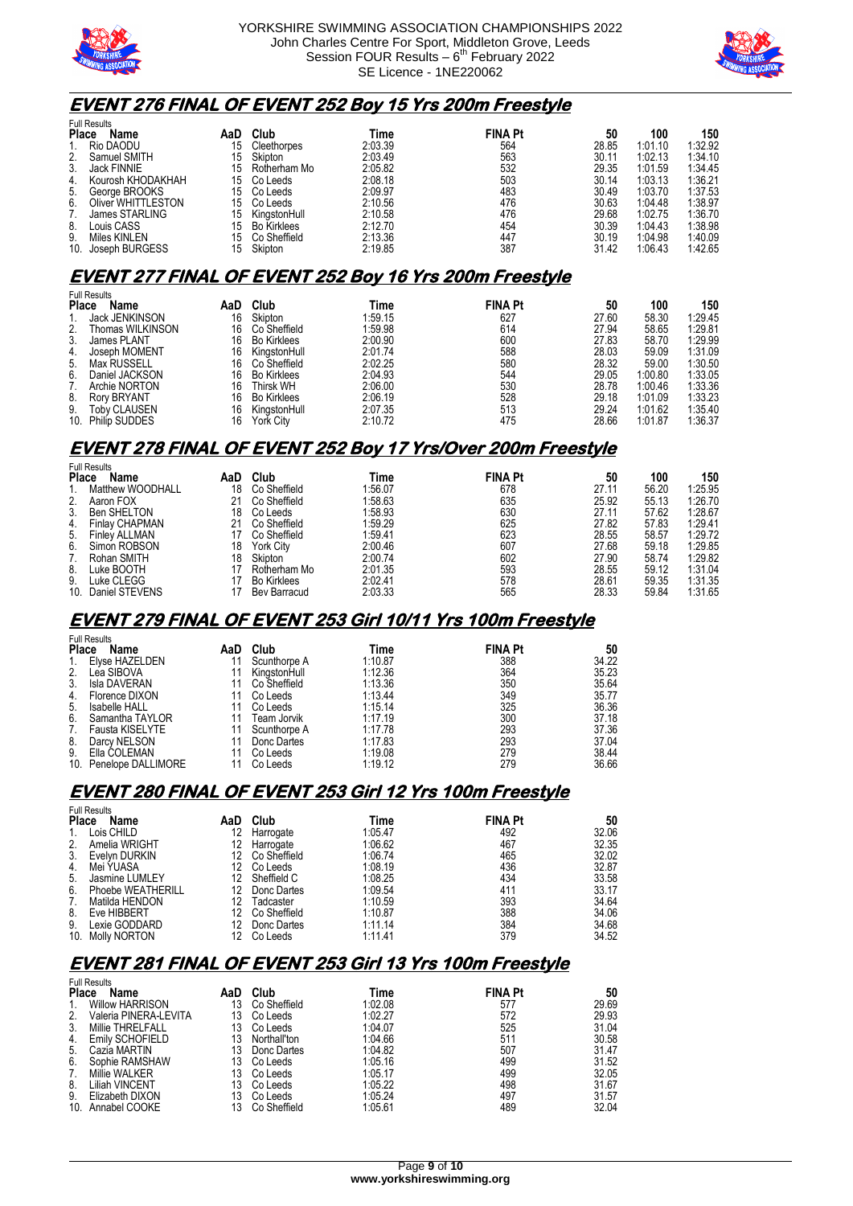## EVENT 276 FINAL OF EVENT 252 Boy 15 Yrs 200m Freestyle

Full Results

| Place | Name | AaD | Club | Time | FINA Pt | 50 | 100 | 150 |
|---|---|---|---|---|---|---|---|---|
| 1. | Rio DAODU | 15 | Cleethorpes | 2:03.39 | 564 | 28.85 | 1:01.10 | 1:32.92 |
| 2. | Samuel SMITH | 15 | Skipton | 2:03.49 | 563 | 30.11 | 1:02.13 | 1:34.10 |
| 3. | Jack FINNIE | 15 | Rotherham Mo | 2:05.82 | 532 | 29.35 | 1:01.59 | 1:34.45 |
| 4. | Kourosh KHODAKHAH | 15 | Co Leeds | 2:08.18 | 503 | 30.14 | 1:03.13 | 1:36.21 |
| 5. | George BROOKS | 15 | Co Leeds | 2:09.97 | 483 | 30.49 | 1:03.70 | 1:37.53 |
| 6. | Oliver WHITTLESTON | 15 | Co Leeds | 2:10.56 | 476 | 30.63 | 1:04.48 | 1:38.97 |
| 7. | James STARLING | 15 | KingstonHull | 2:10.58 | 476 | 29.68 | 1:02.75 | 1:36.70 |
| 8. | Louis CASS | 15 | Bo Kirklees | 2:12.70 | 454 | 30.39 | 1:04.43 | 1:38.98 |
| 9. | Miles KINLEN | 15 | Co Sheffield | 2:13.36 | 447 | 30.19 | 1:04.98 | 1:40.09 |
| 10. | Joseph BURGESS | 15 | Skipton | 2:19.85 | 387 | 31.42 | 1:06.43 | 1:42.65 |

## EVENT 277 FINAL OF EVENT 252 Boy 16 Yrs 200m Freestyle

Full Results

| Place | Name | AaD | Club | Time | FINA Pt | 50 | 100 | 150 |
|---|---|---|---|---|---|---|---|---|
| 1. | Jack JENKINSON | 16 | Skipton | 1:59.15 | 627 | 27.60 | 58.30 | 1:29.45 |
| 2. | Thomas WILKINSON | 16 | Co Sheffield | 1:59.98 | 614 | 27.94 | 58.65 | 1:29.81 |
| 3. | James PLANT | 16 | Bo Kirklees | 2:00.90 | 600 | 27.83 | 58.70 | 1:29.99 |
| 4. | Joseph MOMENT | 16 | KingstonHull | 2:01.74 | 588 | 28.03 | 59.09 | 1:31.09 |
| 5. | Max RUSSELL | 16 | Co Sheffield | 2:02.25 | 580 | 28.32 | 59.00 | 1:30.50 |
| 6. | Daniel JACKSON | 16 | Bo Kirklees | 2:04.93 | 544 | 29.05 | 1:00.80 | 1:33.05 |
| 7. | Archie NORTON | 16 | Thirsk WH | 2:06.00 | 530 | 28.78 | 1:00.46 | 1:33.36 |
| 8. | Rory BRYANT | 16 | Bo Kirklees | 2:06.19 | 528 | 29.18 | 1:01.09 | 1:33.23 |
| 9. | Toby CLAUSEN | 16 | KingstonHull | 2:07.35 | 513 | 29.24 | 1:01.62 | 1:35.40 |
| 10. | Philip SUDDES | 16 | York City | 2:10.72 | 475 | 28.66 | 1:01.87 | 1:36.37 |

## EVENT 278 FINAL OF EVENT 252 Boy 17 Yrs/Over 200m Freestyle

Full Results

| Place | Name | AaD | Club | Time | FINA Pt | 50 | 100 | 150 |
|---|---|---|---|---|---|---|---|---|
| 1. | Matthew WOODHALL | 18 | Co Sheffield | 1:56.07 | 678 | 27.11 | 56.20 | 1:25.95 |
| 2. | Aaron FOX | 21 | Co Sheffield | 1:58.63 | 635 | 25.92 | 55.13 | 1:26.70 |
| 3. | Ben SHELTON | 18 | Co Leeds | 1:58.93 | 630 | 27.11 | 57.62 | 1:28.67 |
| 4. | Finlay CHAPMAN | 21 | Co Sheffield | 1:59.29 | 625 | 27.82 | 57.83 | 1:29.41 |
| 5. | Finley ALLMAN | 17 | Co Sheffield | 1:59.41 | 623 | 28.55 | 58.57 | 1:29.72 |
| 6. | Simon ROBSON | 18 | York City | 2:00.46 | 607 | 27.68 | 59.18 | 1:29.85 |
| 7. | Rohan SMITH | 18 | Skipton | 2:00.74 | 602 | 27.90 | 58.74 | 1:29.82 |
| 8. | Luke BOOTH | 17 | Rotherham Mo | 2:01.35 | 593 | 28.55 | 59.12 | 1:31.04 |
| 9. | Luke CLEGG | 17 | Bo Kirklees | 2:02.41 | 578 | 28.61 | 59.35 | 1:31.35 |
| 10. | Daniel STEVENS | 17 | Bev Barracud | 2:03.33 | 565 | 28.33 | 59.84 | 1:31.65 |

## EVENT 279 FINAL OF EVENT 253 Girl 10/11 Yrs 100m Freestyle

Full Results

| Place | Name | AaD | Club | Time | FINA Pt | 50 |
|---|---|---|---|---|---|---|
| 1. | Elyse HAZELDEN | 11 | Scunthorpe A | 1:10.87 | 388 | 34.22 |
| 2. | Lea SIBOVA | 11 | KingstonHull | 1:12.36 | 364 | 35.23 |
| 3. | Isla DAVERAN | 11 | Co Sheffield | 1:13.36 | 350 | 35.64 |
| 4. | Florence DIXON | 11 | Co Leeds | 1:13.44 | 349 | 35.77 |
| 5. | Isabelle HALL | 11 | Co Leeds | 1:15.14 | 325 | 36.36 |
| 6. | Samantha TAYLOR | 11 | Team Jorvik | 1:17.19 | 300 | 37.18 |
| 7. | Fausta KISELYTE | 11 | Scunthorpe A | 1:17.78 | 293 | 37.36 |
| 8. | Darcy NELSON | 11 | Donc Dartes | 1:17.83 | 293 | 37.04 |
| 9. | Ella COLEMAN | 11 | Co Leeds | 1:19.08 | 279 | 38.44 |
| 10. | Penelope DALLIMORE | 11 | Co Leeds | 1:19.12 | 279 | 36.66 |

## EVENT 280 FINAL OF EVENT 253 Girl 12 Yrs 100m Freestyle

Full Results

| Place | Name | AaD | Club | Time | FINA Pt | 50 |
|---|---|---|---|---|---|---|
| 1. | Lois CHILD | 12 | Harrogate | 1:05.47 | 492 | 32.06 |
| 2. | Amelia WRIGHT | 12 | Harrogate | 1:06.62 | 467 | 32.35 |
| 3. | Evelyn DURKIN | 12 | Co Sheffield | 1:06.74 | 465 | 32.02 |
| 4. | Mei YUASA | 12 | Co Leeds | 1:08.19 | 436 | 32.87 |
| 5. | Jasmine LUMLEY | 12 | Sheffield C | 1:08.25 | 434 | 33.58 |
| 6. | Phoebe WEATHERILL | 12 | Donc Dartes | 1:09.54 | 411 | 33.17 |
| 7. | Matilda HENDON | 12 | Tadcaster | 1:10.59 | 393 | 34.64 |
| 8. | Eve HIBBERT | 12 | Co Sheffield | 1:10.87 | 388 | 34.06 |
| 9. | Lexie GODDARD | 12 | Donc Dartes | 1:11.14 | 384 | 34.68 |
| 10. | Molly NORTON | 12 | Co Leeds | 1:11.41 | 379 | 34.52 |

## EVENT 281 FINAL OF EVENT 253 Girl 13 Yrs 100m Freestyle

Full Results

| Place | Name | AaD | Club | Time | FINA Pt | 50 |
|---|---|---|---|---|---|---|
| 1. | Willow HARRISON | 13 | Co Sheffield | 1:02.08 | 577 | 29.69 |
| 2. | Valeria PINERA-LEVITA | 13 | Co Leeds | 1:02.27 | 572 | 29.93 |
| 3. | Millie THRELFALL | 13 | Co Leeds | 1:04.07 | 525 | 31.04 |
| 4. | Emily SCHOFIELD | 13 | Northall'ton | 1:04.66 | 511 | 30.58 |
| 5. | Cazia MARTIN | 13 | Donc Dartes | 1:04.82 | 507 | 31.47 |
| 6. | Sophie RAMSHAW | 13 | Co Leeds | 1:05.16 | 499 | 31.52 |
| 7. | Millie WALKER | 13 | Co Leeds | 1:05.17 | 499 | 32.05 |
| 8. | Liliah VINCENT | 13 | Co Leeds | 1:05.22 | 498 | 31.67 |
| 9. | Elizabeth DIXON | 13 | Co Leeds | 1:05.24 | 497 | 31.57 |
| 10. | Annabel COOKE | 13 | Co Sheffield | 1:05.61 | 489 | 32.04 |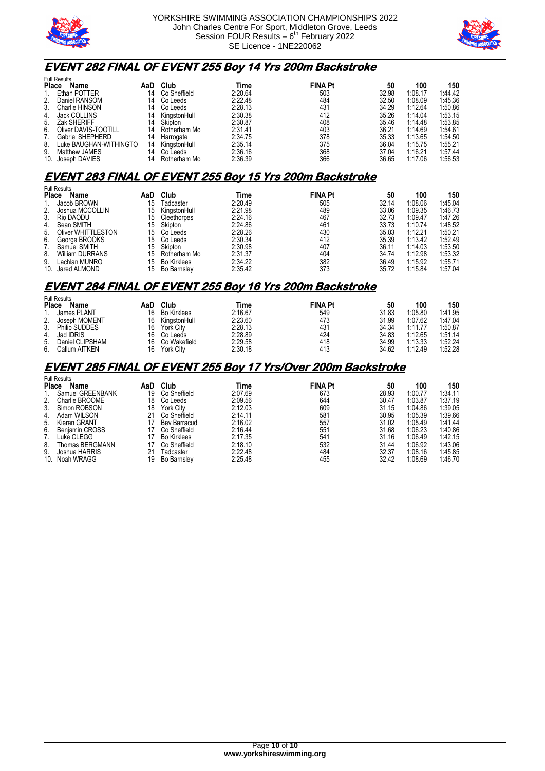YORKSHIRE SWIMMING ASSOCIATION CHAMPIONSHIPS 2022
John Charles Centre For Sport, Middleton Grove, Leeds
Session FOUR Results – 6th February 2022
SE Licence - 1NE220062

## EVENT 282 FINAL OF EVENT 255 Boy 14 Yrs 200m Backstroke

Full Results

| Place | Name | AaD | Club | Time | FINA Pt | 50 | 100 | 150 |
|---|---|---|---|---|---|---|---|---|
| 1. | Ethan POTTER | 14 | Co Sheffield | 2:20.64 | 503 | 32.98 | 1:08.17 | 1:44.42 |
| 2. | Daniel RANSOM | 14 | Co Leeds | 2:22.48 | 484 | 32.50 | 1:08.09 | 1:45.36 |
| 3. | Charlie HINSON | 14 | Co Leeds | 2:28.13 | 431 | 34.29 | 1:12.64 | 1:50.86 |
| 4. | Jack COLLINS | 14 | KingstonHull | 2:30.38 | 412 | 35.26 | 1:14.04 | 1:53.15 |
| 5. | Zak SHERIFF | 14 | Skipton | 2:30.87 | 408 | 35.46 | 1:14.48 | 1:53.85 |
| 6. | Oliver DAVIS-TOOTILL | 14 | Rotherham Mo | 2:31.41 | 403 | 36.21 | 1:14.69 | 1:54.61 |
| 7. | Gabriel SHEPHERD | 14 | Harrogate | 2:34.75 | 378 | 35.33 | 1:13.65 | 1:54.50 |
| 8. | Luke BAUGHAN-WITHINGTO | 14 | KingstonHull | 2:35.14 | 375 | 36.04 | 1:15.75 | 1:55.21 |
| 9. | Matthew JAMES | 14 | Co Leeds | 2:36.16 | 368 | 37.04 | 1:16.21 | 1:57.44 |
| 10. | Joseph DAVIES | 14 | Rotherham Mo | 2:36.39 | 366 | 36.65 | 1:17.06 | 1:56.53 |

## EVENT 283 FINAL OF EVENT 255 Boy 15 Yrs 200m Backstroke

Full Results

| Place | Name | AaD | Club | Time | FINA Pt | 50 | 100 | 150 |
|---|---|---|---|---|---|---|---|---|
| 1. | Jacob BROWN | 15 | Tadcaster | 2:20.49 | 505 | 32.14 | 1:08.06 | 1:45.04 |
| 2. | Joshua MCCOLLIN | 15 | KingstonHull | 2:21.98 | 489 | 33.06 | 1:09.35 | 1:46.73 |
| 3. | Rio DAODU | 15 | Cleethorpes | 2:24.16 | 467 | 32.73 | 1:09.47 | 1:47.26 |
| 4. | Sean SMITH | 15 | Skipton | 2:24.86 | 461 | 33.73 | 1:10.74 | 1:48.52 |
| 5. | Oliver WHITTLESTON | 15 | Co Leeds | 2:28.26 | 430 | 35.03 | 1:12.21 | 1:50.21 |
| 6. | George BROOKS | 15 | Co Leeds | 2:30.34 | 412 | 35.39 | 1:13.42 | 1:52.49 |
| 7. | Samuel SMITH | 15 | Skipton | 2:30.98 | 407 | 36.11 | 1:14.03 | 1:53.50 |
| 8. | William DURRANS | 15 | Rotherham Mo | 2:31.37 | 404 | 34.74 | 1:12.98 | 1:53.32 |
| 9. | Lachlan MUNRO | 15 | Bo Kirklees | 2:34.22 | 382 | 36.49 | 1:15.92 | 1:55.71 |
| 10. | Jared ALMOND | 15 | Bo Barnsley | 2:35.42 | 373 | 35.72 | 1:15.84 | 1:57.04 |

## EVENT 284 FINAL OF EVENT 255 Boy 16 Yrs 200m Backstroke

Full Results

| Place | Name | AaD | Club | Time | FINA Pt | 50 | 100 | 150 |
|---|---|---|---|---|---|---|---|---|
| 1. | James PLANT | 16 | Bo Kirklees | 2:16.67 | 549 | 31.83 | 1:05.80 | 1:41.95 |
| 2. | Joseph MOMENT | 16 | KingstonHull | 2:23.60 | 473 | 31.99 | 1:07.62 | 1:47.04 |
| 3. | Philip SUDDES | 16 | York City | 2:28.13 | 431 | 34.34 | 1:11.77 | 1:50.87 |
| 4. | Jad IDRIS | 16 | Co Leeds | 2:28.89 | 424 | 34.83 | 1:12.65 | 1:51.14 |
| 5. | Daniel CLIPSHAM | 16 | Co Wakefield | 2:29.58 | 418 | 34.99 | 1:13.33 | 1:52.24 |
| 6. | Callum AITKEN | 16 | York City | 2:30.18 | 413 | 34.62 | 1:12.49 | 1:52.28 |

## EVENT 285 FINAL OF EVENT 255 Boy 17 Yrs/Over 200m Backstroke

Full Results

| Place | Name | AaD | Club | Time | FINA Pt | 50 | 100 | 150 |
|---|---|---|---|---|---|---|---|---|
| 1. | Samuel GREENBANK | 19 | Co Sheffield | 2:07.69 | 673 | 28.93 | 1:00.77 | 1:34.11 |
| 2. | Charlie BROOME | 18 | Co Leeds | 2:09.56 | 644 | 30.47 | 1:03.87 | 1:37.19 |
| 3. | Simon ROBSON | 18 | York City | 2:12.03 | 609 | 31.15 | 1:04.86 | 1:39.05 |
| 4. | Adam WILSON | 21 | Co Sheffield | 2:14.11 | 581 | 30.95 | 1:05.39 | 1:39.66 |
| 5. | Kieran GRANT | 17 | Bev Barracud | 2:16.02 | 557 | 31.02 | 1:05.49 | 1:41.44 |
| 6. | Benjamin CROSS | 17 | Co Sheffield | 2:16.44 | 551 | 31.68 | 1:06.23 | 1:40.86 |
| 7. | Luke CLEGG | 17 | Bo Kirklees | 2:17.35 | 541 | 31.16 | 1:06.49 | 1:42.15 |
| 8. | Thomas BERGMANN | 17 | Co Sheffield | 2:18.10 | 532 | 31.44 | 1:06.92 | 1:43.06 |
| 9. | Joshua HARRIS | 21 | Tadcaster | 2:22.48 | 484 | 32.37 | 1:08.16 | 1:45.85 |
| 10. | Noah WRAGG | 19 | Bo Barnsley | 2:25.48 | 455 | 32.42 | 1:08.69 | 1:46.70 |

www.yorkshireswimming.org